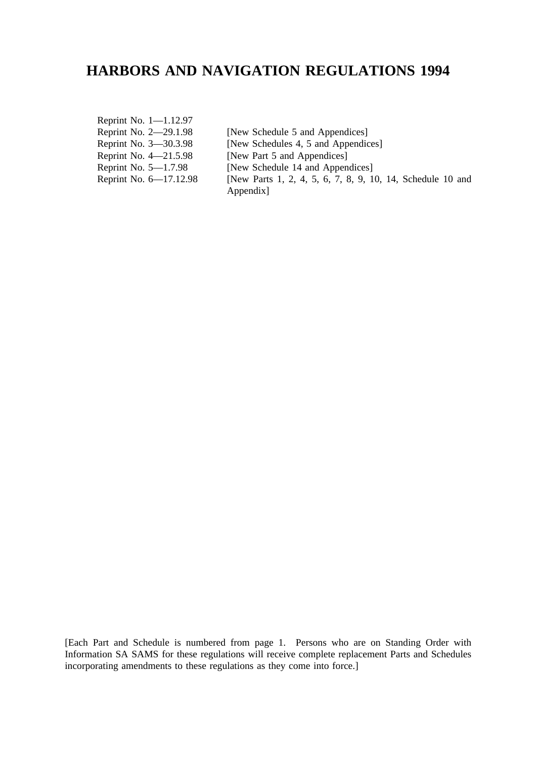# HARBORS AND NAVIGATION REGULATIONS 1994

| | |
|---|---|
| Reprint No. 1—1.12.97 | |
| Reprint No. 2—29.1.98 | [New Schedule 5 and Appendices] |
| Reprint No. 3—30.3.98 | [New Schedules 4, 5 and Appendices] |
| Reprint No. 4—21.5.98 | [New Part 5 and Appendices] |
| Reprint No. 5—1.7.98 | [New Schedule 14 and Appendices] |
| Reprint No. 6—17.12.98 | [New Parts 1, 2, 4, 5, 6, 7, 8, 9, 10, 14, Schedule 10 and Appendix] |

[Each Part and Schedule is numbered from page 1. Persons who are on Standing Order with Information SA SAMS for these regulations will receive complete replacement Parts and Schedules incorporating amendments to these regulations as they come into force.]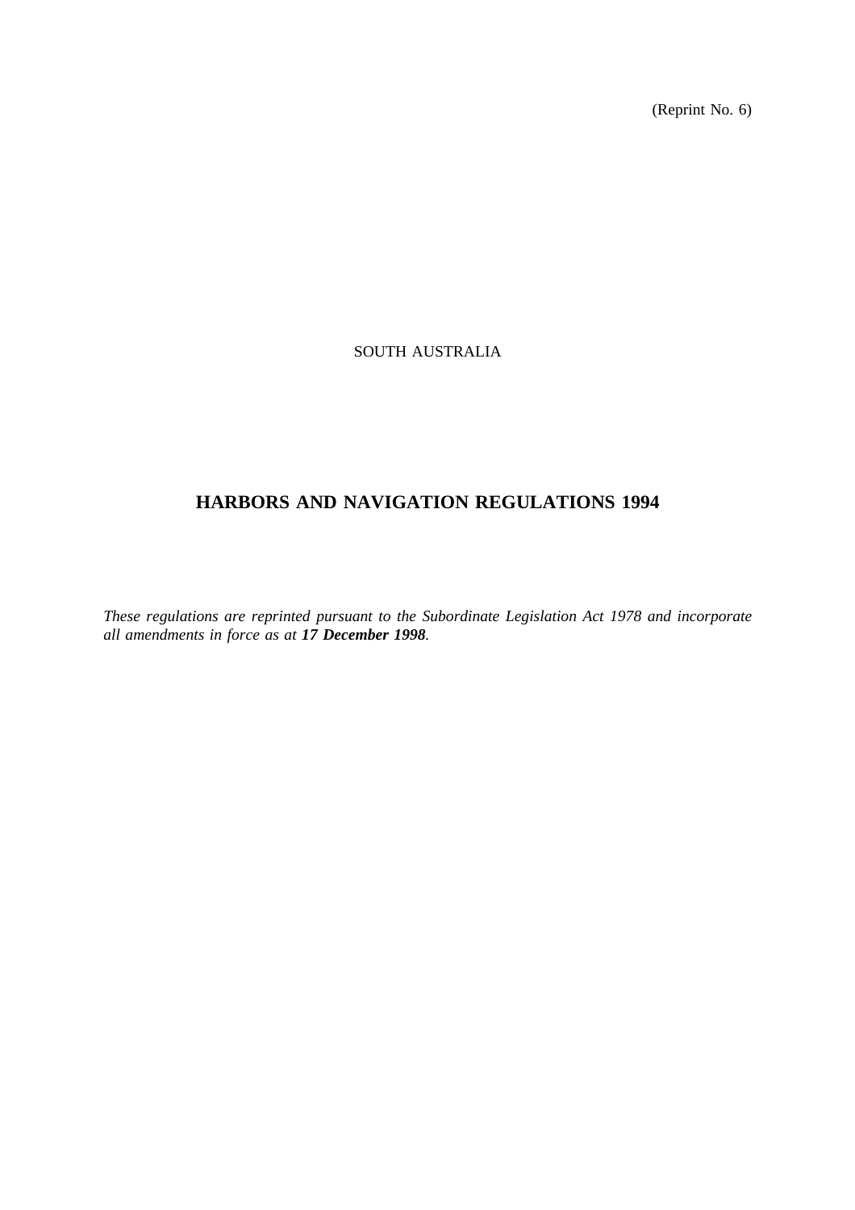(Reprint No. 6)

SOUTH AUSTRALIA

# HARBORS AND NAVIGATION REGULATIONS 1994

*These regulations are reprinted pursuant to the Subordinate Legislation Act 1978 and incorporate all amendments in force as at **17 December 1998**.*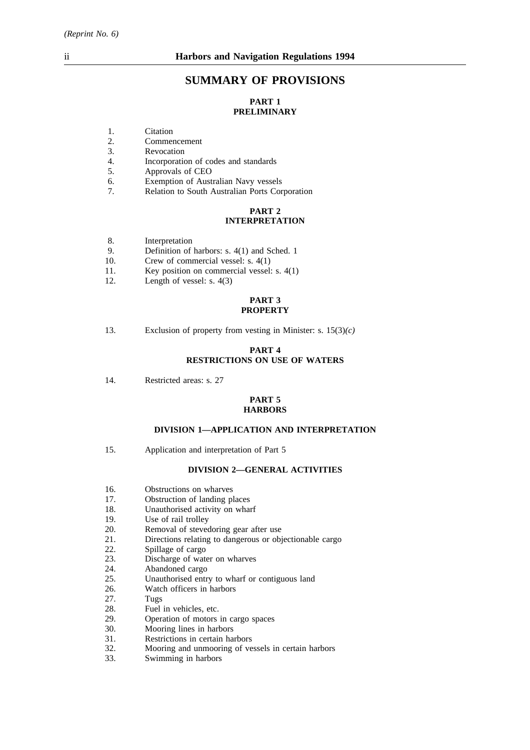## SUMMARY OF PROVISIONS

### PART 1
### PRELIMINARY

1. Citation
2. Commencement
3. Revocation
4. Incorporation of codes and standards
5. Approvals of CEO
6. Exemption of Australian Navy vessels
7. Relation to South Australian Ports Corporation

### PART 2
### INTERPRETATION

8. Interpretation
9. Definition of harbors: s. 4(1) and Sched. 1
10. Crew of commercial vessel: s. 4(1)
11. Key position on commercial vessel: s. 4(1)
12. Length of vessel: s. 4(3)

### PART 3
### PROPERTY

13. Exclusion of property from vesting in Minister: s. 15(3)*(c)*

### PART 4
### RESTRICTIONS ON USE OF WATERS

14. Restricted areas: s. 27

### PART 5
### HARBORS

#### DIVISION 1—APPLICATION AND INTERPRETATION

15. Application and interpretation of Part 5

#### DIVISION 2—GENERAL ACTIVITIES

16. Obstructions on wharves
17. Obstruction of landing places
18. Unauthorised activity on wharf
19. Use of rail trolley
20. Removal of stevedoring gear after use
21. Directions relating to dangerous or objectionable cargo
22. Spillage of cargo
23. Discharge of water on wharves
24. Abandoned cargo
25. Unauthorised entry to wharf or contiguous land
26. Watch officers in harbors
27. Tugs
28. Fuel in vehicles, etc.
29. Operation of motors in cargo spaces
30. Mooring lines in harbors
31. Restrictions in certain harbors
32. Mooring and unmooring of vessels in certain harbors
33. Swimming in harbors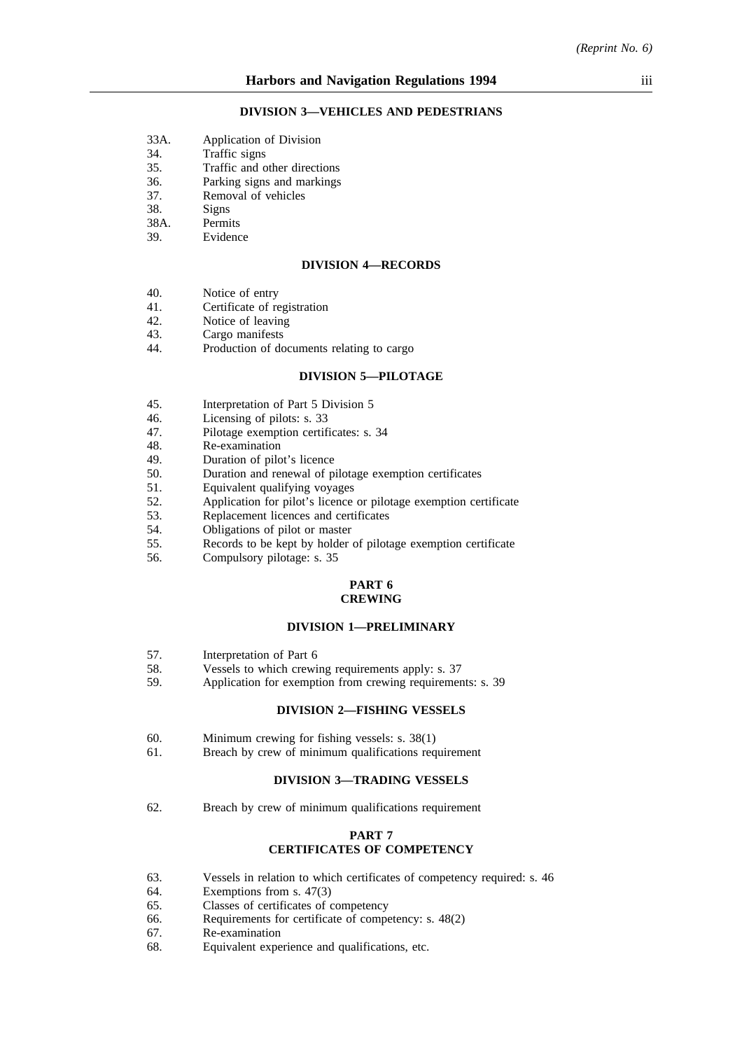#### DIVISION 3—VEHICLES AND PEDESTRIANS

33A. Application of Division
34. Traffic signs
35. Traffic and other directions
36. Parking signs and markings
37. Removal of vehicles
38. Signs
38A. Permits
39. Evidence

#### DIVISION 4—RECORDS

40. Notice of entry
41. Certificate of registration
42. Notice of leaving
43. Cargo manifests
44. Production of documents relating to cargo

#### DIVISION 5—PILOTAGE

45. Interpretation of Part 5 Division 5
46. Licensing of pilots: s. 33
47. Pilotage exemption certificates: s. 34
48. Re-examination
49. Duration of pilot's licence
50. Duration and renewal of pilotage exemption certificates
51. Equivalent qualifying voyages
52. Application for pilot's licence or pilotage exemption certificate
53. Replacement licences and certificates
54. Obligations of pilot or master
55. Records to be kept by holder of pilotage exemption certificate
56. Compulsory pilotage: s. 35

### PART 6
### CREWING

#### DIVISION 1—PRELIMINARY

57. Interpretation of Part 6
58. Vessels to which crewing requirements apply: s. 37
59. Application for exemption from crewing requirements: s. 39

#### DIVISION 2—FISHING VESSELS

60. Minimum crewing for fishing vessels: s. 38(1)
61. Breach by crew of minimum qualifications requirement

#### DIVISION 3—TRADING VESSELS

62. Breach by crew of minimum qualifications requirement

### PART 7
### CERTIFICATES OF COMPETENCY

63. Vessels in relation to which certificates of competency required: s. 46
64. Exemptions from s. 47(3)
65. Classes of certificates of competency
66. Requirements for certificate of competency: s. 48(2)
67. Re-examination
68. Equivalent experience and qualifications, etc.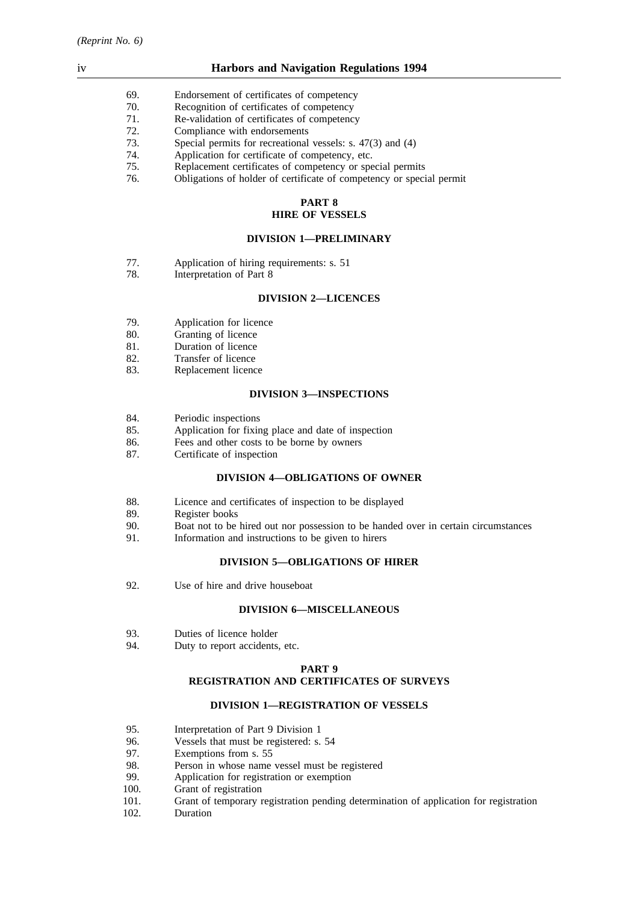69. Endorsement of certificates of competency
70. Recognition of certificates of competency
71. Re-validation of certificates of competency
72. Compliance with endorsements
73. Special permits for recreational vessels: s. 47(3) and (4)
74. Application for certificate of competency, etc.
75. Replacement certificates of competency or special permits
76. Obligations of holder of certificate of competency or special permit

## PART 8
## HIRE OF VESSELS

### DIVISION 1—PRELIMINARY

77. Application of hiring requirements: s. 51
78. Interpretation of Part 8

### DIVISION 2—LICENCES

79. Application for licence
80. Granting of licence
81. Duration of licence
82. Transfer of licence
83. Replacement licence

### DIVISION 3—INSPECTIONS

84. Periodic inspections
85. Application for fixing place and date of inspection
86. Fees and other costs to be borne by owners
87. Certificate of inspection

### DIVISION 4—OBLIGATIONS OF OWNER

88. Licence and certificates of inspection to be displayed
89. Register books
90. Boat not to be hired out nor possession to be handed over in certain circumstances
91. Information and instructions to be given to hirers

### DIVISION 5—OBLIGATIONS OF HIRER

92. Use of hire and drive houseboat

### DIVISION 6—MISCELLANEOUS

93. Duties of licence holder
94. Duty to report accidents, etc.

## PART 9
## REGISTRATION AND CERTIFICATES OF SURVEYS

### DIVISION 1—REGISTRATION OF VESSELS

95. Interpretation of Part 9 Division 1
96. Vessels that must be registered: s. 54
97. Exemptions from s. 55
98. Person in whose name vessel must be registered
99. Application for registration or exemption
100. Grant of registration
101. Grant of temporary registration pending determination of application for registration
102. Duration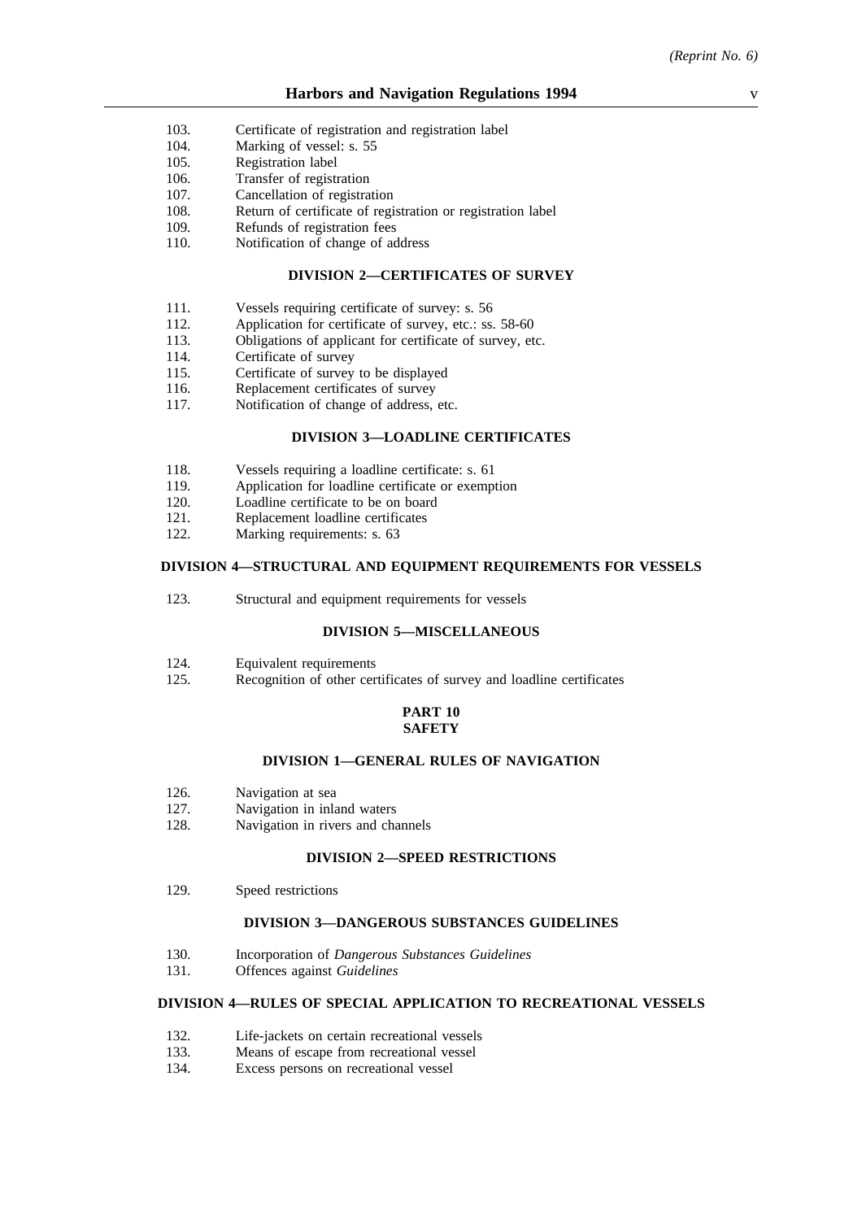103. Certificate of registration and registration label
104. Marking of vessel: s. 55
105. Registration label
106. Transfer of registration
107. Cancellation of registration
108. Return of certificate of registration or registration label
109. Refunds of registration fees
110. Notification of change of address

### DIVISION 2—CERTIFICATES OF SURVEY

111. Vessels requiring certificate of survey: s. 56
112. Application for certificate of survey, etc.: ss. 58-60
113. Obligations of applicant for certificate of survey, etc.
114. Certificate of survey
115. Certificate of survey to be displayed
116. Replacement certificates of survey
117. Notification of change of address, etc.

### DIVISION 3—LOADLINE CERTIFICATES

118. Vessels requiring a loadline certificate: s. 61
119. Application for loadline certificate or exemption
120. Loadline certificate to be on board
121. Replacement loadline certificates
122. Marking requirements: s. 63

### DIVISION 4—STRUCTURAL AND EQUIPMENT REQUIREMENTS FOR VESSELS

123. Structural and equipment requirements for vessels

### DIVISION 5—MISCELLANEOUS

124. Equivalent requirements
125. Recognition of other certificates of survey and loadline certificates

## PART 10
## SAFETY

### DIVISION 1—GENERAL RULES OF NAVIGATION

126. Navigation at sea
127. Navigation in inland waters
128. Navigation in rivers and channels

### DIVISION 2—SPEED RESTRICTIONS

129. Speed restrictions

### DIVISION 3—DANGEROUS SUBSTANCES GUIDELINES

130. Incorporation of *Dangerous Substances Guidelines*
131. Offences against *Guidelines*

### DIVISION 4—RULES OF SPECIAL APPLICATION TO RECREATIONAL VESSELS

132. Life-jackets on certain recreational vessels
133. Means of escape from recreational vessel
134. Excess persons on recreational vessel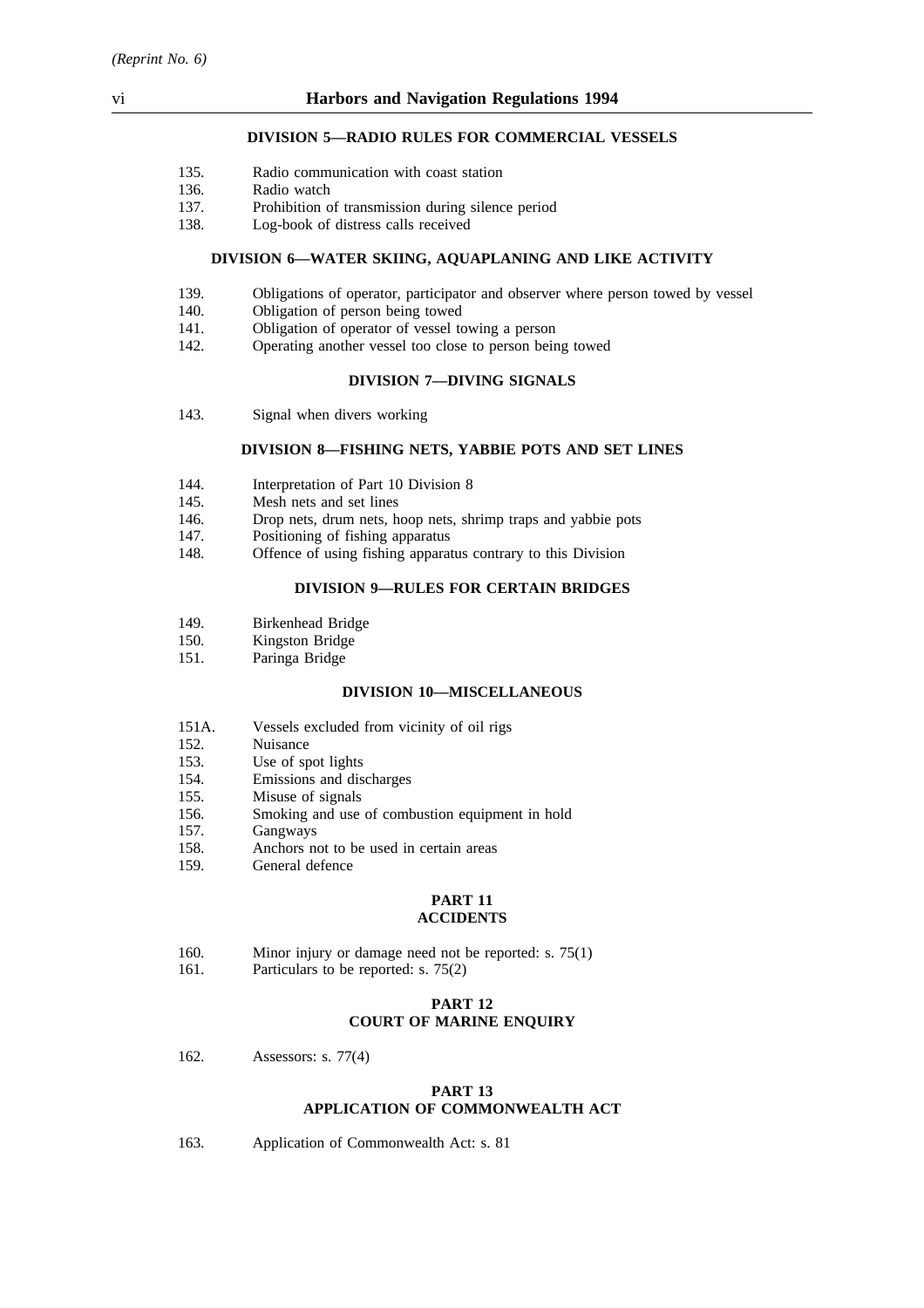#### DIVISION 5—RADIO RULES FOR COMMERCIAL VESSELS

135. Radio communication with coast station
136. Radio watch
137. Prohibition of transmission during silence period
138. Log-book of distress calls received

#### DIVISION 6—WATER SKIING, AQUAPLANING AND LIKE ACTIVITY

139. Obligations of operator, participator and observer where person towed by vessel
140. Obligation of person being towed
141. Obligation of operator of vessel towing a person
142. Operating another vessel too close to person being towed

#### DIVISION 7—DIVING SIGNALS

143. Signal when divers working

#### DIVISION 8—FISHING NETS, YABBIE POTS AND SET LINES

144. Interpretation of Part 10 Division 8
145. Mesh nets and set lines
146. Drop nets, drum nets, hoop nets, shrimp traps and yabbie pots
147. Positioning of fishing apparatus
148. Offence of using fishing apparatus contrary to this Division

#### DIVISION 9—RULES FOR CERTAIN BRIDGES

149. Birkenhead Bridge
150. Kingston Bridge
151. Paringa Bridge

#### DIVISION 10—MISCELLANEOUS

151A. Vessels excluded from vicinity of oil rigs
152. Nuisance
153. Use of spot lights
154. Emissions and discharges
155. Misuse of signals
156. Smoking and use of combustion equipment in hold
157. Gangways
158. Anchors not to be used in certain areas
159. General defence

### PART 11
### ACCIDENTS

160. Minor injury or damage need not be reported: s. 75(1)
161. Particulars to be reported: s. 75(2)

### PART 12
### COURT OF MARINE ENQUIRY

162. Assessors: s. 77(4)

### PART 13
### APPLICATION OF COMMONWEALTH ACT

163. Application of Commonwealth Act: s. 81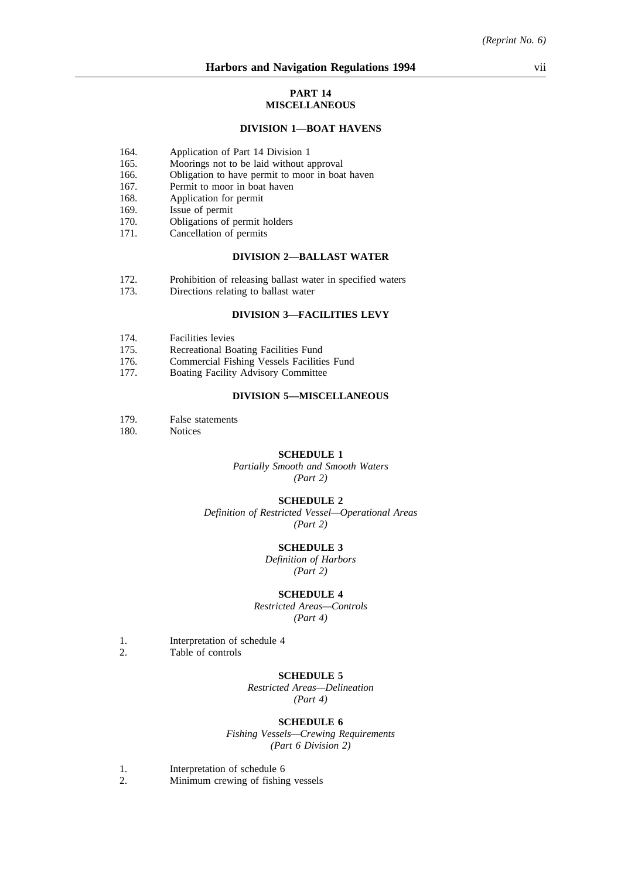## PART 14
## MISCELLANEOUS

### DIVISION 1—BOAT HAVENS

164. Application of Part 14 Division 1
165. Moorings not to be laid without approval
166. Obligation to have permit to moor in boat haven
167. Permit to moor in boat haven
168. Application for permit
169. Issue of permit
170. Obligations of permit holders
171. Cancellation of permits

### DIVISION 2—BALLAST WATER

172. Prohibition of releasing ballast water in specified waters
173. Directions relating to ballast water

### DIVISION 3—FACILITIES LEVY

174. Facilities levies
175. Recreational Boating Facilities Fund
176. Commercial Fishing Vessels Facilities Fund
177. Boating Facility Advisory Committee

### DIVISION 5—MISCELLANEOUS

179. False statements
180. Notices

### SCHEDULE 1

*Partially Smooth and Smooth Waters*
*(Part 2)*

### SCHEDULE 2

*Definition of Restricted Vessel—Operational Areas*
*(Part 2)*

### SCHEDULE 3

*Definition of Harbors*
*(Part 2)*

### SCHEDULE 4

*Restricted Areas—Controls*
*(Part 4)*

1. Interpretation of schedule 4
2. Table of controls

### SCHEDULE 5

*Restricted Areas—Delineation*
*(Part 4)*

### SCHEDULE 6

*Fishing Vessels—Crewing Requirements*
*(Part 6 Division 2)*

1. Interpretation of schedule 6
2. Minimum crewing of fishing vessels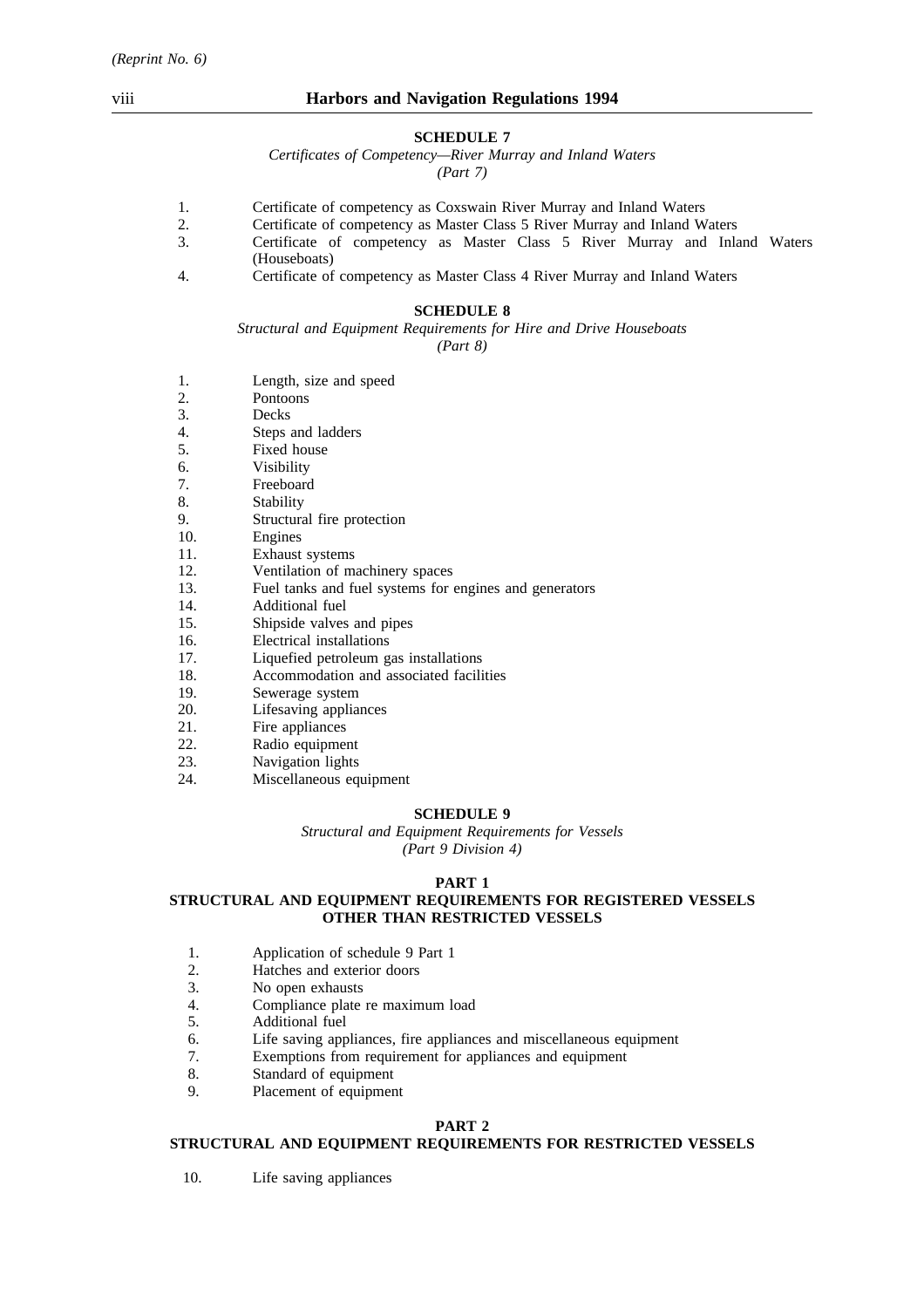**SCHEDULE 7**

*Certificates of Competency—River Murray and Inland Waters*
*(Part 7)*

1. Certificate of competency as Coxswain River Murray and Inland Waters
2. Certificate of competency as Master Class 5 River Murray and Inland Waters
3. Certificate of competency as Master Class 5 River Murray and Inland Waters (Houseboats)
4. Certificate of competency as Master Class 4 River Murray and Inland Waters

**SCHEDULE 8**

*Structural and Equipment Requirements for Hire and Drive Houseboats*
*(Part 8)*

1. Length, size and speed
2. Pontoons
3. Decks
4. Steps and ladders
5. Fixed house
6. Visibility
7. Freeboard
8. Stability
9. Structural fire protection
10. Engines
11. Exhaust systems
12. Ventilation of machinery spaces
13. Fuel tanks and fuel systems for engines and generators
14. Additional fuel
15. Shipside valves and pipes
16. Electrical installations
17. Liquefied petroleum gas installations
18. Accommodation and associated facilities
19. Sewerage system
20. Lifesaving appliances
21. Fire appliances
22. Radio equipment
23. Navigation lights
24. Miscellaneous equipment

**SCHEDULE 9**

*Structural and Equipment Requirements for Vessels*
*(Part 9 Division 4)*

**PART 1**
**STRUCTURAL AND EQUIPMENT REQUIREMENTS FOR REGISTERED VESSELS OTHER THAN RESTRICTED VESSELS**

1. Application of schedule 9 Part 1
2. Hatches and exterior doors
3. No open exhausts
4. Compliance plate re maximum load
5. Additional fuel
6. Life saving appliances, fire appliances and miscellaneous equipment
7. Exemptions from requirement for appliances and equipment
8. Standard of equipment
9. Placement of equipment

**PART 2**
**STRUCTURAL AND EQUIPMENT REQUIREMENTS FOR RESTRICTED VESSELS**

10. Life saving appliances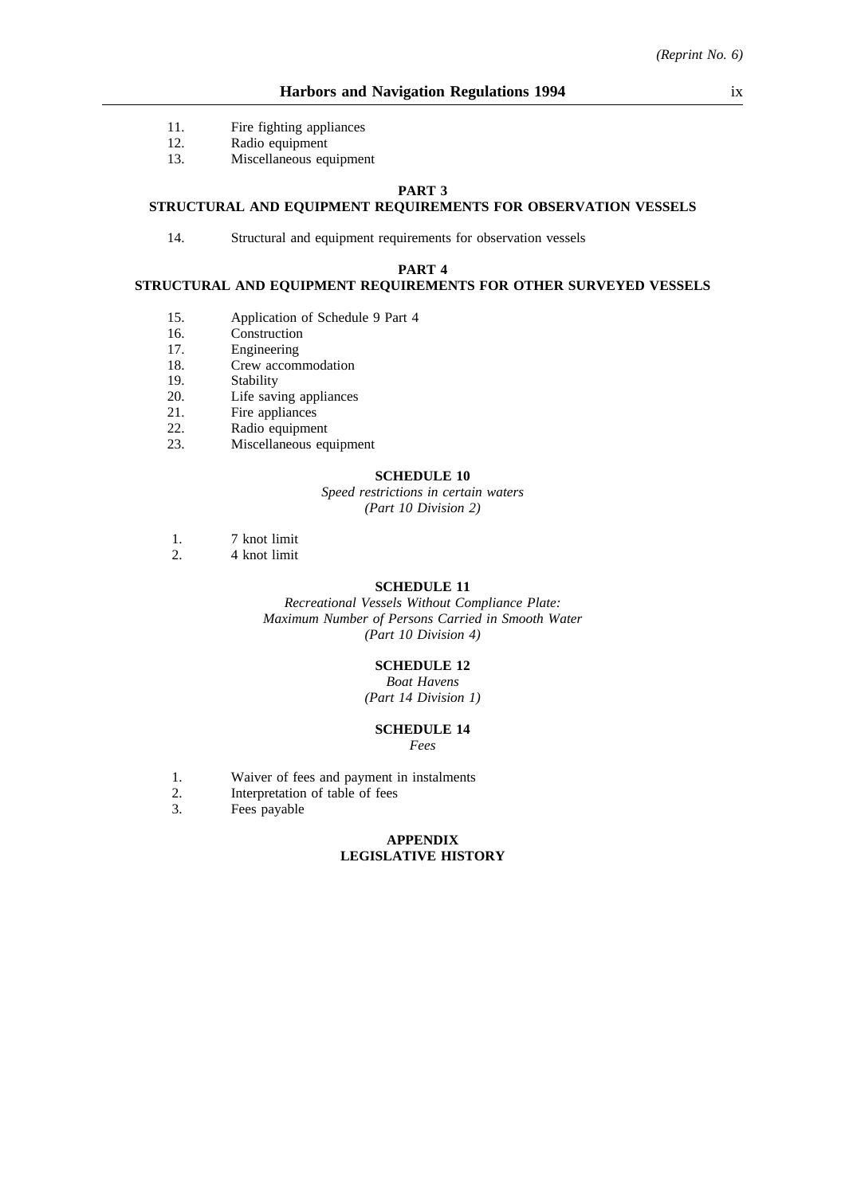11. Fire fighting appliances
12. Radio equipment
13. Miscellaneous equipment

**PART 3**
**STRUCTURAL AND EQUIPMENT REQUIREMENTS FOR OBSERVATION VESSELS**

14. Structural and equipment requirements for observation vessels

**PART 4**
**STRUCTURAL AND EQUIPMENT REQUIREMENTS FOR OTHER SURVEYED VESSELS**

15. Application of Schedule 9 Part 4
16. Construction
17. Engineering
18. Crew accommodation
19. Stability
20. Life saving appliances
21. Fire appliances
22. Radio equipment
23. Miscellaneous equipment

**SCHEDULE 10**

*Speed restrictions in certain waters*
*(Part 10 Division 2)*

1. 7 knot limit
2. 4 knot limit

**SCHEDULE 11**

*Recreational Vessels Without Compliance Plate:*
*Maximum Number of Persons Carried in Smooth Water*
*(Part 10 Division 4)*

**SCHEDULE 12**

*Boat Havens*
*(Part 14 Division 1)*

**SCHEDULE 14**

*Fees*

1. Waiver of fees and payment in instalments
2. Interpretation of table of fees
3. Fees payable

**APPENDIX**
**LEGISLATIVE HISTORY**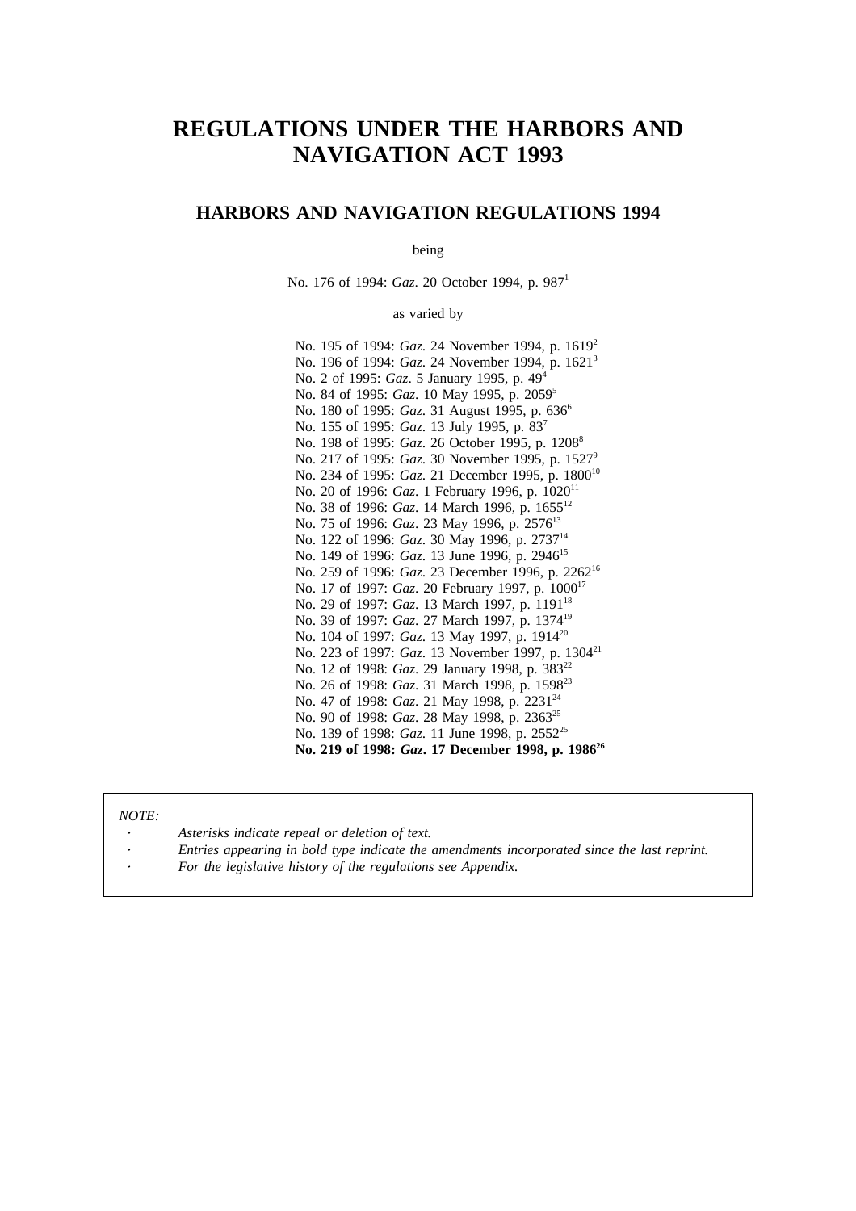# REGULATIONS UNDER THE HARBORS AND NAVIGATION ACT 1993

## HARBORS AND NAVIGATION REGULATIONS 1994

being

No. 176 of 1994: *Gaz*. 20 October 1994, p. 987[1]

as varied by

No. 195 of 1994: *Gaz*. 24 November 1994, p. 1619[2]
No. 196 of 1994: *Gaz*. 24 November 1994, p. 1621[3]
No. 2 of 1995: *Gaz*. 5 January 1995, p. 49[4]
No. 84 of 1995: *Gaz*. 10 May 1995, p. 2059[5]
No. 180 of 1995: *Gaz*. 31 August 1995, p. 636[6]
No. 155 of 1995: *Gaz*. 13 July 1995, p. 83[7]
No. 198 of 1995: *Gaz*. 26 October 1995, p. 1208[8]
No. 217 of 1995: *Gaz*. 30 November 1995, p. 1527[9]
No. 234 of 1995: *Gaz*. 21 December 1995, p. 1800[10]
No. 20 of 1996: *Gaz*. 1 February 1996, p. 1020[11]
No. 38 of 1996: *Gaz*. 14 March 1996, p. 1655[12]
No. 75 of 1996: *Gaz*. 23 May 1996, p. 2576[13]
No. 122 of 1996: *Gaz*. 30 May 1996, p. 2737[14]
No. 149 of 1996: *Gaz*. 13 June 1996, p. 2946[15]
No. 259 of 1996: *Gaz*. 23 December 1996, p. 2262[16]
No. 17 of 1997: *Gaz*. 20 February 1997, p. 1000[17]
No. 29 of 1997: *Gaz*. 13 March 1997, p. 1191[18]
No. 39 of 1997: *Gaz*. 27 March 1997, p. 1374[19]
No. 104 of 1997: *Gaz*. 13 May 1997, p. 1914[20]
No. 223 of 1997: *Gaz*. 13 November 1997, p. 1304[21]
No. 12 of 1998: *Gaz*. 29 January 1998, p. 383[22]
No. 26 of 1998: *Gaz*. 31 March 1998, p. 1598[23]
No. 47 of 1998: *Gaz*. 21 May 1998, p. 2231[24]
No. 90 of 1998: *Gaz*. 28 May 1998, p. 2363[25]
No. 139 of 1998: *Gaz*. 11 June 1998, p. 2552[25]
**No. 219 of 1998: *Gaz*. 17 December 1998, p. 1986[26]**

*NOTE:*

- *Asterisks indicate repeal or deletion of text.*
- *Entries appearing in bold type indicate the amendments incorporated since the last reprint.*
- *For the legislative history of the regulations see Appendix.*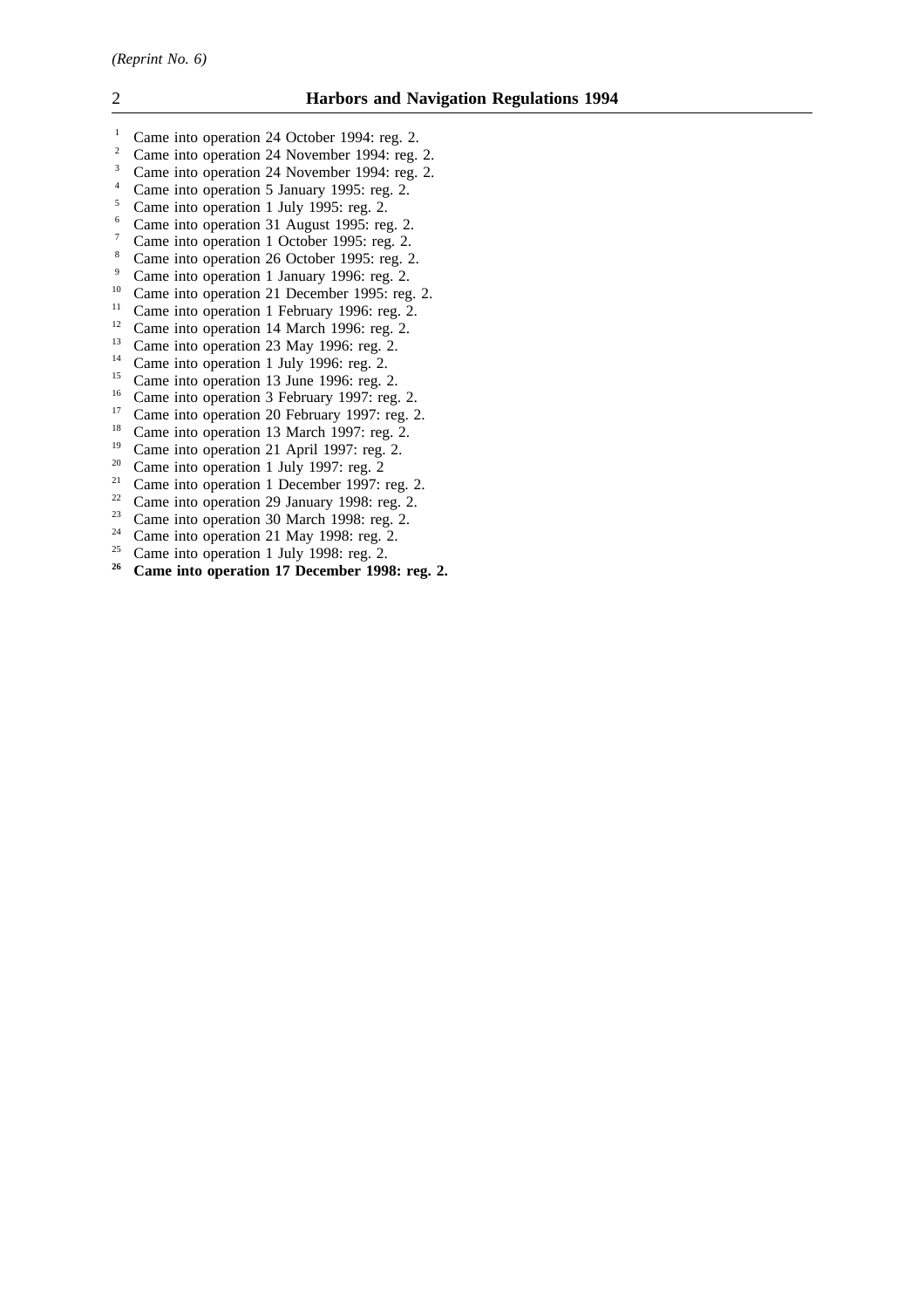[1] Came into operation 24 October 1994: reg. 2.
[2] Came into operation 24 November 1994: reg. 2.
[3] Came into operation 24 November 1994: reg. 2.
[4] Came into operation 5 January 1995: reg. 2.
[5] Came into operation 1 July 1995: reg. 2.
[6] Came into operation 31 August 1995: reg. 2.
[7] Came into operation 1 October 1995: reg. 2.
[8] Came into operation 26 October 1995: reg. 2.
[9] Came into operation 1 January 1996: reg. 2.
[10] Came into operation 21 December 1995: reg. 2.
[11] Came into operation 1 February 1996: reg. 2.
[12] Came into operation 14 March 1996: reg. 2.
[13] Came into operation 23 May 1996: reg. 2.
[14] Came into operation 1 July 1996: reg. 2.
[15] Came into operation 13 June 1996: reg. 2.
[16] Came into operation 3 February 1997: reg. 2.
[17] Came into operation 20 February 1997: reg. 2.
[18] Came into operation 13 March 1997: reg. 2.
[19] Came into operation 21 April 1997: reg. 2.
[20] Came into operation 1 July 1997: reg. 2
[21] Came into operation 1 December 1997: reg. 2.
[22] Came into operation 29 January 1998: reg. 2.
[23] Came into operation 30 March 1998: reg. 2.
[24] Came into operation 21 May 1998: reg. 2.
[25] Came into operation 1 July 1998: reg. 2.
**[26] Came into operation 17 December 1998: reg. 2.**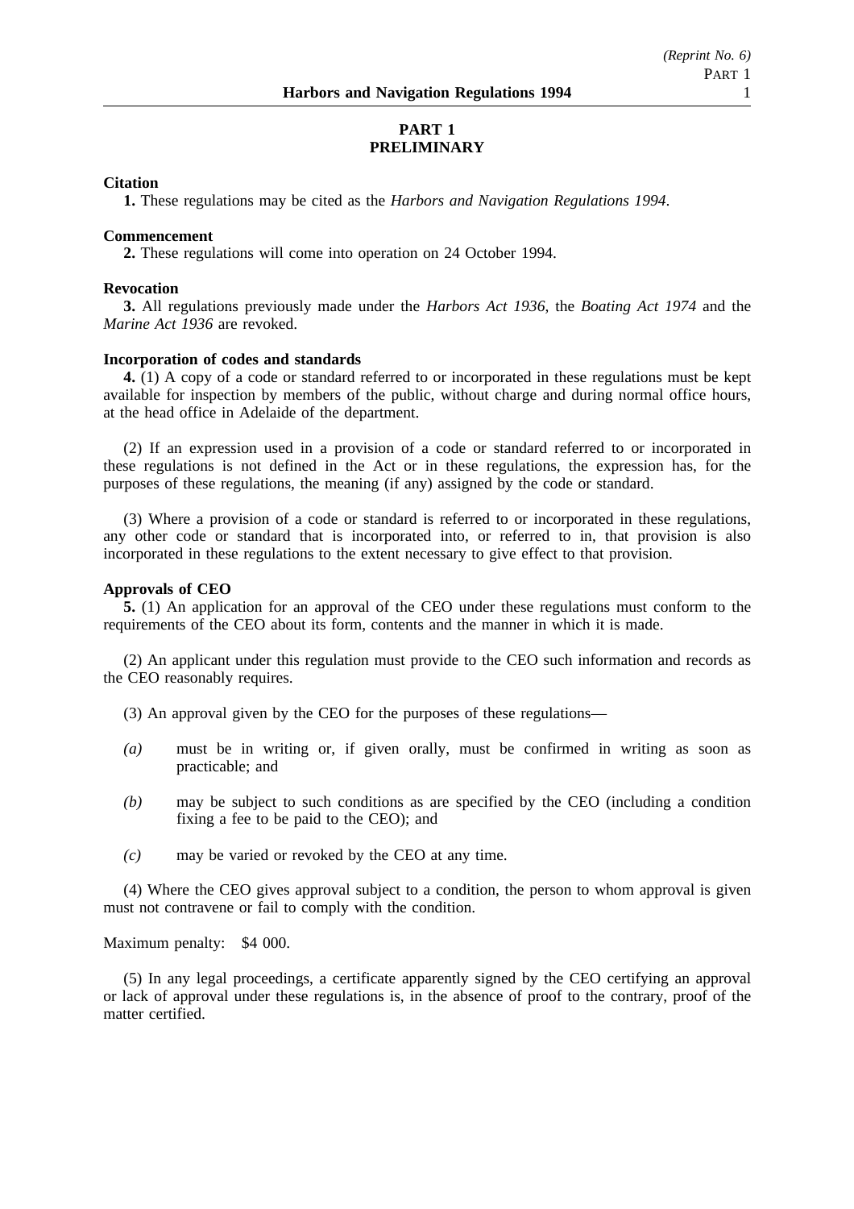# PART 1
# PRELIMINARY

**Citation**

**1.** These regulations may be cited as the *Harbors and Navigation Regulations 1994*.

**Commencement**

**2.** These regulations will come into operation on 24 October 1994.

**Revocation**

**3.** All regulations previously made under the *Harbors Act 1936*, the *Boating Act 1974* and the *Marine Act 1936* are revoked.

**Incorporation of codes and standards**

**4.** (1) A copy of a code or standard referred to or incorporated in these regulations must be kept available for inspection by members of the public, without charge and during normal office hours, at the head office in Adelaide of the department.

(2) If an expression used in a provision of a code or standard referred to or incorporated in these regulations is not defined in the Act or in these regulations, the expression has, for the purposes of these regulations, the meaning (if any) assigned by the code or standard.

(3) Where a provision of a code or standard is referred to or incorporated in these regulations, any other code or standard that is incorporated into, or referred to in, that provision is also incorporated in these regulations to the extent necessary to give effect to that provision.

**Approvals of CEO**

**5.** (1) An application for an approval of the CEO under these regulations must conform to the requirements of the CEO about its form, contents and the manner in which it is made.

(2) An applicant under this regulation must provide to the CEO such information and records as the CEO reasonably requires.

(3) An approval given by the CEO for the purposes of these regulations—

*(a)* must be in writing or, if given orally, must be confirmed in writing as soon as practicable; and

*(b)* may be subject to such conditions as are specified by the CEO (including a condition fixing a fee to be paid to the CEO); and

*(c)* may be varied or revoked by the CEO at any time.

(4) Where the CEO gives approval subject to a condition, the person to whom approval is given must not contravene or fail to comply with the condition.

Maximum penalty: $4 000.

(5) In any legal proceedings, a certificate apparently signed by the CEO certifying an approval or lack of approval under these regulations is, in the absence of proof to the contrary, proof of the matter certified.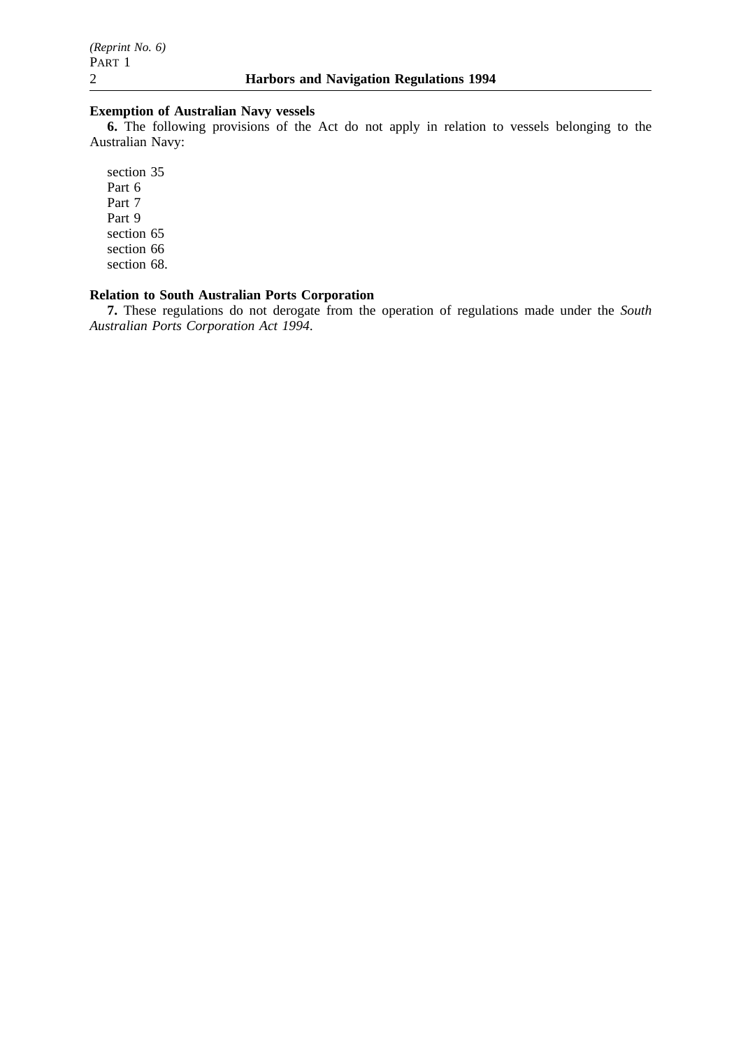**Exemption of Australian Navy vessels**

**6.** The following provisions of the Act do not apply in relation to vessels belonging to the Australian Navy:

section 35
Part 6
Part 7
Part 9
section 65
section 66
section 68.

**Relation to South Australian Ports Corporation**

**7.** These regulations do not derogate from the operation of regulations made under the *South Australian Ports Corporation Act 1994*.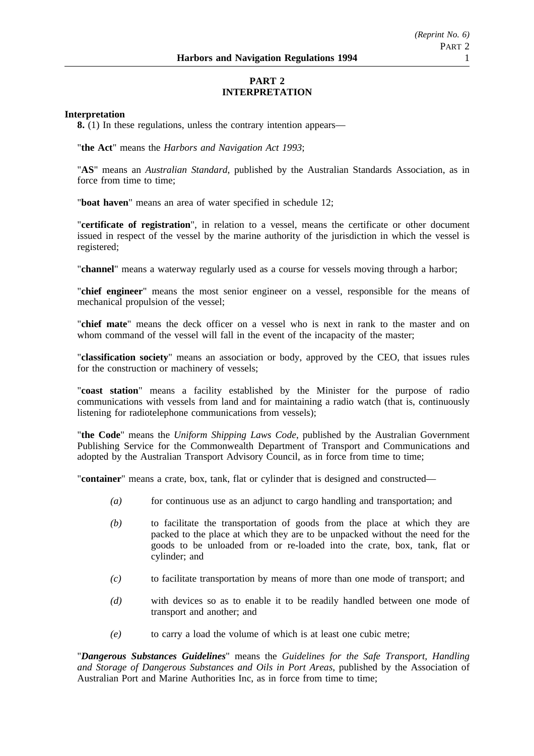## PART 2
## INTERPRETATION

**Interpretation**

**8.** (1) In these regulations, unless the contrary intention appears—

"**the Act**" means the *Harbors and Navigation Act 1993*;

"**AS**" means an *Australian Standard*, published by the Australian Standards Association, as in force from time to time;

"**boat haven**" means an area of water specified in schedule 12;

"**certificate of registration**", in relation to a vessel, means the certificate or other document issued in respect of the vessel by the marine authority of the jurisdiction in which the vessel is registered;

"**channel**" means a waterway regularly used as a course for vessels moving through a harbor;

"**chief engineer**" means the most senior engineer on a vessel, responsible for the means of mechanical propulsion of the vessel;

"**chief mate**" means the deck officer on a vessel who is next in rank to the master and on whom command of the vessel will fall in the event of the incapacity of the master;

"**classification society**" means an association or body, approved by the CEO, that issues rules for the construction or machinery of vessels;

"**coast station**" means a facility established by the Minister for the purpose of radio communications with vessels from land and for maintaining a radio watch (that is, continuously listening for radiotelephone communications from vessels);

"**the Code**" means the *Uniform Shipping Laws Code*, published by the Australian Government Publishing Service for the Commonwealth Department of Transport and Communications and adopted by the Australian Transport Advisory Council, as in force from time to time;

"**container**" means a crate, box, tank, flat or cylinder that is designed and constructed—

*(a)* for continuous use as an adjunct to cargo handling and transportation; and

*(b)* to facilitate the transportation of goods from the place at which they are packed to the place at which they are to be unpacked without the need for the goods to be unloaded from or re-loaded into the crate, box, tank, flat or cylinder; and

*(c)* to facilitate transportation by means of more than one mode of transport; and

*(d)* with devices so as to enable it to be readily handled between one mode of transport and another; and

*(e)* to carry a load the volume of which is at least one cubic metre;

"***Dangerous Substances Guidelines***" means the *Guidelines for the Safe Transport, Handling and Storage of Dangerous Substances and Oils in Port Areas*, published by the Association of Australian Port and Marine Authorities Inc, as in force from time to time;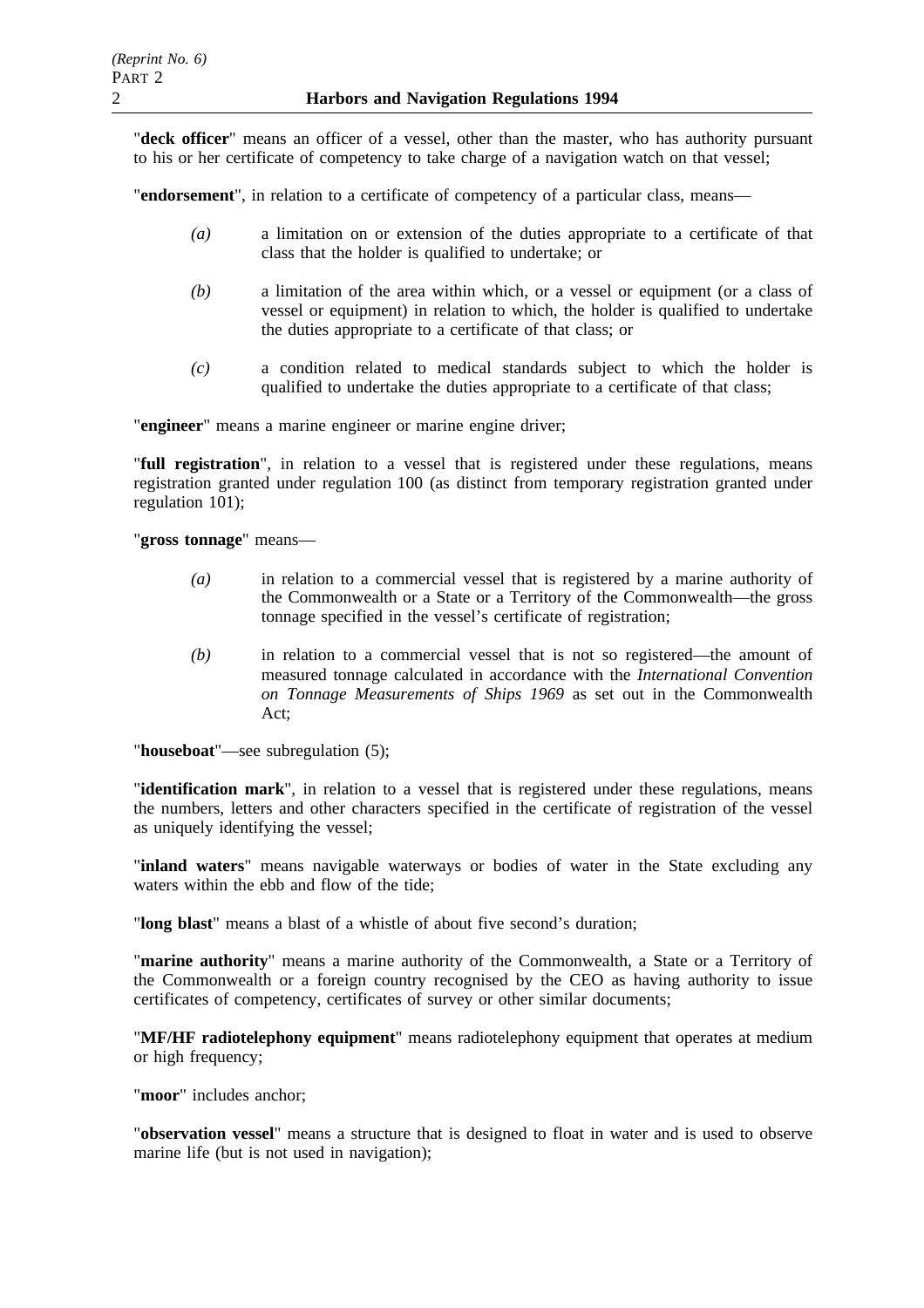"**deck officer**" means an officer of a vessel, other than the master, who has authority pursuant to his or her certificate of competency to take charge of a navigation watch on that vessel;

"**endorsement**", in relation to a certificate of competency of a particular class, means—

*(a)* a limitation on or extension of the duties appropriate to a certificate of that class that the holder is qualified to undertake; or

*(b)* a limitation of the area within which, or a vessel or equipment (or a class of vessel or equipment) in relation to which, the holder is qualified to undertake the duties appropriate to a certificate of that class; or

*(c)* a condition related to medical standards subject to which the holder is qualified to undertake the duties appropriate to a certificate of that class;

"**engineer**" means a marine engineer or marine engine driver;

"**full registration**", in relation to a vessel that is registered under these regulations, means registration granted under regulation 100 (as distinct from temporary registration granted under regulation 101);

"**gross tonnage**" means—

*(a)* in relation to a commercial vessel that is registered by a marine authority of the Commonwealth or a State or a Territory of the Commonwealth—the gross tonnage specified in the vessel's certificate of registration;

*(b)* in relation to a commercial vessel that is not so registered—the amount of measured tonnage calculated in accordance with the *International Convention on Tonnage Measurements of Ships 1969* as set out in the Commonwealth Act;

"**houseboat**"—see subregulation (5);

"**identification mark**", in relation to a vessel that is registered under these regulations, means the numbers, letters and other characters specified in the certificate of registration of the vessel as uniquely identifying the vessel;

"**inland waters**" means navigable waterways or bodies of water in the State excluding any waters within the ebb and flow of the tide;

"**long blast**" means a blast of a whistle of about five second's duration;

"**marine authority**" means a marine authority of the Commonwealth, a State or a Territory of the Commonwealth or a foreign country recognised by the CEO as having authority to issue certificates of competency, certificates of survey or other similar documents;

"**MF/HF radiotelephony equipment**" means radiotelephony equipment that operates at medium or high frequency;

"**moor**" includes anchor;

"**observation vessel**" means a structure that is designed to float in water and is used to observe marine life (but is not used in navigation);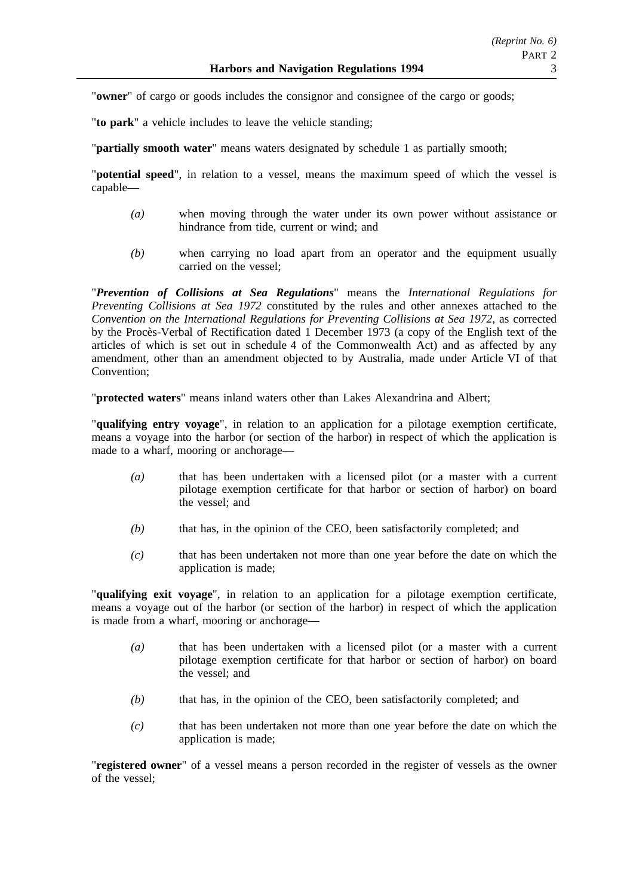"**owner**" of cargo or goods includes the consignor and consignee of the cargo or goods;

"**to park**" a vehicle includes to leave the vehicle standing;

"**partially smooth water**" means waters designated by schedule 1 as partially smooth;

"**potential speed**", in relation to a vessel, means the maximum speed of which the vessel is capable—

*(a)* when moving through the water under its own power without assistance or hindrance from tide, current or wind; and

*(b)* when carrying no load apart from an operator and the equipment usually carried on the vessel;

"***Prevention of Collisions at Sea Regulations***" means the *International Regulations for Preventing Collisions at Sea 1972* constituted by the rules and other annexes attached to the *Convention on the International Regulations for Preventing Collisions at Sea 1972*, as corrected by the Procès-Verbal of Rectification dated 1 December 1973 (a copy of the English text of the articles of which is set out in schedule 4 of the Commonwealth Act) and as affected by any amendment, other than an amendment objected to by Australia, made under Article VI of that Convention;

"**protected waters**" means inland waters other than Lakes Alexandrina and Albert;

"**qualifying entry voyage**", in relation to an application for a pilotage exemption certificate, means a voyage into the harbor (or section of the harbor) in respect of which the application is made to a wharf, mooring or anchorage—

*(a)* that has been undertaken with a licensed pilot (or a master with a current pilotage exemption certificate for that harbor or section of harbor) on board the vessel; and

*(b)* that has, in the opinion of the CEO, been satisfactorily completed; and

*(c)* that has been undertaken not more than one year before the date on which the application is made;

"**qualifying exit voyage**", in relation to an application for a pilotage exemption certificate, means a voyage out of the harbor (or section of the harbor) in respect of which the application is made from a wharf, mooring or anchorage—

*(a)* that has been undertaken with a licensed pilot (or a master with a current pilotage exemption certificate for that harbor or section of harbor) on board the vessel; and

*(b)* that has, in the opinion of the CEO, been satisfactorily completed; and

*(c)* that has been undertaken not more than one year before the date on which the application is made;

"**registered owner**" of a vessel means a person recorded in the register of vessels as the owner of the vessel;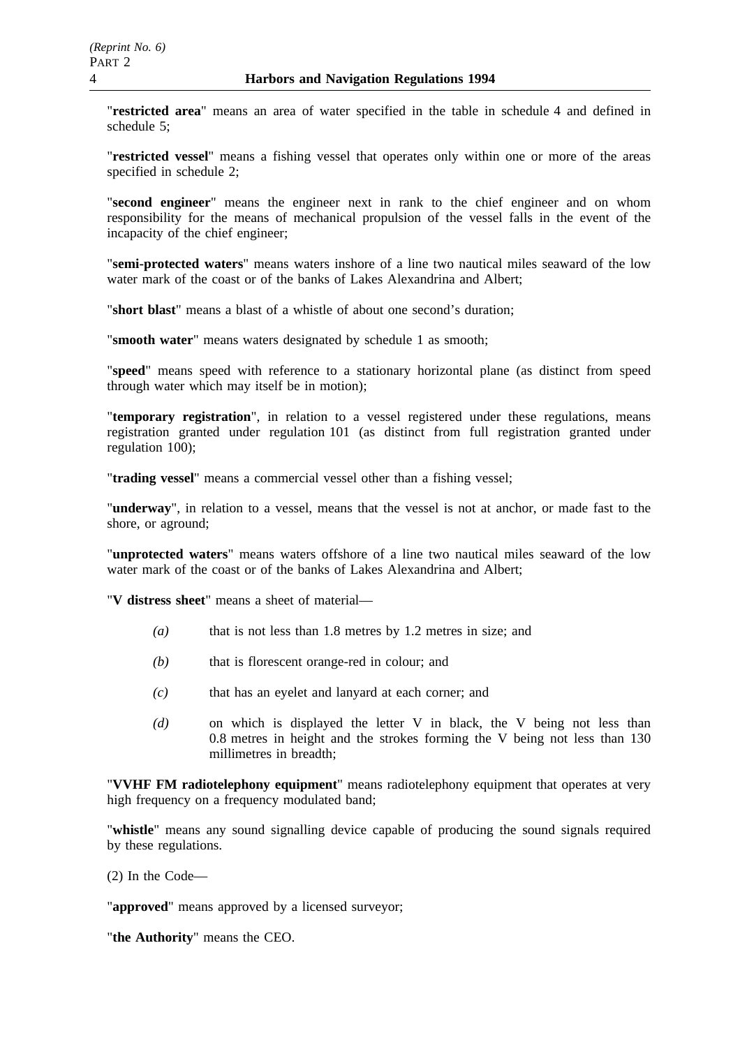"**restricted area**" means an area of water specified in the table in schedule 4 and defined in schedule 5;

"**restricted vessel**" means a fishing vessel that operates only within one or more of the areas specified in schedule 2;

"**second engineer**" means the engineer next in rank to the chief engineer and on whom responsibility for the means of mechanical propulsion of the vessel falls in the event of the incapacity of the chief engineer;

"**semi-protected waters**" means waters inshore of a line two nautical miles seaward of the low water mark of the coast or of the banks of Lakes Alexandrina and Albert;

"**short blast**" means a blast of a whistle of about one second's duration;

"**smooth water**" means waters designated by schedule 1 as smooth;

"**speed**" means speed with reference to a stationary horizontal plane (as distinct from speed through water which may itself be in motion);

"**temporary registration**", in relation to a vessel registered under these regulations, means registration granted under regulation 101 (as distinct from full registration granted under regulation 100);

"**trading vessel**" means a commercial vessel other than a fishing vessel;

"**underway**", in relation to a vessel, means that the vessel is not at anchor, or made fast to the shore, or aground;

"**unprotected waters**" means waters offshore of a line two nautical miles seaward of the low water mark of the coast or of the banks of Lakes Alexandrina and Albert;

"**V distress sheet**" means a sheet of material—

*(a)* that is not less than 1.8 metres by 1.2 metres in size; and

*(b)* that is florescent orange-red in colour; and

*(c)* that has an eyelet and lanyard at each corner; and

*(d)* on which is displayed the letter V in black, the V being not less than 0.8 metres in height and the strokes forming the V being not less than 130 millimetres in breadth;

"**VVHF FM radiotelephony equipment**" means radiotelephony equipment that operates at very high frequency on a frequency modulated band;

"**whistle**" means any sound signalling device capable of producing the sound signals required by these regulations.

(2) In the Code—

"**approved**" means approved by a licensed surveyor;

"**the Authority**" means the CEO.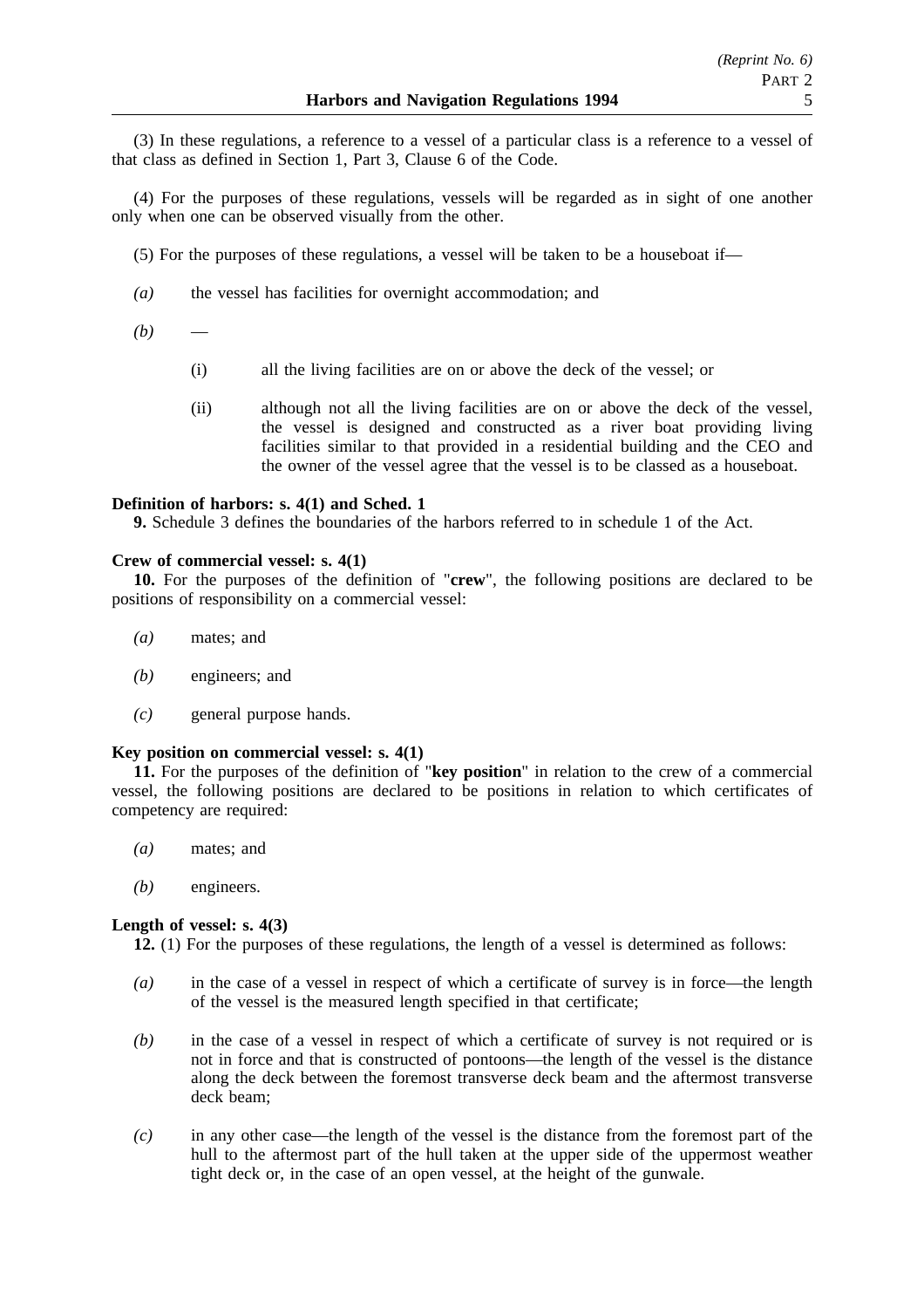(3) In these regulations, a reference to a vessel of a particular class is a reference to a vessel of that class as defined in Section 1, Part 3, Clause 6 of the Code.

(4) For the purposes of these regulations, vessels will be regarded as in sight of one another only when one can be observed visually from the other.

(5) For the purposes of these regulations, a vessel will be taken to be a houseboat if—

*(a)* the vessel has facilities for overnight accommodation; and

*(b)* —

(i) all the living facilities are on or above the deck of the vessel; or

(ii) although not all the living facilities are on or above the deck of the vessel, the vessel is designed and constructed as a river boat providing living facilities similar to that provided in a residential building and the CEO and the owner of the vessel agree that the vessel is to be classed as a houseboat.

**Definition of harbors: s. 4(1) and Sched. 1**

**9.** Schedule 3 defines the boundaries of the harbors referred to in schedule 1 of the Act.

**Crew of commercial vessel: s. 4(1)**

**10.** For the purposes of the definition of "**crew**", the following positions are declared to be positions of responsibility on a commercial vessel:

*(a)* mates; and

*(b)* engineers; and

*(c)* general purpose hands.

**Key position on commercial vessel: s. 4(1)**

**11.** For the purposes of the definition of "**key position**" in relation to the crew of a commercial vessel, the following positions are declared to be positions in relation to which certificates of competency are required:

*(a)* mates; and

*(b)* engineers.

**Length of vessel: s. 4(3)**

**12.** (1) For the purposes of these regulations, the length of a vessel is determined as follows:

*(a)* in the case of a vessel in respect of which a certificate of survey is in force—the length of the vessel is the measured length specified in that certificate;

*(b)* in the case of a vessel in respect of which a certificate of survey is not required or is not in force and that is constructed of pontoons—the length of the vessel is the distance along the deck between the foremost transverse deck beam and the aftermost transverse deck beam;

*(c)* in any other case—the length of the vessel is the distance from the foremost part of the hull to the aftermost part of the hull taken at the upper side of the uppermost weather tight deck or, in the case of an open vessel, at the height of the gunwale.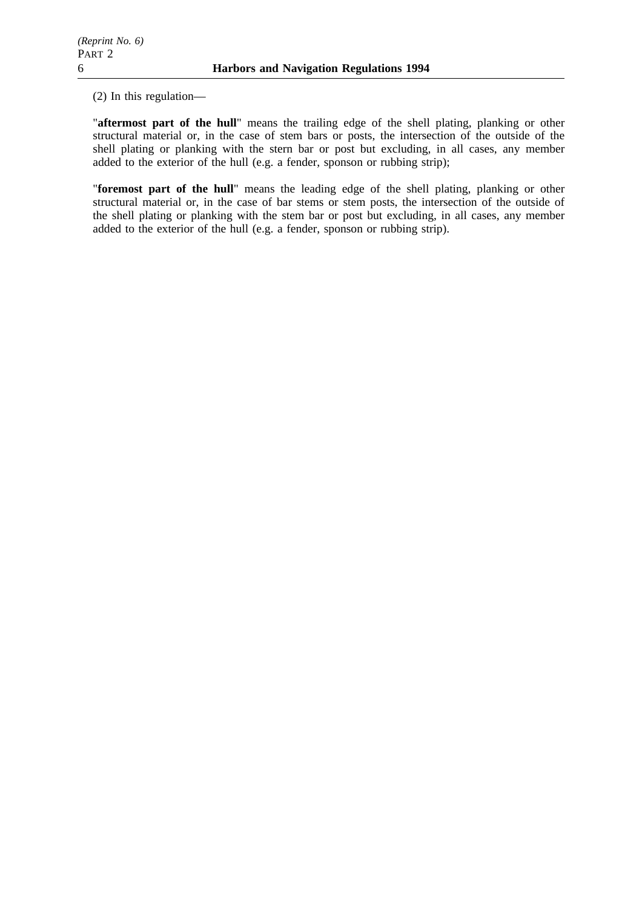(2) In this regulation—

"**aftermost part of the hull**" means the trailing edge of the shell plating, planking or other structural material or, in the case of stem bars or posts, the intersection of the outside of the shell plating or planking with the stern bar or post but excluding, in all cases, any member added to the exterior of the hull (e.g. a fender, sponson or rubbing strip);

"**foremost part of the hull**" means the leading edge of the shell plating, planking or other structural material or, in the case of bar stems or stem posts, the intersection of the outside of the shell plating or planking with the stem bar or post but excluding, in all cases, any member added to the exterior of the hull (e.g. a fender, sponson or rubbing strip).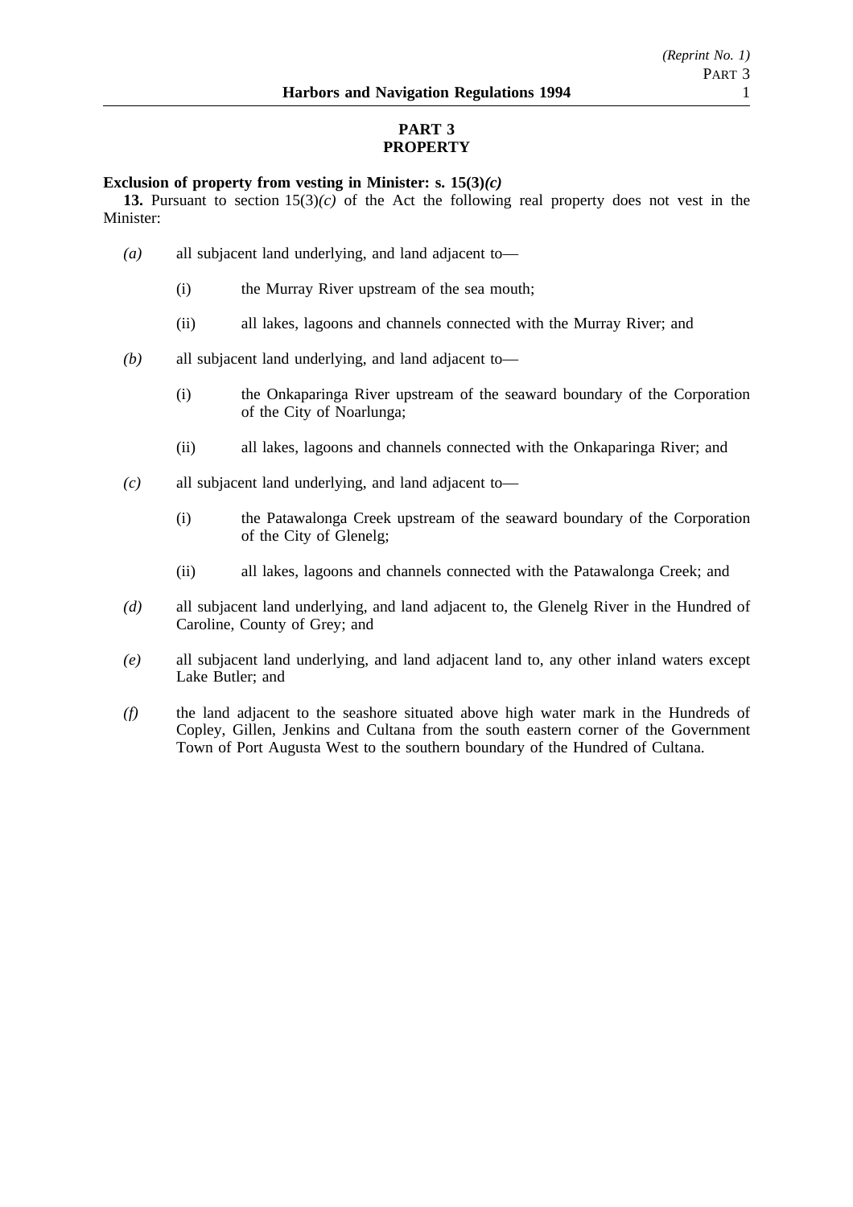## PART 3
## PROPERTY

**Exclusion of property from vesting in Minister: s. 15(3)*(c)***

**13.** Pursuant to section 15(3)*(c)* of the Act the following real property does not vest in the Minister:

*(a)* all subjacent land underlying, and land adjacent to—

(i) the Murray River upstream of the sea mouth;

(ii) all lakes, lagoons and channels connected with the Murray River; and

*(b)* all subjacent land underlying, and land adjacent to—

(i) the Onkaparinga River upstream of the seaward boundary of the Corporation of the City of Noarlunga;

(ii) all lakes, lagoons and channels connected with the Onkaparinga River; and

*(c)* all subjacent land underlying, and land adjacent to—

(i) the Patawalonga Creek upstream of the seaward boundary of the Corporation of the City of Glenelg;

(ii) all lakes, lagoons and channels connected with the Patawalonga Creek; and

*(d)* all subjacent land underlying, and land adjacent to, the Glenelg River in the Hundred of Caroline, County of Grey; and

*(e)* all subjacent land underlying, and land adjacent land to, any other inland waters except Lake Butler; and

*(f)* the land adjacent to the seashore situated above high water mark in the Hundreds of Copley, Gillen, Jenkins and Cultana from the south eastern corner of the Government Town of Port Augusta West to the southern boundary of the Hundred of Cultana.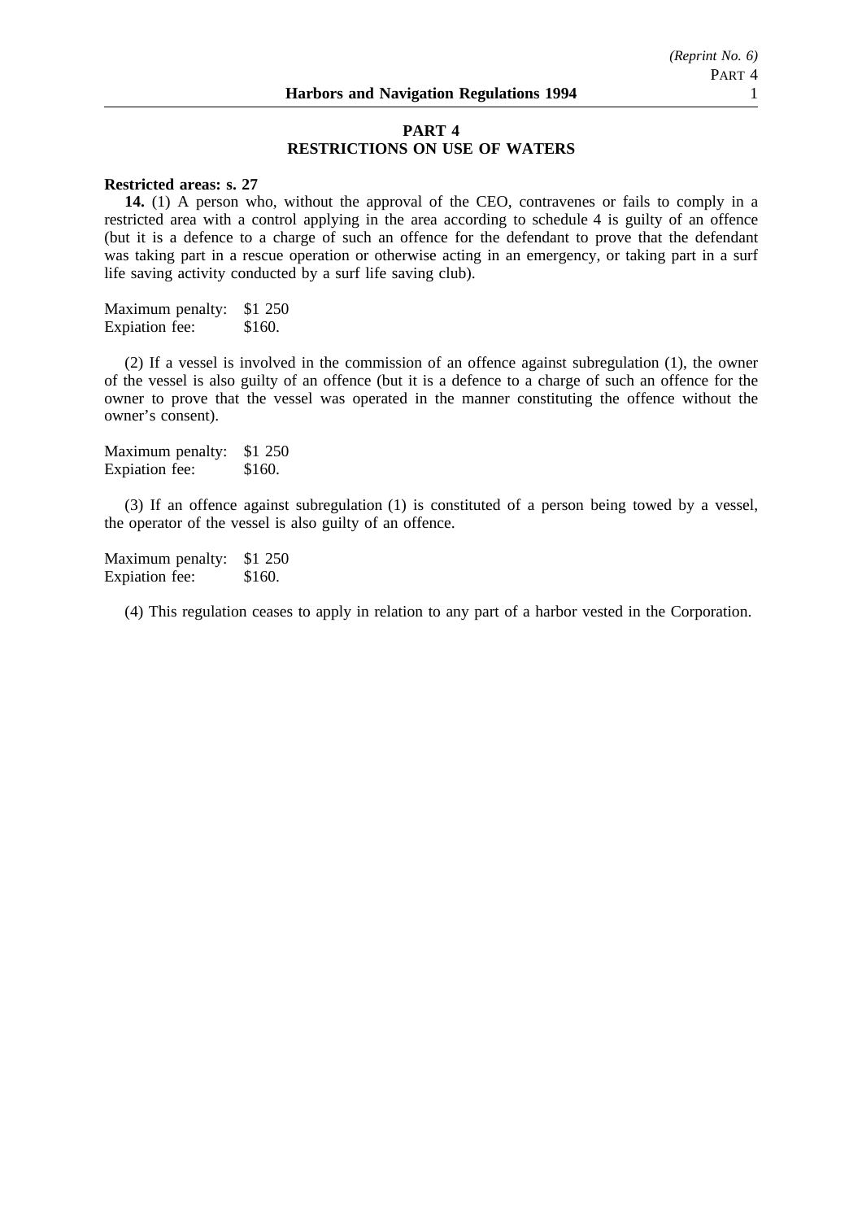## PART 4
## RESTRICTIONS ON USE OF WATERS

**Restricted areas: s. 27**

**14.** (1) A person who, without the approval of the CEO, contravenes or fails to comply in a restricted area with a control applying in the area according to schedule 4 is guilty of an offence (but it is a defence to a charge of such an offence for the defendant to prove that the defendant was taking part in a rescue operation or otherwise acting in an emergency, or taking part in a surf life saving activity conducted by a surf life saving club).

Maximum penalty: $1 250
Expiation fee: $160.

(2) If a vessel is involved in the commission of an offence against subregulation (1), the owner of the vessel is also guilty of an offence (but it is a defence to a charge of such an offence for the owner to prove that the vessel was operated in the manner constituting the offence without the owner's consent).

Maximum penalty: $1 250
Expiation fee: $160.

(3) If an offence against subregulation (1) is constituted of a person being towed by a vessel, the operator of the vessel is also guilty of an offence.

Maximum penalty: $1 250
Expiation fee: $160.

(4) This regulation ceases to apply in relation to any part of a harbor vested in the Corporation.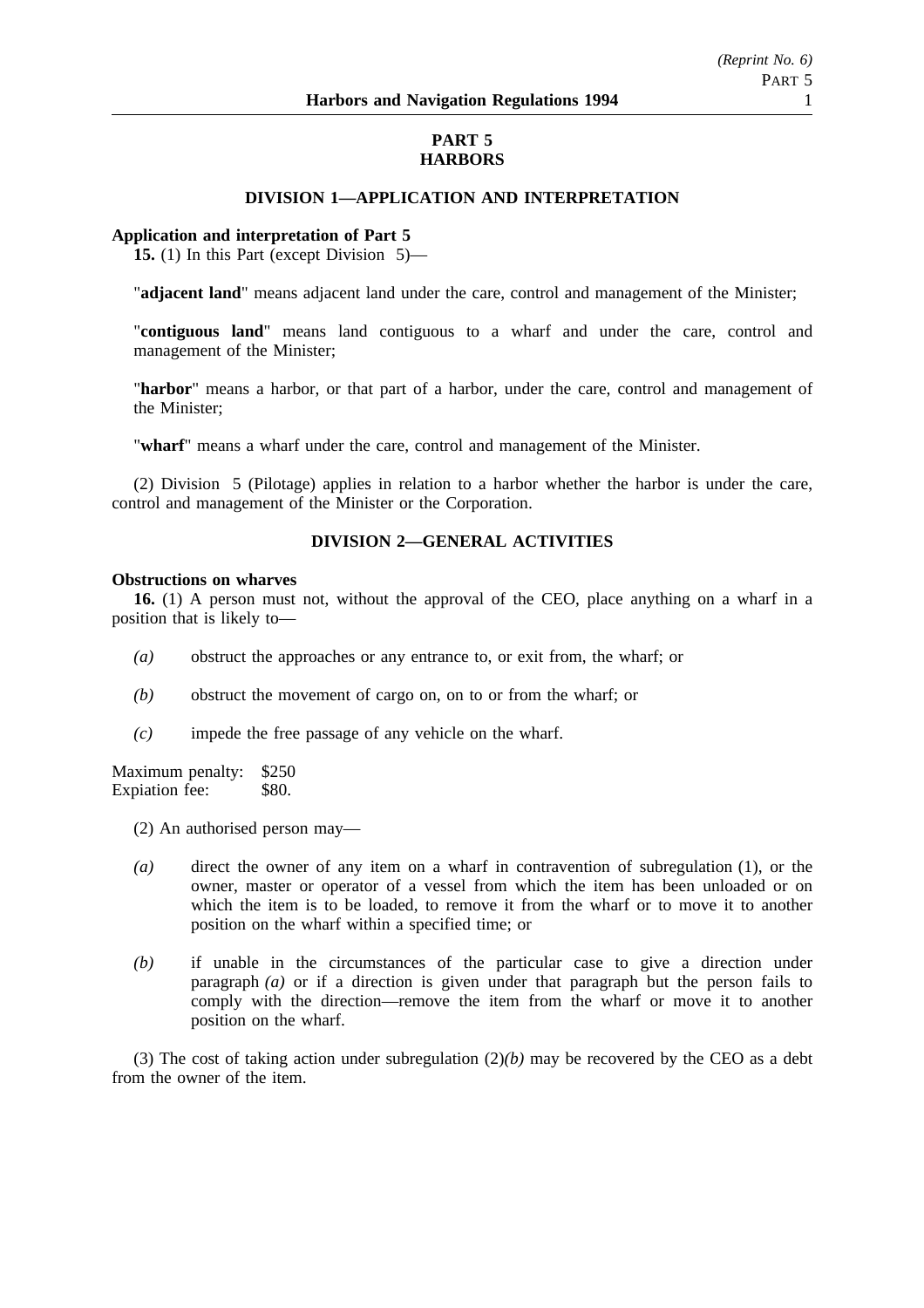# PART 5
# HARBORS

## DIVISION 1—APPLICATION AND INTERPRETATION

**Application and interpretation of Part 5**

**15.** (1) In this Part (except Division 5)—

"**adjacent land**" means adjacent land under the care, control and management of the Minister;

"**contiguous land**" means land contiguous to a wharf and under the care, control and management of the Minister;

"**harbor**" means a harbor, or that part of a harbor, under the care, control and management of the Minister;

"**wharf**" means a wharf under the care, control and management of the Minister.

(2) Division 5 (Pilotage) applies in relation to a harbor whether the harbor is under the care, control and management of the Minister or the Corporation.

## DIVISION 2—GENERAL ACTIVITIES

**Obstructions on wharves**

**16.** (1) A person must not, without the approval of the CEO, place anything on a wharf in a position that is likely to—

*(a)* obstruct the approaches or any entrance to, or exit from, the wharf; or

*(b)* obstruct the movement of cargo on, on to or from the wharf; or

*(c)* impede the free passage of any vehicle on the wharf.

Maximum penalty: $250
Expiation fee: $80.

(2) An authorised person may—

*(a)* direct the owner of any item on a wharf in contravention of subregulation (1), or the owner, master or operator of a vessel from which the item has been unloaded or on which the item is to be loaded, to remove it from the wharf or to move it to another position on the wharf within a specified time; or

*(b)* if unable in the circumstances of the particular case to give a direction under paragraph *(a)* or if a direction is given under that paragraph but the person fails to comply with the direction—remove the item from the wharf or move it to another position on the wharf.

(3) The cost of taking action under subregulation (2)*(b)* may be recovered by the CEO as a debt from the owner of the item.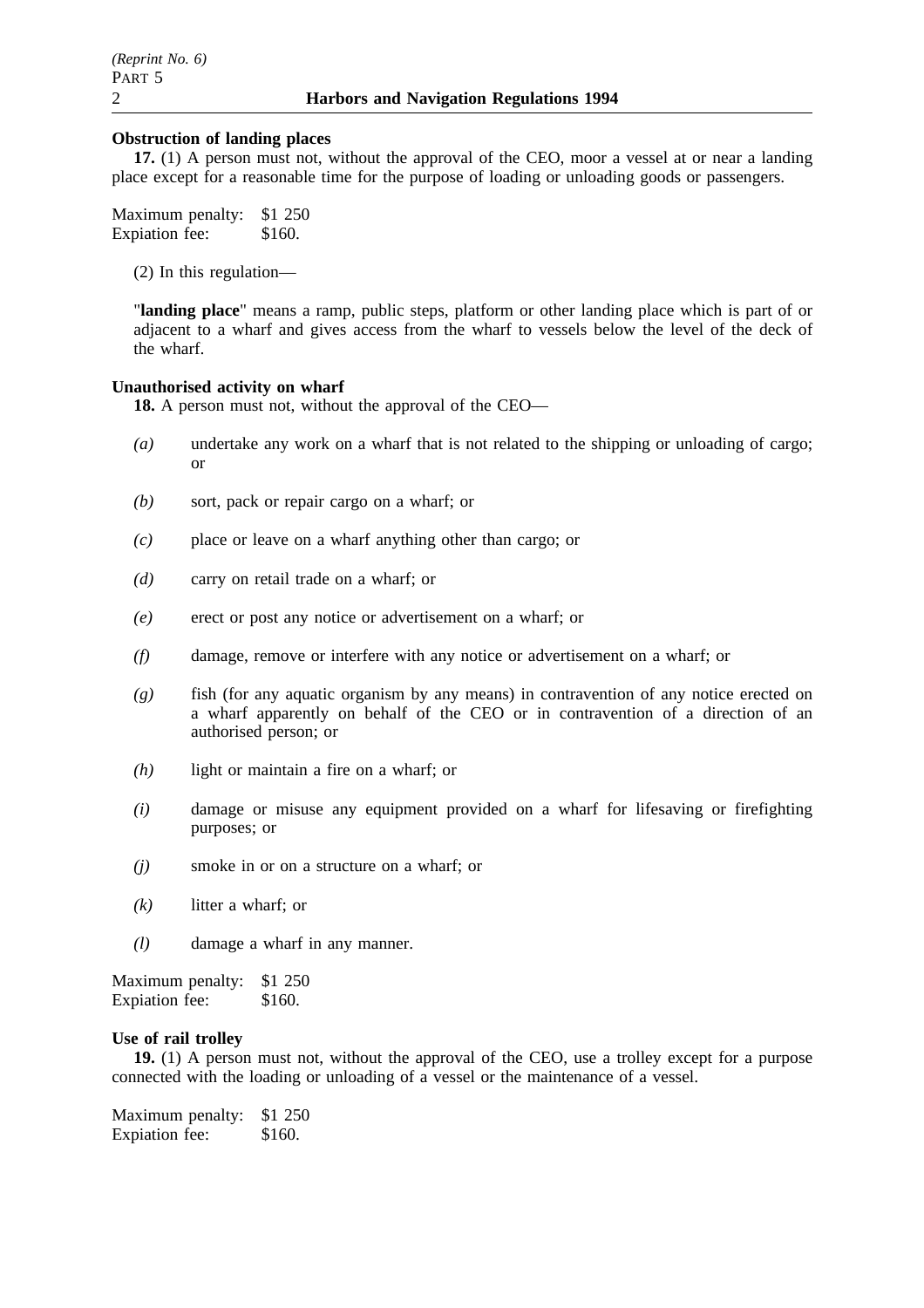**Obstruction of landing places**

**17.** (1) A person must not, without the approval of the CEO, moor a vessel at or near a landing place except for a reasonable time for the purpose of loading or unloading goods or passengers.

Maximum penalty: $1 250
Expiation fee: $160.

(2) In this regulation—

"**landing place**" means a ramp, public steps, platform or other landing place which is part of or adjacent to a wharf and gives access from the wharf to vessels below the level of the deck of the wharf.

**Unauthorised activity on wharf**

**18.** A person must not, without the approval of the CEO—

*(a)* undertake any work on a wharf that is not related to the shipping or unloading of cargo; or

*(b)* sort, pack or repair cargo on a wharf; or

*(c)* place or leave on a wharf anything other than cargo; or

*(d)* carry on retail trade on a wharf; or

*(e)* erect or post any notice or advertisement on a wharf; or

*(f)* damage, remove or interfere with any notice or advertisement on a wharf; or

*(g)* fish (for any aquatic organism by any means) in contravention of any notice erected on a wharf apparently on behalf of the CEO or in contravention of a direction of an authorised person; or

*(h)* light or maintain a fire on a wharf; or

*(i)* damage or misuse any equipment provided on a wharf for lifesaving or firefighting purposes; or

*(j)* smoke in or on a structure on a wharf; or

*(k)* litter a wharf; or

*(l)* damage a wharf in any manner.

Maximum penalty: $1 250
Expiation fee: $160.

**Use of rail trolley**

**19.** (1) A person must not, without the approval of the CEO, use a trolley except for a purpose connected with the loading or unloading of a vessel or the maintenance of a vessel.

Maximum penalty: $1 250
Expiation fee: $160.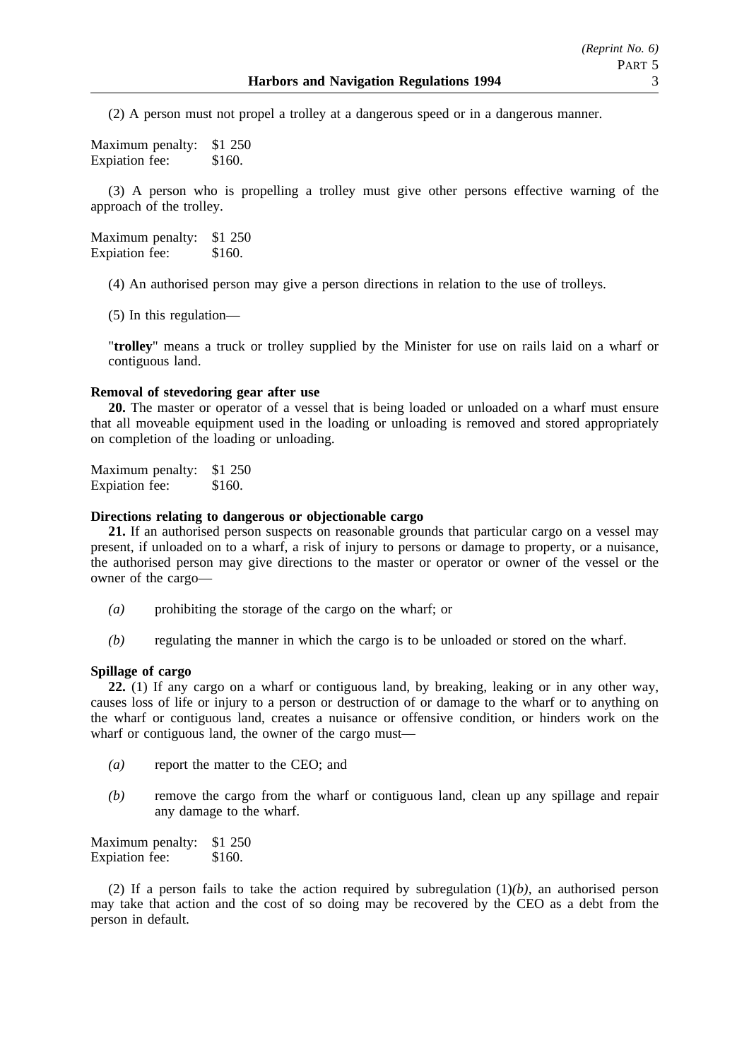(2) A person must not propel a trolley at a dangerous speed or in a dangerous manner.

Maximum penalty: $1 250
Expiation fee: $160.

(3) A person who is propelling a trolley must give other persons effective warning of the approach of the trolley.

Maximum penalty: $1 250
Expiation fee: $160.

(4) An authorised person may give a person directions in relation to the use of trolleys.

(5) In this regulation—

"**trolley**" means a truck or trolley supplied by the Minister for use on rails laid on a wharf or contiguous land.

**Removal of stevedoring gear after use**

**20.** The master or operator of a vessel that is being loaded or unloaded on a wharf must ensure that all moveable equipment used in the loading or unloading is removed and stored appropriately on completion of the loading or unloading.

Maximum penalty: $1 250
Expiation fee: $160.

**Directions relating to dangerous or objectionable cargo**

**21.** If an authorised person suspects on reasonable grounds that particular cargo on a vessel may present, if unloaded on to a wharf, a risk of injury to persons or damage to property, or a nuisance, the authorised person may give directions to the master or operator or owner of the vessel or the owner of the cargo—

*(a)* prohibiting the storage of the cargo on the wharf; or

*(b)* regulating the manner in which the cargo is to be unloaded or stored on the wharf.

**Spillage of cargo**

**22.** (1) If any cargo on a wharf or contiguous land, by breaking, leaking or in any other way, causes loss of life or injury to a person or destruction of or damage to the wharf or to anything on the wharf or contiguous land, creates a nuisance or offensive condition, or hinders work on the wharf or contiguous land, the owner of the cargo must—

*(a)* report the matter to the CEO; and

*(b)* remove the cargo from the wharf or contiguous land, clean up any spillage and repair any damage to the wharf.

Maximum penalty: $1 250
Expiation fee: $160.

(2) If a person fails to take the action required by subregulation (1)*(b)*, an authorised person may take that action and the cost of so doing may be recovered by the CEO as a debt from the person in default.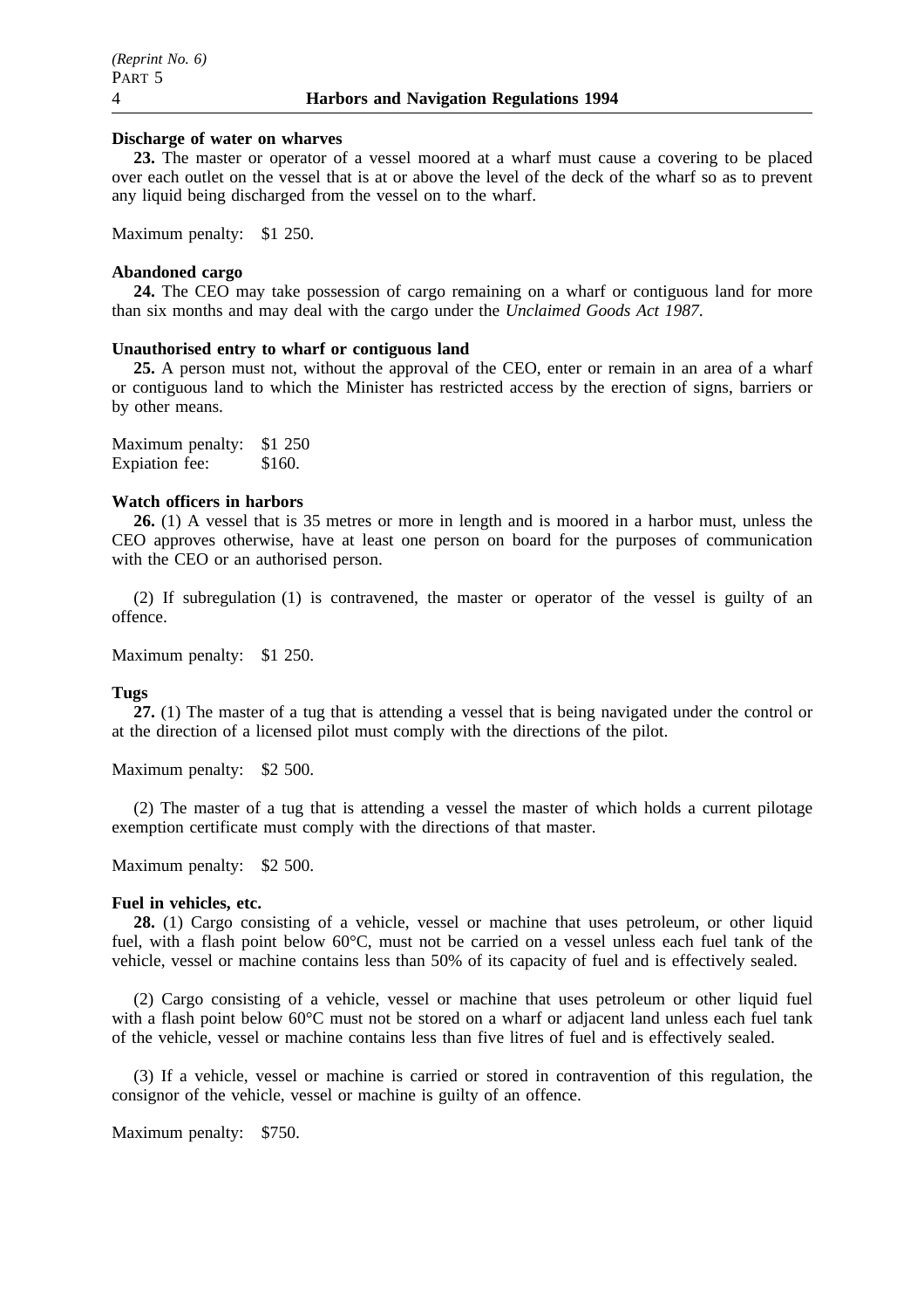**Discharge of water on wharves**

**23.** The master or operator of a vessel moored at a wharf must cause a covering to be placed over each outlet on the vessel that is at or above the level of the deck of the wharf so as to prevent any liquid being discharged from the vessel on to the wharf.

Maximum penalty: $1 250.

**Abandoned cargo**

**24.** The CEO may take possession of cargo remaining on a wharf or contiguous land for more than six months and may deal with the cargo under the *Unclaimed Goods Act 1987*.

**Unauthorised entry to wharf or contiguous land**

**25.** A person must not, without the approval of the CEO, enter or remain in an area of a wharf or contiguous land to which the Minister has restricted access by the erection of signs, barriers or by other means.

Maximum penalty: $1 250
Expiation fee: $160.

**Watch officers in harbors**

**26.** (1) A vessel that is 35 metres or more in length and is moored in a harbor must, unless the CEO approves otherwise, have at least one person on board for the purposes of communication with the CEO or an authorised person.

(2) If subregulation (1) is contravened, the master or operator of the vessel is guilty of an offence.

Maximum penalty: $1 250.

**Tugs**

**27.** (1) The master of a tug that is attending a vessel that is being navigated under the control or at the direction of a licensed pilot must comply with the directions of the pilot.

Maximum penalty: $2 500.

(2) The master of a tug that is attending a vessel the master of which holds a current pilotage exemption certificate must comply with the directions of that master.

Maximum penalty: $2 500.

**Fuel in vehicles, etc.**

**28.** (1) Cargo consisting of a vehicle, vessel or machine that uses petroleum, or other liquid fuel, with a flash point below 60°C, must not be carried on a vessel unless each fuel tank of the vehicle, vessel or machine contains less than 50% of its capacity of fuel and is effectively sealed.

(2) Cargo consisting of a vehicle, vessel or machine that uses petroleum or other liquid fuel with a flash point below 60°C must not be stored on a wharf or adjacent land unless each fuel tank of the vehicle, vessel or machine contains less than five litres of fuel and is effectively sealed.

(3) If a vehicle, vessel or machine is carried or stored in contravention of this regulation, the consignor of the vehicle, vessel or machine is guilty of an offence.

Maximum penalty: $750.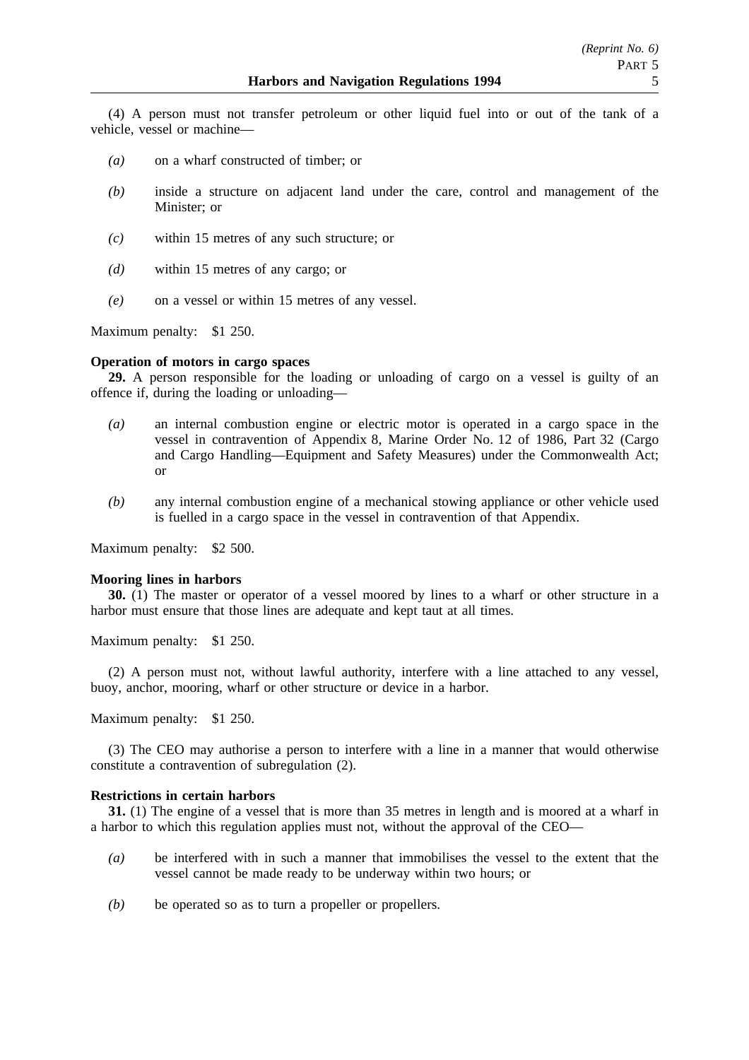(4) A person must not transfer petroleum or other liquid fuel into or out of the tank of a vehicle, vessel or machine—

*(a)* on a wharf constructed of timber; or

*(b)* inside a structure on adjacent land under the care, control and management of the Minister; or

*(c)* within 15 metres of any such structure; or

*(d)* within 15 metres of any cargo; or

*(e)* on a vessel or within 15 metres of any vessel.

Maximum penalty: $1 250.

**Operation of motors in cargo spaces**

**29.** A person responsible for the loading or unloading of cargo on a vessel is guilty of an offence if, during the loading or unloading—

*(a)* an internal combustion engine or electric motor is operated in a cargo space in the vessel in contravention of Appendix 8, Marine Order No. 12 of 1986, Part 32 (Cargo and Cargo Handling—Equipment and Safety Measures) under the Commonwealth Act; or

*(b)* any internal combustion engine of a mechanical stowing appliance or other vehicle used is fuelled in a cargo space in the vessel in contravention of that Appendix.

Maximum penalty: $2 500.

**Mooring lines in harbors**

**30.** (1) The master or operator of a vessel moored by lines to a wharf or other structure in a harbor must ensure that those lines are adequate and kept taut at all times.

Maximum penalty: $1 250.

(2) A person must not, without lawful authority, interfere with a line attached to any vessel, buoy, anchor, mooring, wharf or other structure or device in a harbor.

Maximum penalty: $1 250.

(3) The CEO may authorise a person to interfere with a line in a manner that would otherwise constitute a contravention of subregulation (2).

**Restrictions in certain harbors**

**31.** (1) The engine of a vessel that is more than 35 metres in length and is moored at a wharf in a harbor to which this regulation applies must not, without the approval of the CEO—

*(a)* be interfered with in such a manner that immobilises the vessel to the extent that the vessel cannot be made ready to be underway within two hours; or

*(b)* be operated so as to turn a propeller or propellers.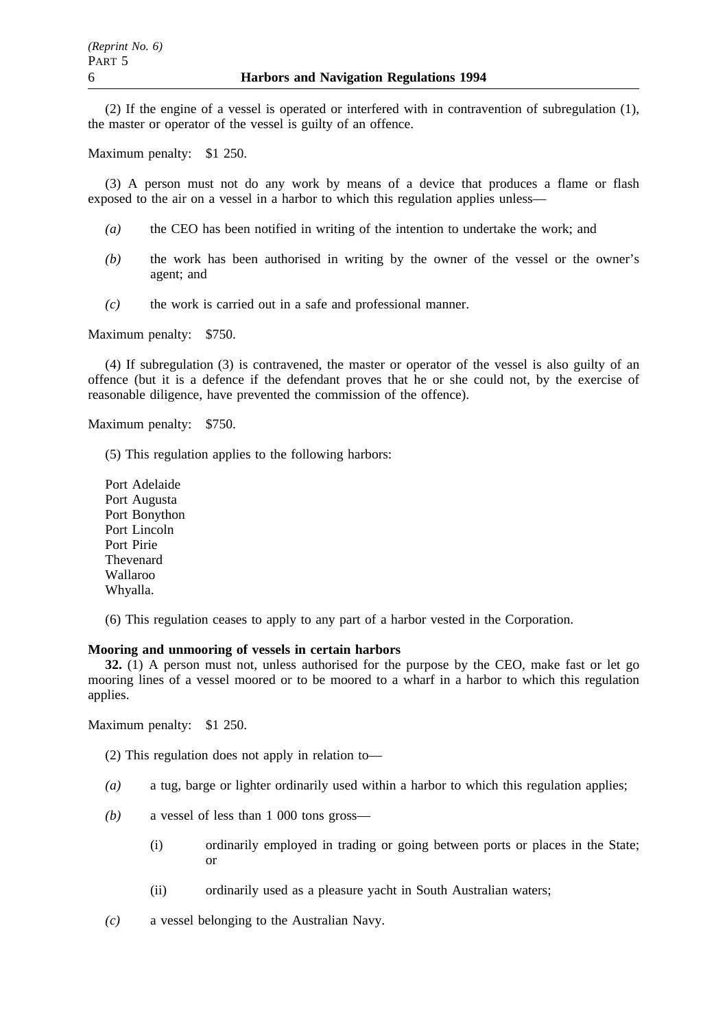(2) If the engine of a vessel is operated or interfered with in contravention of subregulation (1), the master or operator of the vessel is guilty of an offence.

Maximum penalty: $1 250.

(3) A person must not do any work by means of a device that produces a flame or flash exposed to the air on a vessel in a harbor to which this regulation applies unless—

*(a)* the CEO has been notified in writing of the intention to undertake the work; and

*(b)* the work has been authorised in writing by the owner of the vessel or the owner's agent; and

*(c)* the work is carried out in a safe and professional manner.

Maximum penalty: $750.

(4) If subregulation (3) is contravened, the master or operator of the vessel is also guilty of an offence (but it is a defence if the defendant proves that he or she could not, by the exercise of reasonable diligence, have prevented the commission of the offence).

Maximum penalty: $750.

(5) This regulation applies to the following harbors:

Port Adelaide
Port Augusta
Port Bonython
Port Lincoln
Port Pirie
Thevenard
Wallaroo
Whyalla.

(6) This regulation ceases to apply to any part of a harbor vested in the Corporation.

**Mooring and unmooring of vessels in certain harbors**

**32.** (1) A person must not, unless authorised for the purpose by the CEO, make fast or let go mooring lines of a vessel moored or to be moored to a wharf in a harbor to which this regulation applies.

Maximum penalty: $1 250.

(2) This regulation does not apply in relation to—

*(a)* a tug, barge or lighter ordinarily used within a harbor to which this regulation applies;

*(b)* a vessel of less than 1 000 tons gross—

(i) ordinarily employed in trading or going between ports or places in the State; or

(ii) ordinarily used as a pleasure yacht in South Australian waters;

*(c)* a vessel belonging to the Australian Navy.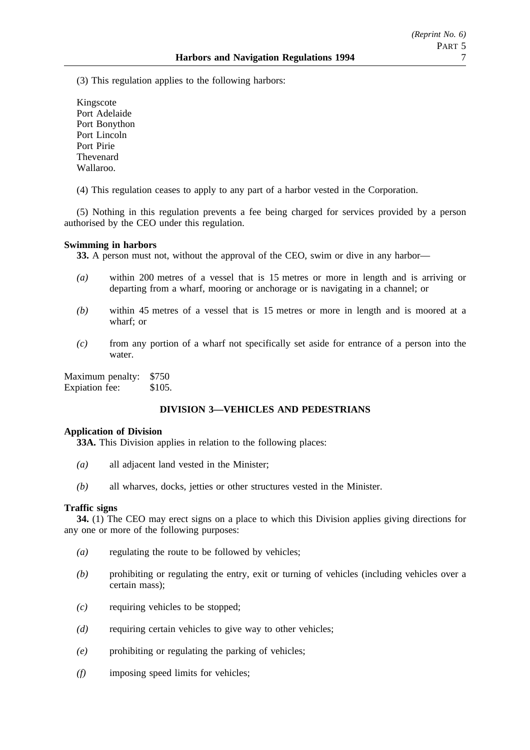(3) This regulation applies to the following harbors:

Kingscote
Port Adelaide
Port Bonython
Port Lincoln
Port Pirie
Thevenard
Wallaroo.

(4) This regulation ceases to apply to any part of a harbor vested in the Corporation.

(5) Nothing in this regulation prevents a fee being charged for services provided by a person authorised by the CEO under this regulation.

**Swimming in harbors**

**33.** A person must not, without the approval of the CEO, swim or dive in any harbor—

*(a)* within 200 metres of a vessel that is 15 metres or more in length and is arriving or departing from a wharf, mooring or anchorage or is navigating in a channel; or

*(b)* within 45 metres of a vessel that is 15 metres or more in length and is moored at a wharf; or

*(c)* from any portion of a wharf not specifically set aside for entrance of a person into the water.

Maximum penalty: $750
Expiation fee: $105.

## DIVISION 3—VEHICLES AND PEDESTRIANS

**Application of Division**

**33A.** This Division applies in relation to the following places:

*(a)* all adjacent land vested in the Minister;

*(b)* all wharves, docks, jetties or other structures vested in the Minister.

**Traffic signs**

**34.** (1) The CEO may erect signs on a place to which this Division applies giving directions for any one or more of the following purposes:

*(a)* regulating the route to be followed by vehicles;

*(b)* prohibiting or regulating the entry, exit or turning of vehicles (including vehicles over a certain mass);

*(c)* requiring vehicles to be stopped;

*(d)* requiring certain vehicles to give way to other vehicles;

*(e)* prohibiting or regulating the parking of vehicles;

*(f)* imposing speed limits for vehicles;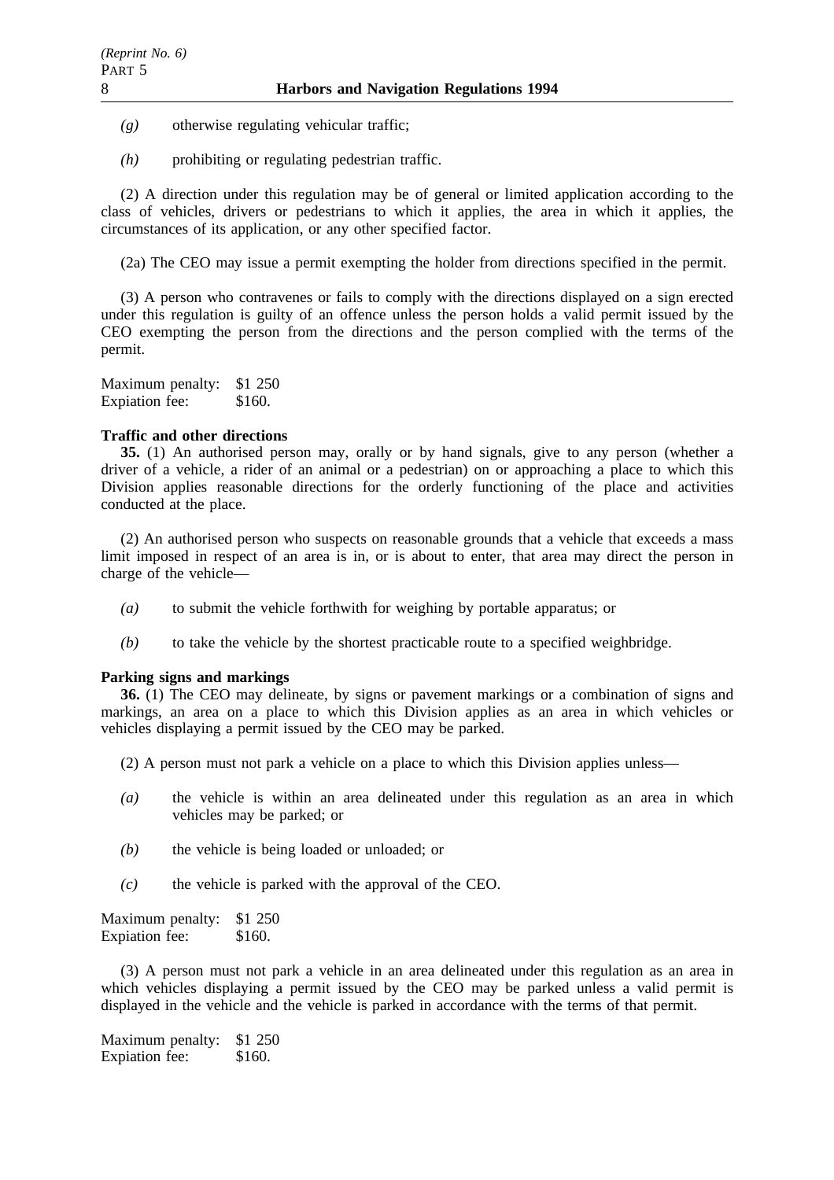*(g)* otherwise regulating vehicular traffic;

*(h)* prohibiting or regulating pedestrian traffic.

(2) A direction under this regulation may be of general or limited application according to the class of vehicles, drivers or pedestrians to which it applies, the area in which it applies, the circumstances of its application, or any other specified factor.

(2a) The CEO may issue a permit exempting the holder from directions specified in the permit.

(3) A person who contravenes or fails to comply with the directions displayed on a sign erected under this regulation is guilty of an offence unless the person holds a valid permit issued by the CEO exempting the person from the directions and the person complied with the terms of the permit.

Maximum penalty: $1 250
Expiation fee: $160.

**Traffic and other directions**

**35.** (1) An authorised person may, orally or by hand signals, give to any person (whether a driver of a vehicle, a rider of an animal or a pedestrian) on or approaching a place to which this Division applies reasonable directions for the orderly functioning of the place and activities conducted at the place.

(2) An authorised person who suspects on reasonable grounds that a vehicle that exceeds a mass limit imposed in respect of an area is in, or is about to enter, that area may direct the person in charge of the vehicle—

*(a)* to submit the vehicle forthwith for weighing by portable apparatus; or

*(b)* to take the vehicle by the shortest practicable route to a specified weighbridge.

**Parking signs and markings**

**36.** (1) The CEO may delineate, by signs or pavement markings or a combination of signs and markings, an area on a place to which this Division applies as an area in which vehicles or vehicles displaying a permit issued by the CEO may be parked.

(2) A person must not park a vehicle on a place to which this Division applies unless—

*(a)* the vehicle is within an area delineated under this regulation as an area in which vehicles may be parked; or

*(b)* the vehicle is being loaded or unloaded; or

*(c)* the vehicle is parked with the approval of the CEO.

Maximum penalty: $1 250
Expiation fee: $160.

(3) A person must not park a vehicle in an area delineated under this regulation as an area in which vehicles displaying a permit issued by the CEO may be parked unless a valid permit is displayed in the vehicle and the vehicle is parked in accordance with the terms of that permit.

Maximum penalty: $1 250
Expiation fee: $160.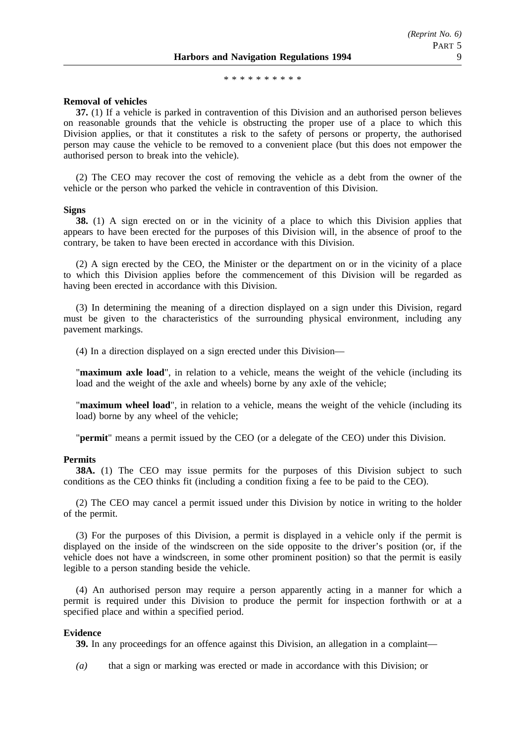\* \* \* \* \* \* \* \* \* \*

**Removal of vehicles**

**37.** (1) If a vehicle is parked in contravention of this Division and an authorised person believes on reasonable grounds that the vehicle is obstructing the proper use of a place to which this Division applies, or that it constitutes a risk to the safety of persons or property, the authorised person may cause the vehicle to be removed to a convenient place (but this does not empower the authorised person to break into the vehicle).

(2) The CEO may recover the cost of removing the vehicle as a debt from the owner of the vehicle or the person who parked the vehicle in contravention of this Division.

**Signs**

**38.** (1) A sign erected on or in the vicinity of a place to which this Division applies that appears to have been erected for the purposes of this Division will, in the absence of proof to the contrary, be taken to have been erected in accordance with this Division.

(2) A sign erected by the CEO, the Minister or the department on or in the vicinity of a place to which this Division applies before the commencement of this Division will be regarded as having been erected in accordance with this Division.

(3) In determining the meaning of a direction displayed on a sign under this Division, regard must be given to the characteristics of the surrounding physical environment, including any pavement markings.

(4) In a direction displayed on a sign erected under this Division—

"**maximum axle load**", in relation to a vehicle, means the weight of the vehicle (including its load and the weight of the axle and wheels) borne by any axle of the vehicle;

"**maximum wheel load**", in relation to a vehicle, means the weight of the vehicle (including its load) borne by any wheel of the vehicle;

"**permit**" means a permit issued by the CEO (or a delegate of the CEO) under this Division.

**Permits**

**38A.** (1) The CEO may issue permits for the purposes of this Division subject to such conditions as the CEO thinks fit (including a condition fixing a fee to be paid to the CEO).

(2) The CEO may cancel a permit issued under this Division by notice in writing to the holder of the permit.

(3) For the purposes of this Division, a permit is displayed in a vehicle only if the permit is displayed on the inside of the windscreen on the side opposite to the driver's position (or, if the vehicle does not have a windscreen, in some other prominent position) so that the permit is easily legible to a person standing beside the vehicle.

(4) An authorised person may require a person apparently acting in a manner for which a permit is required under this Division to produce the permit for inspection forthwith or at a specified place and within a specified period.

**Evidence**

**39.** In any proceedings for an offence against this Division, an allegation in a complaint—

*(a)* that a sign or marking was erected or made in accordance with this Division; or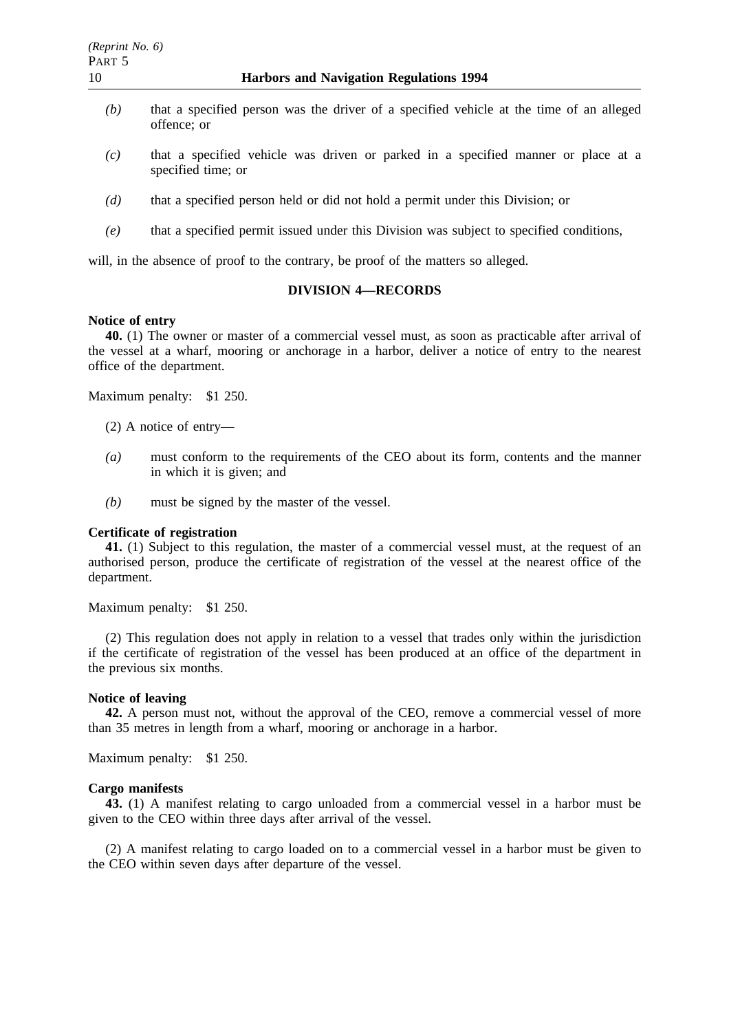*(b)* that a specified person was the driver of a specified vehicle at the time of an alleged offence; or

*(c)* that a specified vehicle was driven or parked in a specified manner or place at a specified time; or

*(d)* that a specified person held or did not hold a permit under this Division; or

*(e)* that a specified permit issued under this Division was subject to specified conditions,

will, in the absence of proof to the contrary, be proof of the matters so alleged.

## DIVISION 4—RECORDS

**Notice of entry**

**40.** (1) The owner or master of a commercial vessel must, as soon as practicable after arrival of the vessel at a wharf, mooring or anchorage in a harbor, deliver a notice of entry to the nearest office of the department.

Maximum penalty: $1 250.

(2) A notice of entry—

*(a)* must conform to the requirements of the CEO about its form, contents and the manner in which it is given; and

*(b)* must be signed by the master of the vessel.

**Certificate of registration**

**41.** (1) Subject to this regulation, the master of a commercial vessel must, at the request of an authorised person, produce the certificate of registration of the vessel at the nearest office of the department.

Maximum penalty: $1 250.

(2) This regulation does not apply in relation to a vessel that trades only within the jurisdiction if the certificate of registration of the vessel has been produced at an office of the department in the previous six months.

**Notice of leaving**

**42.** A person must not, without the approval of the CEO, remove a commercial vessel of more than 35 metres in length from a wharf, mooring or anchorage in a harbor.

Maximum penalty: $1 250.

**Cargo manifests**

**43.** (1) A manifest relating to cargo unloaded from a commercial vessel in a harbor must be given to the CEO within three days after arrival of the vessel.

(2) A manifest relating to cargo loaded on to a commercial vessel in a harbor must be given to the CEO within seven days after departure of the vessel.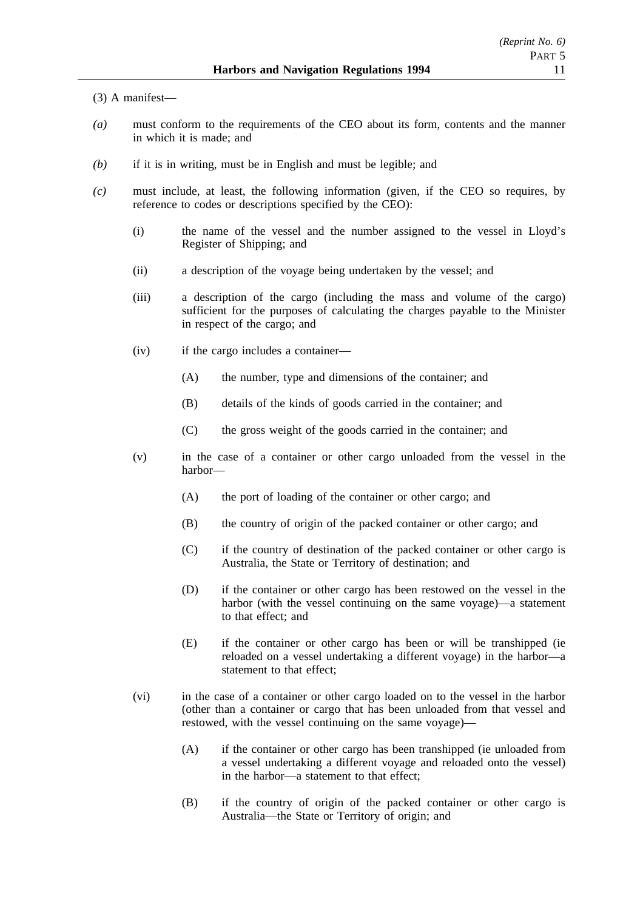(3) A manifest—

*(a)* must conform to the requirements of the CEO about its form, contents and the manner in which it is made; and

*(b)* if it is in writing, must be in English and must be legible; and

*(c)* must include, at least, the following information (given, if the CEO so requires, by reference to codes or descriptions specified by the CEO):

- (i) the name of the vessel and the number assigned to the vessel in Lloyd's Register of Shipping; and
- (ii) a description of the voyage being undertaken by the vessel; and
- (iii) a description of the cargo (including the mass and volume of the cargo) sufficient for the purposes of calculating the charges payable to the Minister in respect of the cargo; and
- (iv) if the cargo includes a container—
  - (A) the number, type and dimensions of the container; and
  - (B) details of the kinds of goods carried in the container; and
  - (C) the gross weight of the goods carried in the container; and
- (v) in the case of a container or other cargo unloaded from the vessel in the harbor—
  - (A) the port of loading of the container or other cargo; and
  - (B) the country of origin of the packed container or other cargo; and
  - (C) if the country of destination of the packed container or other cargo is Australia, the State or Territory of destination; and
  - (D) if the container or other cargo has been restowed on the vessel in the harbor (with the vessel continuing on the same voyage)—a statement to that effect; and
  - (E) if the container or other cargo has been or will be transhipped (ie reloaded on a vessel undertaking a different voyage) in the harbor—a statement to that effect;
- (vi) in the case of a container or other cargo loaded on to the vessel in the harbor (other than a container or cargo that has been unloaded from that vessel and restowed, with the vessel continuing on the same voyage)—
  - (A) if the container or other cargo has been transhipped (ie unloaded from a vessel undertaking a different voyage and reloaded onto the vessel) in the harbor—a statement to that effect;
  - (B) if the country of origin of the packed container or other cargo is Australia—the State or Territory of origin; and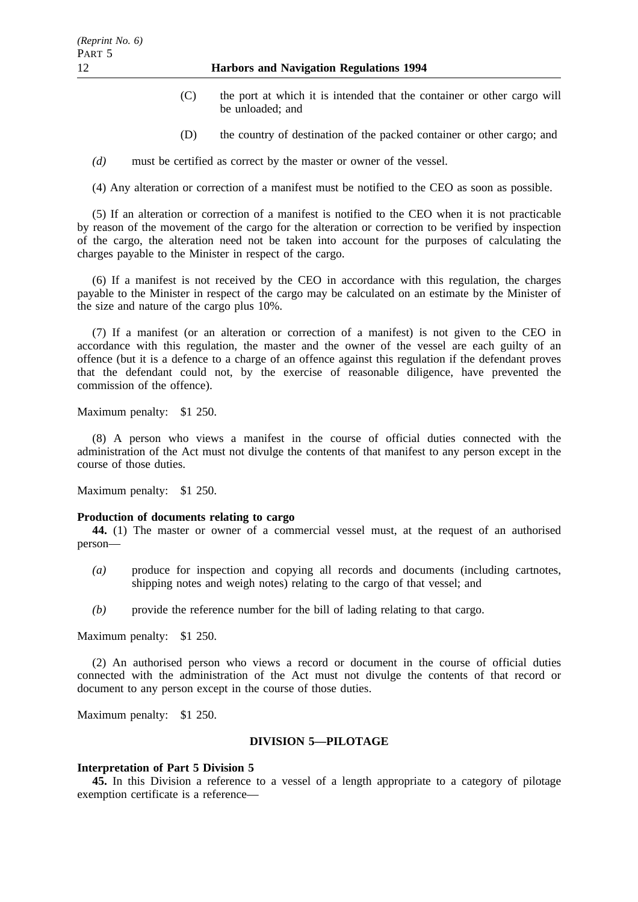(C) the port at which it is intended that the container or other cargo will be unloaded; and

(D) the country of destination of the packed container or other cargo; and

*(d)* must be certified as correct by the master or owner of the vessel.

(4) Any alteration or correction of a manifest must be notified to the CEO as soon as possible.

(5) If an alteration or correction of a manifest is notified to the CEO when it is not practicable by reason of the movement of the cargo for the alteration or correction to be verified by inspection of the cargo, the alteration need not be taken into account for the purposes of calculating the charges payable to the Minister in respect of the cargo.

(6) If a manifest is not received by the CEO in accordance with this regulation, the charges payable to the Minister in respect of the cargo may be calculated on an estimate by the Minister of the size and nature of the cargo plus 10%.

(7) If a manifest (or an alteration or correction of a manifest) is not given to the CEO in accordance with this regulation, the master and the owner of the vessel are each guilty of an offence (but it is a defence to a charge of an offence against this regulation if the defendant proves that the defendant could not, by the exercise of reasonable diligence, have prevented the commission of the offence).

Maximum penalty: $1 250.

(8) A person who views a manifest in the course of official duties connected with the administration of the Act must not divulge the contents of that manifest to any person except in the course of those duties.

Maximum penalty: $1 250.

**Production of documents relating to cargo**

**44.** (1) The master or owner of a commercial vessel must, at the request of an authorised person—

*(a)* produce for inspection and copying all records and documents (including cartnotes, shipping notes and weigh notes) relating to the cargo of that vessel; and

*(b)* provide the reference number for the bill of lading relating to that cargo.

Maximum penalty: $1 250.

(2) An authorised person who views a record or document in the course of official duties connected with the administration of the Act must not divulge the contents of that record or document to any person except in the course of those duties.

Maximum penalty: $1 250.

## DIVISION 5—PILOTAGE

**Interpretation of Part 5 Division 5**

**45.** In this Division a reference to a vessel of a length appropriate to a category of pilotage exemption certificate is a reference—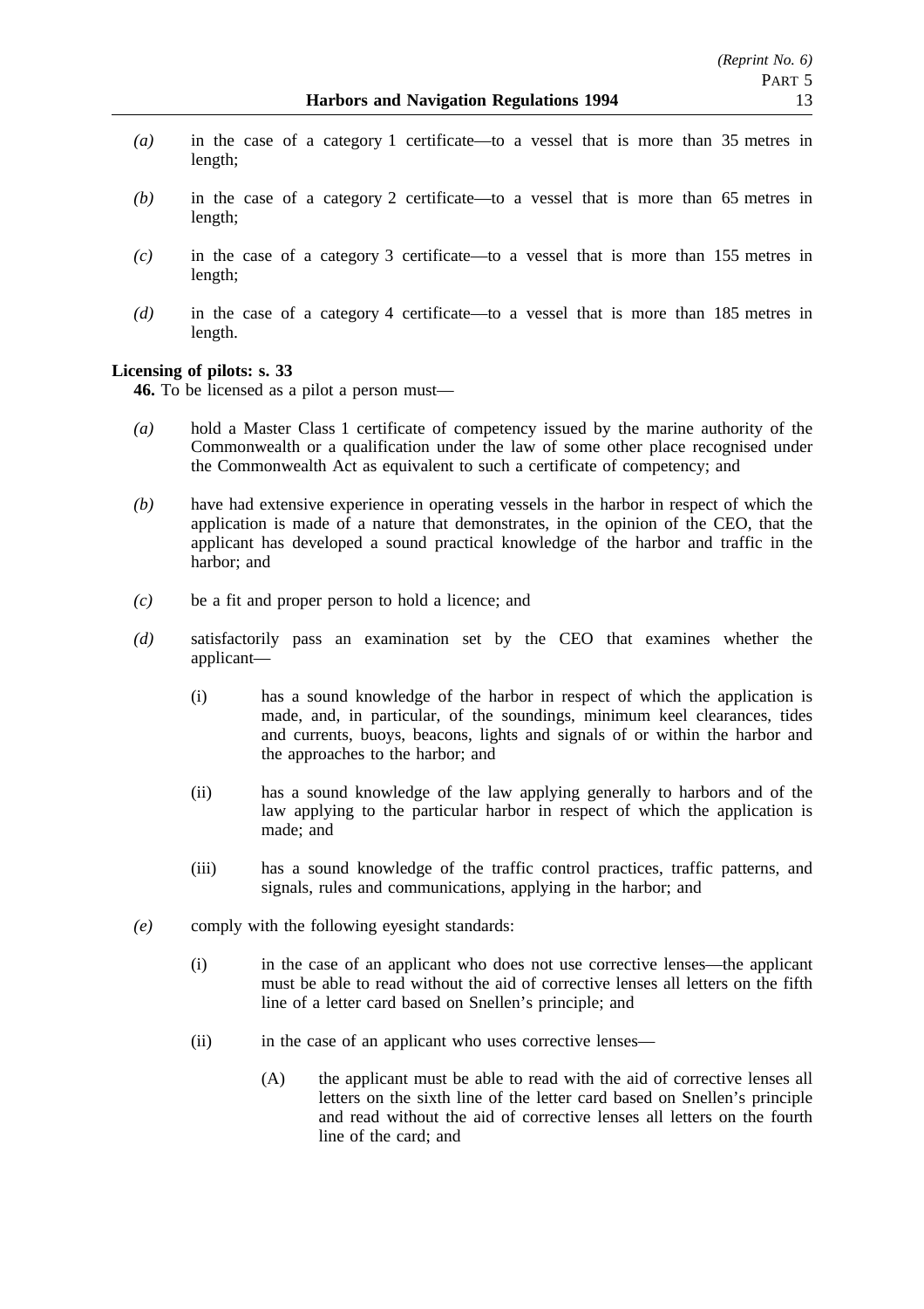*(a)* in the case of a category 1 certificate—to a vessel that is more than 35 metres in length;

*(b)* in the case of a category 2 certificate—to a vessel that is more than 65 metres in length;

*(c)* in the case of a category 3 certificate—to a vessel that is more than 155 metres in length;

*(d)* in the case of a category 4 certificate—to a vessel that is more than 185 metres in length.

**Licensing of pilots: s. 33**

**46.** To be licensed as a pilot a person must—

*(a)* hold a Master Class 1 certificate of competency issued by the marine authority of the Commonwealth or a qualification under the law of some other place recognised under the Commonwealth Act as equivalent to such a certificate of competency; and

*(b)* have had extensive experience in operating vessels in the harbor in respect of which the application is made of a nature that demonstrates, in the opinion of the CEO, that the applicant has developed a sound practical knowledge of the harbor and traffic in the harbor; and

*(c)* be a fit and proper person to hold a licence; and

*(d)* satisfactorily pass an examination set by the CEO that examines whether the applicant—

(i) has a sound knowledge of the harbor in respect of which the application is made, and, in particular, of the soundings, minimum keel clearances, tides and currents, buoys, beacons, lights and signals of or within the harbor and the approaches to the harbor; and

(ii) has a sound knowledge of the law applying generally to harbors and of the law applying to the particular harbor in respect of which the application is made; and

(iii) has a sound knowledge of the traffic control practices, traffic patterns, and signals, rules and communications, applying in the harbor; and

*(e)* comply with the following eyesight standards:

(i) in the case of an applicant who does not use corrective lenses—the applicant must be able to read without the aid of corrective lenses all letters on the fifth line of a letter card based on Snellen's principle; and

(ii) in the case of an applicant who uses corrective lenses—

(A) the applicant must be able to read with the aid of corrective lenses all letters on the sixth line of the letter card based on Snellen's principle and read without the aid of corrective lenses all letters on the fourth line of the card; and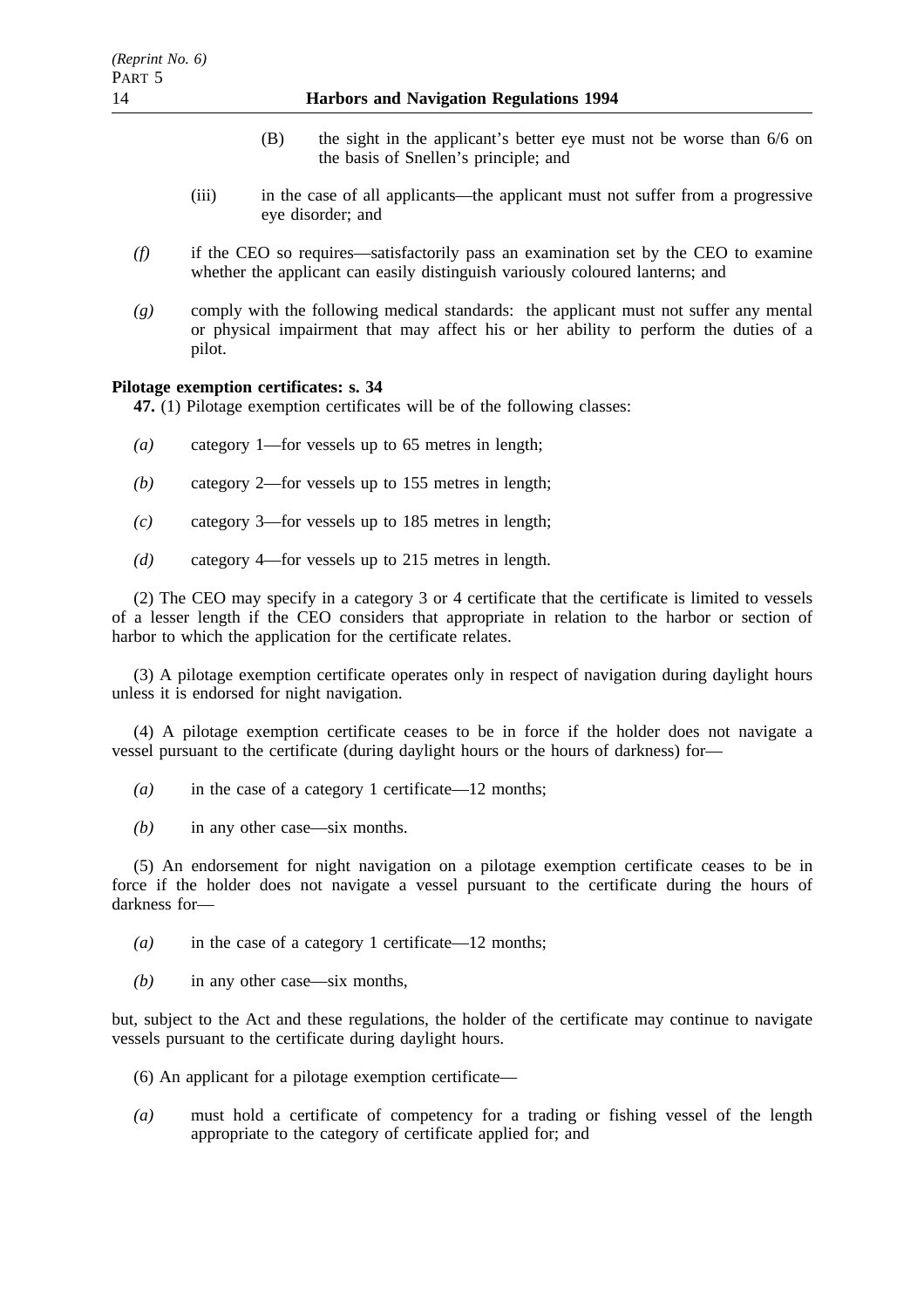(B) the sight in the applicant's better eye must not be worse than 6/6 on the basis of Snellen's principle; and

(iii) in the case of all applicants—the applicant must not suffer from a progressive eye disorder; and

*(f)* if the CEO so requires—satisfactorily pass an examination set by the CEO to examine whether the applicant can easily distinguish variously coloured lanterns; and

*(g)* comply with the following medical standards: the applicant must not suffer any mental or physical impairment that may affect his or her ability to perform the duties of a pilot.

**Pilotage exemption certificates: s. 34**

**47.** (1) Pilotage exemption certificates will be of the following classes:

*(a)* category 1—for vessels up to 65 metres in length;

*(b)* category 2—for vessels up to 155 metres in length;

*(c)* category 3—for vessels up to 185 metres in length;

*(d)* category 4—for vessels up to 215 metres in length.

(2) The CEO may specify in a category 3 or 4 certificate that the certificate is limited to vessels of a lesser length if the CEO considers that appropriate in relation to the harbor or section of harbor to which the application for the certificate relates.

(3) A pilotage exemption certificate operates only in respect of navigation during daylight hours unless it is endorsed for night navigation.

(4) A pilotage exemption certificate ceases to be in force if the holder does not navigate a vessel pursuant to the certificate (during daylight hours or the hours of darkness) for—

*(a)* in the case of a category 1 certificate—12 months;

*(b)* in any other case—six months.

(5) An endorsement for night navigation on a pilotage exemption certificate ceases to be in force if the holder does not navigate a vessel pursuant to the certificate during the hours of darkness for—

*(a)* in the case of a category 1 certificate—12 months;

*(b)* in any other case—six months,

but, subject to the Act and these regulations, the holder of the certificate may continue to navigate vessels pursuant to the certificate during daylight hours.

(6) An applicant for a pilotage exemption certificate—

*(a)* must hold a certificate of competency for a trading or fishing vessel of the length appropriate to the category of certificate applied for; and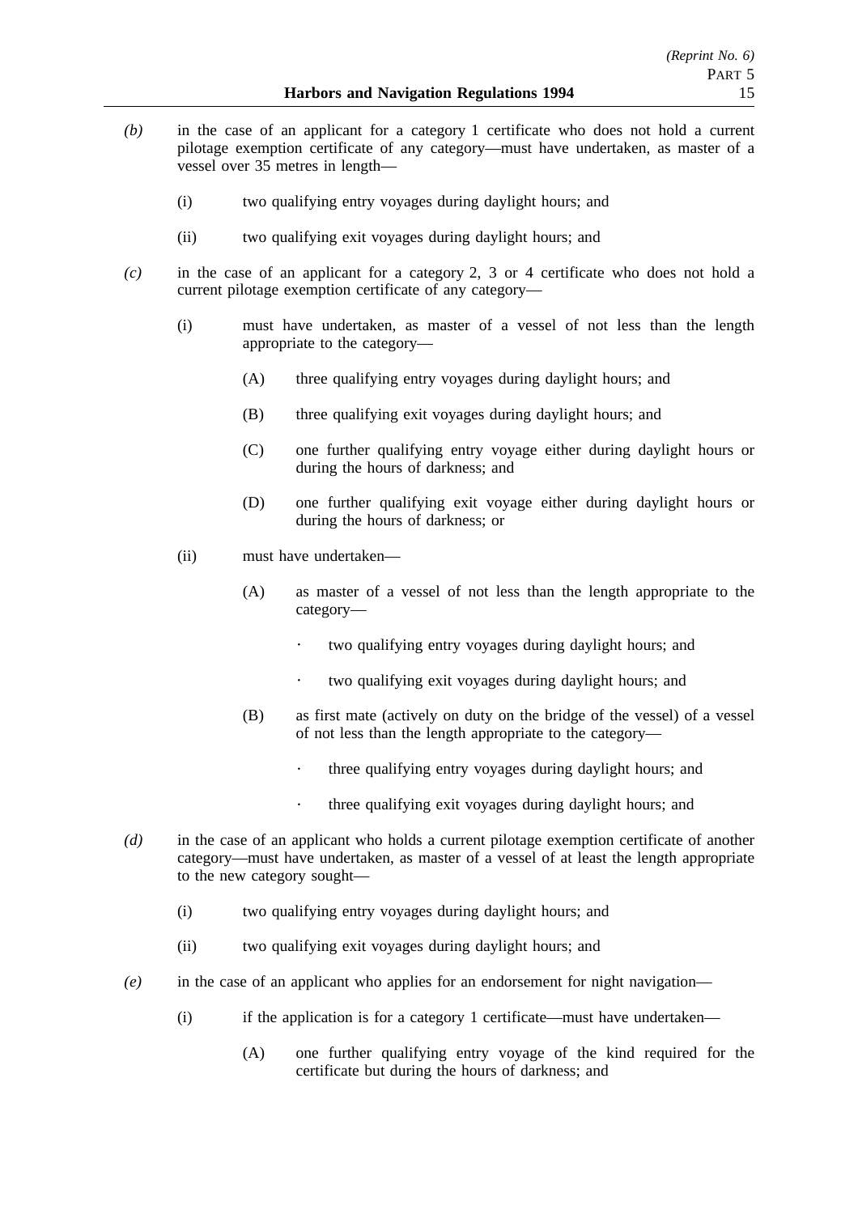*(b)* in the case of an applicant for a category 1 certificate who does not hold a current pilotage exemption certificate of any category—must have undertaken, as master of a vessel over 35 metres in length—

(i) two qualifying entry voyages during daylight hours; and

(ii) two qualifying exit voyages during daylight hours; and

*(c)* in the case of an applicant for a category 2, 3 or 4 certificate who does not hold a current pilotage exemption certificate of any category—

(i) must have undertaken, as master of a vessel of not less than the length appropriate to the category—

(A) three qualifying entry voyages during daylight hours; and

(B) three qualifying exit voyages during daylight hours; and

(C) one further qualifying entry voyage either during daylight hours or during the hours of darkness; and

(D) one further qualifying exit voyage either during daylight hours or during the hours of darkness; or

(ii) must have undertaken—

(A) as master of a vessel of not less than the length appropriate to the category—

· two qualifying entry voyages during daylight hours; and

· two qualifying exit voyages during daylight hours; and

(B) as first mate (actively on duty on the bridge of the vessel) of a vessel of not less than the length appropriate to the category—

· three qualifying entry voyages during daylight hours; and

· three qualifying exit voyages during daylight hours; and

*(d)* in the case of an applicant who holds a current pilotage exemption certificate of another category—must have undertaken, as master of a vessel of at least the length appropriate to the new category sought—

(i) two qualifying entry voyages during daylight hours; and

(ii) two qualifying exit voyages during daylight hours; and

*(e)* in the case of an applicant who applies for an endorsement for night navigation—

(i) if the application is for a category 1 certificate—must have undertaken—

(A) one further qualifying entry voyage of the kind required for the certificate but during the hours of darkness; and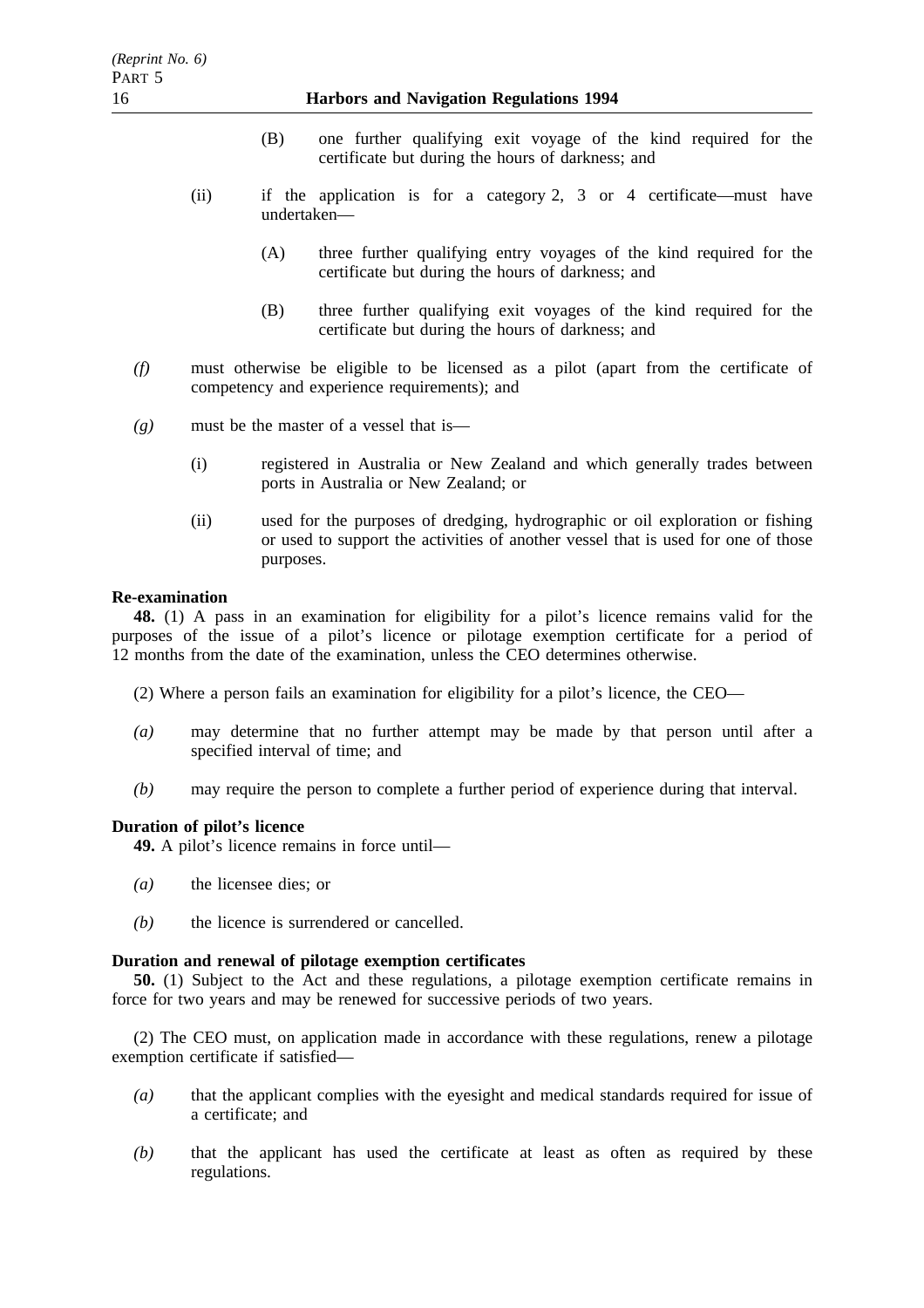(B) one further qualifying exit voyage of the kind required for the certificate but during the hours of darkness; and

(ii) if the application is for a category 2, 3 or 4 certificate—must have undertaken—

(A) three further qualifying entry voyages of the kind required for the certificate but during the hours of darkness; and

(B) three further qualifying exit voyages of the kind required for the certificate but during the hours of darkness; and

*(f)* must otherwise be eligible to be licensed as a pilot (apart from the certificate of competency and experience requirements); and

*(g)* must be the master of a vessel that is—

(i) registered in Australia or New Zealand and which generally trades between ports in Australia or New Zealand; or

(ii) used for the purposes of dredging, hydrographic or oil exploration or fishing or used to support the activities of another vessel that is used for one of those purposes.

**Re-examination**

**48.** (1) A pass in an examination for eligibility for a pilot's licence remains valid for the purposes of the issue of a pilot's licence or pilotage exemption certificate for a period of 12 months from the date of the examination, unless the CEO determines otherwise.

(2) Where a person fails an examination for eligibility for a pilot's licence, the CEO—

*(a)* may determine that no further attempt may be made by that person until after a specified interval of time; and

*(b)* may require the person to complete a further period of experience during that interval.

**Duration of pilot's licence**

**49.** A pilot's licence remains in force until—

*(a)* the licensee dies; or

*(b)* the licence is surrendered or cancelled.

**Duration and renewal of pilotage exemption certificates**

**50.** (1) Subject to the Act and these regulations, a pilotage exemption certificate remains in force for two years and may be renewed for successive periods of two years.

(2) The CEO must, on application made in accordance with these regulations, renew a pilotage exemption certificate if satisfied—

*(a)* that the applicant complies with the eyesight and medical standards required for issue of a certificate; and

*(b)* that the applicant has used the certificate at least as often as required by these regulations.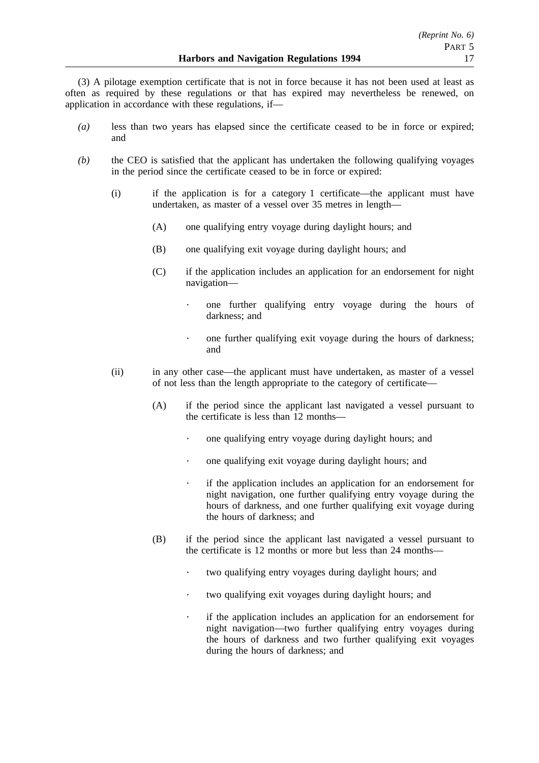(3) A pilotage exemption certificate that is not in force because it has not been used at least as often as required by these regulations or that has expired may nevertheless be renewed, on application in accordance with these regulations, if—

*(a)* less than two years has elapsed since the certificate ceased to be in force or expired; and

*(b)* the CEO is satisfied that the applicant has undertaken the following qualifying voyages in the period since the certificate ceased to be in force or expired:

- (i) if the application is for a category 1 certificate—the applicant must have undertaken, as master of a vessel over 35 metres in length—
  - (A) one qualifying entry voyage during daylight hours; and
  - (B) one qualifying exit voyage during daylight hours; and
  - (C) if the application includes an application for an endorsement for night navigation—
    - · one further qualifying entry voyage during the hours of darkness; and
    - · one further qualifying exit voyage during the hours of darkness; and
- (ii) in any other case—the applicant must have undertaken, as master of a vessel of not less than the length appropriate to the category of certificate—
  - (A) if the period since the applicant last navigated a vessel pursuant to the certificate is less than 12 months—
    - · one qualifying entry voyage during daylight hours; and
    - · one qualifying exit voyage during daylight hours; and
    - · if the application includes an application for an endorsement for night navigation, one further qualifying entry voyage during the hours of darkness, and one further qualifying exit voyage during the hours of darkness; and
  - (B) if the period since the applicant last navigated a vessel pursuant to the certificate is 12 months or more but less than 24 months—
    - · two qualifying entry voyages during daylight hours; and
    - · two qualifying exit voyages during daylight hours; and
    - · if the application includes an application for an endorsement for night navigation—two further qualifying entry voyages during the hours of darkness and two further qualifying exit voyages during the hours of darkness; and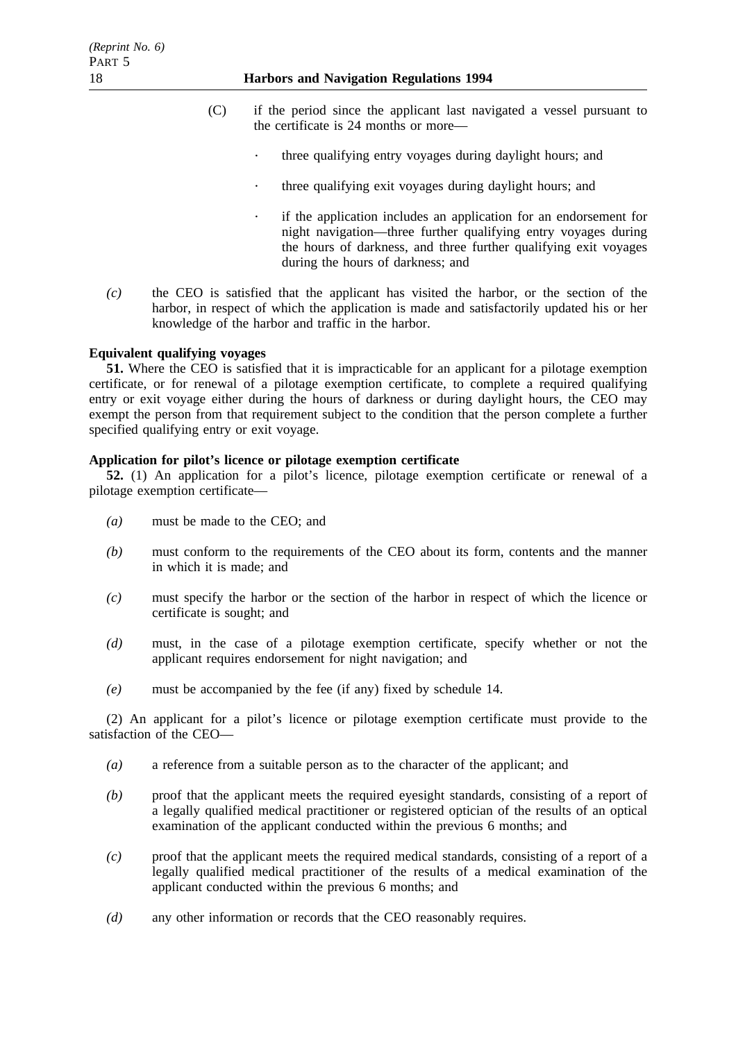(C) if the period since the applicant last navigated a vessel pursuant to the certificate is 24 months or more—

- three qualifying entry voyages during daylight hours; and
- three qualifying exit voyages during daylight hours; and
- if the application includes an application for an endorsement for night navigation—three further qualifying entry voyages during the hours of darkness, and three further qualifying exit voyages during the hours of darkness; and

*(c)* the CEO is satisfied that the applicant has visited the harbor, or the section of the harbor, in respect of which the application is made and satisfactorily updated his or her knowledge of the harbor and traffic in the harbor.

**Equivalent qualifying voyages**

**51.** Where the CEO is satisfied that it is impracticable for an applicant for a pilotage exemption certificate, or for renewal of a pilotage exemption certificate, to complete a required qualifying entry or exit voyage either during the hours of darkness or during daylight hours, the CEO may exempt the person from that requirement subject to the condition that the person complete a further specified qualifying entry or exit voyage.

**Application for pilot's licence or pilotage exemption certificate**

**52.** (1) An application for a pilot's licence, pilotage exemption certificate or renewal of a pilotage exemption certificate—

*(a)* must be made to the CEO; and

*(b)* must conform to the requirements of the CEO about its form, contents and the manner in which it is made; and

*(c)* must specify the harbor or the section of the harbor in respect of which the licence or certificate is sought; and

*(d)* must, in the case of a pilotage exemption certificate, specify whether or not the applicant requires endorsement for night navigation; and

*(e)* must be accompanied by the fee (if any) fixed by schedule 14.

(2) An applicant for a pilot's licence or pilotage exemption certificate must provide to the satisfaction of the CEO—

*(a)* a reference from a suitable person as to the character of the applicant; and

*(b)* proof that the applicant meets the required eyesight standards, consisting of a report of a legally qualified medical practitioner or registered optician of the results of an optical examination of the applicant conducted within the previous 6 months; and

*(c)* proof that the applicant meets the required medical standards, consisting of a report of a legally qualified medical practitioner of the results of a medical examination of the applicant conducted within the previous 6 months; and

*(d)* any other information or records that the CEO reasonably requires.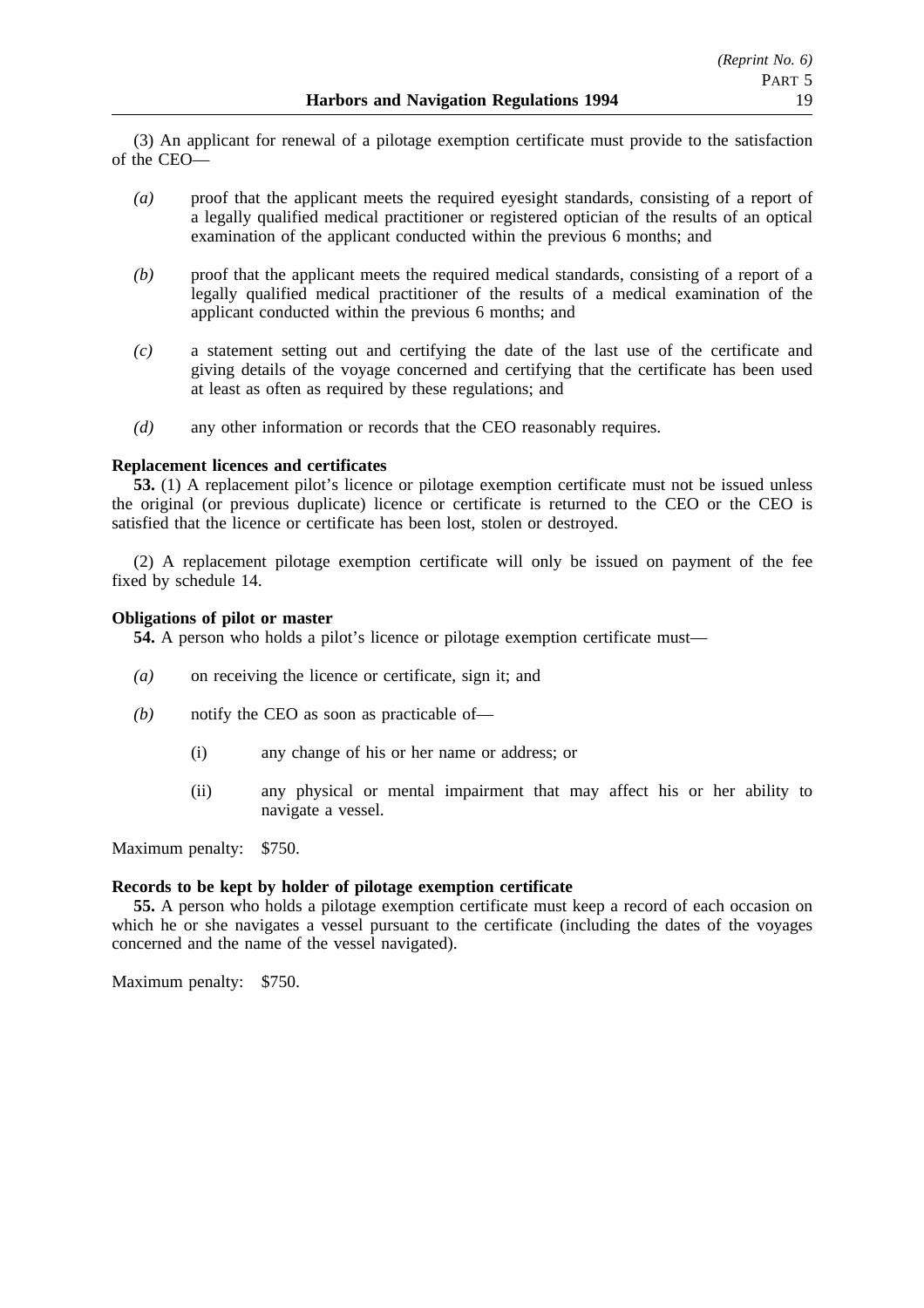(3) An applicant for renewal of a pilotage exemption certificate must provide to the satisfaction of the CEO—

*(a)* proof that the applicant meets the required eyesight standards, consisting of a report of a legally qualified medical practitioner or registered optician of the results of an optical examination of the applicant conducted within the previous 6 months; and

*(b)* proof that the applicant meets the required medical standards, consisting of a report of a legally qualified medical practitioner of the results of a medical examination of the applicant conducted within the previous 6 months; and

*(c)* a statement setting out and certifying the date of the last use of the certificate and giving details of the voyage concerned and certifying that the certificate has been used at least as often as required by these regulations; and

*(d)* any other information or records that the CEO reasonably requires.

**Replacement licences and certificates**

**53.** (1) A replacement pilot's licence or pilotage exemption certificate must not be issued unless the original (or previous duplicate) licence or certificate is returned to the CEO or the CEO is satisfied that the licence or certificate has been lost, stolen or destroyed.

(2) A replacement pilotage exemption certificate will only be issued on payment of the fee fixed by schedule 14.

**Obligations of pilot or master**

**54.** A person who holds a pilot's licence or pilotage exemption certificate must—

*(a)* on receiving the licence or certificate, sign it; and

*(b)* notify the CEO as soon as practicable of—

(i) any change of his or her name or address; or

(ii) any physical or mental impairment that may affect his or her ability to navigate a vessel.

Maximum penalty: $750.

**Records to be kept by holder of pilotage exemption certificate**

**55.** A person who holds a pilotage exemption certificate must keep a record of each occasion on which he or she navigates a vessel pursuant to the certificate (including the dates of the voyages concerned and the name of the vessel navigated).

Maximum penalty: $750.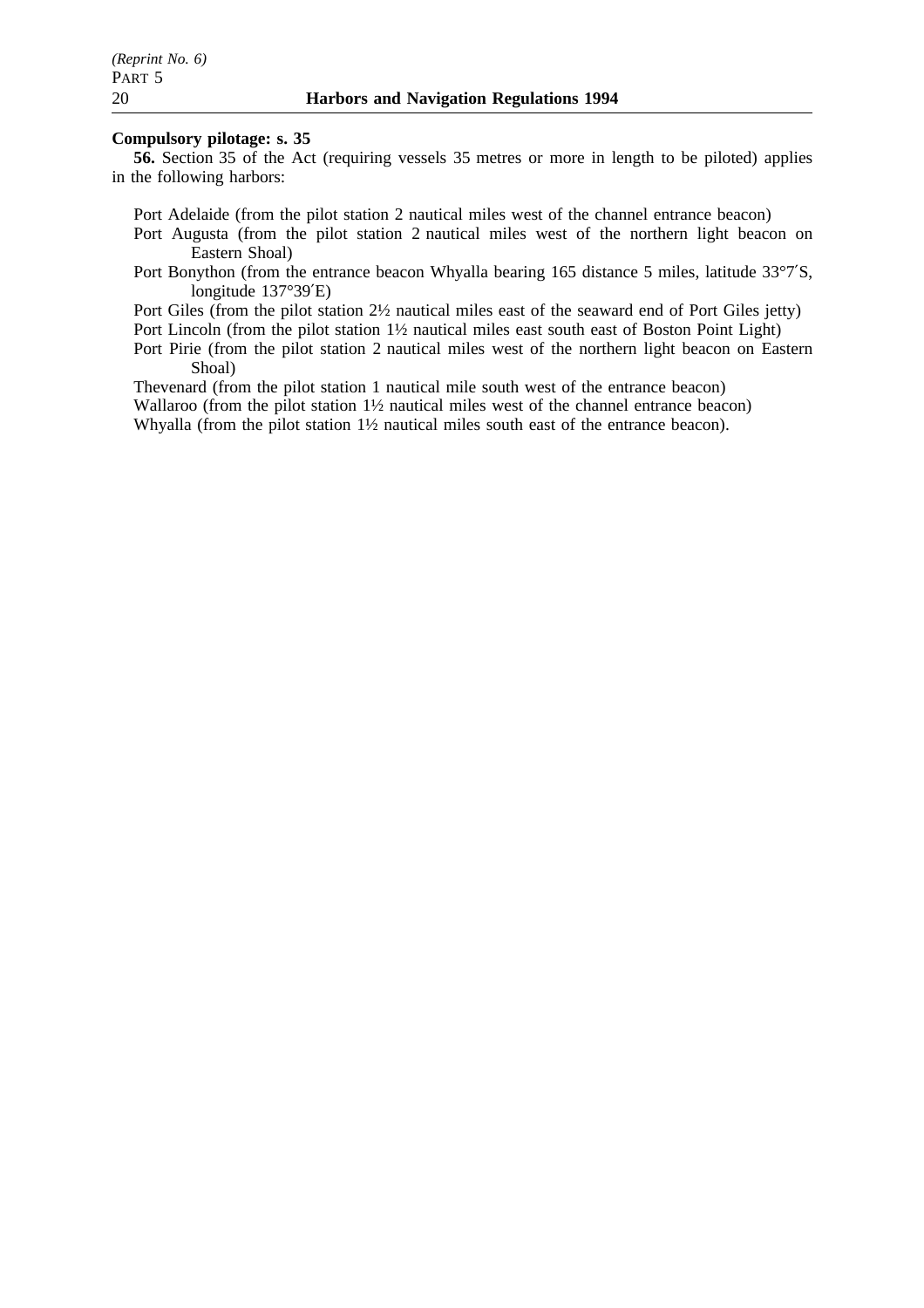**Compulsory pilotage: s. 35**

**56.** Section 35 of the Act (requiring vessels 35 metres or more in length to be piloted) applies in the following harbors:

Port Adelaide (from the pilot station 2 nautical miles west of the channel entrance beacon)

Port Augusta (from the pilot station 2 nautical miles west of the northern light beacon on Eastern Shoal)

Port Bonython (from the entrance beacon Whyalla bearing 165 distance 5 miles, latitude 33°7′S, longitude 137°39′E)

Port Giles (from the pilot station 2½ nautical miles east of the seaward end of Port Giles jetty)

Port Lincoln (from the pilot station 1½ nautical miles east south east of Boston Point Light)

Port Pirie (from the pilot station 2 nautical miles west of the northern light beacon on Eastern Shoal)

Thevenard (from the pilot station 1 nautical mile south west of the entrance beacon)

Wallaroo (from the pilot station 1½ nautical miles west of the channel entrance beacon)

Whyalla (from the pilot station 1½ nautical miles south east of the entrance beacon).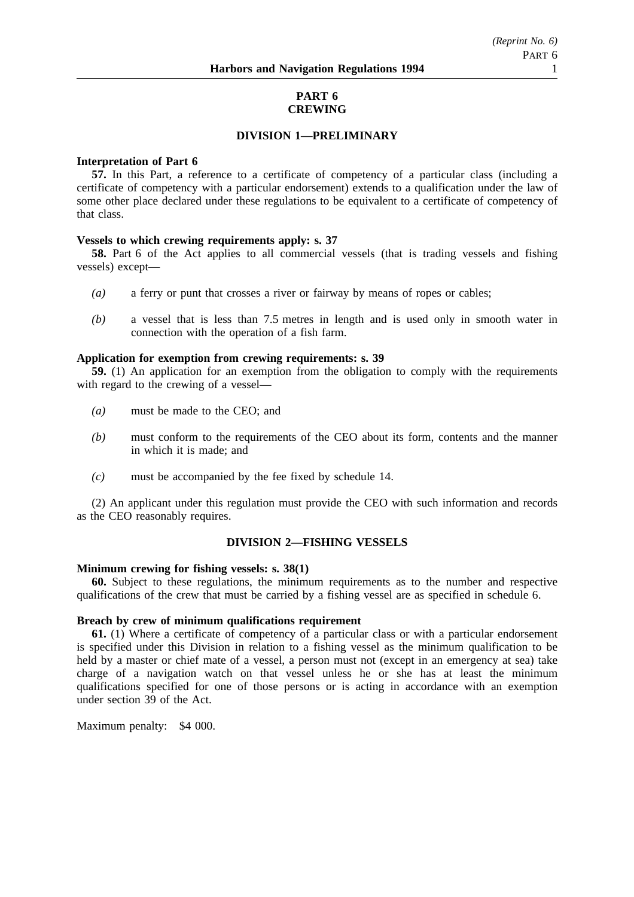# PART 6
# CREWING

## DIVISION 1—PRELIMINARY

**Interpretation of Part 6**

**57.** In this Part, a reference to a certificate of competency of a particular class (including a certificate of competency with a particular endorsement) extends to a qualification under the law of some other place declared under these regulations to be equivalent to a certificate of competency of that class.

**Vessels to which crewing requirements apply: s. 37**

**58.** Part 6 of the Act applies to all commercial vessels (that is trading vessels and fishing vessels) except—

*(a)* a ferry or punt that crosses a river or fairway by means of ropes or cables;

*(b)* a vessel that is less than 7.5 metres in length and is used only in smooth water in connection with the operation of a fish farm.

**Application for exemption from crewing requirements: s. 39**

**59.** (1) An application for an exemption from the obligation to comply with the requirements with regard to the crewing of a vessel—

*(a)* must be made to the CEO; and

*(b)* must conform to the requirements of the CEO about its form, contents and the manner in which it is made; and

*(c)* must be accompanied by the fee fixed by schedule 14.

(2) An applicant under this regulation must provide the CEO with such information and records as the CEO reasonably requires.

## DIVISION 2—FISHING VESSELS

**Minimum crewing for fishing vessels: s. 38(1)**

**60.** Subject to these regulations, the minimum requirements as to the number and respective qualifications of the crew that must be carried by a fishing vessel are as specified in schedule 6.

**Breach by crew of minimum qualifications requirement**

**61.** (1) Where a certificate of competency of a particular class or with a particular endorsement is specified under this Division in relation to a fishing vessel as the minimum qualification to be held by a master or chief mate of a vessel, a person must not (except in an emergency at sea) take charge of a navigation watch on that vessel unless he or she has at least the minimum qualifications specified for one of those persons or is acting in accordance with an exemption under section 39 of the Act.

Maximum penalty: $4 000.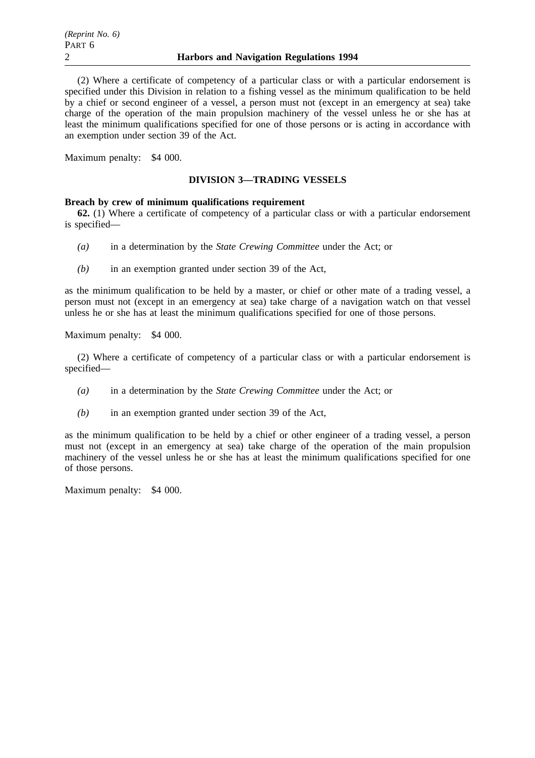(2) Where a certificate of competency of a particular class or with a particular endorsement is specified under this Division in relation to a fishing vessel as the minimum qualification to be held by a chief or second engineer of a vessel, a person must not (except in an emergency at sea) take charge of the operation of the main propulsion machinery of the vessel unless he or she has at least the minimum qualifications specified for one of those persons or is acting in accordance with an exemption under section 39 of the Act.

Maximum penalty: $4 000.

## DIVISION 3—TRADING VESSELS

**Breach by crew of minimum qualifications requirement**

**62.** (1) Where a certificate of competency of a particular class or with a particular endorsement is specified—

*(a)* in a determination by the *State Crewing Committee* under the Act; or

*(b)* in an exemption granted under section 39 of the Act,

as the minimum qualification to be held by a master, or chief or other mate of a trading vessel, a person must not (except in an emergency at sea) take charge of a navigation watch on that vessel unless he or she has at least the minimum qualifications specified for one of those persons.

Maximum penalty: $4 000.

(2) Where a certificate of competency of a particular class or with a particular endorsement is specified—

*(a)* in a determination by the *State Crewing Committee* under the Act; or

*(b)* in an exemption granted under section 39 of the Act,

as the minimum qualification to be held by a chief or other engineer of a trading vessel, a person must not (except in an emergency at sea) take charge of the operation of the main propulsion machinery of the vessel unless he or she has at least the minimum qualifications specified for one of those persons.

Maximum penalty: $4 000.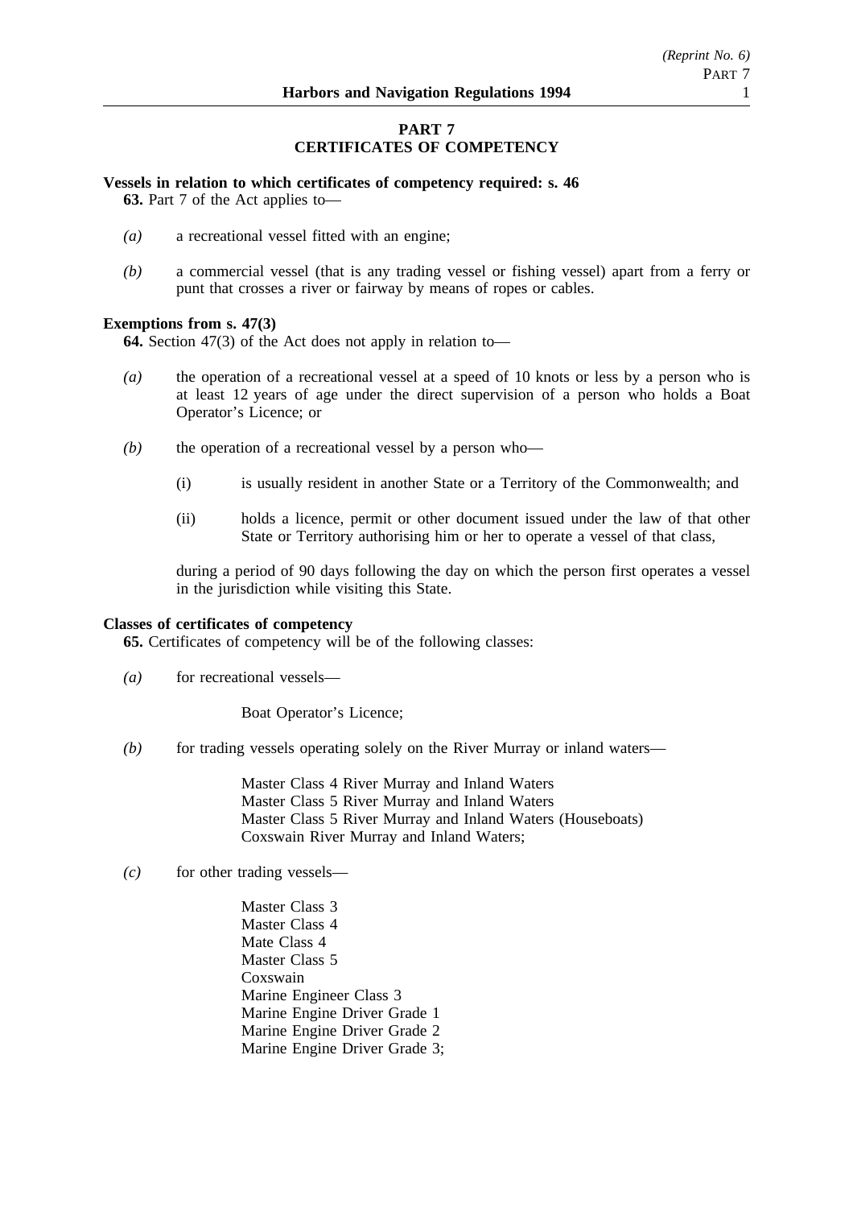## PART 7
## CERTIFICATES OF COMPETENCY

**Vessels in relation to which certificates of competency required: s. 46**

**63.** Part 7 of the Act applies to—

*(a)* a recreational vessel fitted with an engine;

*(b)* a commercial vessel (that is any trading vessel or fishing vessel) apart from a ferry or punt that crosses a river or fairway by means of ropes or cables.

**Exemptions from s. 47(3)**

**64.** Section 47(3) of the Act does not apply in relation to—

*(a)* the operation of a recreational vessel at a speed of 10 knots or less by a person who is at least 12 years of age under the direct supervision of a person who holds a Boat Operator's Licence; or

*(b)* the operation of a recreational vessel by a person who—

(i) is usually resident in another State or a Territory of the Commonwealth; and

(ii) holds a licence, permit or other document issued under the law of that other State or Territory authorising him or her to operate a vessel of that class,

during a period of 90 days following the day on which the person first operates a vessel in the jurisdiction while visiting this State.

**Classes of certificates of competency**

**65.** Certificates of competency will be of the following classes:

*(a)* for recreational vessels—

Boat Operator's Licence;

*(b)* for trading vessels operating solely on the River Murray or inland waters—

Master Class 4 River Murray and Inland Waters
Master Class 5 River Murray and Inland Waters
Master Class 5 River Murray and Inland Waters (Houseboats)
Coxswain River Murray and Inland Waters;

*(c)* for other trading vessels—

Master Class 3
Master Class 4
Mate Class 4
Master Class 5
Coxswain
Marine Engineer Class 3
Marine Engine Driver Grade 1
Marine Engine Driver Grade 2
Marine Engine Driver Grade 3;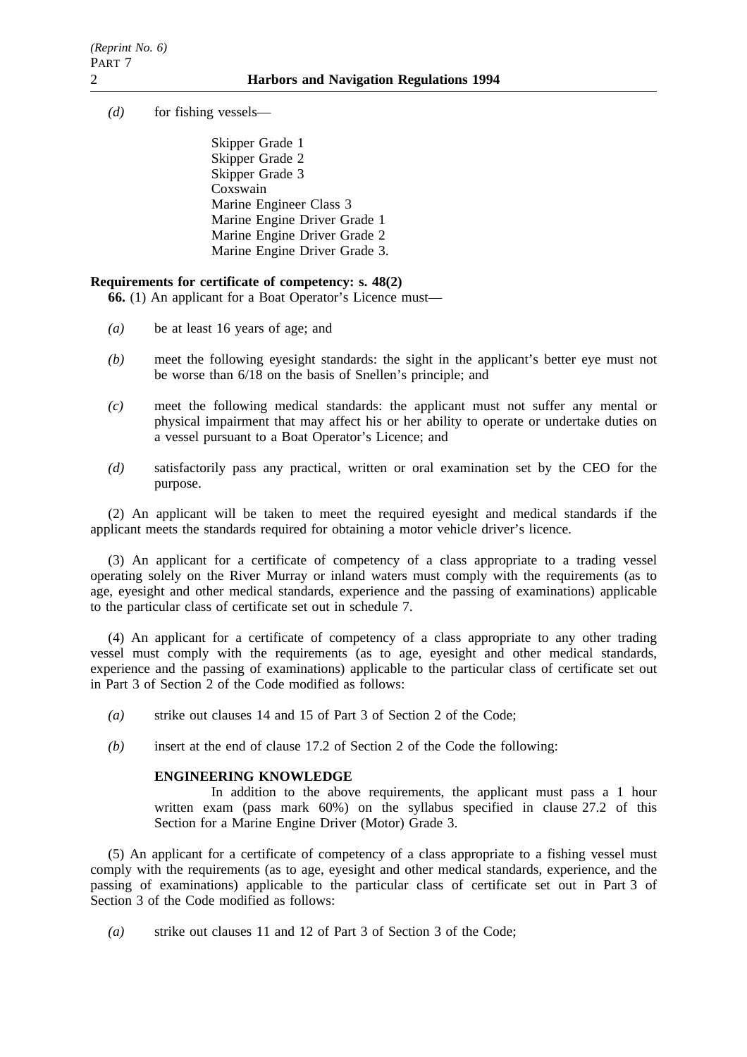*(d)* for fishing vessels—

Skipper Grade 1
Skipper Grade 2
Skipper Grade 3
Coxswain
Marine Engineer Class 3
Marine Engine Driver Grade 1
Marine Engine Driver Grade 2
Marine Engine Driver Grade 3.

**Requirements for certificate of competency: s. 48(2)**

**66.** (1) An applicant for a Boat Operator's Licence must—

*(a)* be at least 16 years of age; and

*(b)* meet the following eyesight standards: the sight in the applicant's better eye must not be worse than 6/18 on the basis of Snellen's principle; and

*(c)* meet the following medical standards: the applicant must not suffer any mental or physical impairment that may affect his or her ability to operate or undertake duties on a vessel pursuant to a Boat Operator's Licence; and

*(d)* satisfactorily pass any practical, written or oral examination set by the CEO for the purpose.

(2) An applicant will be taken to meet the required eyesight and medical standards if the applicant meets the standards required for obtaining a motor vehicle driver's licence.

(3) An applicant for a certificate of competency of a class appropriate to a trading vessel operating solely on the River Murray or inland waters must comply with the requirements (as to age, eyesight and other medical standards, experience and the passing of examinations) applicable to the particular class of certificate set out in schedule 7.

(4) An applicant for a certificate of competency of a class appropriate to any other trading vessel must comply with the requirements (as to age, eyesight and other medical standards, experience and the passing of examinations) applicable to the particular class of certificate set out in Part 3 of Section 2 of the Code modified as follows:

*(a)* strike out clauses 14 and 15 of Part 3 of Section 2 of the Code;

*(b)* insert at the end of clause 17.2 of Section 2 of the Code the following:

**ENGINEERING KNOWLEDGE**

In addition to the above requirements, the applicant must pass a 1 hour written exam (pass mark 60%) on the syllabus specified in clause 27.2 of this Section for a Marine Engine Driver (Motor) Grade 3.

(5) An applicant for a certificate of competency of a class appropriate to a fishing vessel must comply with the requirements (as to age, eyesight and other medical standards, experience, and the passing of examinations) applicable to the particular class of certificate set out in Part 3 of Section 3 of the Code modified as follows:

*(a)* strike out clauses 11 and 12 of Part 3 of Section 3 of the Code;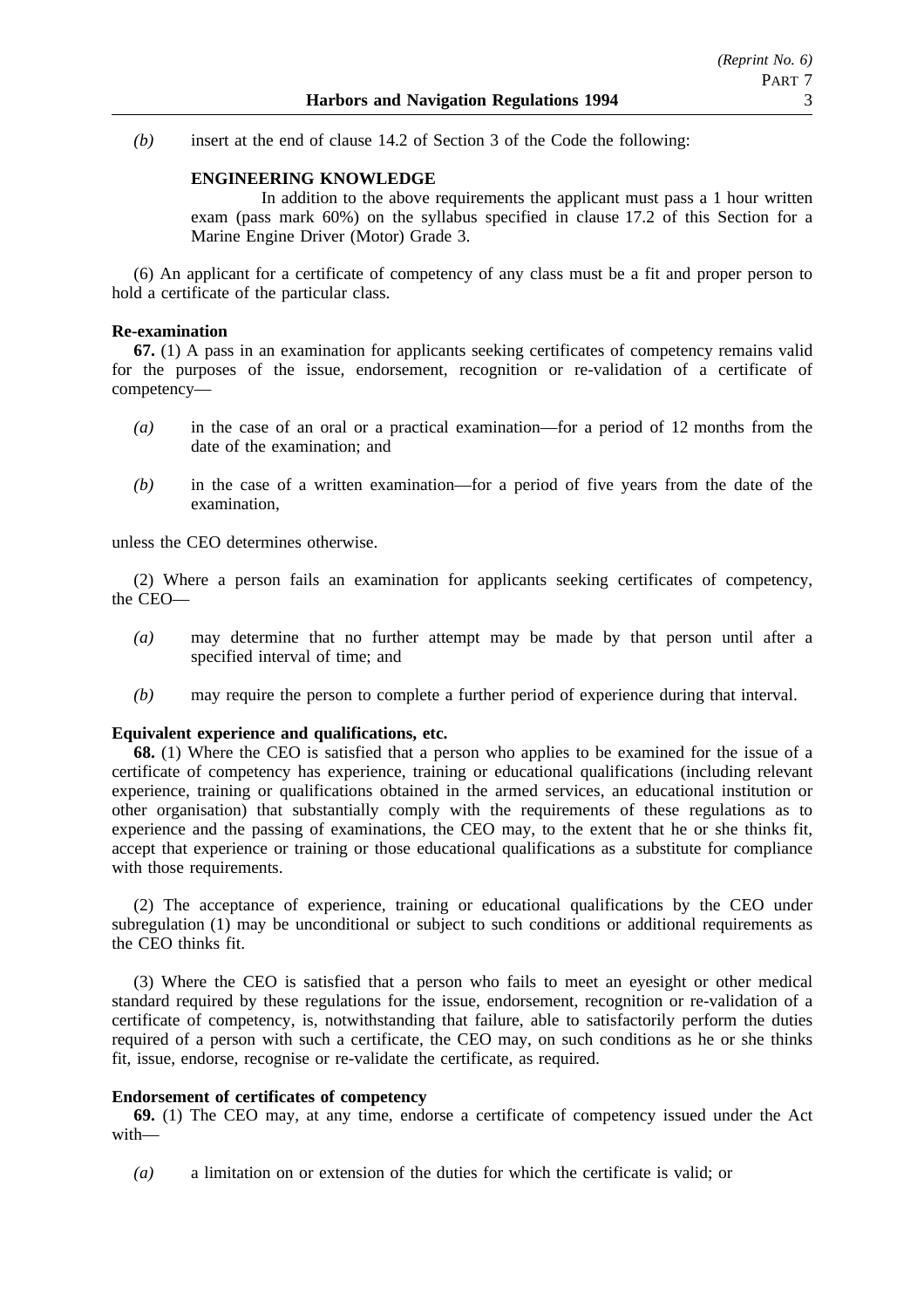*(b)* insert at the end of clause 14.2 of Section 3 of the Code the following:

**ENGINEERING KNOWLEDGE**

In addition to the above requirements the applicant must pass a 1 hour written exam (pass mark 60%) on the syllabus specified in clause 17.2 of this Section for a Marine Engine Driver (Motor) Grade 3.

(6) An applicant for a certificate of competency of any class must be a fit and proper person to hold a certificate of the particular class.

**Re-examination**

**67.** (1) A pass in an examination for applicants seeking certificates of competency remains valid for the purposes of the issue, endorsement, recognition or re-validation of a certificate of competency—

*(a)* in the case of an oral or a practical examination—for a period of 12 months from the date of the examination; and

*(b)* in the case of a written examination—for a period of five years from the date of the examination,

unless the CEO determines otherwise.

(2) Where a person fails an examination for applicants seeking certificates of competency, the CEO—

*(a)* may determine that no further attempt may be made by that person until after a specified interval of time; and

*(b)* may require the person to complete a further period of experience during that interval.

**Equivalent experience and qualifications, etc.**

**68.** (1) Where the CEO is satisfied that a person who applies to be examined for the issue of a certificate of competency has experience, training or educational qualifications (including relevant experience, training or qualifications obtained in the armed services, an educational institution or other organisation) that substantially comply with the requirements of these regulations as to experience and the passing of examinations, the CEO may, to the extent that he or she thinks fit, accept that experience or training or those educational qualifications as a substitute for compliance with those requirements.

(2) The acceptance of experience, training or educational qualifications by the CEO under subregulation (1) may be unconditional or subject to such conditions or additional requirements as the CEO thinks fit.

(3) Where the CEO is satisfied that a person who fails to meet an eyesight or other medical standard required by these regulations for the issue, endorsement, recognition or re-validation of a certificate of competency, is, notwithstanding that failure, able to satisfactorily perform the duties required of a person with such a certificate, the CEO may, on such conditions as he or she thinks fit, issue, endorse, recognise or re-validate the certificate, as required.

**Endorsement of certificates of competency**

**69.** (1) The CEO may, at any time, endorse a certificate of competency issued under the Act with—

*(a)* a limitation on or extension of the duties for which the certificate is valid; or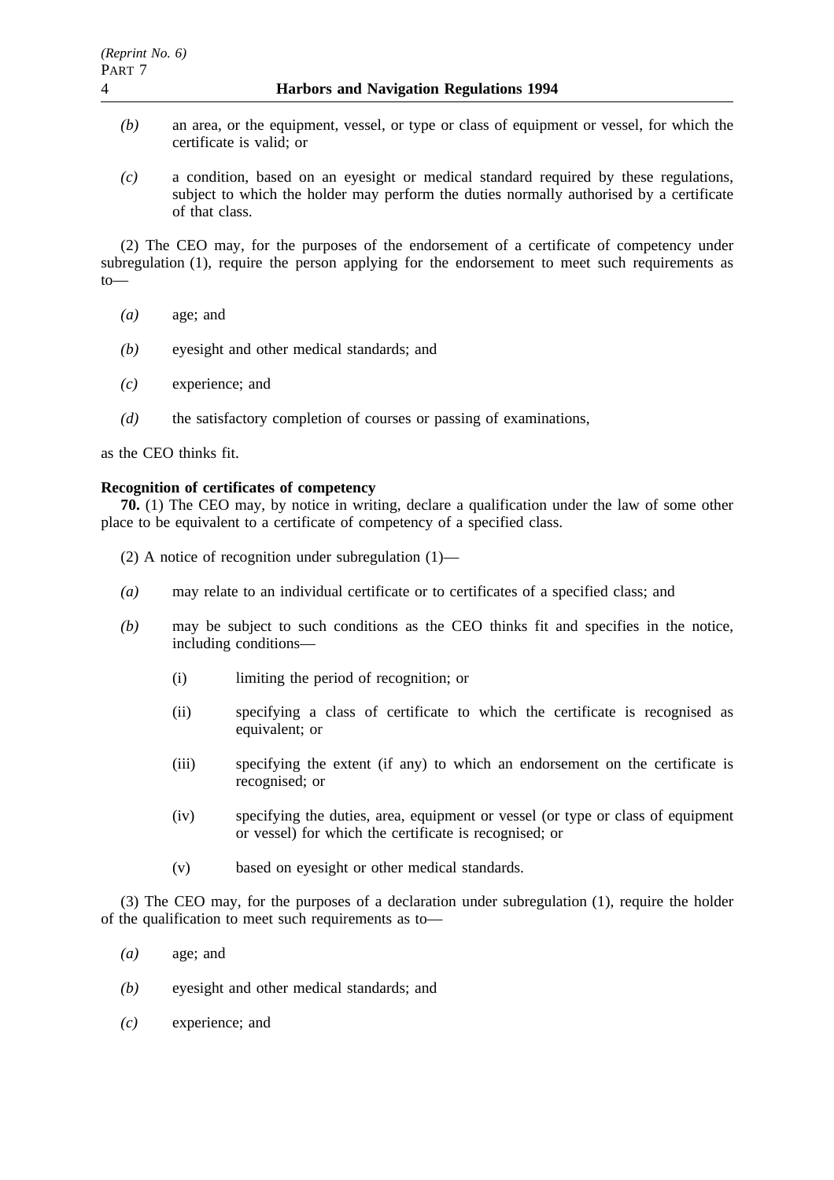*(b)* an area, or the equipment, vessel, or type or class of equipment or vessel, for which the certificate is valid; or

*(c)* a condition, based on an eyesight or medical standard required by these regulations, subject to which the holder may perform the duties normally authorised by a certificate of that class.

(2) The CEO may, for the purposes of the endorsement of a certificate of competency under subregulation (1), require the person applying for the endorsement to meet such requirements as to—

*(a)* age; and

*(b)* eyesight and other medical standards; and

*(c)* experience; and

*(d)* the satisfactory completion of courses or passing of examinations,

as the CEO thinks fit.

**Recognition of certificates of competency**

**70.** (1) The CEO may, by notice in writing, declare a qualification under the law of some other place to be equivalent to a certificate of competency of a specified class.

(2) A notice of recognition under subregulation (1)—

*(a)* may relate to an individual certificate or to certificates of a specified class; and

*(b)* may be subject to such conditions as the CEO thinks fit and specifies in the notice, including conditions—

(i) limiting the period of recognition; or

(ii) specifying a class of certificate to which the certificate is recognised as equivalent; or

(iii) specifying the extent (if any) to which an endorsement on the certificate is recognised; or

(iv) specifying the duties, area, equipment or vessel (or type or class of equipment or vessel) for which the certificate is recognised; or

(v) based on eyesight or other medical standards.

(3) The CEO may, for the purposes of a declaration under subregulation (1), require the holder of the qualification to meet such requirements as to—

*(a)* age; and

*(b)* eyesight and other medical standards; and

*(c)* experience; and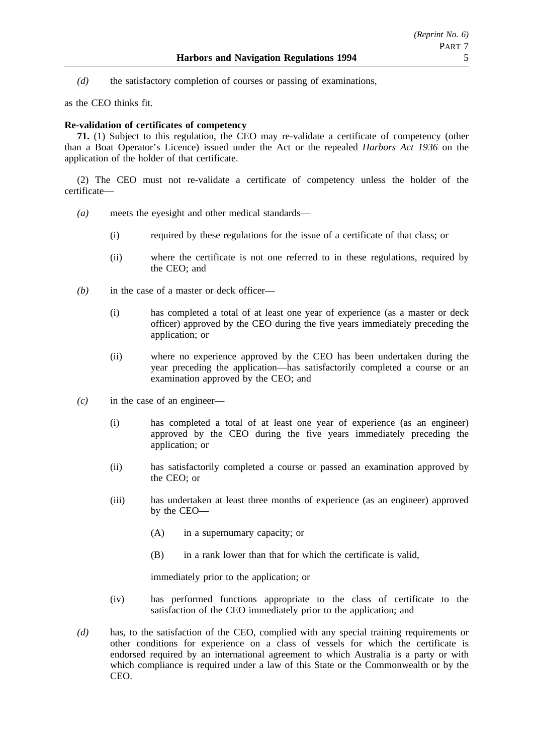*(d)* the satisfactory completion of courses or passing of examinations,

as the CEO thinks fit.

**Re-validation of certificates of competency**

**71.** (1) Subject to this regulation, the CEO may re-validate a certificate of competency (other than a Boat Operator's Licence) issued under the Act or the repealed *Harbors Act 1936* on the application of the holder of that certificate.

(2) The CEO must not re-validate a certificate of competency unless the holder of the certificate—

*(a)* meets the eyesight and other medical standards—

(i) required by these regulations for the issue of a certificate of that class; or

(ii) where the certificate is not one referred to in these regulations, required by the CEO; and

*(b)* in the case of a master or deck officer—

(i) has completed a total of at least one year of experience (as a master or deck officer) approved by the CEO during the five years immediately preceding the application; or

(ii) where no experience approved by the CEO has been undertaken during the year preceding the application—has satisfactorily completed a course or an examination approved by the CEO; and

*(c)* in the case of an engineer—

(i) has completed a total of at least one year of experience (as an engineer) approved by the CEO during the five years immediately preceding the application; or

(ii) has satisfactorily completed a course or passed an examination approved by the CEO; or

(iii) has undertaken at least three months of experience (as an engineer) approved by the CEO—

(A) in a supernumary capacity; or

(B) in a rank lower than that for which the certificate is valid,

immediately prior to the application; or

(iv) has performed functions appropriate to the class of certificate to the satisfaction of the CEO immediately prior to the application; and

*(d)* has, to the satisfaction of the CEO, complied with any special training requirements or other conditions for experience on a class of vessels for which the certificate is endorsed required by an international agreement to which Australia is a party or with which compliance is required under a law of this State or the Commonwealth or by the CEO.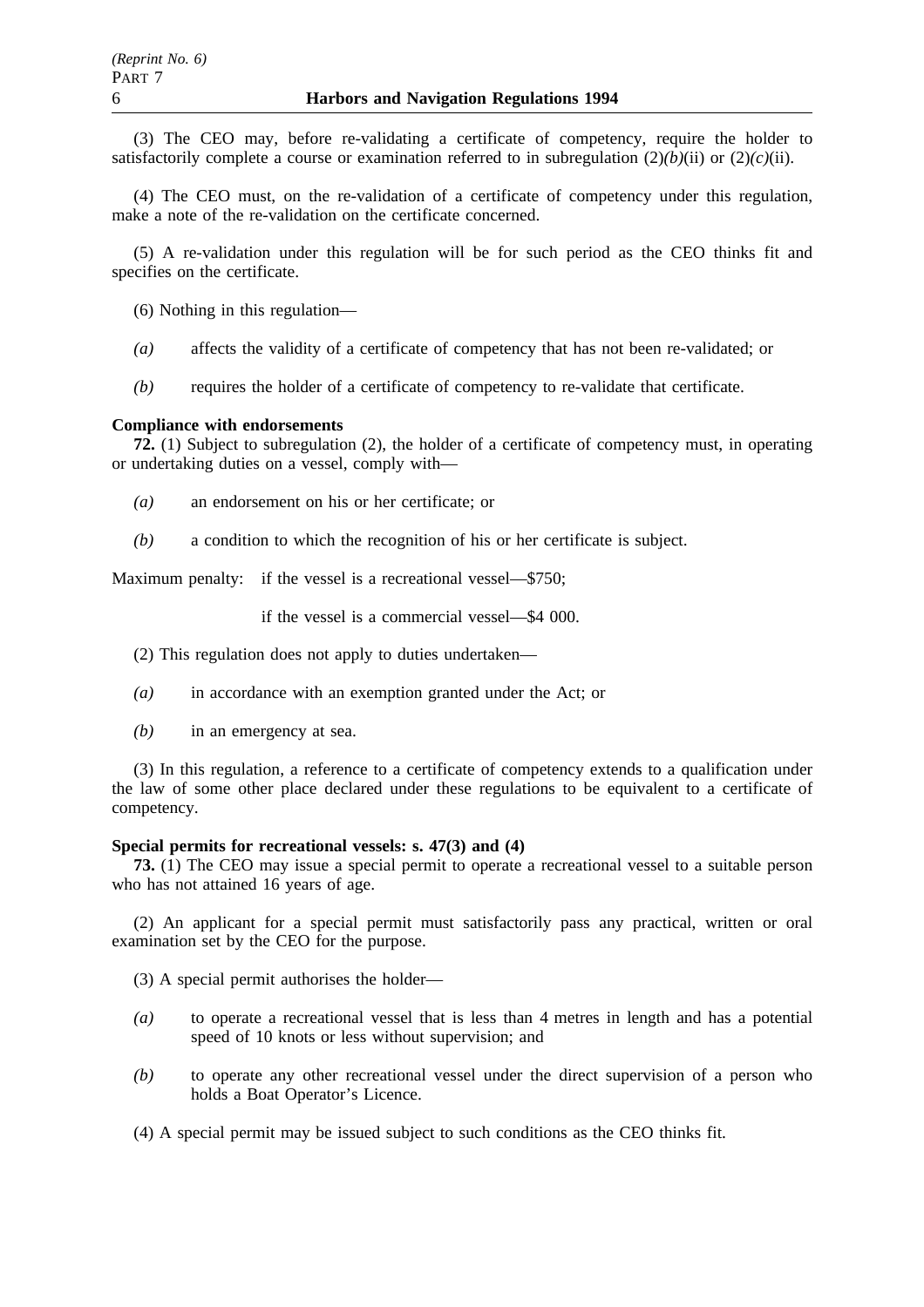(3) The CEO may, before re-validating a certificate of competency, require the holder to satisfactorily complete a course or examination referred to in subregulation (2)*(b)*(ii) or (2)*(c)*(ii).

(4) The CEO must, on the re-validation of a certificate of competency under this regulation, make a note of the re-validation on the certificate concerned.

(5) A re-validation under this regulation will be for such period as the CEO thinks fit and specifies on the certificate.

(6) Nothing in this regulation—

*(a)* affects the validity of a certificate of competency that has not been re-validated; or

*(b)* requires the holder of a certificate of competency to re-validate that certificate.

**Compliance with endorsements**

**72.** (1) Subject to subregulation (2), the holder of a certificate of competency must, in operating or undertaking duties on a vessel, comply with—

*(a)* an endorsement on his or her certificate; or

*(b)* a condition to which the recognition of his or her certificate is subject.

Maximum penalty: if the vessel is a recreational vessel—$750;

if the vessel is a commercial vessel—$4 000.

(2) This regulation does not apply to duties undertaken—

*(a)* in accordance with an exemption granted under the Act; or

*(b)* in an emergency at sea.

(3) In this regulation, a reference to a certificate of competency extends to a qualification under the law of some other place declared under these regulations to be equivalent to a certificate of competency.

**Special permits for recreational vessels: s. 47(3) and (4)**

**73.** (1) The CEO may issue a special permit to operate a recreational vessel to a suitable person who has not attained 16 years of age.

(2) An applicant for a special permit must satisfactorily pass any practical, written or oral examination set by the CEO for the purpose.

(3) A special permit authorises the holder—

*(a)* to operate a recreational vessel that is less than 4 metres in length and has a potential speed of 10 knots or less without supervision; and

*(b)* to operate any other recreational vessel under the direct supervision of a person who holds a Boat Operator's Licence.

(4) A special permit may be issued subject to such conditions as the CEO thinks fit.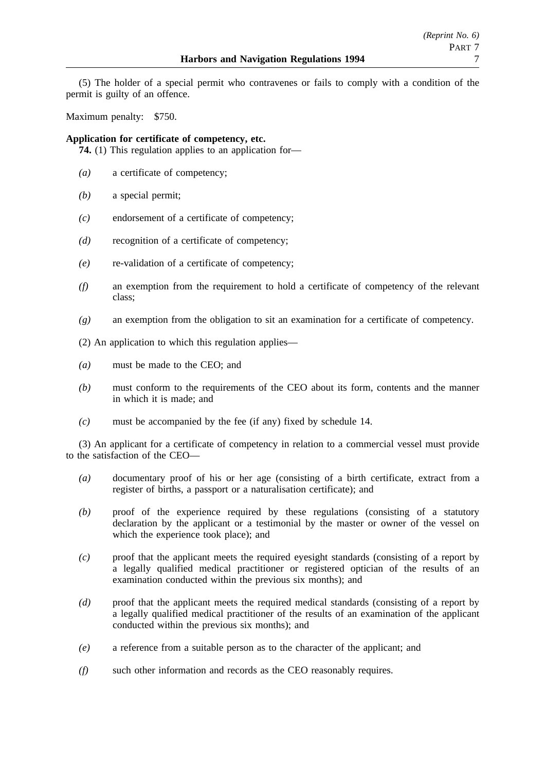(5) The holder of a special permit who contravenes or fails to comply with a condition of the permit is guilty of an offence.

Maximum penalty: $750.

**Application for certificate of competency, etc.**

**74.** (1) This regulation applies to an application for—

*(a)* a certificate of competency;

*(b)* a special permit;

*(c)* endorsement of a certificate of competency;

*(d)* recognition of a certificate of competency;

*(e)* re-validation of a certificate of competency;

*(f)* an exemption from the requirement to hold a certificate of competency of the relevant class;

*(g)* an exemption from the obligation to sit an examination for a certificate of competency.

(2) An application to which this regulation applies—

*(a)* must be made to the CEO; and

*(b)* must conform to the requirements of the CEO about its form, contents and the manner in which it is made; and

*(c)* must be accompanied by the fee (if any) fixed by schedule 14.

(3) An applicant for a certificate of competency in relation to a commercial vessel must provide to the satisfaction of the CEO—

*(a)* documentary proof of his or her age (consisting of a birth certificate, extract from a register of births, a passport or a naturalisation certificate); and

*(b)* proof of the experience required by these regulations (consisting of a statutory declaration by the applicant or a testimonial by the master or owner of the vessel on which the experience took place); and

*(c)* proof that the applicant meets the required eyesight standards (consisting of a report by a legally qualified medical practitioner or registered optician of the results of an examination conducted within the previous six months); and

*(d)* proof that the applicant meets the required medical standards (consisting of a report by a legally qualified medical practitioner of the results of an examination of the applicant conducted within the previous six months); and

*(e)* a reference from a suitable person as to the character of the applicant; and

*(f)* such other information and records as the CEO reasonably requires.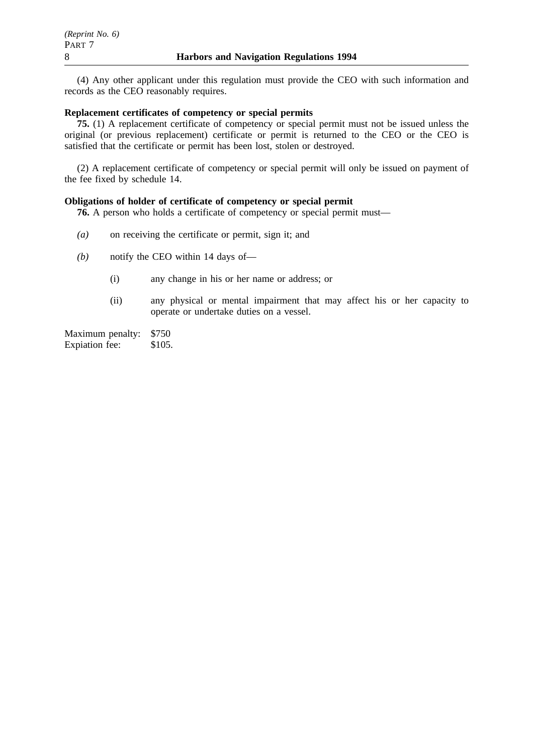(4) Any other applicant under this regulation must provide the CEO with such information and records as the CEO reasonably requires.

**Replacement certificates of competency or special permits**

**75.** (1) A replacement certificate of competency or special permit must not be issued unless the original (or previous replacement) certificate or permit is returned to the CEO or the CEO is satisfied that the certificate or permit has been lost, stolen or destroyed.

(2) A replacement certificate of competency or special permit will only be issued on payment of the fee fixed by schedule 14.

**Obligations of holder of certificate of competency or special permit**

**76.** A person who holds a certificate of competency or special permit must—

*(a)* on receiving the certificate or permit, sign it; and

*(b)* notify the CEO within 14 days of—

(i) any change in his or her name or address; or

(ii) any physical or mental impairment that may affect his or her capacity to operate or undertake duties on a vessel.

Maximum penalty: $750
Expiation fee: $105.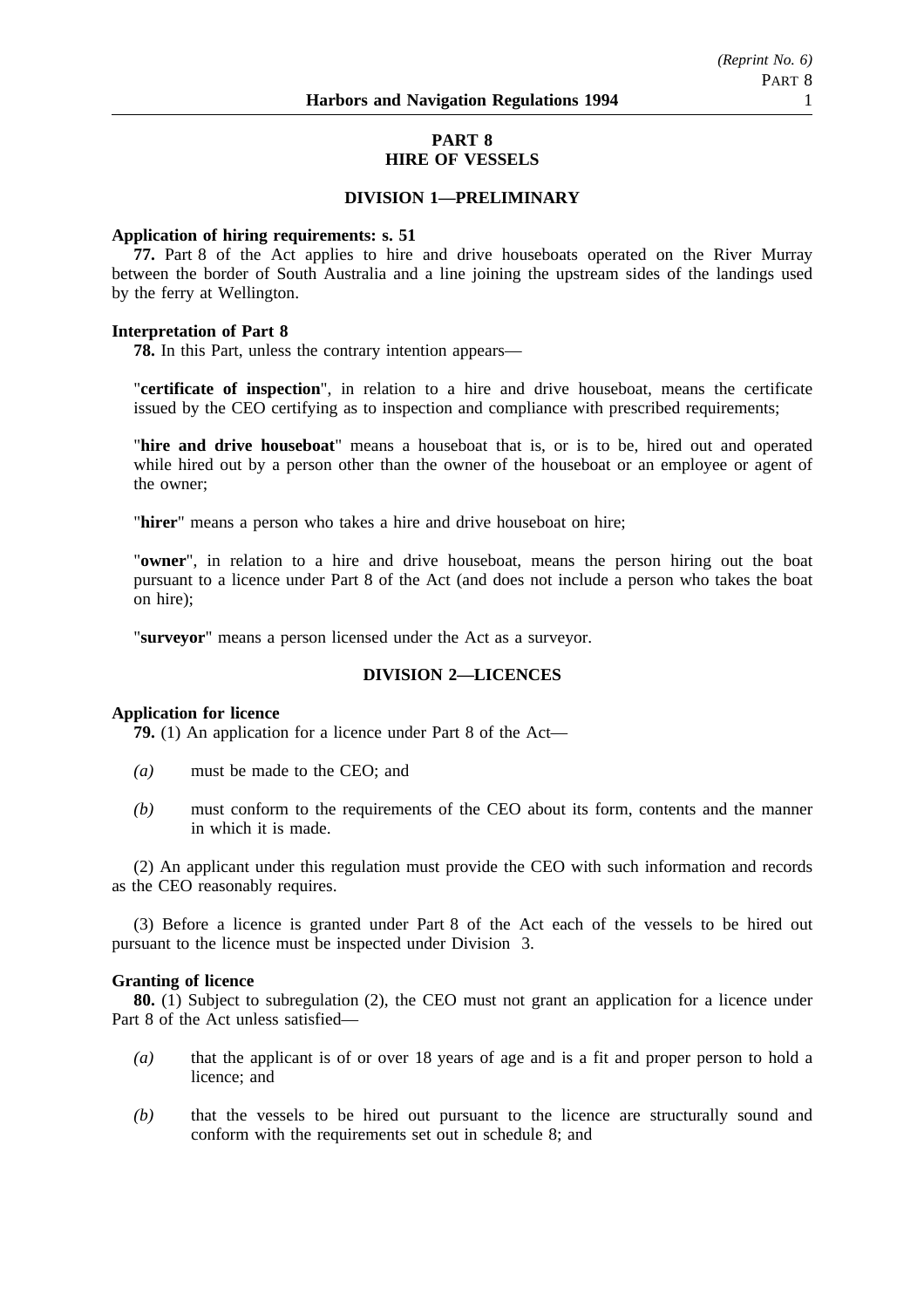## PART 8
## HIRE OF VESSELS

### DIVISION 1—PRELIMINARY

**Application of hiring requirements: s. 51**

**77.** Part 8 of the Act applies to hire and drive houseboats operated on the River Murray between the border of South Australia and a line joining the upstream sides of the landings used by the ferry at Wellington.

**Interpretation of Part 8**

**78.** In this Part, unless the contrary intention appears—

"**certificate of inspection**", in relation to a hire and drive houseboat, means the certificate issued by the CEO certifying as to inspection and compliance with prescribed requirements;

"**hire and drive houseboat**" means a houseboat that is, or is to be, hired out and operated while hired out by a person other than the owner of the houseboat or an employee or agent of the owner;

"**hirer**" means a person who takes a hire and drive houseboat on hire;

"**owner**", in relation to a hire and drive houseboat, means the person hiring out the boat pursuant to a licence under Part 8 of the Act (and does not include a person who takes the boat on hire);

"**surveyor**" means a person licensed under the Act as a surveyor.

### DIVISION 2—LICENCES

**Application for licence**

**79.** (1) An application for a licence under Part 8 of the Act—

*(a)* must be made to the CEO; and

*(b)* must conform to the requirements of the CEO about its form, contents and the manner in which it is made.

(2) An applicant under this regulation must provide the CEO with such information and records as the CEO reasonably requires.

(3) Before a licence is granted under Part 8 of the Act each of the vessels to be hired out pursuant to the licence must be inspected under Division 3.

**Granting of licence**

**80.** (1) Subject to subregulation (2), the CEO must not grant an application for a licence under Part 8 of the Act unless satisfied—

*(a)* that the applicant is of or over 18 years of age and is a fit and proper person to hold a licence; and

*(b)* that the vessels to be hired out pursuant to the licence are structurally sound and conform with the requirements set out in schedule 8; and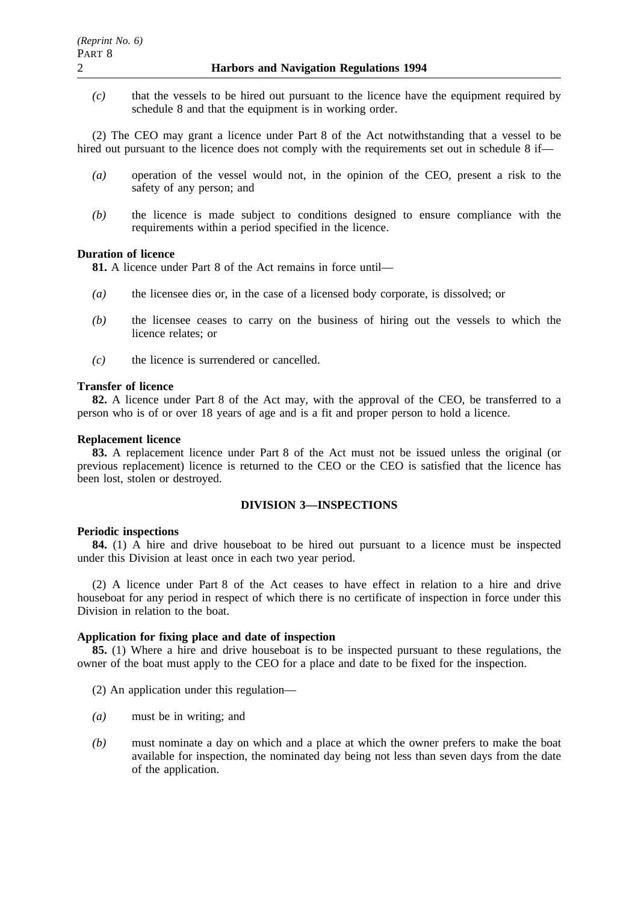*(c)* that the vessels to be hired out pursuant to the licence have the equipment required by schedule 8 and that the equipment is in working order.

(2) The CEO may grant a licence under Part 8 of the Act notwithstanding that a vessel to be hired out pursuant to the licence does not comply with the requirements set out in schedule 8 if—

*(a)* operation of the vessel would not, in the opinion of the CEO, present a risk to the safety of any person; and

*(b)* the licence is made subject to conditions designed to ensure compliance with the requirements within a period specified in the licence.

**Duration of licence**

**81.** A licence under Part 8 of the Act remains in force until—

*(a)* the licensee dies or, in the case of a licensed body corporate, is dissolved; or

*(b)* the licensee ceases to carry on the business of hiring out the vessels to which the licence relates; or

*(c)* the licence is surrendered or cancelled.

**Transfer of licence**

**82.** A licence under Part 8 of the Act may, with the approval of the CEO, be transferred to a person who is of or over 18 years of age and is a fit and proper person to hold a licence.

**Replacement licence**

**83.** A replacement licence under Part 8 of the Act must not be issued unless the original (or previous replacement) licence is returned to the CEO or the CEO is satisfied that the licence has been lost, stolen or destroyed.

## DIVISION 3—INSPECTIONS

**Periodic inspections**

**84.** (1) A hire and drive houseboat to be hired out pursuant to a licence must be inspected under this Division at least once in each two year period.

(2) A licence under Part 8 of the Act ceases to have effect in relation to a hire and drive houseboat for any period in respect of which there is no certificate of inspection in force under this Division in relation to the boat.

**Application for fixing place and date of inspection**

**85.** (1) Where a hire and drive houseboat is to be inspected pursuant to these regulations, the owner of the boat must apply to the CEO for a place and date to be fixed for the inspection.

(2) An application under this regulation—

*(a)* must be in writing; and

*(b)* must nominate a day on which and a place at which the owner prefers to make the boat available for inspection, the nominated day being not less than seven days from the date of the application.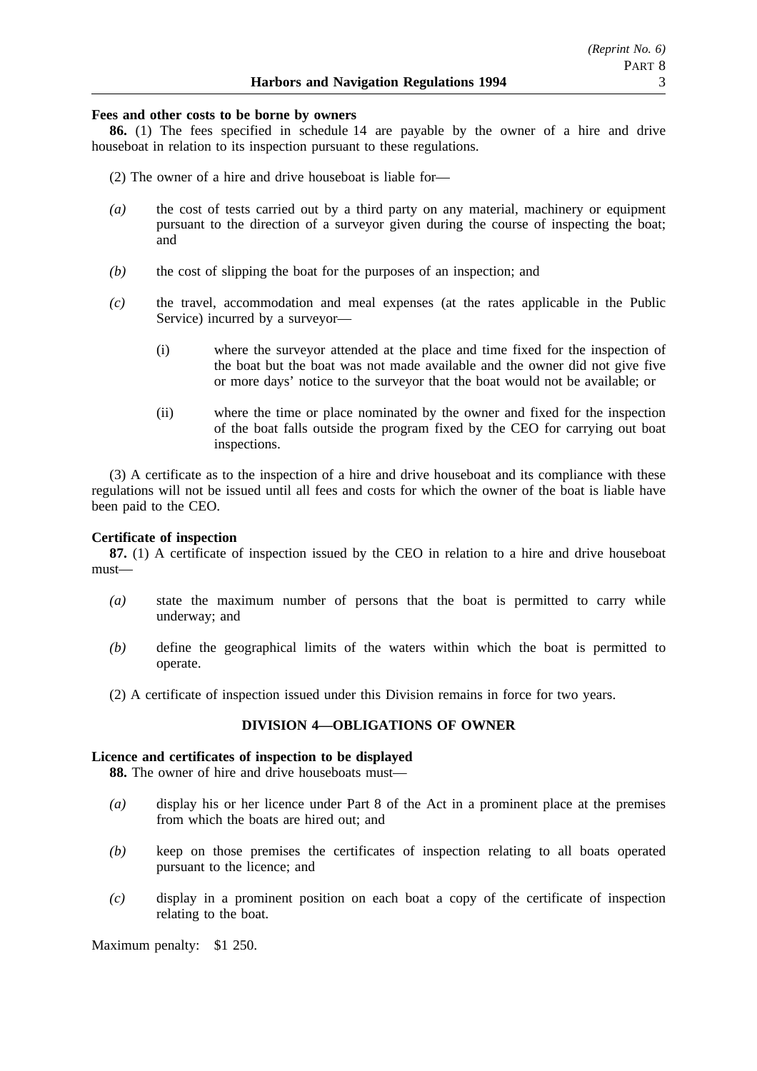**Fees and other costs to be borne by owners**

**86.** (1) The fees specified in schedule 14 are payable by the owner of a hire and drive houseboat in relation to its inspection pursuant to these regulations.

(2) The owner of a hire and drive houseboat is liable for—

*(a)* the cost of tests carried out by a third party on any material, machinery or equipment pursuant to the direction of a surveyor given during the course of inspecting the boat; and

*(b)* the cost of slipping the boat for the purposes of an inspection; and

*(c)* the travel, accommodation and meal expenses (at the rates applicable in the Public Service) incurred by a surveyor—

(i) where the surveyor attended at the place and time fixed for the inspection of the boat but the boat was not made available and the owner did not give five or more days' notice to the surveyor that the boat would not be available; or

(ii) where the time or place nominated by the owner and fixed for the inspection of the boat falls outside the program fixed by the CEO for carrying out boat inspections.

(3) A certificate as to the inspection of a hire and drive houseboat and its compliance with these regulations will not be issued until all fees and costs for which the owner of the boat is liable have been paid to the CEO.

**Certificate of inspection**

**87.** (1) A certificate of inspection issued by the CEO in relation to a hire and drive houseboat must—

*(a)* state the maximum number of persons that the boat is permitted to carry while underway; and

*(b)* define the geographical limits of the waters within which the boat is permitted to operate.

(2) A certificate of inspection issued under this Division remains in force for two years.

## DIVISION 4—OBLIGATIONS OF OWNER

**Licence and certificates of inspection to be displayed**

**88.** The owner of hire and drive houseboats must—

*(a)* display his or her licence under Part 8 of the Act in a prominent place at the premises from which the boats are hired out; and

*(b)* keep on those premises the certificates of inspection relating to all boats operated pursuant to the licence; and

*(c)* display in a prominent position on each boat a copy of the certificate of inspection relating to the boat.

Maximum penalty: $1 250.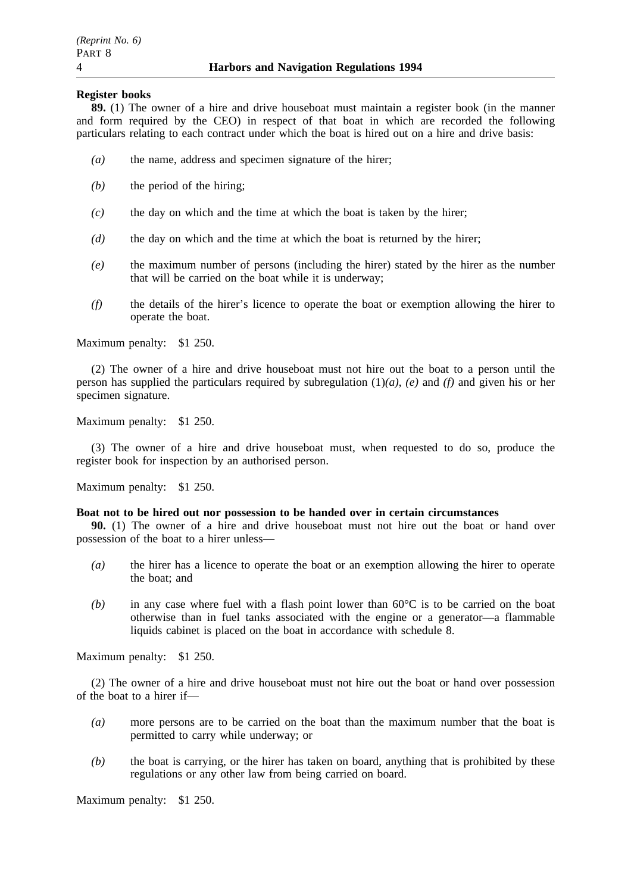**Register books**

**89.** (1) The owner of a hire and drive houseboat must maintain a register book (in the manner and form required by the CEO) in respect of that boat in which are recorded the following particulars relating to each contract under which the boat is hired out on a hire and drive basis:

*(a)* the name, address and specimen signature of the hirer;

*(b)* the period of the hiring;

*(c)* the day on which and the time at which the boat is taken by the hirer;

*(d)* the day on which and the time at which the boat is returned by the hirer;

*(e)* the maximum number of persons (including the hirer) stated by the hirer as the number that will be carried on the boat while it is underway;

*(f)* the details of the hirer's licence to operate the boat or exemption allowing the hirer to operate the boat.

Maximum penalty: $1 250.

(2) The owner of a hire and drive houseboat must not hire out the boat to a person until the person has supplied the particulars required by subregulation (1)*(a)*, *(e)* and *(f)* and given his or her specimen signature.

Maximum penalty: $1 250.

(3) The owner of a hire and drive houseboat must, when requested to do so, produce the register book for inspection by an authorised person.

Maximum penalty: $1 250.

**Boat not to be hired out nor possession to be handed over in certain circumstances**

**90.** (1) The owner of a hire and drive houseboat must not hire out the boat or hand over possession of the boat to a hirer unless—

*(a)* the hirer has a licence to operate the boat or an exemption allowing the hirer to operate the boat; and

*(b)* in any case where fuel with a flash point lower than 60°C is to be carried on the boat otherwise than in fuel tanks associated with the engine or a generator—a flammable liquids cabinet is placed on the boat in accordance with schedule 8.

Maximum penalty: $1 250.

(2) The owner of a hire and drive houseboat must not hire out the boat or hand over possession of the boat to a hirer if—

*(a)* more persons are to be carried on the boat than the maximum number that the boat is permitted to carry while underway; or

*(b)* the boat is carrying, or the hirer has taken on board, anything that is prohibited by these regulations or any other law from being carried on board.

Maximum penalty: $1 250.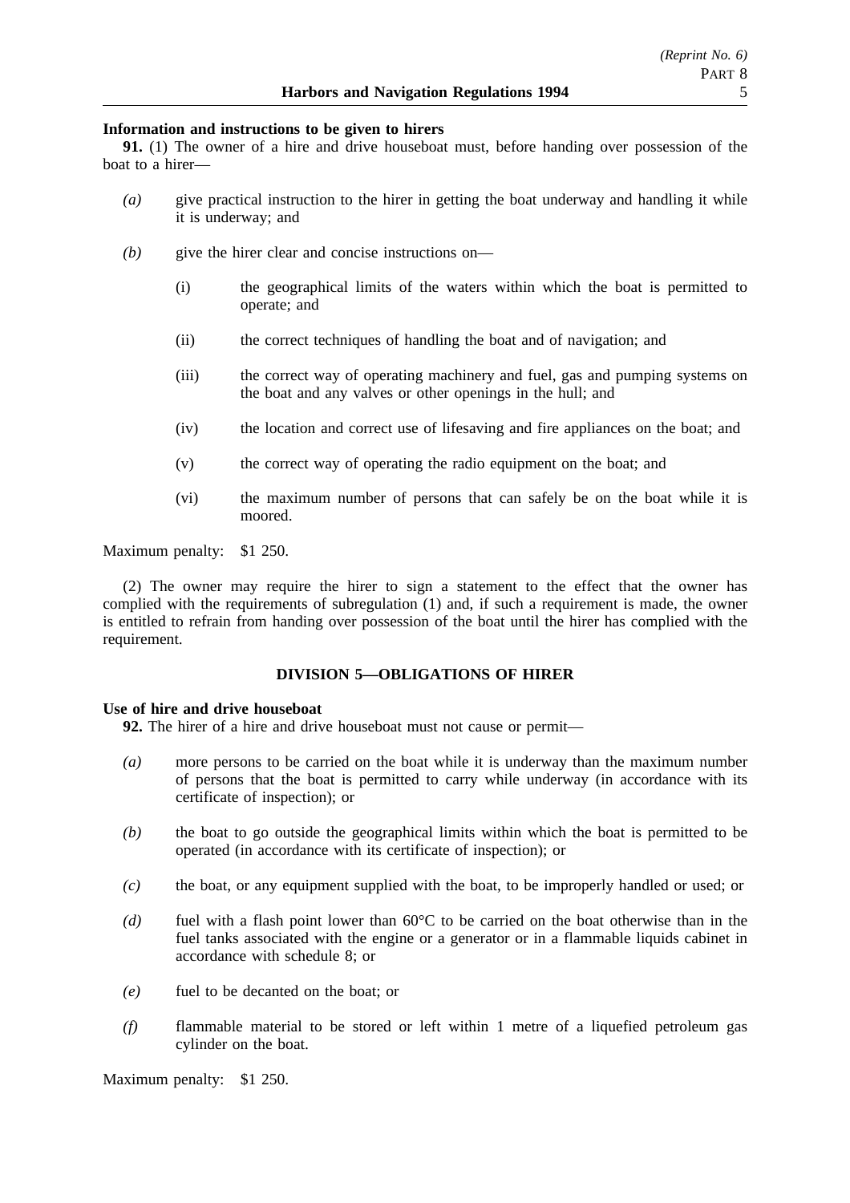**Information and instructions to be given to hirers**

**91.** (1) The owner of a hire and drive houseboat must, before handing over possession of the boat to a hirer—

*(a)* give practical instruction to the hirer in getting the boat underway and handling it while it is underway; and

*(b)* give the hirer clear and concise instructions on—

(i) the geographical limits of the waters within which the boat is permitted to operate; and

(ii) the correct techniques of handling the boat and of navigation; and

(iii) the correct way of operating machinery and fuel, gas and pumping systems on the boat and any valves or other openings in the hull; and

(iv) the location and correct use of lifesaving and fire appliances on the boat; and

(v) the correct way of operating the radio equipment on the boat; and

(vi) the maximum number of persons that can safely be on the boat while it is moored.

Maximum penalty: $1 250.

(2) The owner may require the hirer to sign a statement to the effect that the owner has complied with the requirements of subregulation (1) and, if such a requirement is made, the owner is entitled to refrain from handing over possession of the boat until the hirer has complied with the requirement.

## DIVISION 5—OBLIGATIONS OF HIRER

**Use of hire and drive houseboat**

**92.** The hirer of a hire and drive houseboat must not cause or permit—

*(a)* more persons to be carried on the boat while it is underway than the maximum number of persons that the boat is permitted to carry while underway (in accordance with its certificate of inspection); or

*(b)* the boat to go outside the geographical limits within which the boat is permitted to be operated (in accordance with its certificate of inspection); or

*(c)* the boat, or any equipment supplied with the boat, to be improperly handled or used; or

*(d)* fuel with a flash point lower than 60°C to be carried on the boat otherwise than in the fuel tanks associated with the engine or a generator or in a flammable liquids cabinet in accordance with schedule 8; or

*(e)* fuel to be decanted on the boat; or

*(f)* flammable material to be stored or left within 1 metre of a liquefied petroleum gas cylinder on the boat.

Maximum penalty: $1 250.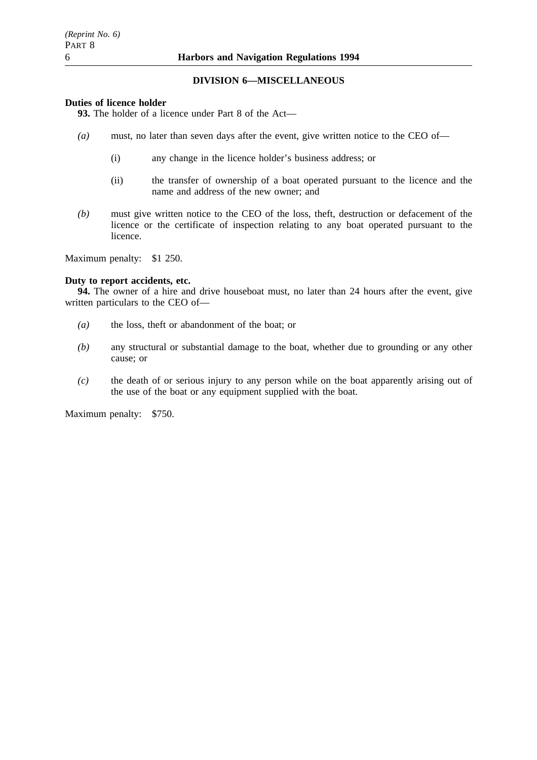## DIVISION 6—MISCELLANEOUS

**Duties of licence holder**

**93.** The holder of a licence under Part 8 of the Act—

*(a)* must, no later than seven days after the event, give written notice to the CEO of—

(i) any change in the licence holder's business address; or

(ii) the transfer of ownership of a boat operated pursuant to the licence and the name and address of the new owner; and

*(b)* must give written notice to the CEO of the loss, theft, destruction or defacement of the licence or the certificate of inspection relating to any boat operated pursuant to the licence.

Maximum penalty: $1 250.

**Duty to report accidents, etc.**

**94.** The owner of a hire and drive houseboat must, no later than 24 hours after the event, give written particulars to the CEO of—

*(a)* the loss, theft or abandonment of the boat; or

*(b)* any structural or substantial damage to the boat, whether due to grounding or any other cause; or

*(c)* the death of or serious injury to any person while on the boat apparently arising out of the use of the boat or any equipment supplied with the boat.

Maximum penalty: $750.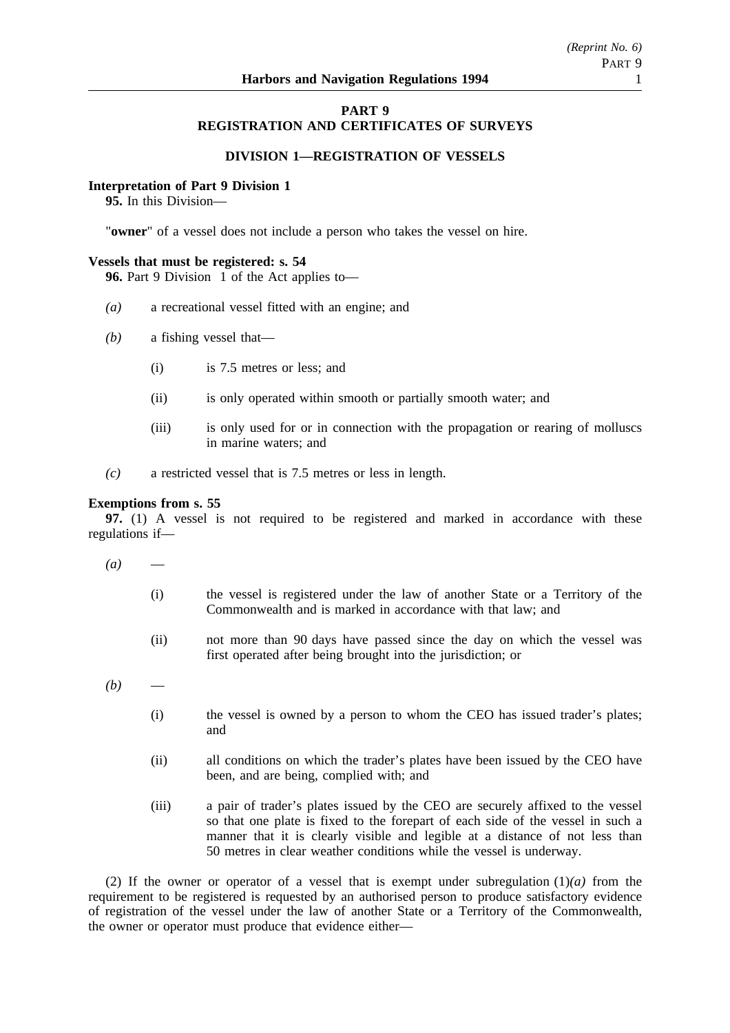# PART 9
# REGISTRATION AND CERTIFICATES OF SURVEYS

## DIVISION 1—REGISTRATION OF VESSELS

**Interpretation of Part 9 Division 1**

**95.** In this Division—

"**owner**" of a vessel does not include a person who takes the vessel on hire.

**Vessels that must be registered: s. 54**

**96.** Part 9 Division 1 of the Act applies to—

*(a)* a recreational vessel fitted with an engine; and

*(b)* a fishing vessel that—

(i) is 7.5 metres or less; and

(ii) is only operated within smooth or partially smooth water; and

(iii) is only used for or in connection with the propagation or rearing of molluscs in marine waters; and

*(c)* a restricted vessel that is 7.5 metres or less in length.

**Exemptions from s. 55**

**97.** (1) A vessel is not required to be registered and marked in accordance with these regulations if—

*(a)* —

(i) the vessel is registered under the law of another State or a Territory of the Commonwealth and is marked in accordance with that law; and

(ii) not more than 90 days have passed since the day on which the vessel was first operated after being brought into the jurisdiction; or

*(b)* —

(i) the vessel is owned by a person to whom the CEO has issued trader's plates; and

(ii) all conditions on which the trader's plates have been issued by the CEO have been, and are being, complied with; and

(iii) a pair of trader's plates issued by the CEO are securely affixed to the vessel so that one plate is fixed to the forepart of each side of the vessel in such a manner that it is clearly visible and legible at a distance of not less than 50 metres in clear weather conditions while the vessel is underway.

(2) If the owner or operator of a vessel that is exempt under subregulation (1)*(a)* from the requirement to be registered is requested by an authorised person to produce satisfactory evidence of registration of the vessel under the law of another State or a Territory of the Commonwealth, the owner or operator must produce that evidence either—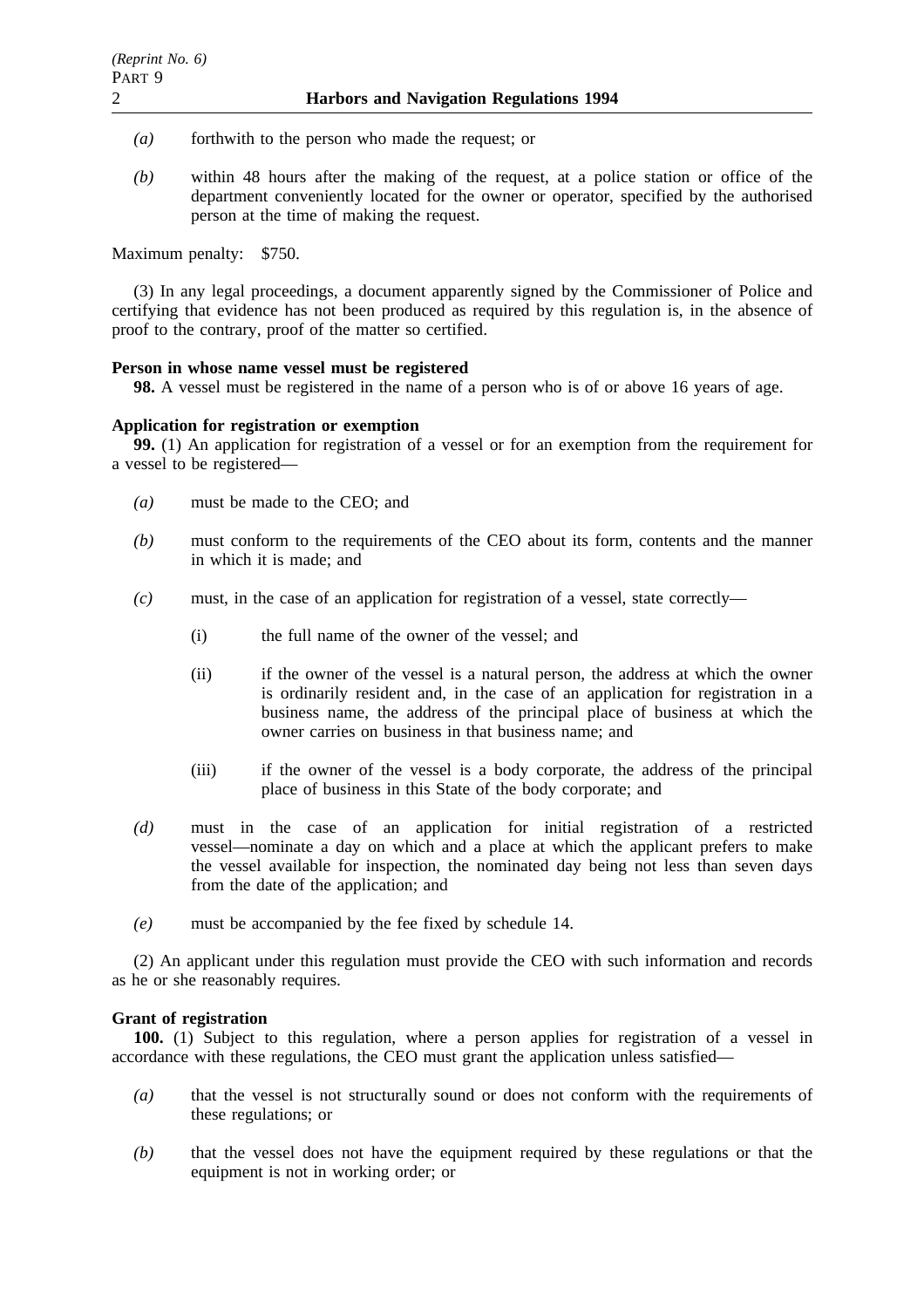*(a)* forthwith to the person who made the request; or

*(b)* within 48 hours after the making of the request, at a police station or office of the department conveniently located for the owner or operator, specified by the authorised person at the time of making the request.

Maximum penalty: $750.

(3) In any legal proceedings, a document apparently signed by the Commissioner of Police and certifying that evidence has not been produced as required by this regulation is, in the absence of proof to the contrary, proof of the matter so certified.

**Person in whose name vessel must be registered**

**98.** A vessel must be registered in the name of a person who is of or above 16 years of age.

**Application for registration or exemption**

**99.** (1) An application for registration of a vessel or for an exemption from the requirement for a vessel to be registered—

*(a)* must be made to the CEO; and

*(b)* must conform to the requirements of the CEO about its form, contents and the manner in which it is made; and

*(c)* must, in the case of an application for registration of a vessel, state correctly—

(i) the full name of the owner of the vessel; and

(ii) if the owner of the vessel is a natural person, the address at which the owner is ordinarily resident and, in the case of an application for registration in a business name, the address of the principal place of business at which the owner carries on business in that business name; and

(iii) if the owner of the vessel is a body corporate, the address of the principal place of business in this State of the body corporate; and

*(d)* must in the case of an application for initial registration of a restricted vessel—nominate a day on which and a place at which the applicant prefers to make the vessel available for inspection, the nominated day being not less than seven days from the date of the application; and

*(e)* must be accompanied by the fee fixed by schedule 14.

(2) An applicant under this regulation must provide the CEO with such information and records as he or she reasonably requires.

**Grant of registration**

**100.** (1) Subject to this regulation, where a person applies for registration of a vessel in accordance with these regulations, the CEO must grant the application unless satisfied—

*(a)* that the vessel is not structurally sound or does not conform with the requirements of these regulations; or

*(b)* that the vessel does not have the equipment required by these regulations or that the equipment is not in working order; or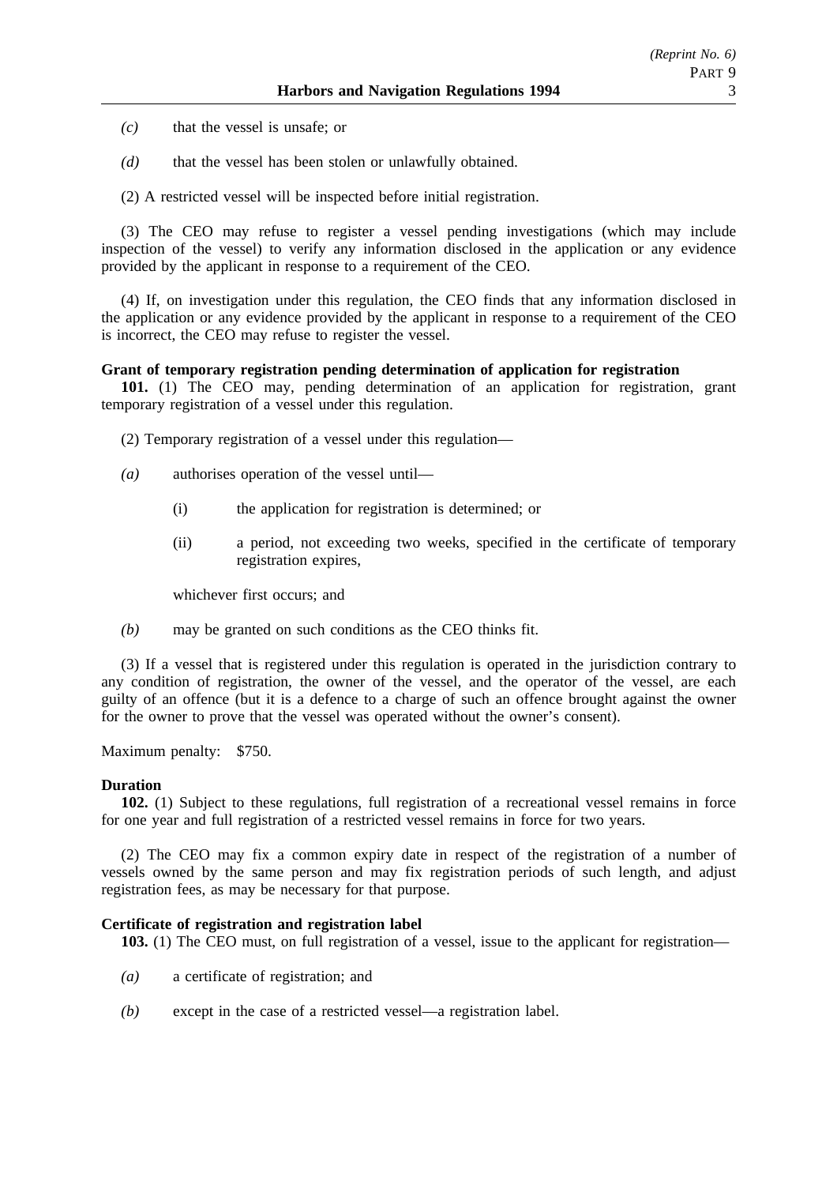*(c)* that the vessel is unsafe; or

*(d)* that the vessel has been stolen or unlawfully obtained.

(2) A restricted vessel will be inspected before initial registration.

(3) The CEO may refuse to register a vessel pending investigations (which may include inspection of the vessel) to verify any information disclosed in the application or any evidence provided by the applicant in response to a requirement of the CEO.

(4) If, on investigation under this regulation, the CEO finds that any information disclosed in the application or any evidence provided by the applicant in response to a requirement of the CEO is incorrect, the CEO may refuse to register the vessel.

**Grant of temporary registration pending determination of application for registration**

**101.** (1) The CEO may, pending determination of an application for registration, grant temporary registration of a vessel under this regulation.

(2) Temporary registration of a vessel under this regulation—

*(a)* authorises operation of the vessel until—

(i) the application for registration is determined; or

(ii) a period, not exceeding two weeks, specified in the certificate of temporary registration expires,

whichever first occurs; and

*(b)* may be granted on such conditions as the CEO thinks fit.

(3) If a vessel that is registered under this regulation is operated in the jurisdiction contrary to any condition of registration, the owner of the vessel, and the operator of the vessel, are each guilty of an offence (but it is a defence to a charge of such an offence brought against the owner for the owner to prove that the vessel was operated without the owner's consent).

Maximum penalty: $750.

**Duration**

**102.** (1) Subject to these regulations, full registration of a recreational vessel remains in force for one year and full registration of a restricted vessel remains in force for two years.

(2) The CEO may fix a common expiry date in respect of the registration of a number of vessels owned by the same person and may fix registration periods of such length, and adjust registration fees, as may be necessary for that purpose.

**Certificate of registration and registration label**

**103.** (1) The CEO must, on full registration of a vessel, issue to the applicant for registration—

*(a)* a certificate of registration; and

*(b)* except in the case of a restricted vessel—a registration label.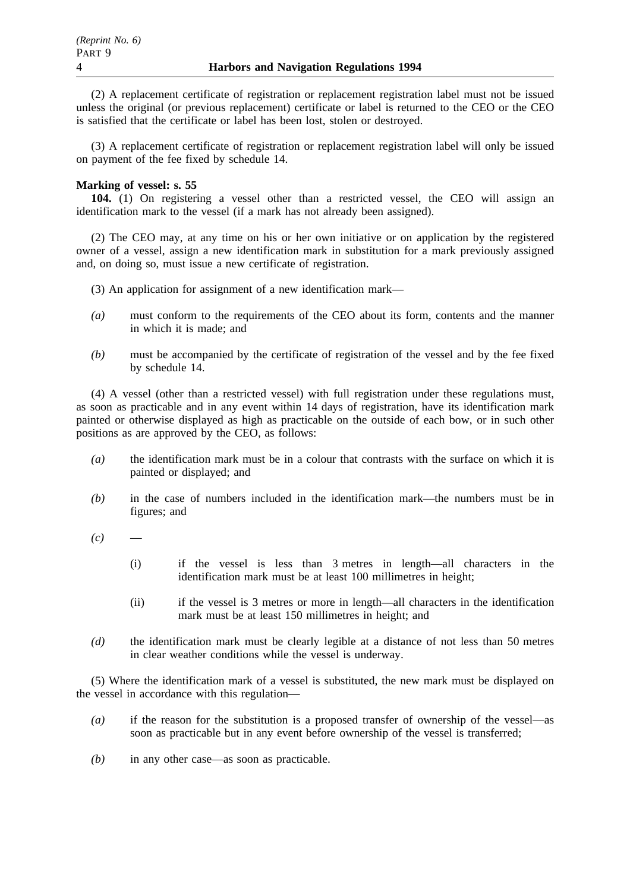(2) A replacement certificate of registration or replacement registration label must not be issued unless the original (or previous replacement) certificate or label is returned to the CEO or the CEO is satisfied that the certificate or label has been lost, stolen or destroyed.

(3) A replacement certificate of registration or replacement registration label will only be issued on payment of the fee fixed by schedule 14.

**Marking of vessel: s. 55**

**104.** (1) On registering a vessel other than a restricted vessel, the CEO will assign an identification mark to the vessel (if a mark has not already been assigned).

(2) The CEO may, at any time on his or her own initiative or on application by the registered owner of a vessel, assign a new identification mark in substitution for a mark previously assigned and, on doing so, must issue a new certificate of registration.

(3) An application for assignment of a new identification mark—

*(a)* must conform to the requirements of the CEO about its form, contents and the manner in which it is made; and

*(b)* must be accompanied by the certificate of registration of the vessel and by the fee fixed by schedule 14.

(4) A vessel (other than a restricted vessel) with full registration under these regulations must, as soon as practicable and in any event within 14 days of registration, have its identification mark painted or otherwise displayed as high as practicable on the outside of each bow, or in such other positions as are approved by the CEO, as follows:

*(a)* the identification mark must be in a colour that contrasts with the surface on which it is painted or displayed; and

*(b)* in the case of numbers included in the identification mark—the numbers must be in figures; and

*(c)* —

(i) if the vessel is less than 3 metres in length—all characters in the identification mark must be at least 100 millimetres in height;

(ii) if the vessel is 3 metres or more in length—all characters in the identification mark must be at least 150 millimetres in height; and

*(d)* the identification mark must be clearly legible at a distance of not less than 50 metres in clear weather conditions while the vessel is underway.

(5) Where the identification mark of a vessel is substituted, the new mark must be displayed on the vessel in accordance with this regulation—

*(a)* if the reason for the substitution is a proposed transfer of ownership of the vessel—as soon as practicable but in any event before ownership of the vessel is transferred;

*(b)* in any other case—as soon as practicable.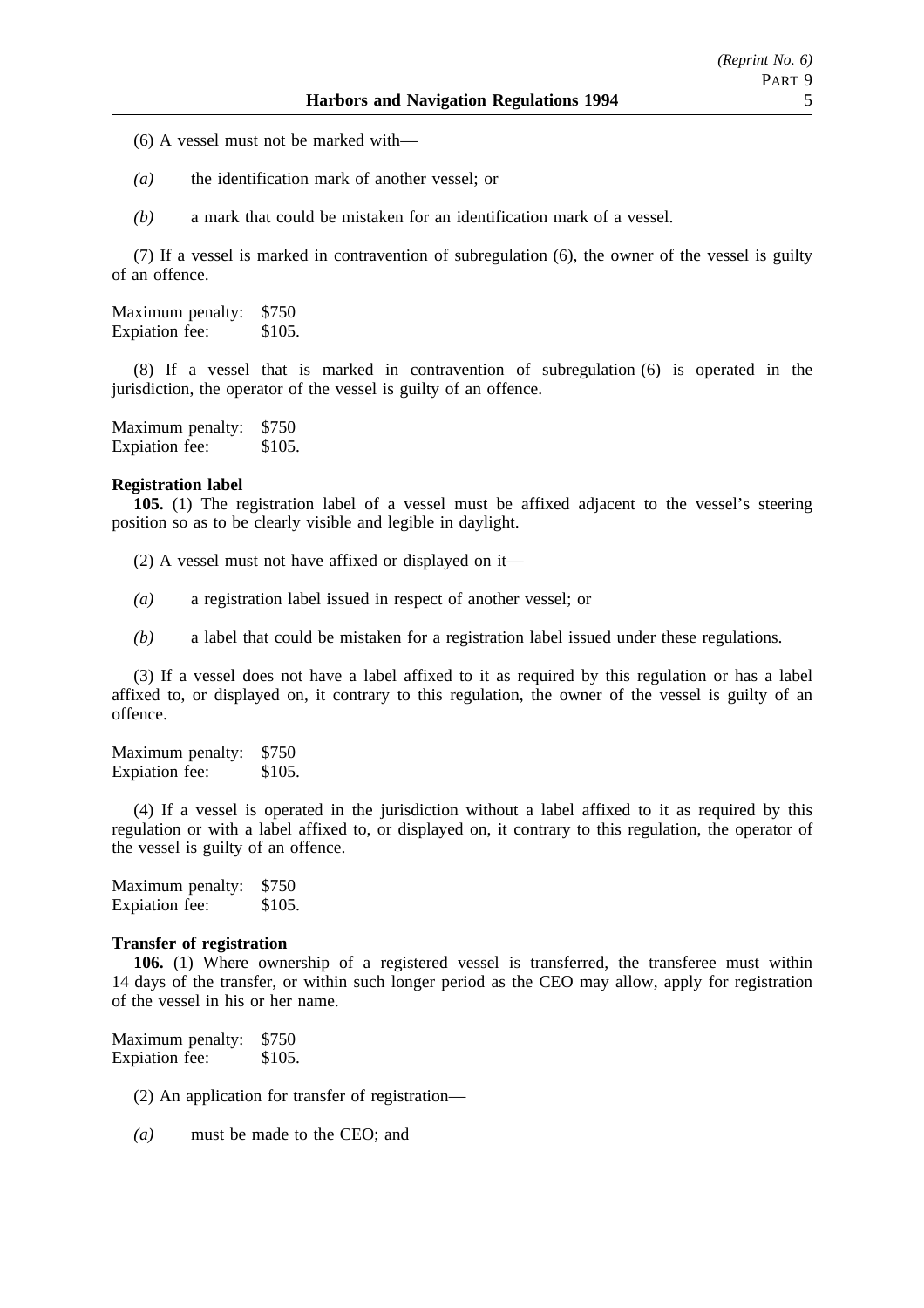(6) A vessel must not be marked with—

*(a)* the identification mark of another vessel; or

*(b)* a mark that could be mistaken for an identification mark of a vessel.

(7) If a vessel is marked in contravention of subregulation (6), the owner of the vessel is guilty of an offence.

Maximum penalty: $750
Expiation fee: $105.

(8) If a vessel that is marked in contravention of subregulation (6) is operated in the jurisdiction, the operator of the vessel is guilty of an offence.

Maximum penalty: $750
Expiation fee: $105.

**Registration label**

**105.** (1) The registration label of a vessel must be affixed adjacent to the vessel's steering position so as to be clearly visible and legible in daylight.

(2) A vessel must not have affixed or displayed on it—

*(a)* a registration label issued in respect of another vessel; or

*(b)* a label that could be mistaken for a registration label issued under these regulations.

(3) If a vessel does not have a label affixed to it as required by this regulation or has a label affixed to, or displayed on, it contrary to this regulation, the owner of the vessel is guilty of an offence.

Maximum penalty: $750
Expiation fee: $105.

(4) If a vessel is operated in the jurisdiction without a label affixed to it as required by this regulation or with a label affixed to, or displayed on, it contrary to this regulation, the operator of the vessel is guilty of an offence.

Maximum penalty: $750
Expiation fee: $105.

**Transfer of registration**

**106.** (1) Where ownership of a registered vessel is transferred, the transferee must within 14 days of the transfer, or within such longer period as the CEO may allow, apply for registration of the vessel in his or her name.

Maximum penalty: $750
Expiation fee: $105.

(2) An application for transfer of registration—

*(a)* must be made to the CEO; and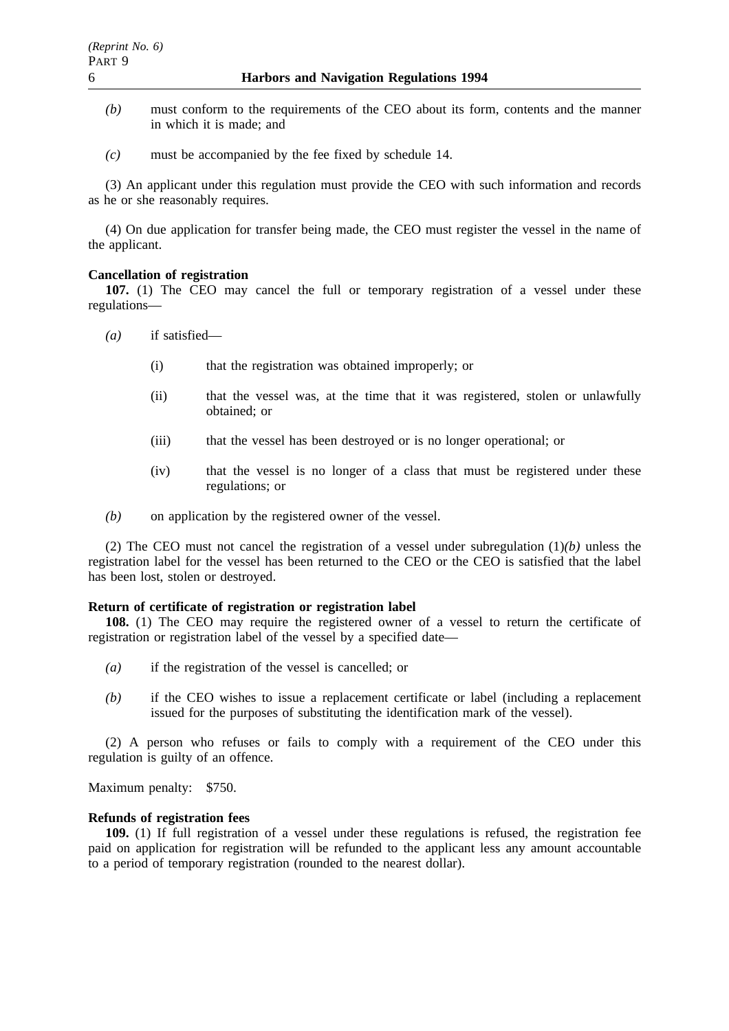*(b)* must conform to the requirements of the CEO about its form, contents and the manner in which it is made; and

*(c)* must be accompanied by the fee fixed by schedule 14.

(3) An applicant under this regulation must provide the CEO with such information and records as he or she reasonably requires.

(4) On due application for transfer being made, the CEO must register the vessel in the name of the applicant.

**Cancellation of registration**

**107.** (1) The CEO may cancel the full or temporary registration of a vessel under these regulations—

*(a)* if satisfied—

(i) that the registration was obtained improperly; or

(ii) that the vessel was, at the time that it was registered, stolen or unlawfully obtained; or

(iii) that the vessel has been destroyed or is no longer operational; or

(iv) that the vessel is no longer of a class that must be registered under these regulations; or

*(b)* on application by the registered owner of the vessel.

(2) The CEO must not cancel the registration of a vessel under subregulation (1)*(b)* unless the registration label for the vessel has been returned to the CEO or the CEO is satisfied that the label has been lost, stolen or destroyed.

**Return of certificate of registration or registration label**

**108.** (1) The CEO may require the registered owner of a vessel to return the certificate of registration or registration label of the vessel by a specified date—

*(a)* if the registration of the vessel is cancelled; or

*(b)* if the CEO wishes to issue a replacement certificate or label (including a replacement issued for the purposes of substituting the identification mark of the vessel).

(2) A person who refuses or fails to comply with a requirement of the CEO under this regulation is guilty of an offence.

Maximum penalty: $750.

**Refunds of registration fees**

**109.** (1) If full registration of a vessel under these regulations is refused, the registration fee paid on application for registration will be refunded to the applicant less any amount accountable to a period of temporary registration (rounded to the nearest dollar).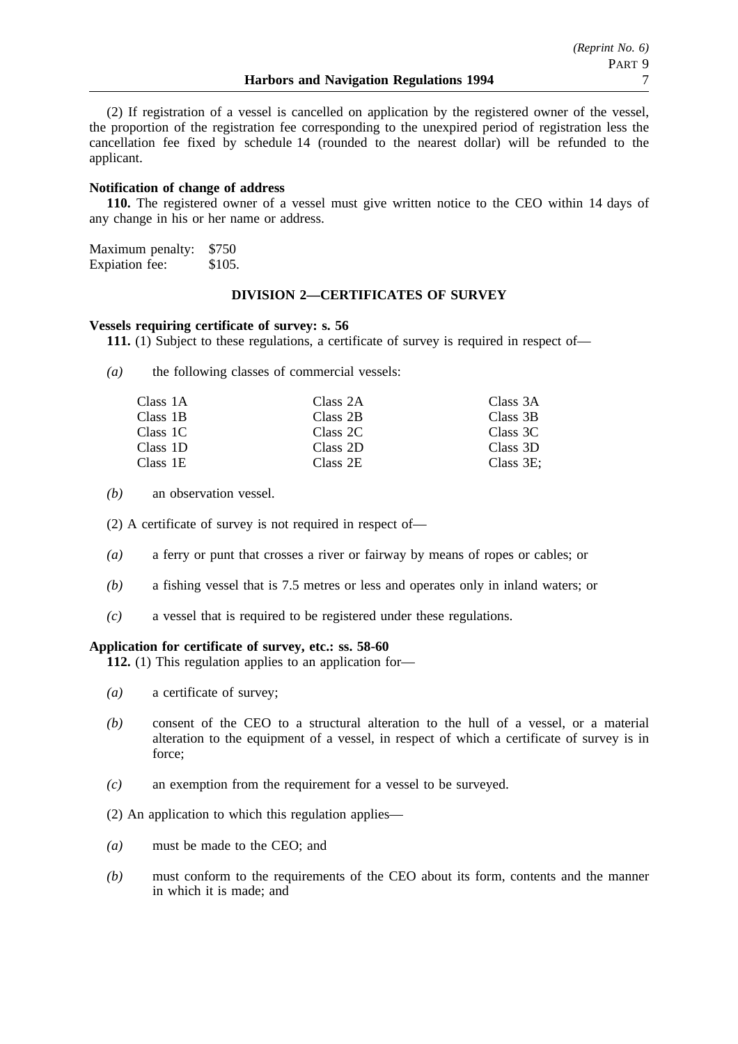(2) If registration of a vessel is cancelled on application by the registered owner of the vessel, the proportion of the registration fee corresponding to the unexpired period of registration less the cancellation fee fixed by schedule 14 (rounded to the nearest dollar) will be refunded to the applicant.

**Notification of change of address**

**110.** The registered owner of a vessel must give written notice to the CEO within 14 days of any change in his or her name or address.

Maximum penalty: $750
Expiation fee: $105.

## DIVISION 2—CERTIFICATES OF SURVEY

**Vessels requiring certificate of survey: s. 56**

**111.** (1) Subject to these regulations, a certificate of survey is required in respect of—

*(a)* the following classes of commercial vessels:

| | | |
|---|---|---|
| Class 1A | Class 2A | Class 3A |
| Class 1B | Class 2B | Class 3B |
| Class 1C | Class 2C | Class 3C |
| Class 1D | Class 2D | Class 3D |
| Class 1E | Class 2E | Class 3E; |

*(b)* an observation vessel.

(2) A certificate of survey is not required in respect of—

*(a)* a ferry or punt that crosses a river or fairway by means of ropes or cables; or

*(b)* a fishing vessel that is 7.5 metres or less and operates only in inland waters; or

*(c)* a vessel that is required to be registered under these regulations.

**Application for certificate of survey, etc.: ss. 58-60**

**112.** (1) This regulation applies to an application for—

*(a)* a certificate of survey;

*(b)* consent of the CEO to a structural alteration to the hull of a vessel, or a material alteration to the equipment of a vessel, in respect of which a certificate of survey is in force;

*(c)* an exemption from the requirement for a vessel to be surveyed.

(2) An application to which this regulation applies—

*(a)* must be made to the CEO; and

*(b)* must conform to the requirements of the CEO about its form, contents and the manner in which it is made; and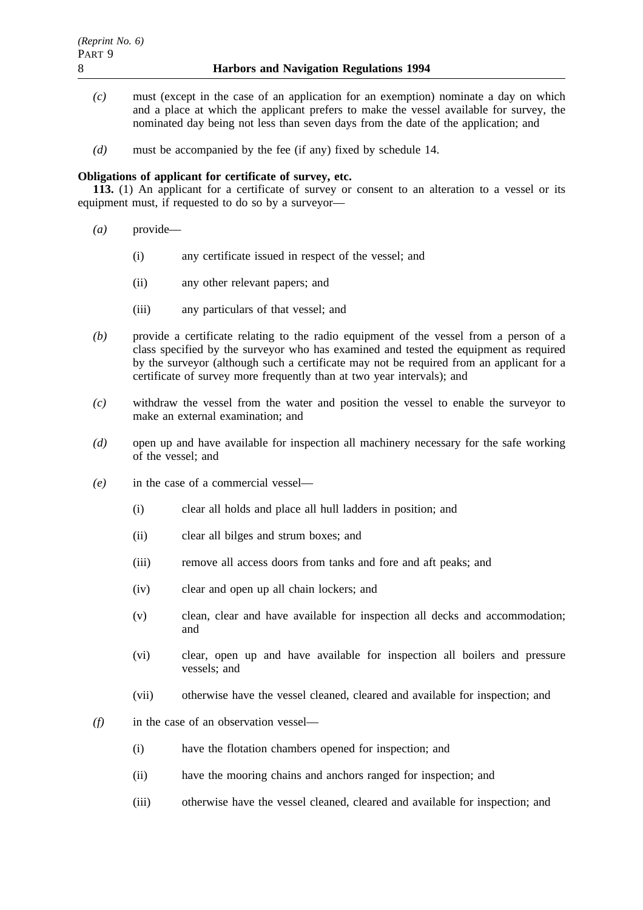*(c)* must (except in the case of an application for an exemption) nominate a day on which and a place at which the applicant prefers to make the vessel available for survey, the nominated day being not less than seven days from the date of the application; and

*(d)* must be accompanied by the fee (if any) fixed by schedule 14.

**Obligations of applicant for certificate of survey, etc.**

**113.** (1) An applicant for a certificate of survey or consent to an alteration to a vessel or its equipment must, if requested to do so by a surveyor—

*(a)* provide—

(i) any certificate issued in respect of the vessel; and

(ii) any other relevant papers; and

(iii) any particulars of that vessel; and

*(b)* provide a certificate relating to the radio equipment of the vessel from a person of a class specified by the surveyor who has examined and tested the equipment as required by the surveyor (although such a certificate may not be required from an applicant for a certificate of survey more frequently than at two year intervals); and

*(c)* withdraw the vessel from the water and position the vessel to enable the surveyor to make an external examination; and

*(d)* open up and have available for inspection all machinery necessary for the safe working of the vessel; and

*(e)* in the case of a commercial vessel—

(i) clear all holds and place all hull ladders in position; and

(ii) clear all bilges and strum boxes; and

(iii) remove all access doors from tanks and fore and aft peaks; and

(iv) clear and open up all chain lockers; and

(v) clean, clear and have available for inspection all decks and accommodation; and

(vi) clear, open up and have available for inspection all boilers and pressure vessels; and

(vii) otherwise have the vessel cleaned, cleared and available for inspection; and

*(f)* in the case of an observation vessel—

(i) have the flotation chambers opened for inspection; and

(ii) have the mooring chains and anchors ranged for inspection; and

(iii) otherwise have the vessel cleaned, cleared and available for inspection; and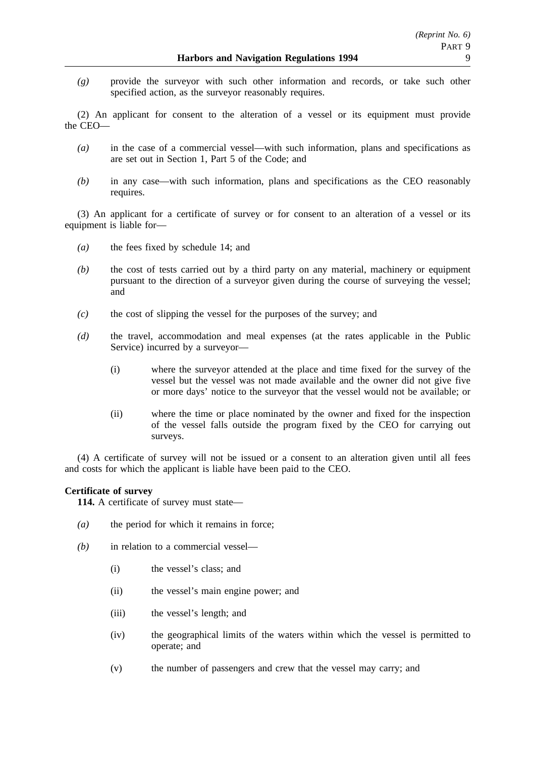*(g)* provide the surveyor with such other information and records, or take such other specified action, as the surveyor reasonably requires.

(2) An applicant for consent to the alteration of a vessel or its equipment must provide the CEO—

*(a)* in the case of a commercial vessel—with such information, plans and specifications as are set out in Section 1, Part 5 of the Code; and

*(b)* in any case—with such information, plans and specifications as the CEO reasonably requires.

(3) An applicant for a certificate of survey or for consent to an alteration of a vessel or its equipment is liable for—

*(a)* the fees fixed by schedule 14; and

*(b)* the cost of tests carried out by a third party on any material, machinery or equipment pursuant to the direction of a surveyor given during the course of surveying the vessel; and

*(c)* the cost of slipping the vessel for the purposes of the survey; and

*(d)* the travel, accommodation and meal expenses (at the rates applicable in the Public Service) incurred by a surveyor—

(i) where the surveyor attended at the place and time fixed for the survey of the vessel but the vessel was not made available and the owner did not give five or more days' notice to the surveyor that the vessel would not be available; or

(ii) where the time or place nominated by the owner and fixed for the inspection of the vessel falls outside the program fixed by the CEO for carrying out surveys.

(4) A certificate of survey will not be issued or a consent to an alteration given until all fees and costs for which the applicant is liable have been paid to the CEO.

**Certificate of survey**

**114.** A certificate of survey must state—

*(a)* the period for which it remains in force;

*(b)* in relation to a commercial vessel—

(i) the vessel's class; and

(ii) the vessel's main engine power; and

(iii) the vessel's length; and

(iv) the geographical limits of the waters within which the vessel is permitted to operate; and

(v) the number of passengers and crew that the vessel may carry; and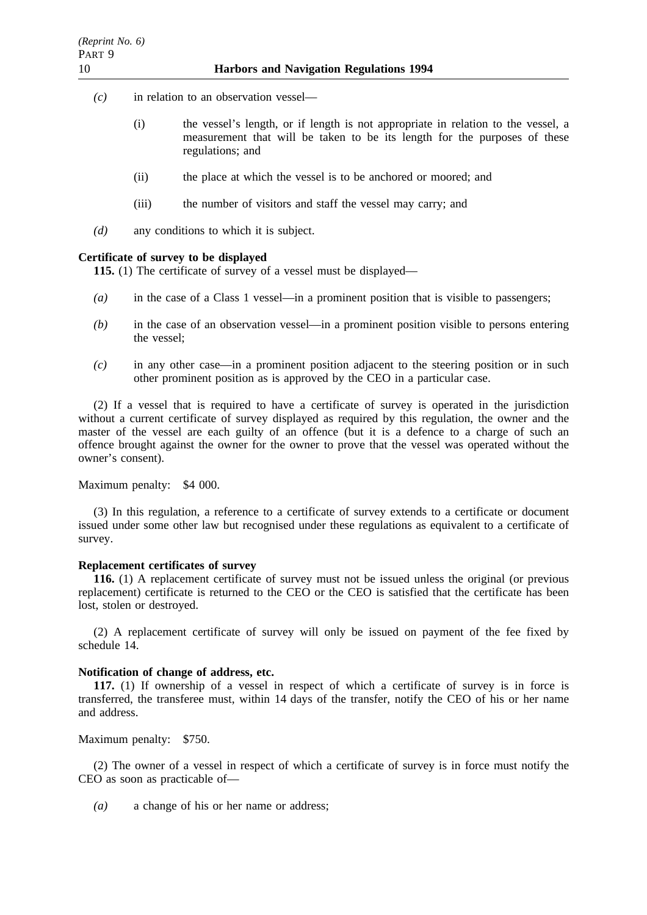*(c)* in relation to an observation vessel—

(i) the vessel's length, or if length is not appropriate in relation to the vessel, a measurement that will be taken to be its length for the purposes of these regulations; and

(ii) the place at which the vessel is to be anchored or moored; and

(iii) the number of visitors and staff the vessel may carry; and

*(d)* any conditions to which it is subject.

**Certificate of survey to be displayed**

**115.** (1) The certificate of survey of a vessel must be displayed—

*(a)* in the case of a Class 1 vessel—in a prominent position that is visible to passengers;

*(b)* in the case of an observation vessel—in a prominent position visible to persons entering the vessel;

*(c)* in any other case—in a prominent position adjacent to the steering position or in such other prominent position as is approved by the CEO in a particular case.

(2) If a vessel that is required to have a certificate of survey is operated in the jurisdiction without a current certificate of survey displayed as required by this regulation, the owner and the master of the vessel are each guilty of an offence (but it is a defence to a charge of such an offence brought against the owner for the owner to prove that the vessel was operated without the owner's consent).

Maximum penalty: $4 000.

(3) In this regulation, a reference to a certificate of survey extends to a certificate or document issued under some other law but recognised under these regulations as equivalent to a certificate of survey.

**Replacement certificates of survey**

**116.** (1) A replacement certificate of survey must not be issued unless the original (or previous replacement) certificate is returned to the CEO or the CEO is satisfied that the certificate has been lost, stolen or destroyed.

(2) A replacement certificate of survey will only be issued on payment of the fee fixed by schedule 14.

**Notification of change of address, etc.**

**117.** (1) If ownership of a vessel in respect of which a certificate of survey is in force is transferred, the transferee must, within 14 days of the transfer, notify the CEO of his or her name and address.

Maximum penalty: $750.

(2) The owner of a vessel in respect of which a certificate of survey is in force must notify the CEO as soon as practicable of—

*(a)* a change of his or her name or address;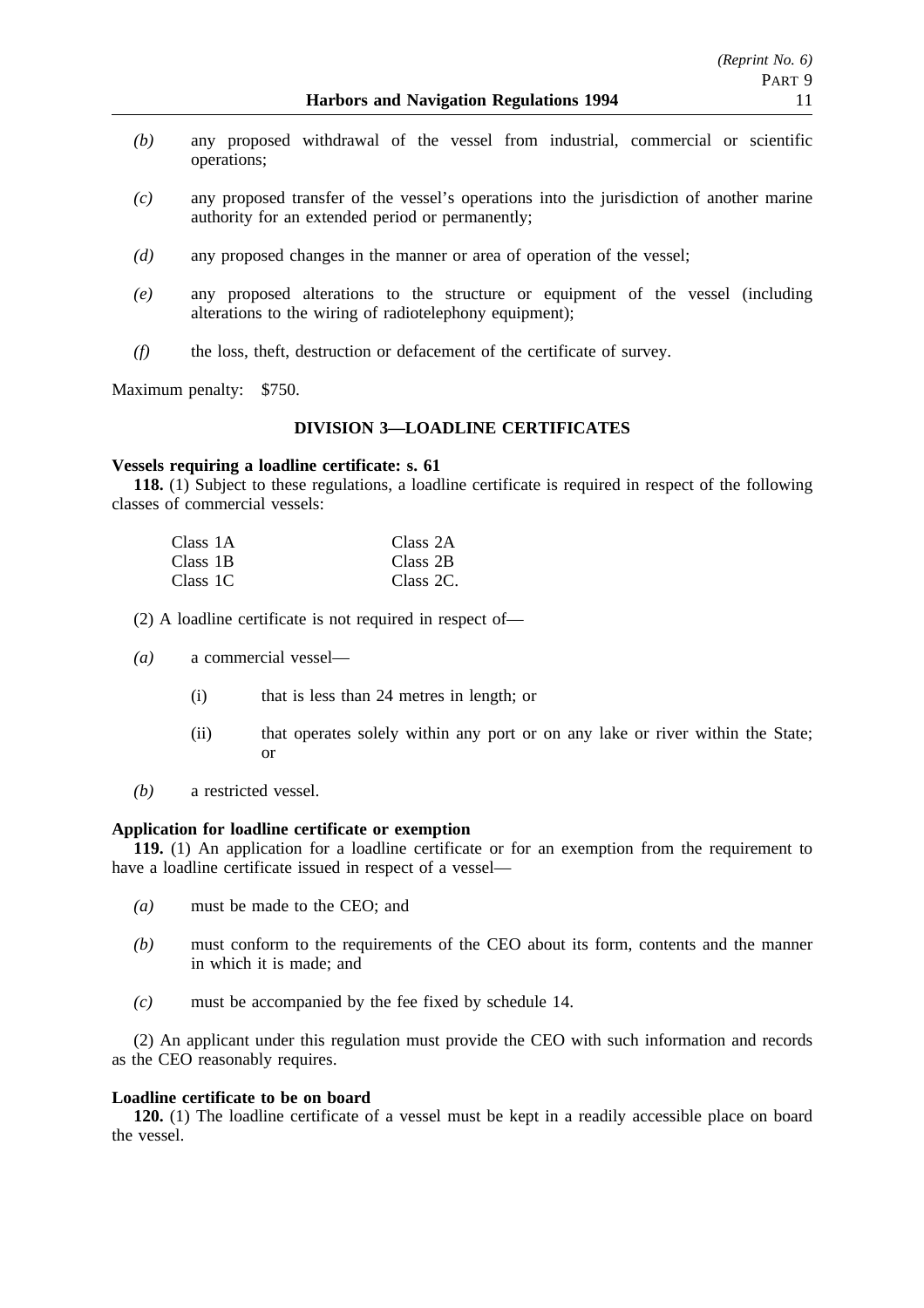*(b)* any proposed withdrawal of the vessel from industrial, commercial or scientific operations;

*(c)* any proposed transfer of the vessel's operations into the jurisdiction of another marine authority for an extended period or permanently;

*(d)* any proposed changes in the manner or area of operation of the vessel;

*(e)* any proposed alterations to the structure or equipment of the vessel (including alterations to the wiring of radiotelephony equipment);

*(f)* the loss, theft, destruction or defacement of the certificate of survey.

Maximum penalty: $750.

## DIVISION 3—LOADLINE CERTIFICATES

**Vessels requiring a loadline certificate: s. 61**

**118.** (1) Subject to these regulations, a loadline certificate is required in respect of the following classes of commercial vessels:

| | |
|---|---|
| Class 1A | Class 2A |
| Class 1B | Class 2B |
| Class 1C | Class 2C. |

(2) A loadline certificate is not required in respect of—

*(a)* a commercial vessel—

(i) that is less than 24 metres in length; or

(ii) that operates solely within any port or on any lake or river within the State; or

*(b)* a restricted vessel.

**Application for loadline certificate or exemption**

**119.** (1) An application for a loadline certificate or for an exemption from the requirement to have a loadline certificate issued in respect of a vessel—

*(a)* must be made to the CEO; and

*(b)* must conform to the requirements of the CEO about its form, contents and the manner in which it is made; and

*(c)* must be accompanied by the fee fixed by schedule 14.

(2) An applicant under this regulation must provide the CEO with such information and records as the CEO reasonably requires.

**Loadline certificate to be on board**

**120.** (1) The loadline certificate of a vessel must be kept in a readily accessible place on board the vessel.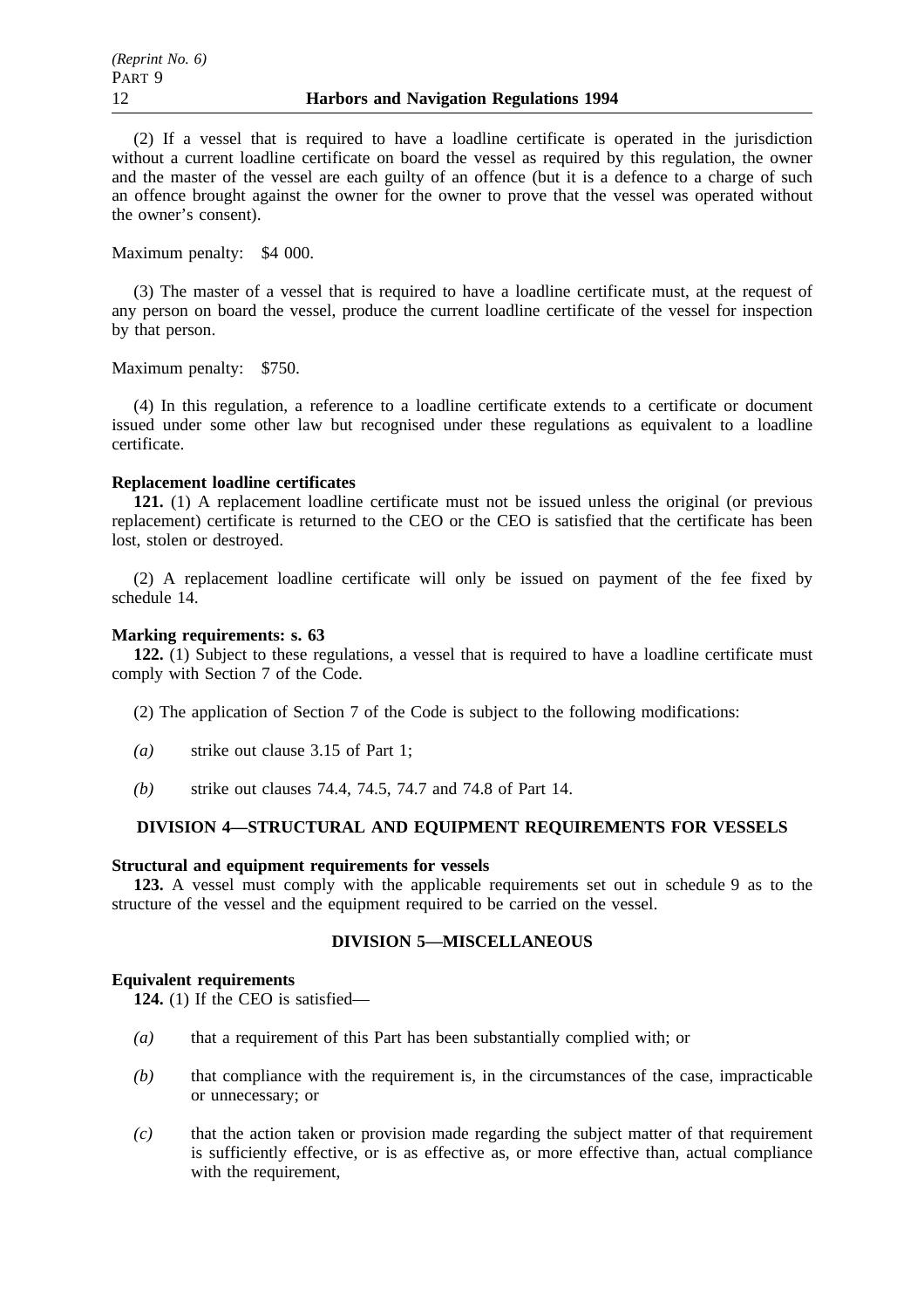(2) If a vessel that is required to have a loadline certificate is operated in the jurisdiction without a current loadline certificate on board the vessel as required by this regulation, the owner and the master of the vessel are each guilty of an offence (but it is a defence to a charge of such an offence brought against the owner for the owner to prove that the vessel was operated without the owner's consent).

Maximum penalty: $4 000.

(3) The master of a vessel that is required to have a loadline certificate must, at the request of any person on board the vessel, produce the current loadline certificate of the vessel for inspection by that person.

Maximum penalty: $750.

(4) In this regulation, a reference to a loadline certificate extends to a certificate or document issued under some other law but recognised under these regulations as equivalent to a loadline certificate.

**Replacement loadline certificates**

**121.** (1) A replacement loadline certificate must not be issued unless the original (or previous replacement) certificate is returned to the CEO or the CEO is satisfied that the certificate has been lost, stolen or destroyed.

(2) A replacement loadline certificate will only be issued on payment of the fee fixed by schedule 14.

**Marking requirements: s. 63**

**122.** (1) Subject to these regulations, a vessel that is required to have a loadline certificate must comply with Section 7 of the Code.

(2) The application of Section 7 of the Code is subject to the following modifications:

*(a)* strike out clause 3.15 of Part 1;

*(b)* strike out clauses 74.4, 74.5, 74.7 and 74.8 of Part 14.

## DIVISION 4—STRUCTURAL AND EQUIPMENT REQUIREMENTS FOR VESSELS

**Structural and equipment requirements for vessels**

**123.** A vessel must comply with the applicable requirements set out in schedule 9 as to the structure of the vessel and the equipment required to be carried on the vessel.

## DIVISION 5—MISCELLANEOUS

**Equivalent requirements**

**124.** (1) If the CEO is satisfied—

*(a)* that a requirement of this Part has been substantially complied with; or

*(b)* that compliance with the requirement is, in the circumstances of the case, impracticable or unnecessary; or

*(c)* that the action taken or provision made regarding the subject matter of that requirement is sufficiently effective, or is as effective as, or more effective than, actual compliance with the requirement,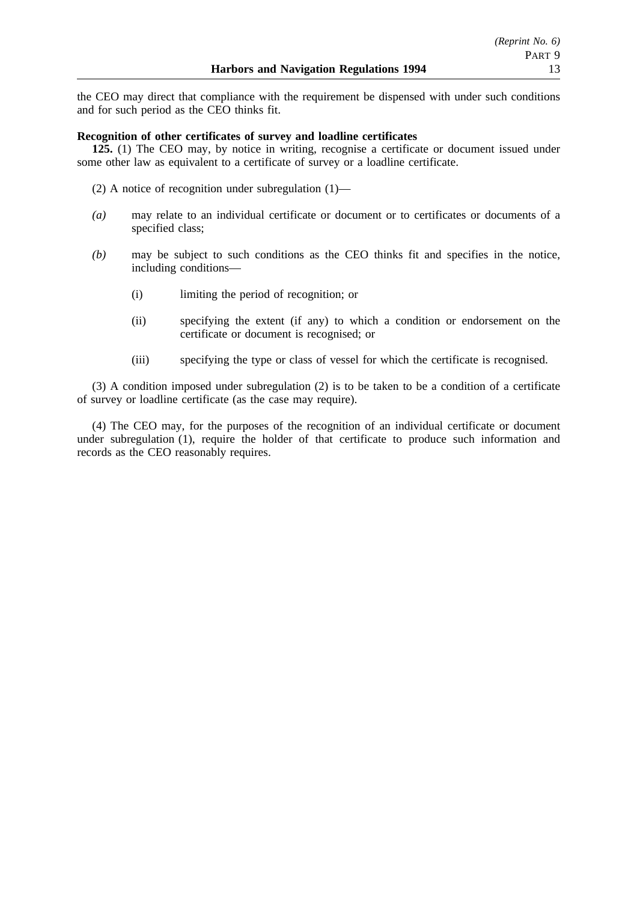the CEO may direct that compliance with the requirement be dispensed with under such conditions and for such period as the CEO thinks fit.

**Recognition of other certificates of survey and loadline certificates**

**125.** (1) The CEO may, by notice in writing, recognise a certificate or document issued under some other law as equivalent to a certificate of survey or a loadline certificate.

(2) A notice of recognition under subregulation (1)—

*(a)* may relate to an individual certificate or document or to certificates or documents of a specified class;

*(b)* may be subject to such conditions as the CEO thinks fit and specifies in the notice, including conditions—

(i) limiting the period of recognition; or

(ii) specifying the extent (if any) to which a condition or endorsement on the certificate or document is recognised; or

(iii) specifying the type or class of vessel for which the certificate is recognised.

(3) A condition imposed under subregulation (2) is to be taken to be a condition of a certificate of survey or loadline certificate (as the case may require).

(4) The CEO may, for the purposes of the recognition of an individual certificate or document under subregulation (1), require the holder of that certificate to produce such information and records as the CEO reasonably requires.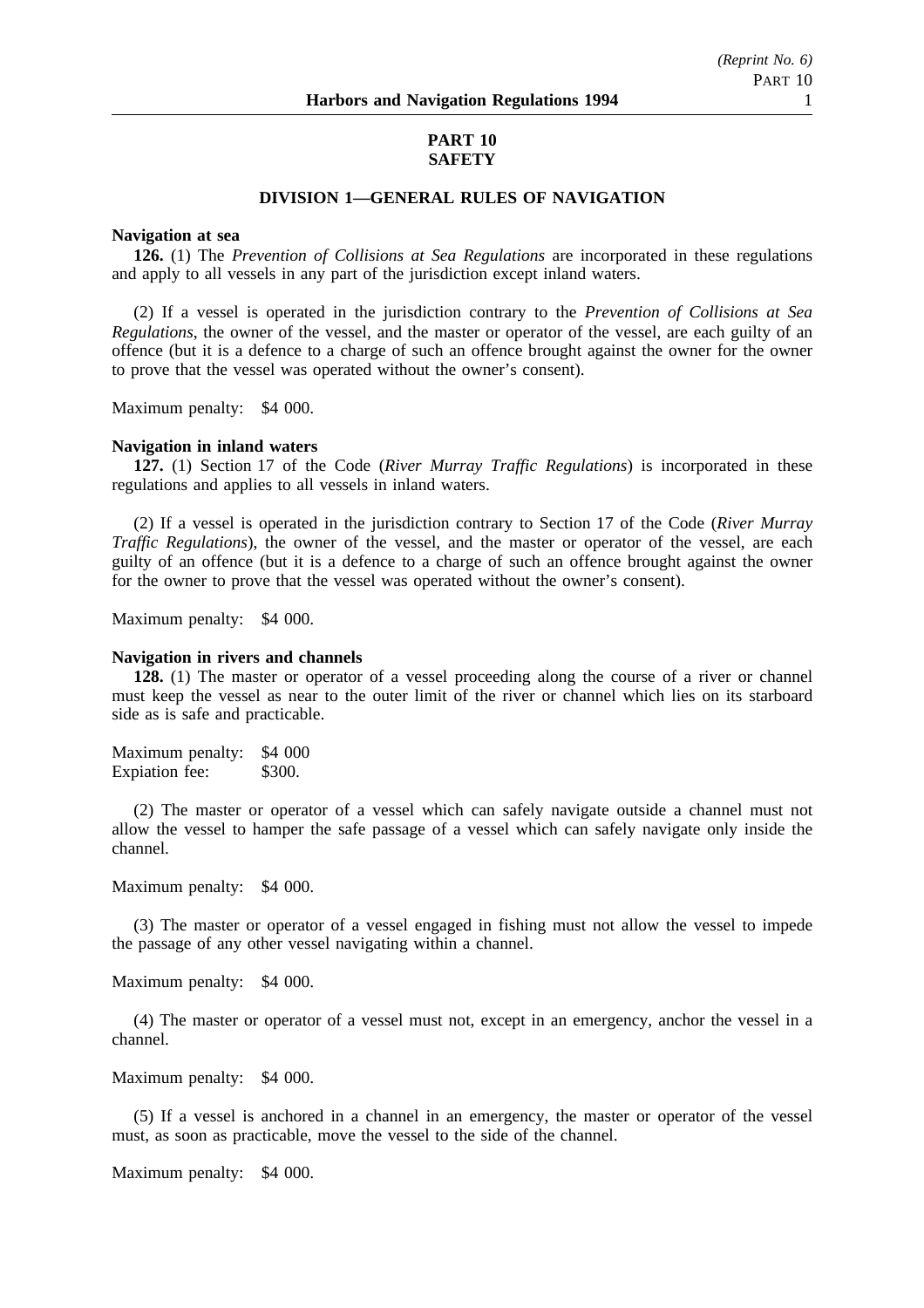# PART 10
# SAFETY

## DIVISION 1—GENERAL RULES OF NAVIGATION

**Navigation at sea**

**126.** (1) The *Prevention of Collisions at Sea Regulations* are incorporated in these regulations and apply to all vessels in any part of the jurisdiction except inland waters.

(2) If a vessel is operated in the jurisdiction contrary to the *Prevention of Collisions at Sea Regulations*, the owner of the vessel, and the master or operator of the vessel, are each guilty of an offence (but it is a defence to a charge of such an offence brought against the owner for the owner to prove that the vessel was operated without the owner's consent).

Maximum penalty: $4 000.

**Navigation in inland waters**

**127.** (1) Section 17 of the Code (*River Murray Traffic Regulations*) is incorporated in these regulations and applies to all vessels in inland waters.

(2) If a vessel is operated in the jurisdiction contrary to Section 17 of the Code (*River Murray Traffic Regulations*), the owner of the vessel, and the master or operator of the vessel, are each guilty of an offence (but it is a defence to a charge of such an offence brought against the owner for the owner to prove that the vessel was operated without the owner's consent).

Maximum penalty: $4 000.

**Navigation in rivers and channels**

**128.** (1) The master or operator of a vessel proceeding along the course of a river or channel must keep the vessel as near to the outer limit of the river or channel which lies on its starboard side as is safe and practicable.

Maximum penalty: $4 000
Expiation fee: $300.

(2) The master or operator of a vessel which can safely navigate outside a channel must not allow the vessel to hamper the safe passage of a vessel which can safely navigate only inside the channel.

Maximum penalty: $4 000.

(3) The master or operator of a vessel engaged in fishing must not allow the vessel to impede the passage of any other vessel navigating within a channel.

Maximum penalty: $4 000.

(4) The master or operator of a vessel must not, except in an emergency, anchor the vessel in a channel.

Maximum penalty: $4 000.

(5) If a vessel is anchored in a channel in an emergency, the master or operator of the vessel must, as soon as practicable, move the vessel to the side of the channel.

Maximum penalty: $4 000.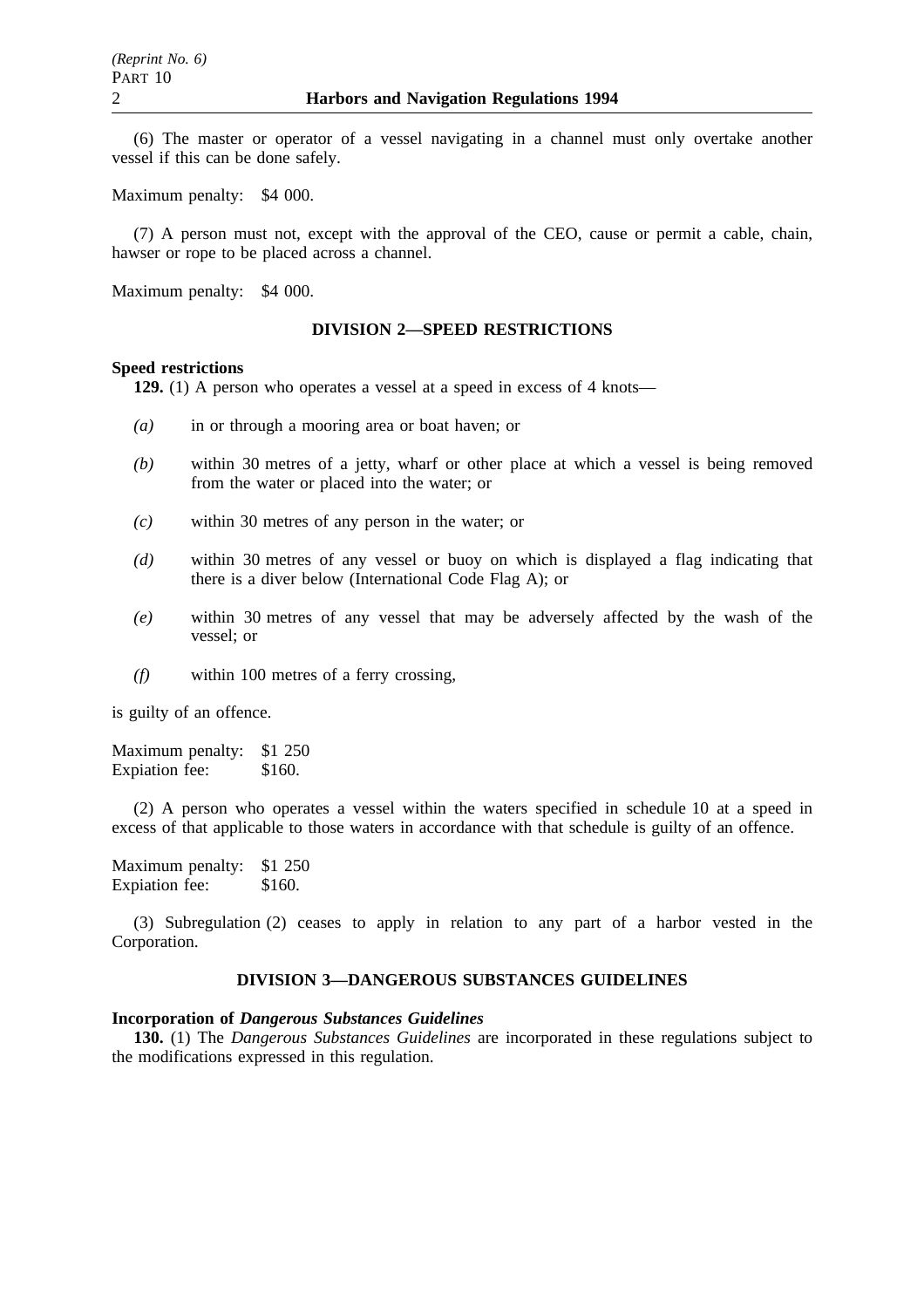(6) The master or operator of a vessel navigating in a channel must only overtake another vessel if this can be done safely.

Maximum penalty: $4 000.

(7) A person must not, except with the approval of the CEO, cause or permit a cable, chain, hawser or rope to be placed across a channel.

Maximum penalty: $4 000.

## DIVISION 2—SPEED RESTRICTIONS

**Speed restrictions**

**129.** (1) A person who operates a vessel at a speed in excess of 4 knots—

*(a)* in or through a mooring area or boat haven; or

*(b)* within 30 metres of a jetty, wharf or other place at which a vessel is being removed from the water or placed into the water; or

*(c)* within 30 metres of any person in the water; or

*(d)* within 30 metres of any vessel or buoy on which is displayed a flag indicating that there is a diver below (International Code Flag A); or

*(e)* within 30 metres of any vessel that may be adversely affected by the wash of the vessel; or

*(f)* within 100 metres of a ferry crossing,

is guilty of an offence.

Maximum penalty: $1 250
Expiation fee: $160.

(2) A person who operates a vessel within the waters specified in schedule 10 at a speed in excess of that applicable to those waters in accordance with that schedule is guilty of an offence.

Maximum penalty: $1 250
Expiation fee: $160.

(3) Subregulation (2) ceases to apply in relation to any part of a harbor vested in the Corporation.

## DIVISION 3—DANGEROUS SUBSTANCES GUIDELINES

**Incorporation of *Dangerous Substances Guidelines***

**130.** (1) The *Dangerous Substances Guidelines* are incorporated in these regulations subject to the modifications expressed in this regulation.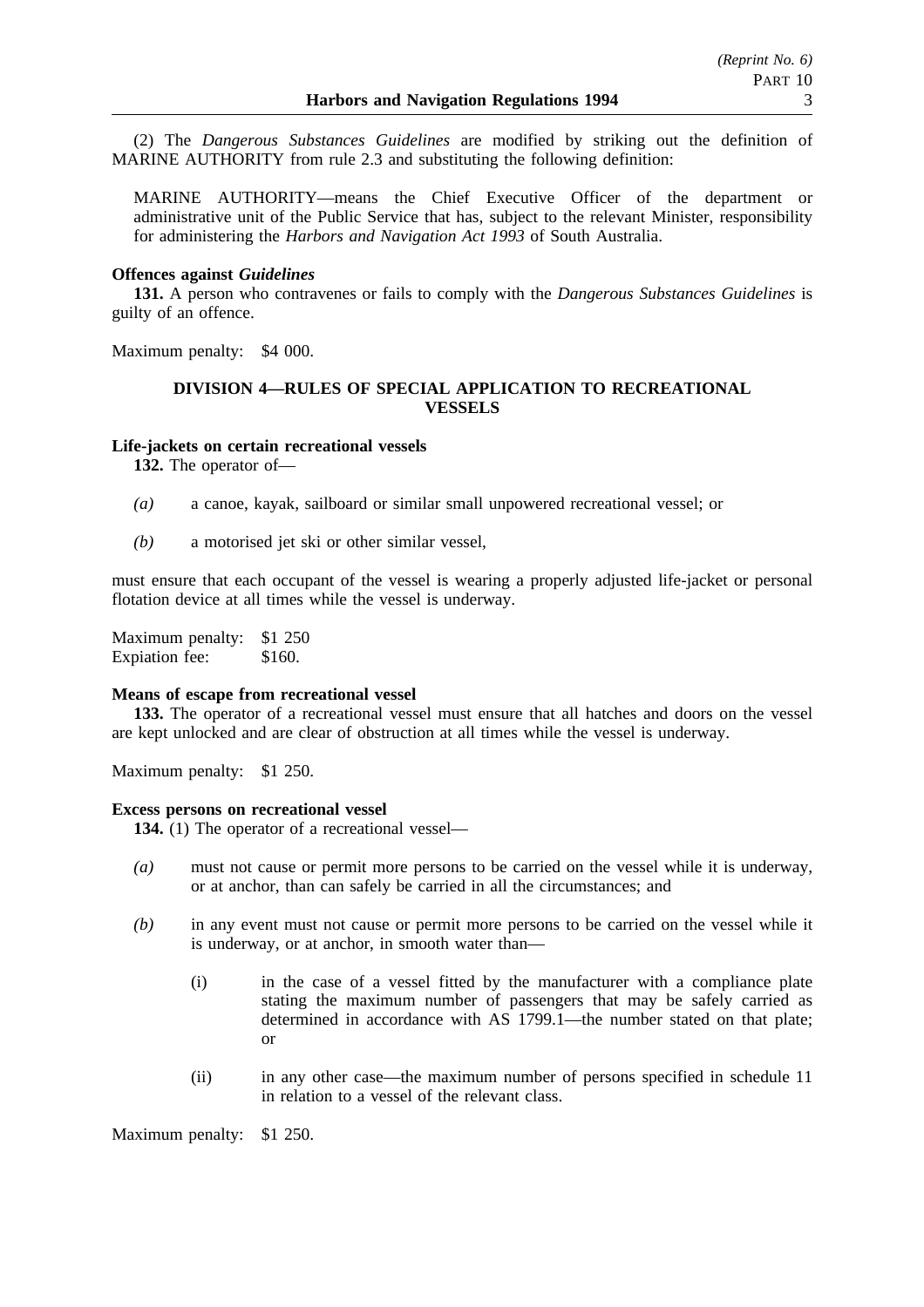(2) The *Dangerous Substances Guidelines* are modified by striking out the definition of MARINE AUTHORITY from rule 2.3 and substituting the following definition:

MARINE AUTHORITY—means the Chief Executive Officer of the department or administrative unit of the Public Service that has, subject to the relevant Minister, responsibility for administering the *Harbors and Navigation Act 1993* of South Australia.

**Offences against *Guidelines***

**131.** A person who contravenes or fails to comply with the *Dangerous Substances Guidelines* is guilty of an offence.

Maximum penalty: $4 000.

## DIVISION 4—RULES OF SPECIAL APPLICATION TO RECREATIONAL VESSELS

**Life-jackets on certain recreational vessels**

**132.** The operator of—

*(a)* a canoe, kayak, sailboard or similar small unpowered recreational vessel; or

*(b)* a motorised jet ski or other similar vessel,

must ensure that each occupant of the vessel is wearing a properly adjusted life-jacket or personal flotation device at all times while the vessel is underway.

Maximum penalty: $1 250
Expiation fee: $160.

**Means of escape from recreational vessel**

**133.** The operator of a recreational vessel must ensure that all hatches and doors on the vessel are kept unlocked and are clear of obstruction at all times while the vessel is underway.

Maximum penalty: $1 250.

**Excess persons on recreational vessel**

**134.** (1) The operator of a recreational vessel—

*(a)* must not cause or permit more persons to be carried on the vessel while it is underway, or at anchor, than can safely be carried in all the circumstances; and

*(b)* in any event must not cause or permit more persons to be carried on the vessel while it is underway, or at anchor, in smooth water than—

(i) in the case of a vessel fitted by the manufacturer with a compliance plate stating the maximum number of passengers that may be safely carried as determined in accordance with AS 1799.1—the number stated on that plate; or

(ii) in any other case—the maximum number of persons specified in schedule 11 in relation to a vessel of the relevant class.

Maximum penalty: $1 250.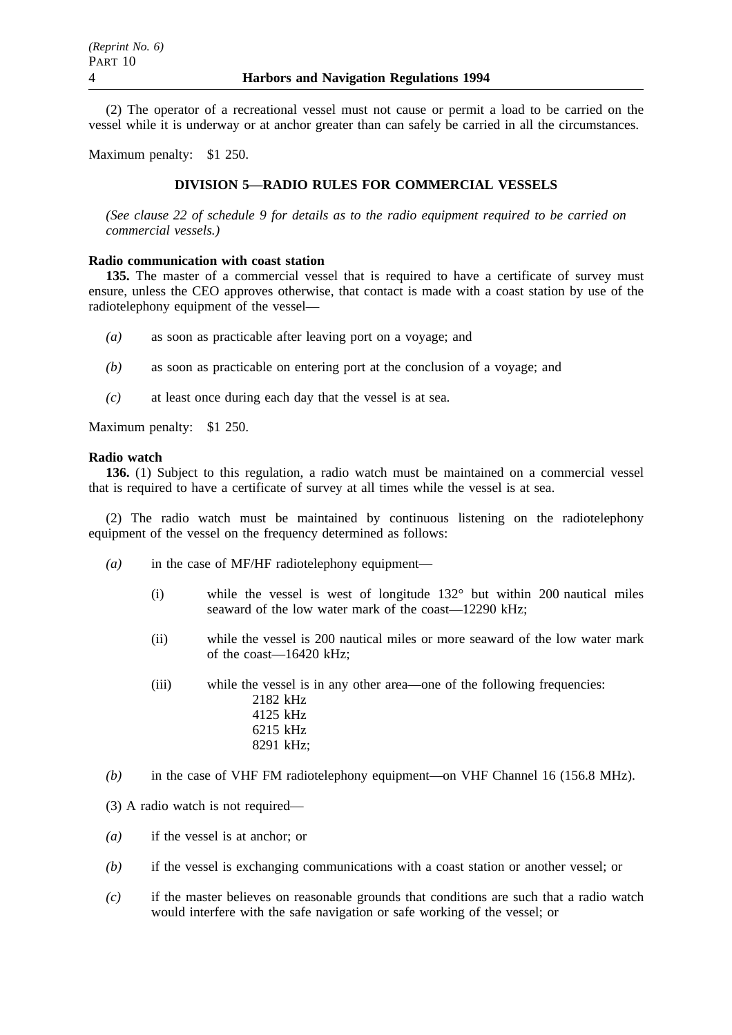(2) The operator of a recreational vessel must not cause or permit a load to be carried on the vessel while it is underway or at anchor greater than can safely be carried in all the circumstances.

Maximum penalty: $1 250.

## DIVISION 5—RADIO RULES FOR COMMERCIAL VESSELS

*(See clause 22 of schedule 9 for details as to the radio equipment required to be carried on commercial vessels.)*

**Radio communication with coast station**

**135.** The master of a commercial vessel that is required to have a certificate of survey must ensure, unless the CEO approves otherwise, that contact is made with a coast station by use of the radiotelephony equipment of the vessel—

*(a)* as soon as practicable after leaving port on a voyage; and

*(b)* as soon as practicable on entering port at the conclusion of a voyage; and

*(c)* at least once during each day that the vessel is at sea.

Maximum penalty: $1 250.

**Radio watch**

**136.** (1) Subject to this regulation, a radio watch must be maintained on a commercial vessel that is required to have a certificate of survey at all times while the vessel is at sea.

(2) The radio watch must be maintained by continuous listening on the radiotelephony equipment of the vessel on the frequency determined as follows:

*(a)* in the case of MF/HF radiotelephony equipment—

(i) while the vessel is west of longitude 132° but within 200 nautical miles seaward of the low water mark of the coast—12290 kHz;

(ii) while the vessel is 200 nautical miles or more seaward of the low water mark of the coast—16420 kHz;

(iii) while the vessel is in any other area—one of the following frequencies:
2182 kHz
4125 kHz
6215 kHz
8291 kHz;

*(b)* in the case of VHF FM radiotelephony equipment—on VHF Channel 16 (156.8 MHz).

(3) A radio watch is not required—

*(a)* if the vessel is at anchor; or

*(b)* if the vessel is exchanging communications with a coast station or another vessel; or

*(c)* if the master believes on reasonable grounds that conditions are such that a radio watch would interfere with the safe navigation or safe working of the vessel; or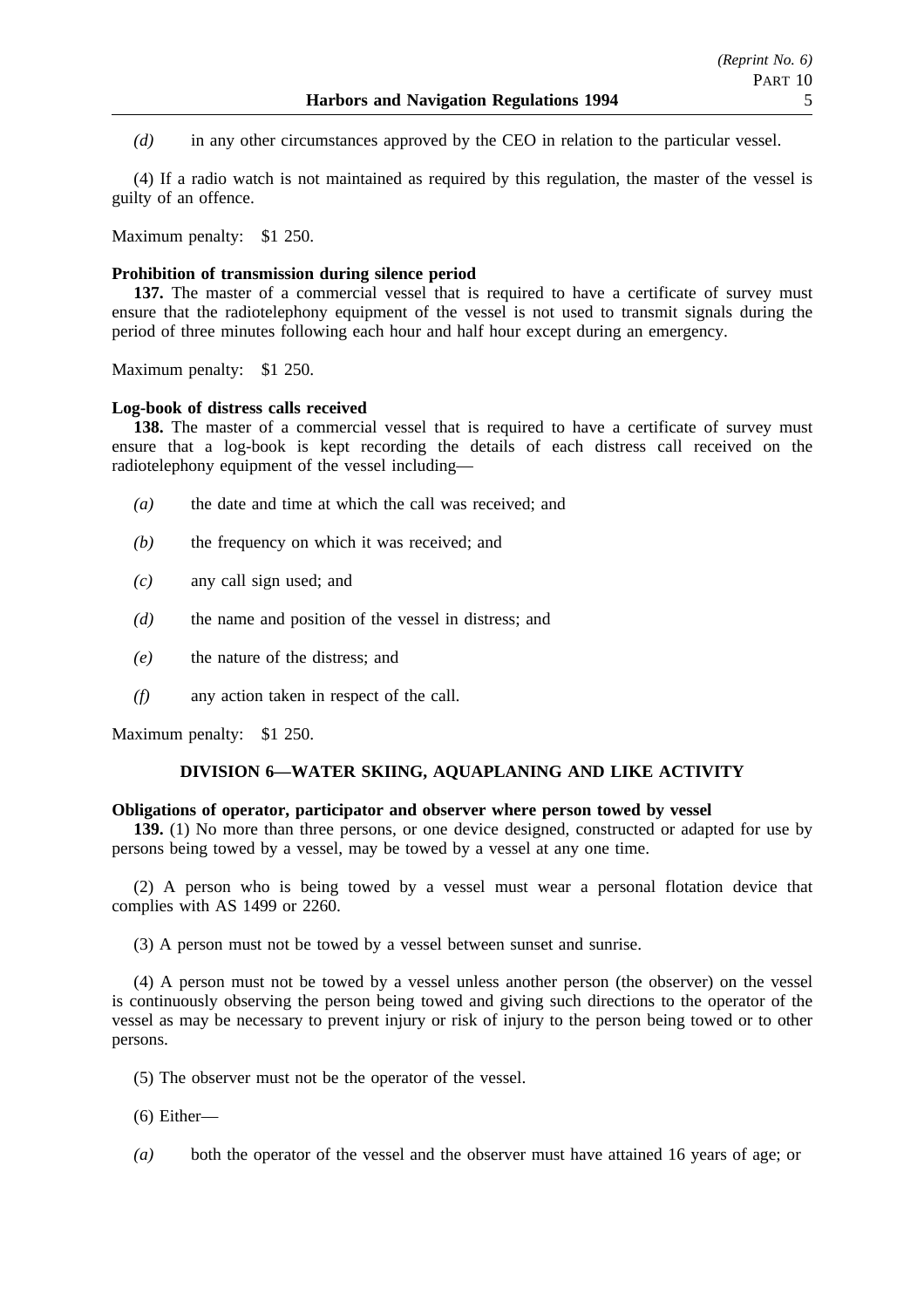*(d)* in any other circumstances approved by the CEO in relation to the particular vessel.

(4) If a radio watch is not maintained as required by this regulation, the master of the vessel is guilty of an offence.

Maximum penalty: $1 250.

**Prohibition of transmission during silence period**

**137.** The master of a commercial vessel that is required to have a certificate of survey must ensure that the radiotelephony equipment of the vessel is not used to transmit signals during the period of three minutes following each hour and half hour except during an emergency.

Maximum penalty: $1 250.

**Log-book of distress calls received**

**138.** The master of a commercial vessel that is required to have a certificate of survey must ensure that a log-book is kept recording the details of each distress call received on the radiotelephony equipment of the vessel including—

*(a)* the date and time at which the call was received; and

*(b)* the frequency on which it was received; and

*(c)* any call sign used; and

*(d)* the name and position of the vessel in distress; and

*(e)* the nature of the distress; and

*(f)* any action taken in respect of the call.

Maximum penalty: $1 250.

## DIVISION 6—WATER SKIING, AQUAPLANING AND LIKE ACTIVITY

**Obligations of operator, participator and observer where person towed by vessel**

**139.** (1) No more than three persons, or one device designed, constructed or adapted for use by persons being towed by a vessel, may be towed by a vessel at any one time.

(2) A person who is being towed by a vessel must wear a personal flotation device that complies with AS 1499 or 2260.

(3) A person must not be towed by a vessel between sunset and sunrise.

(4) A person must not be towed by a vessel unless another person (the observer) on the vessel is continuously observing the person being towed and giving such directions to the operator of the vessel as may be necessary to prevent injury or risk of injury to the person being towed or to other persons.

(5) The observer must not be the operator of the vessel.

(6) Either—

*(a)* both the operator of the vessel and the observer must have attained 16 years of age; or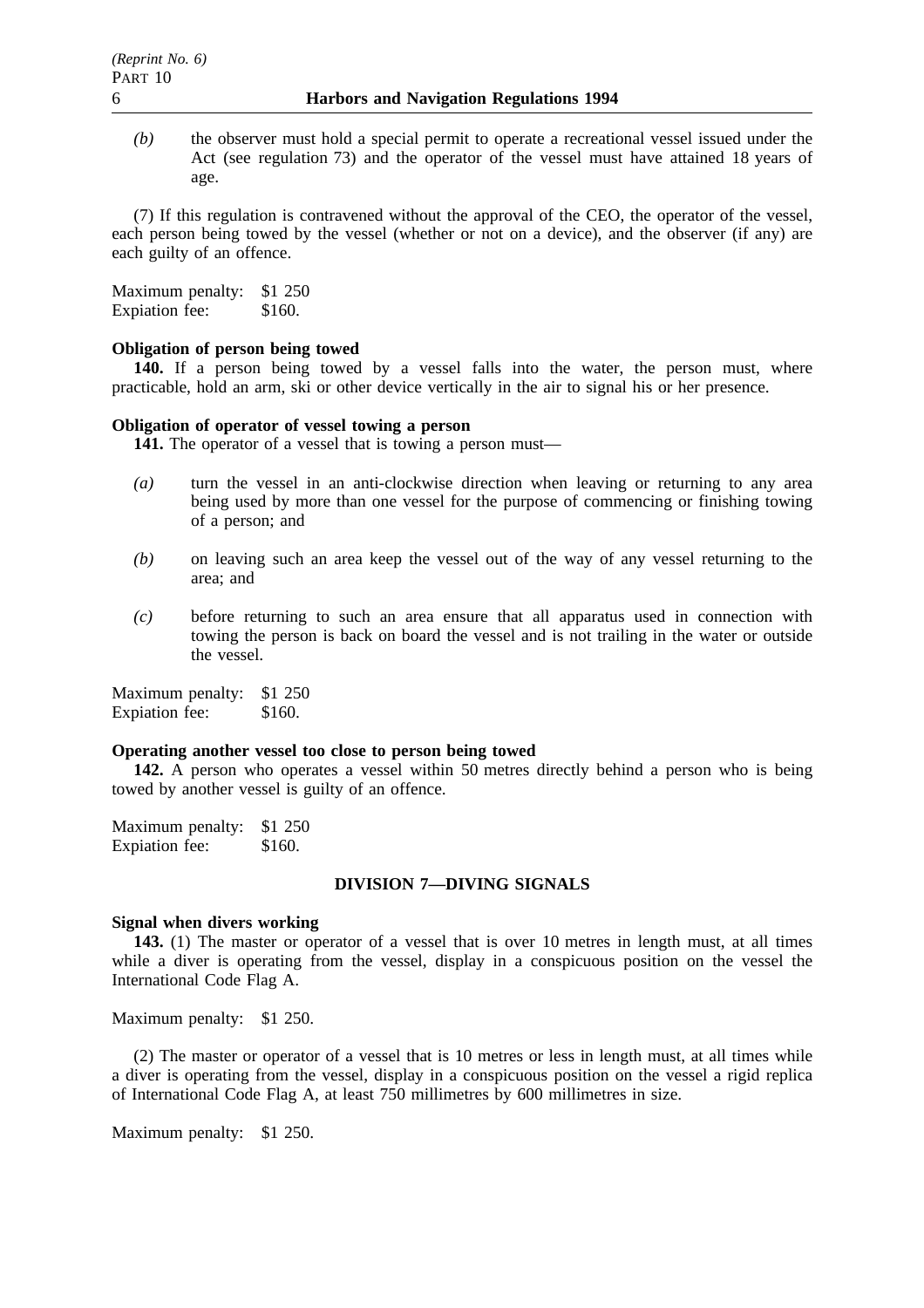*(b)* the observer must hold a special permit to operate a recreational vessel issued under the Act (see regulation 73) and the operator of the vessel must have attained 18 years of age.

(7) If this regulation is contravened without the approval of the CEO, the operator of the vessel, each person being towed by the vessel (whether or not on a device), and the observer (if any) are each guilty of an offence.

Maximum penalty: $1 250
Expiation fee: $160.

**Obligation of person being towed**

**140.** If a person being towed by a vessel falls into the water, the person must, where practicable, hold an arm, ski or other device vertically in the air to signal his or her presence.

**Obligation of operator of vessel towing a person**

**141.** The operator of a vessel that is towing a person must—

*(a)* turn the vessel in an anti-clockwise direction when leaving or returning to any area being used by more than one vessel for the purpose of commencing or finishing towing of a person; and

*(b)* on leaving such an area keep the vessel out of the way of any vessel returning to the area; and

*(c)* before returning to such an area ensure that all apparatus used in connection with towing the person is back on board the vessel and is not trailing in the water or outside the vessel.

Maximum penalty: $1 250
Expiation fee: $160.

**Operating another vessel too close to person being towed**

**142.** A person who operates a vessel within 50 metres directly behind a person who is being towed by another vessel is guilty of an offence.

Maximum penalty: $1 250
Expiation fee: $160.

## DIVISION 7—DIVING SIGNALS

**Signal when divers working**

**143.** (1) The master or operator of a vessel that is over 10 metres in length must, at all times while a diver is operating from the vessel, display in a conspicuous position on the vessel the International Code Flag A.

Maximum penalty: $1 250.

(2) The master or operator of a vessel that is 10 metres or less in length must, at all times while a diver is operating from the vessel, display in a conspicuous position on the vessel a rigid replica of International Code Flag A, at least 750 millimetres by 600 millimetres in size.

Maximum penalty: $1 250.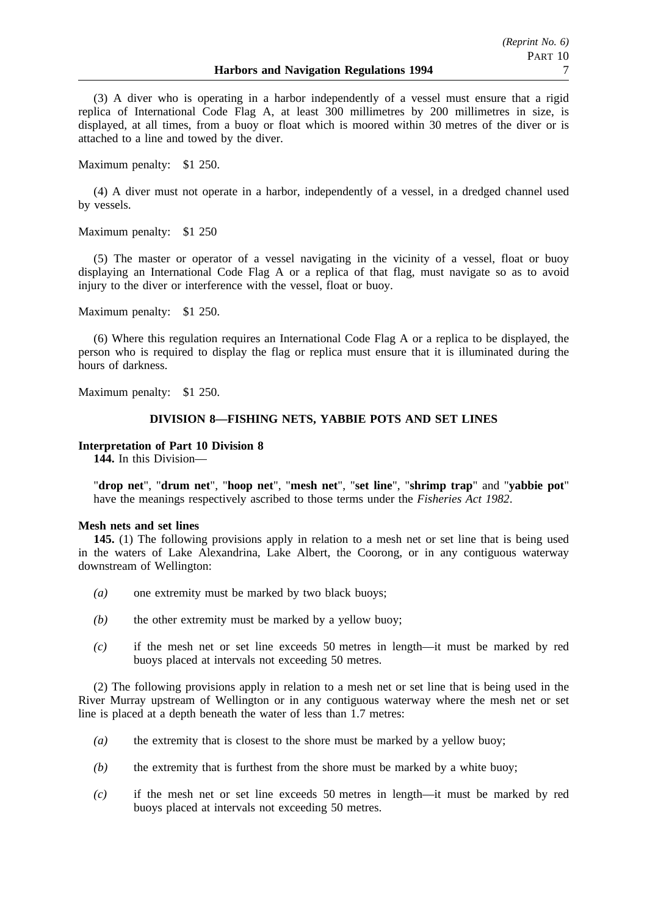(3) A diver who is operating in a harbor independently of a vessel must ensure that a rigid replica of International Code Flag A, at least 300 millimetres by 200 millimetres in size, is displayed, at all times, from a buoy or float which is moored within 30 metres of the diver or is attached to a line and towed by the diver.

Maximum penalty: $1 250.

(4) A diver must not operate in a harbor, independently of a vessel, in a dredged channel used by vessels.

Maximum penalty: $1 250

(5) The master or operator of a vessel navigating in the vicinity of a vessel, float or buoy displaying an International Code Flag A or a replica of that flag, must navigate so as to avoid injury to the diver or interference with the vessel, float or buoy.

Maximum penalty: $1 250.

(6) Where this regulation requires an International Code Flag A or a replica to be displayed, the person who is required to display the flag or replica must ensure that it is illuminated during the hours of darkness.

Maximum penalty: $1 250.

## DIVISION 8—FISHING NETS, YABBIE POTS AND SET LINES

**Interpretation of Part 10 Division 8**

**144.** In this Division—

"**drop net**", "**drum net**", "**hoop net**", "**mesh net**", "**set line**", "**shrimp trap**" and "**yabbie pot**" have the meanings respectively ascribed to those terms under the *Fisheries Act 1982*.

**Mesh nets and set lines**

**145.** (1) The following provisions apply in relation to a mesh net or set line that is being used in the waters of Lake Alexandrina, Lake Albert, the Coorong, or in any contiguous waterway downstream of Wellington:

*(a)* one extremity must be marked by two black buoys;

*(b)* the other extremity must be marked by a yellow buoy;

*(c)* if the mesh net or set line exceeds 50 metres in length—it must be marked by red buoys placed at intervals not exceeding 50 metres.

(2) The following provisions apply in relation to a mesh net or set line that is being used in the River Murray upstream of Wellington or in any contiguous waterway where the mesh net or set line is placed at a depth beneath the water of less than 1.7 metres:

*(a)* the extremity that is closest to the shore must be marked by a yellow buoy;

*(b)* the extremity that is furthest from the shore must be marked by a white buoy;

*(c)* if the mesh net or set line exceeds 50 metres in length—it must be marked by red buoys placed at intervals not exceeding 50 metres.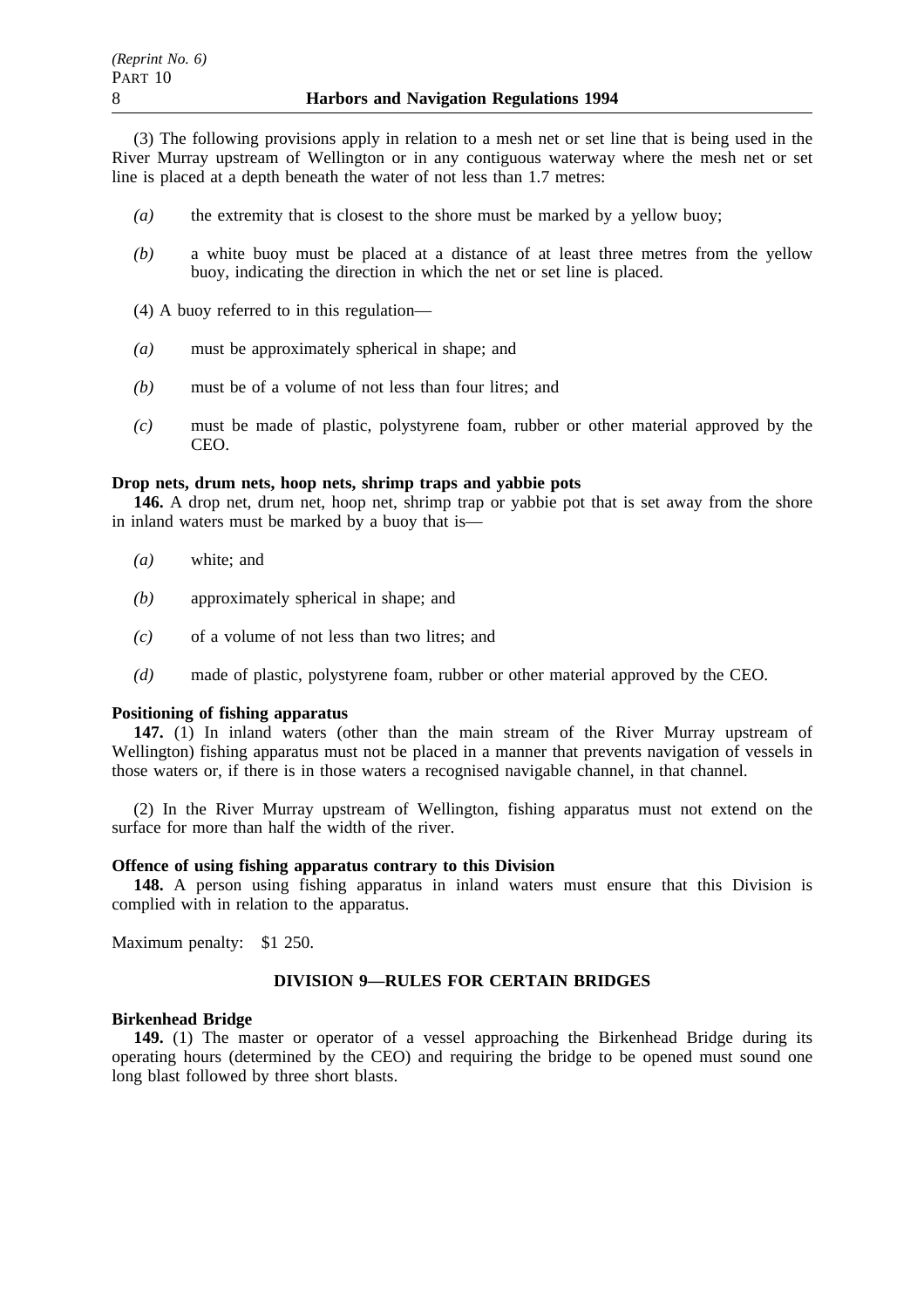(3) The following provisions apply in relation to a mesh net or set line that is being used in the River Murray upstream of Wellington or in any contiguous waterway where the mesh net or set line is placed at a depth beneath the water of not less than 1.7 metres:

*(a)* the extremity that is closest to the shore must be marked by a yellow buoy;

*(b)* a white buoy must be placed at a distance of at least three metres from the yellow buoy, indicating the direction in which the net or set line is placed.

(4) A buoy referred to in this regulation—

*(a)* must be approximately spherical in shape; and

*(b)* must be of a volume of not less than four litres; and

*(c)* must be made of plastic, polystyrene foam, rubber or other material approved by the CEO.

**Drop nets, drum nets, hoop nets, shrimp traps and yabbie pots**

**146.** A drop net, drum net, hoop net, shrimp trap or yabbie pot that is set away from the shore in inland waters must be marked by a buoy that is—

*(a)* white; and

*(b)* approximately spherical in shape; and

*(c)* of a volume of not less than two litres; and

*(d)* made of plastic, polystyrene foam, rubber or other material approved by the CEO.

**Positioning of fishing apparatus**

**147.** (1) In inland waters (other than the main stream of the River Murray upstream of Wellington) fishing apparatus must not be placed in a manner that prevents navigation of vessels in those waters or, if there is in those waters a recognised navigable channel, in that channel.

(2) In the River Murray upstream of Wellington, fishing apparatus must not extend on the surface for more than half the width of the river.

**Offence of using fishing apparatus contrary to this Division**

**148.** A person using fishing apparatus in inland waters must ensure that this Division is complied with in relation to the apparatus.

Maximum penalty: $1 250.

## DIVISION 9—RULES FOR CERTAIN BRIDGES

**Birkenhead Bridge**

**149.** (1) The master or operator of a vessel approaching the Birkenhead Bridge during its operating hours (determined by the CEO) and requiring the bridge to be opened must sound one long blast followed by three short blasts.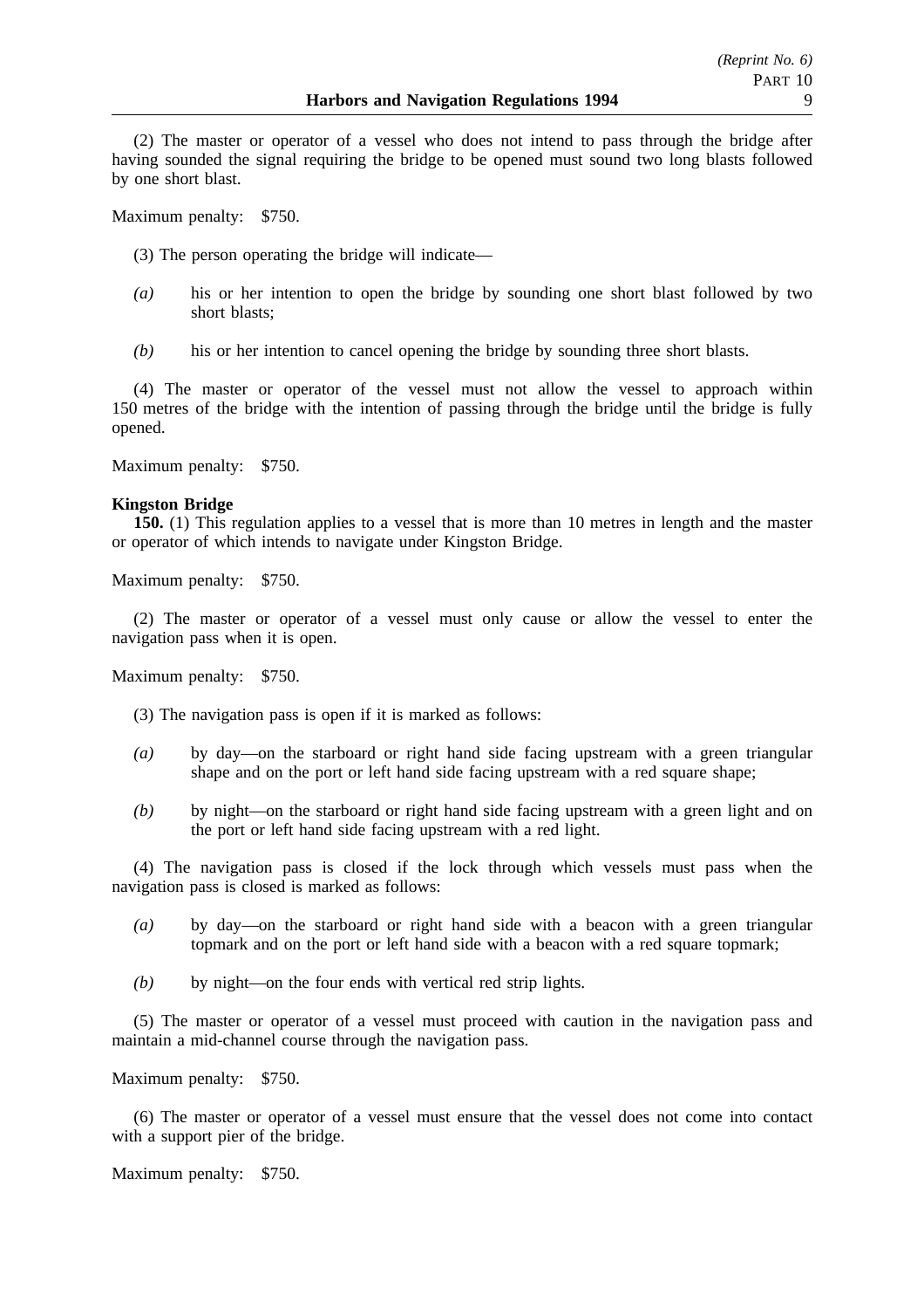(2) The master or operator of a vessel who does not intend to pass through the bridge after having sounded the signal requiring the bridge to be opened must sound two long blasts followed by one short blast.

Maximum penalty: $750.

(3) The person operating the bridge will indicate—

*(a)* his or her intention to open the bridge by sounding one short blast followed by two short blasts;

*(b)* his or her intention to cancel opening the bridge by sounding three short blasts.

(4) The master or operator of the vessel must not allow the vessel to approach within 150 metres of the bridge with the intention of passing through the bridge until the bridge is fully opened.

Maximum penalty: $750.

**Kingston Bridge**

**150.** (1) This regulation applies to a vessel that is more than 10 metres in length and the master or operator of which intends to navigate under Kingston Bridge.

Maximum penalty: $750.

(2) The master or operator of a vessel must only cause or allow the vessel to enter the navigation pass when it is open.

Maximum penalty: $750.

(3) The navigation pass is open if it is marked as follows:

*(a)* by day—on the starboard or right hand side facing upstream with a green triangular shape and on the port or left hand side facing upstream with a red square shape;

*(b)* by night—on the starboard or right hand side facing upstream with a green light and on the port or left hand side facing upstream with a red light.

(4) The navigation pass is closed if the lock through which vessels must pass when the navigation pass is closed is marked as follows:

*(a)* by day—on the starboard or right hand side with a beacon with a green triangular topmark and on the port or left hand side with a beacon with a red square topmark;

*(b)* by night—on the four ends with vertical red strip lights.

(5) The master or operator of a vessel must proceed with caution in the navigation pass and maintain a mid-channel course through the navigation pass.

Maximum penalty: $750.

(6) The master or operator of a vessel must ensure that the vessel does not come into contact with a support pier of the bridge.

Maximum penalty: $750.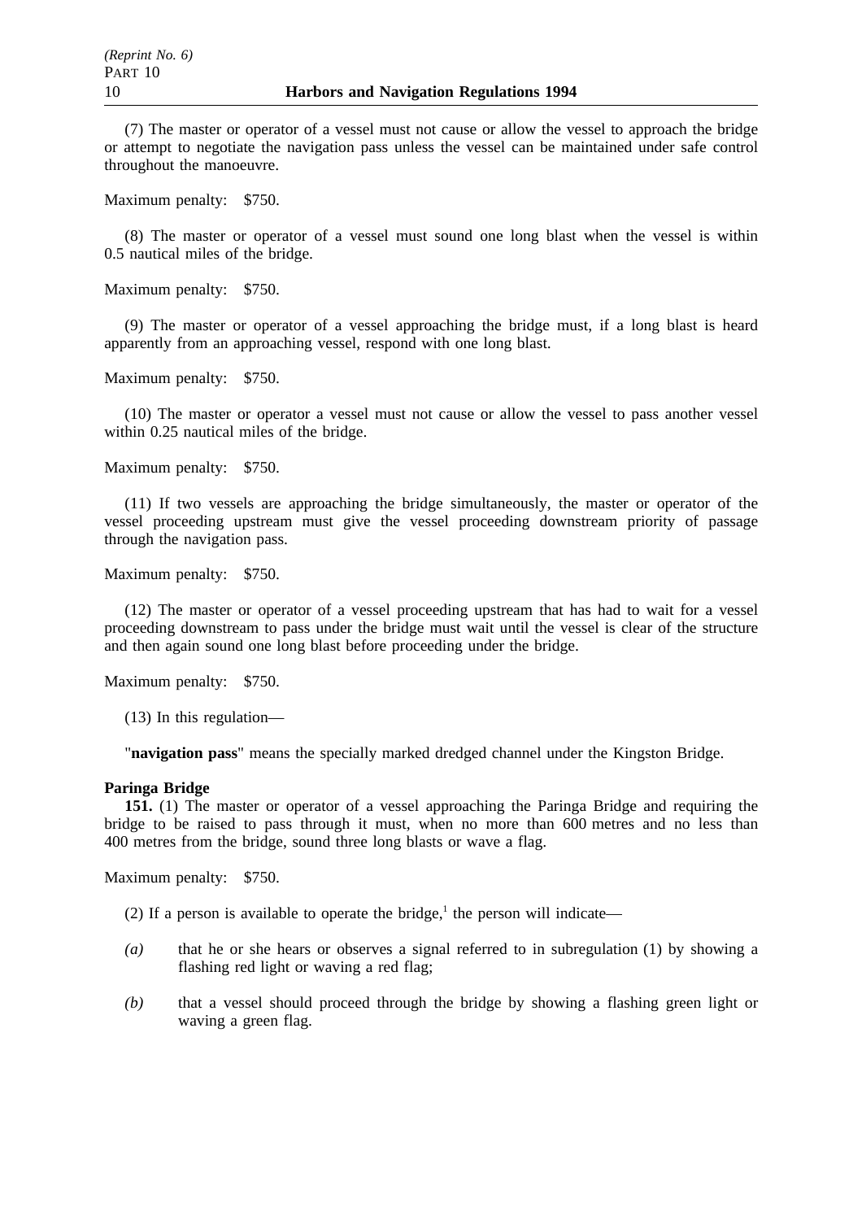(7) The master or operator of a vessel must not cause or allow the vessel to approach the bridge or attempt to negotiate the navigation pass unless the vessel can be maintained under safe control throughout the manoeuvre.

Maximum penalty: $750.

(8) The master or operator of a vessel must sound one long blast when the vessel is within 0.5 nautical miles of the bridge.

Maximum penalty: $750.

(9) The master or operator of a vessel approaching the bridge must, if a long blast is heard apparently from an approaching vessel, respond with one long blast.

Maximum penalty: $750.

(10) The master or operator a vessel must not cause or allow the vessel to pass another vessel within 0.25 nautical miles of the bridge.

Maximum penalty: $750.

(11) If two vessels are approaching the bridge simultaneously, the master or operator of the vessel proceeding upstream must give the vessel proceeding downstream priority of passage through the navigation pass.

Maximum penalty: $750.

(12) The master or operator of a vessel proceeding upstream that has had to wait for a vessel proceeding downstream to pass under the bridge must wait until the vessel is clear of the structure and then again sound one long blast before proceeding under the bridge.

Maximum penalty: $750.

(13) In this regulation—

"**navigation pass**" means the specially marked dredged channel under the Kingston Bridge.

**Paringa Bridge**

**151.** (1) The master or operator of a vessel approaching the Paringa Bridge and requiring the bridge to be raised to pass through it must, when no more than 600 metres and no less than 400 metres from the bridge, sound three long blasts or wave a flag.

Maximum penalty: $750.

(2) If a person is available to operate the bridge,[1] the person will indicate—

*(a)* that he or she hears or observes a signal referred to in subregulation (1) by showing a flashing red light or waving a red flag;

*(b)* that a vessel should proceed through the bridge by showing a flashing green light or waving a green flag.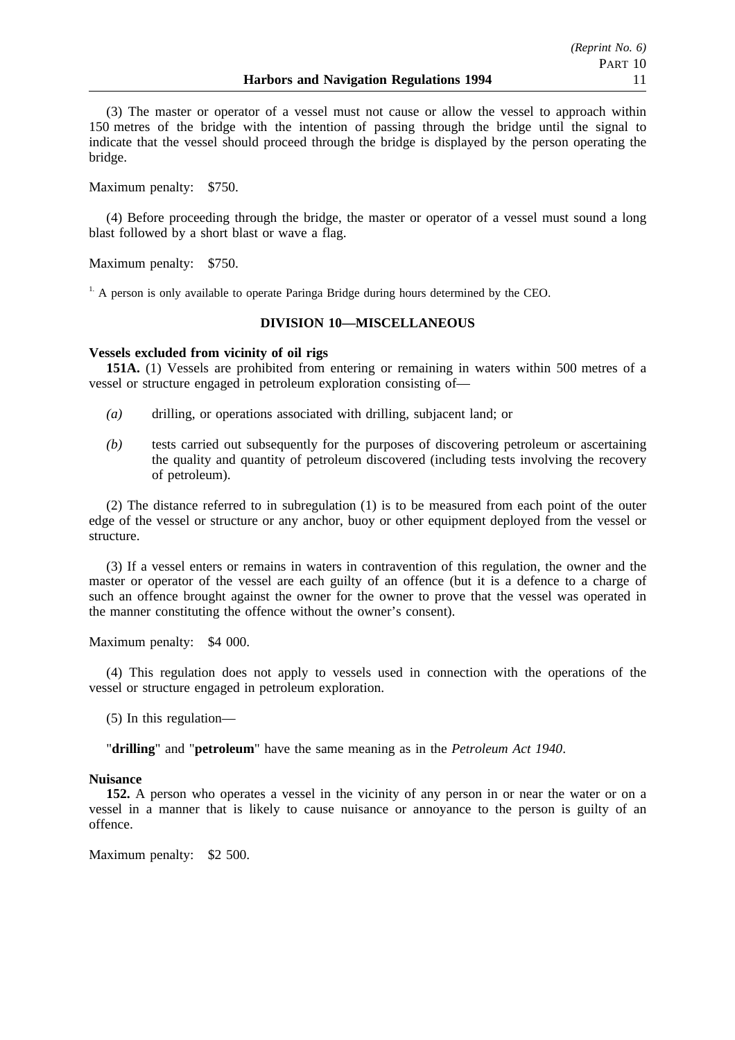(3) The master or operator of a vessel must not cause or allow the vessel to approach within 150 metres of the bridge with the intention of passing through the bridge until the signal to indicate that the vessel should proceed through the bridge is displayed by the person operating the bridge.

Maximum penalty: $750.

(4) Before proceeding through the bridge, the master or operator of a vessel must sound a long blast followed by a short blast or wave a flag.

Maximum penalty: $750.

[1.] A person is only available to operate Paringa Bridge during hours determined by the CEO.

## DIVISION 10—MISCELLANEOUS

**Vessels excluded from vicinity of oil rigs**

**151A.** (1) Vessels are prohibited from entering or remaining in waters within 500 metres of a vessel or structure engaged in petroleum exploration consisting of—

*(a)* drilling, or operations associated with drilling, subjacent land; or

*(b)* tests carried out subsequently for the purposes of discovering petroleum or ascertaining the quality and quantity of petroleum discovered (including tests involving the recovery of petroleum).

(2) The distance referred to in subregulation (1) is to be measured from each point of the outer edge of the vessel or structure or any anchor, buoy or other equipment deployed from the vessel or structure.

(3) If a vessel enters or remains in waters in contravention of this regulation, the owner and the master or operator of the vessel are each guilty of an offence (but it is a defence to a charge of such an offence brought against the owner for the owner to prove that the vessel was operated in the manner constituting the offence without the owner's consent).

Maximum penalty: $4 000.

(4) This regulation does not apply to vessels used in connection with the operations of the vessel or structure engaged in petroleum exploration.

(5) In this regulation—

"**drilling**" and "**petroleum**" have the same meaning as in the *Petroleum Act 1940*.

**Nuisance**

**152.** A person who operates a vessel in the vicinity of any person in or near the water or on a vessel in a manner that is likely to cause nuisance or annoyance to the person is guilty of an offence.

Maximum penalty: $2 500.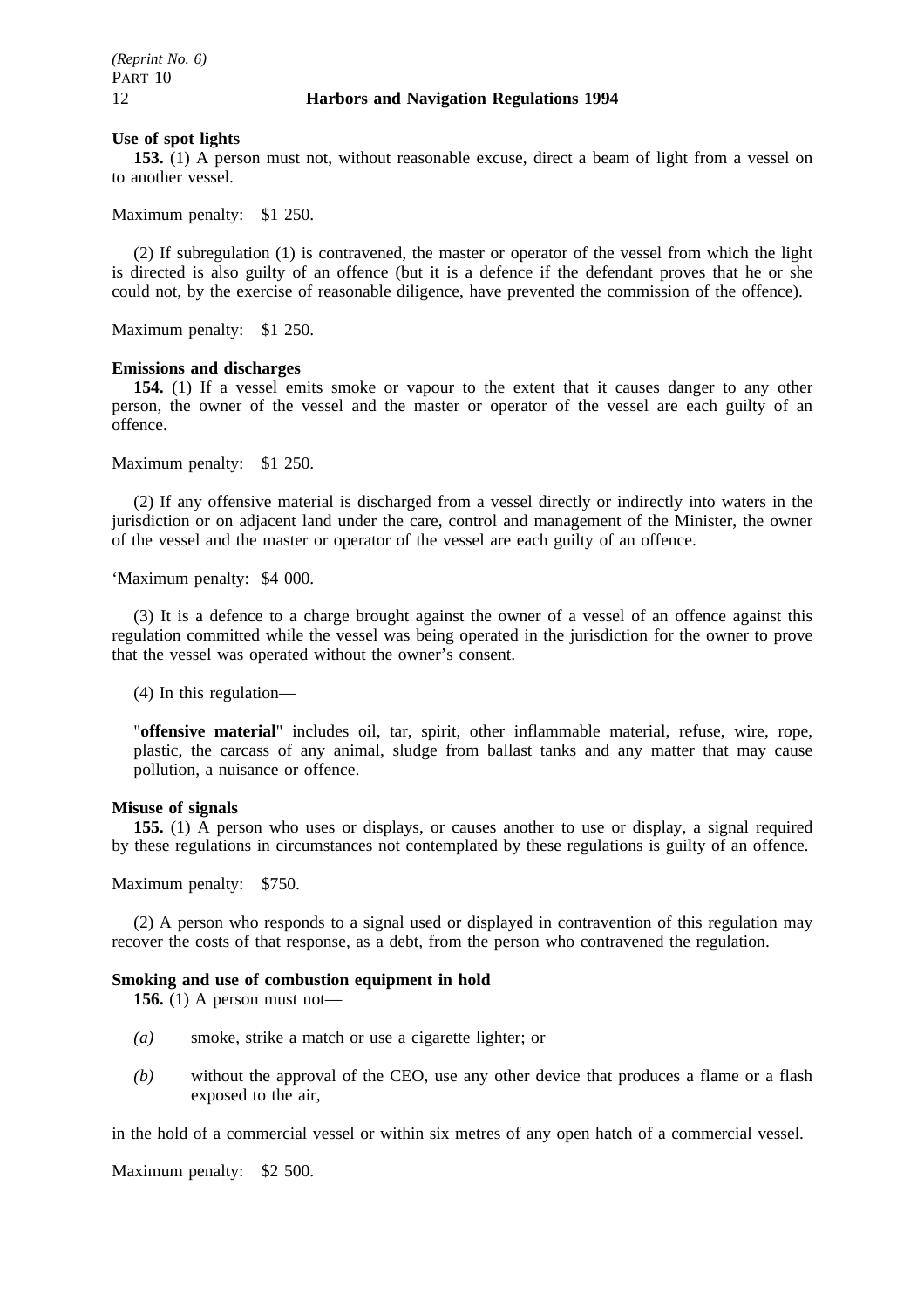**Use of spot lights**

**153.** (1) A person must not, without reasonable excuse, direct a beam of light from a vessel on to another vessel.

Maximum penalty: $1 250.

(2) If subregulation (1) is contravened, the master or operator of the vessel from which the light is directed is also guilty of an offence (but it is a defence if the defendant proves that he or she could not, by the exercise of reasonable diligence, have prevented the commission of the offence).

Maximum penalty: $1 250.

**Emissions and discharges**

**154.** (1) If a vessel emits smoke or vapour to the extent that it causes danger to any other person, the owner of the vessel and the master or operator of the vessel are each guilty of an offence.

Maximum penalty: $1 250.

(2) If any offensive material is discharged from a vessel directly or indirectly into waters in the jurisdiction or on adjacent land under the care, control and management of the Minister, the owner of the vessel and the master or operator of the vessel are each guilty of an offence.

'Maximum penalty: $4 000.

(3) It is a defence to a charge brought against the owner of a vessel of an offence against this regulation committed while the vessel was being operated in the jurisdiction for the owner to prove that the vessel was operated without the owner's consent.

(4) In this regulation—

"**offensive material**" includes oil, tar, spirit, other inflammable material, refuse, wire, rope, plastic, the carcass of any animal, sludge from ballast tanks and any matter that may cause pollution, a nuisance or offence.

**Misuse of signals**

**155.** (1) A person who uses or displays, or causes another to use or display, a signal required by these regulations in circumstances not contemplated by these regulations is guilty of an offence.

Maximum penalty: $750.

(2) A person who responds to a signal used or displayed in contravention of this regulation may recover the costs of that response, as a debt, from the person who contravened the regulation.

**Smoking and use of combustion equipment in hold**

**156.** (1) A person must not—

*(a)* smoke, strike a match or use a cigarette lighter; or

*(b)* without the approval of the CEO, use any other device that produces a flame or a flash exposed to the air,

in the hold of a commercial vessel or within six metres of any open hatch of a commercial vessel.

Maximum penalty: $2 500.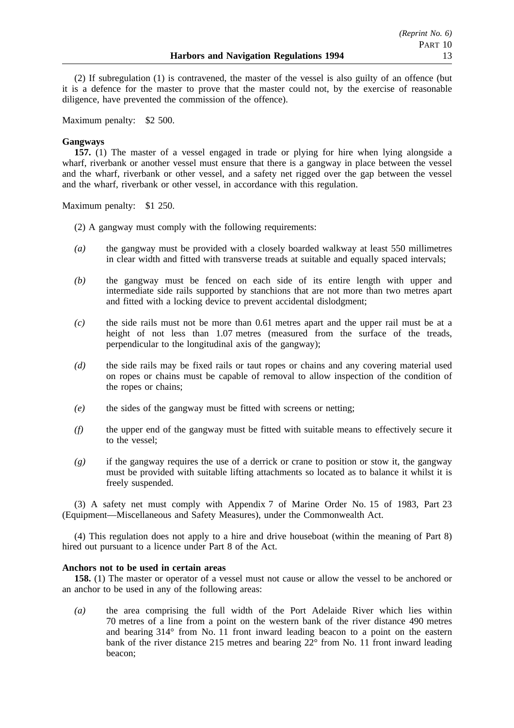(2) If subregulation (1) is contravened, the master of the vessel is also guilty of an offence (but it is a defence for the master to prove that the master could not, by the exercise of reasonable diligence, have prevented the commission of the offence).

Maximum penalty: $2 500.

**Gangways**

**157.** (1) The master of a vessel engaged in trade or plying for hire when lying alongside a wharf, riverbank or another vessel must ensure that there is a gangway in place between the vessel and the wharf, riverbank or other vessel, and a safety net rigged over the gap between the vessel and the wharf, riverbank or other vessel, in accordance with this regulation.

Maximum penalty: $1 250.

(2) A gangway must comply with the following requirements:

*(a)* the gangway must be provided with a closely boarded walkway at least 550 millimetres in clear width and fitted with transverse treads at suitable and equally spaced intervals;

*(b)* the gangway must be fenced on each side of its entire length with upper and intermediate side rails supported by stanchions that are not more than two metres apart and fitted with a locking device to prevent accidental dislodgment;

*(c)* the side rails must not be more than 0.61 metres apart and the upper rail must be at a height of not less than 1.07 metres (measured from the surface of the treads, perpendicular to the longitudinal axis of the gangway);

*(d)* the side rails may be fixed rails or taut ropes or chains and any covering material used on ropes or chains must be capable of removal to allow inspection of the condition of the ropes or chains;

*(e)* the sides of the gangway must be fitted with screens or netting;

*(f)* the upper end of the gangway must be fitted with suitable means to effectively secure it to the vessel;

*(g)* if the gangway requires the use of a derrick or crane to position or stow it, the gangway must be provided with suitable lifting attachments so located as to balance it whilst it is freely suspended.

(3) A safety net must comply with Appendix 7 of Marine Order No. 15 of 1983, Part 23 (Equipment—Miscellaneous and Safety Measures), under the Commonwealth Act.

(4) This regulation does not apply to a hire and drive houseboat (within the meaning of Part 8) hired out pursuant to a licence under Part 8 of the Act.

**Anchors not to be used in certain areas**

**158.** (1) The master or operator of a vessel must not cause or allow the vessel to be anchored or an anchor to be used in any of the following areas:

*(a)* the area comprising the full width of the Port Adelaide River which lies within 70 metres of a line from a point on the western bank of the river distance 490 metres and bearing 314° from No. 11 front inward leading beacon to a point on the eastern bank of the river distance 215 metres and bearing 22° from No. 11 front inward leading beacon;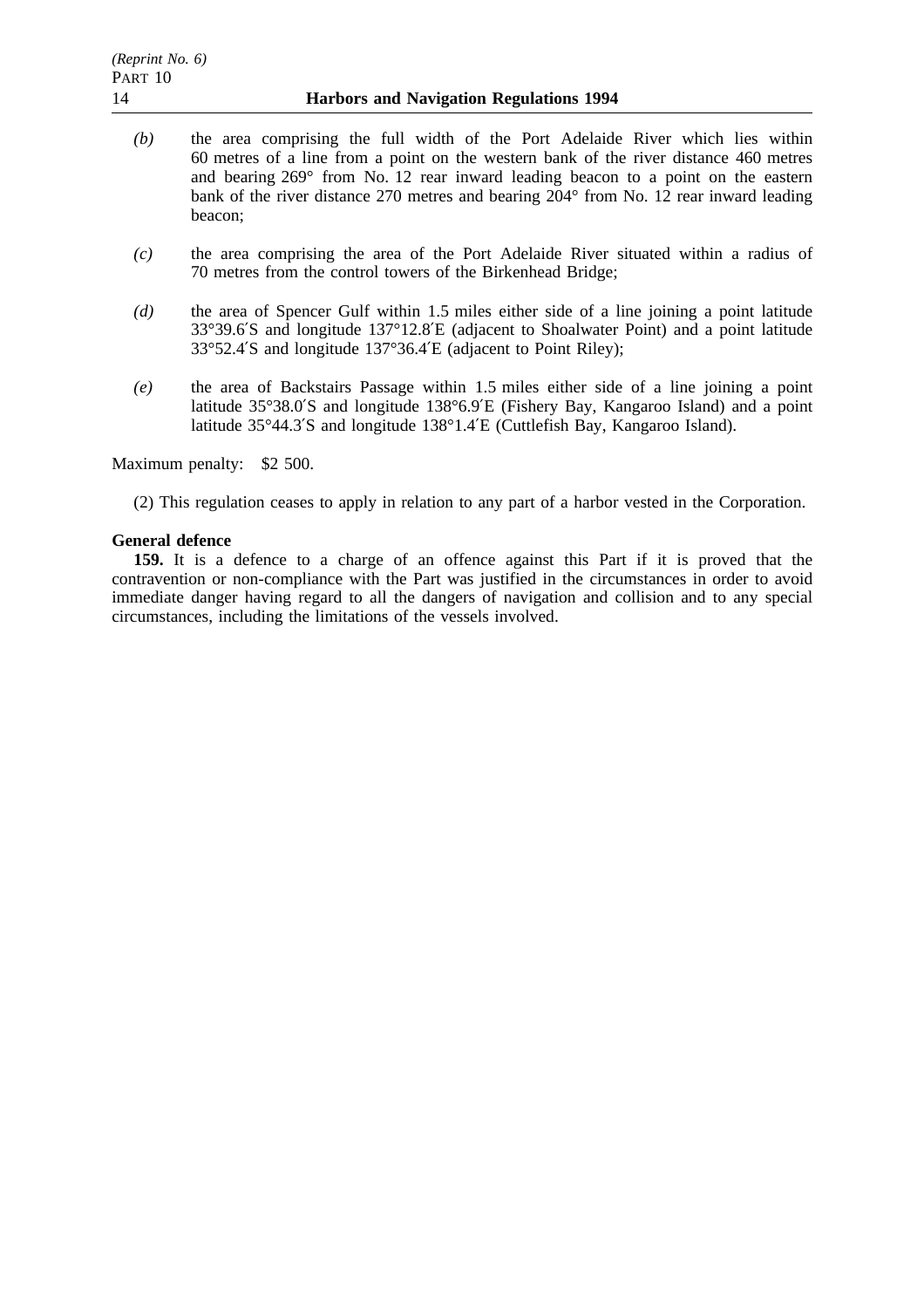*(b)* the area comprising the full width of the Port Adelaide River which lies within 60 metres of a line from a point on the western bank of the river distance 460 metres and bearing 269° from No. 12 rear inward leading beacon to a point on the eastern bank of the river distance 270 metres and bearing 204° from No. 12 rear inward leading beacon;

*(c)* the area comprising the area of the Port Adelaide River situated within a radius of 70 metres from the control towers of the Birkenhead Bridge;

*(d)* the area of Spencer Gulf within 1.5 miles either side of a line joining a point latitude 33°39.6′S and longitude 137°12.8′E (adjacent to Shoalwater Point) and a point latitude 33°52.4′S and longitude 137°36.4′E (adjacent to Point Riley);

*(e)* the area of Backstairs Passage within 1.5 miles either side of a line joining a point latitude 35°38.0′S and longitude 138°6.9′E (Fishery Bay, Kangaroo Island) and a point latitude 35°44.3′S and longitude 138°1.4′E (Cuttlefish Bay, Kangaroo Island).

Maximum penalty: $2 500.

(2) This regulation ceases to apply in relation to any part of a harbor vested in the Corporation.

**General defence**

**159.** It is a defence to a charge of an offence against this Part if it is proved that the contravention or non-compliance with the Part was justified in the circumstances in order to avoid immediate danger having regard to all the dangers of navigation and collision and to any special circumstances, including the limitations of the vessels involved.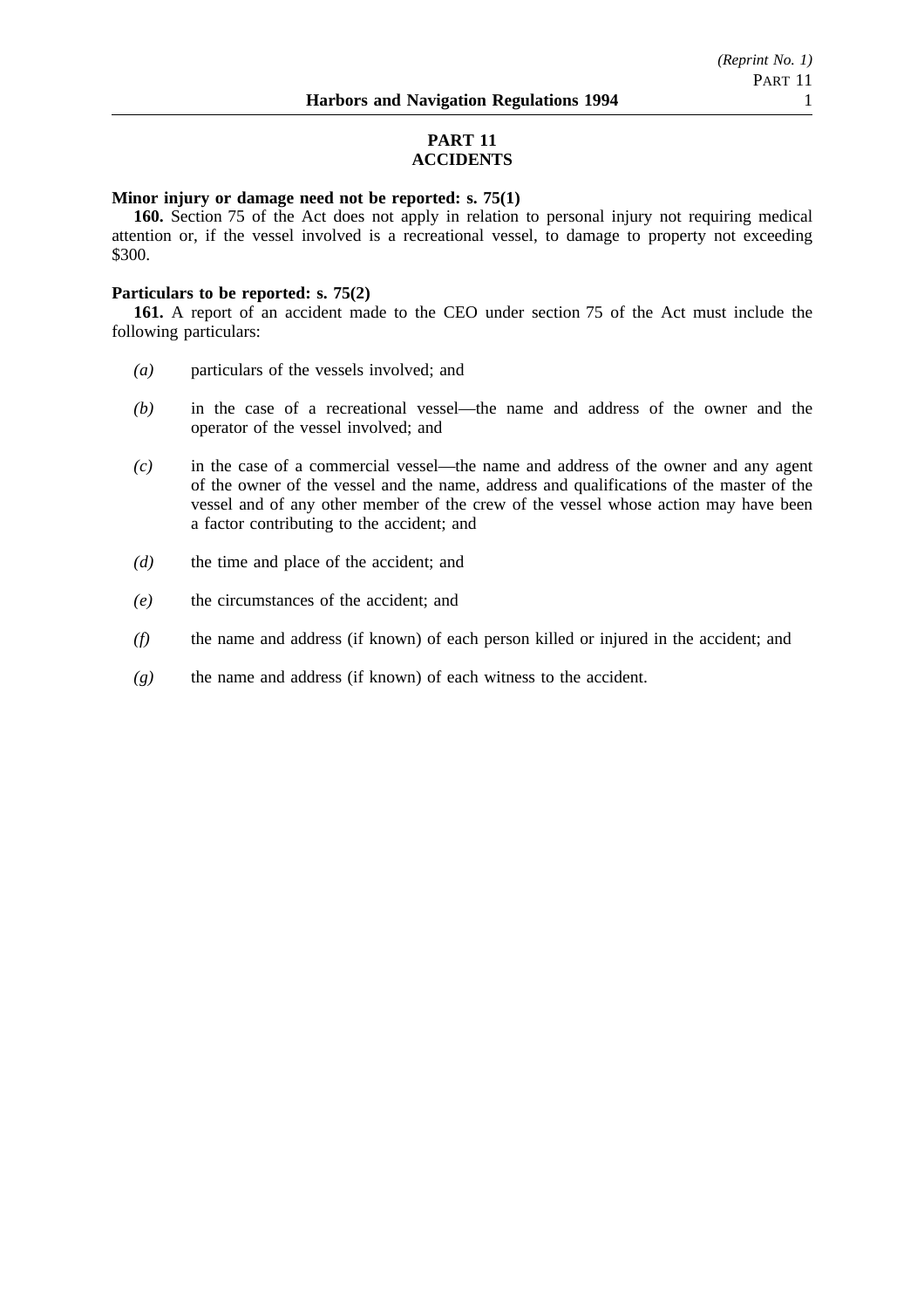## PART 11
## ACCIDENTS

**Minor injury or damage need not be reported: s. 75(1)**

**160.** Section 75 of the Act does not apply in relation to personal injury not requiring medical attention or, if the vessel involved is a recreational vessel, to damage to property not exceeding $300.

**Particulars to be reported: s. 75(2)**

**161.** A report of an accident made to the CEO under section 75 of the Act must include the following particulars:

*(a)* particulars of the vessels involved; and

*(b)* in the case of a recreational vessel—the name and address of the owner and the operator of the vessel involved; and

*(c)* in the case of a commercial vessel—the name and address of the owner and any agent of the owner of the vessel and the name, address and qualifications of the master of the vessel and of any other member of the crew of the vessel whose action may have been a factor contributing to the accident; and

*(d)* the time and place of the accident; and

*(e)* the circumstances of the accident; and

*(f)* the name and address (if known) of each person killed or injured in the accident; and

*(g)* the name and address (if known) of each witness to the accident.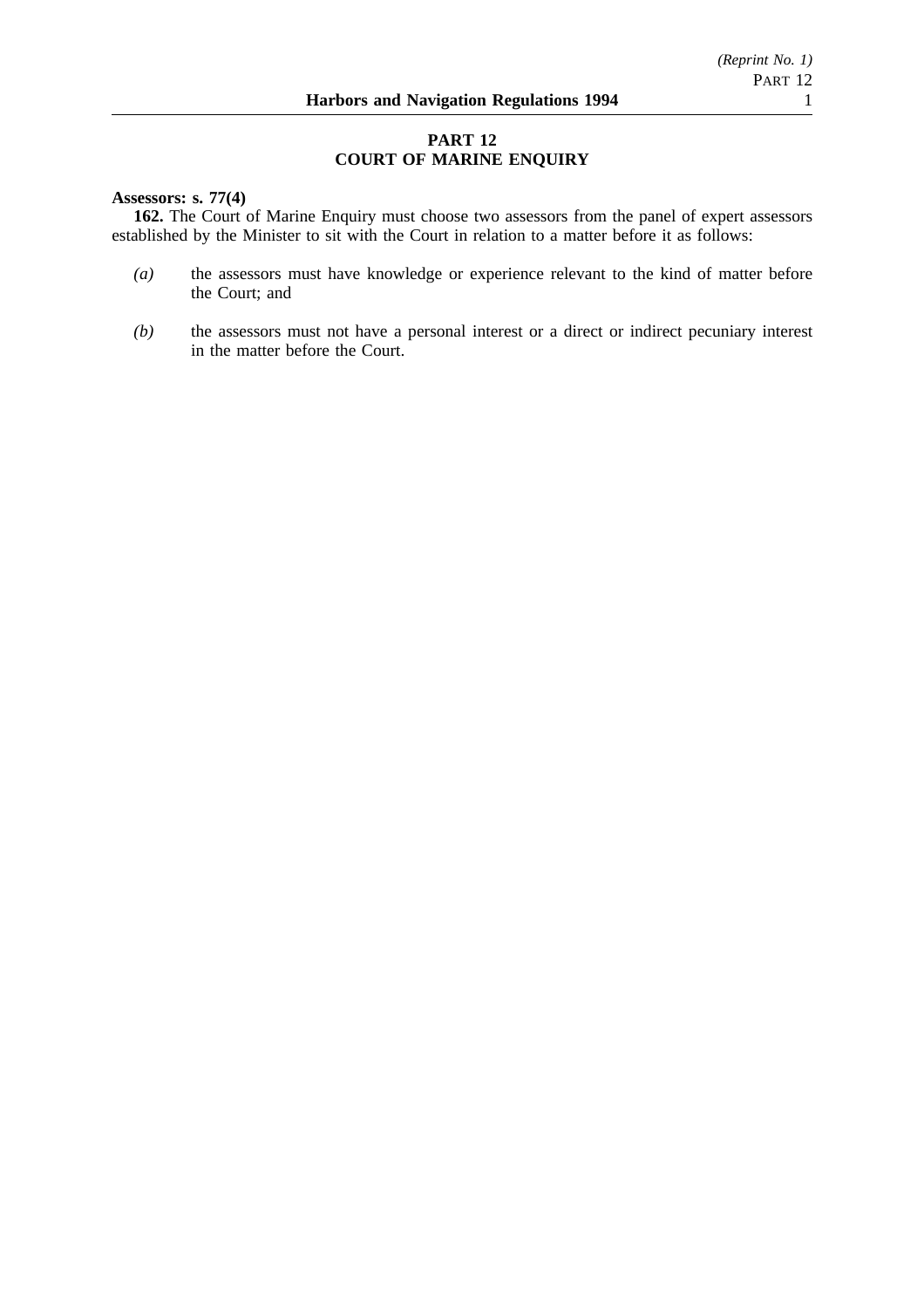## PART 12
## COURT OF MARINE ENQUIRY

**Assessors: s. 77(4)**

**162.** The Court of Marine Enquiry must choose two assessors from the panel of expert assessors established by the Minister to sit with the Court in relation to a matter before it as follows:

*(a)* the assessors must have knowledge or experience relevant to the kind of matter before the Court; and

*(b)* the assessors must not have a personal interest or a direct or indirect pecuniary interest in the matter before the Court.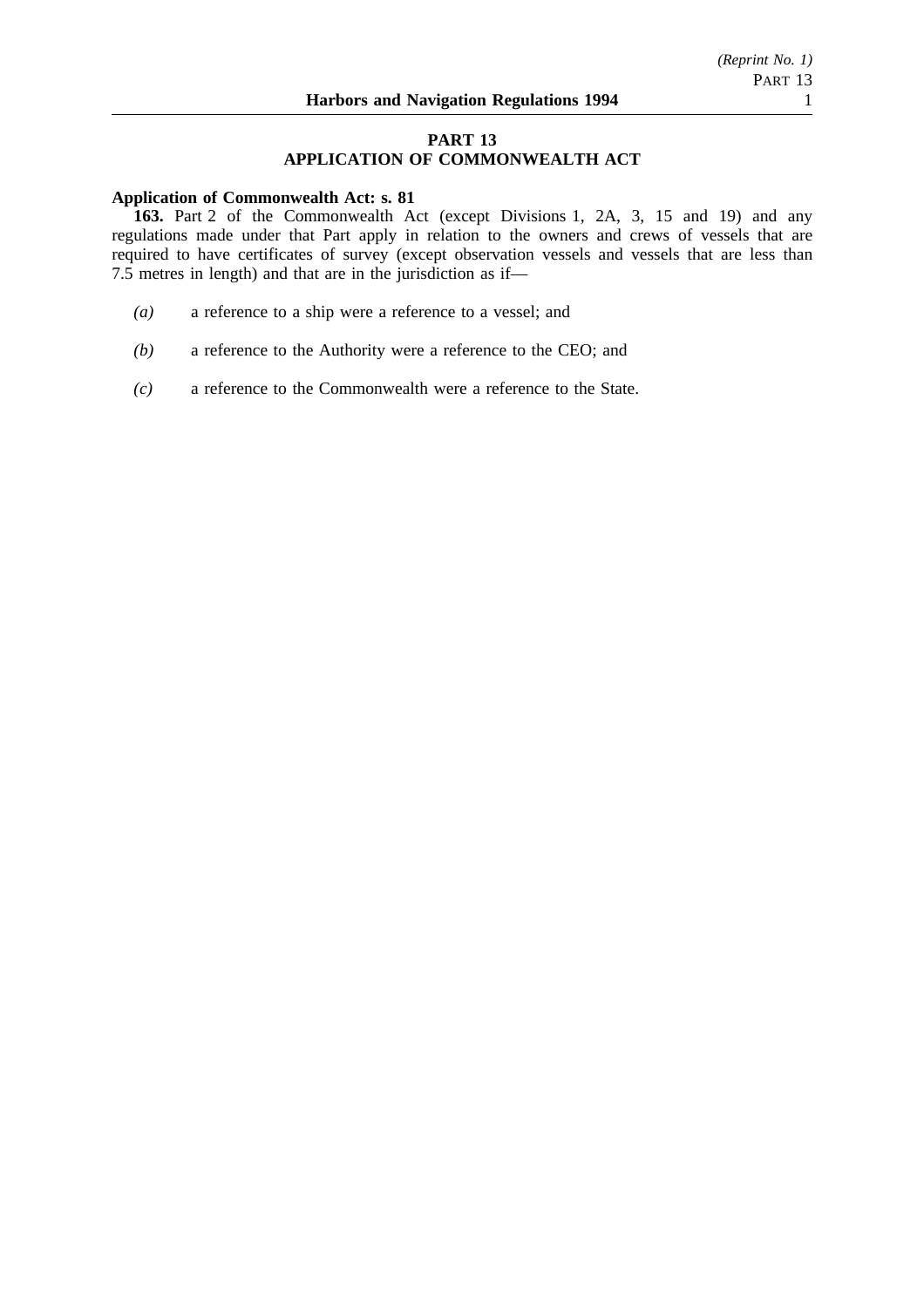## PART 13
## APPLICATION OF COMMONWEALTH ACT

**Application of Commonwealth Act: s. 81**

**163.** Part 2 of the Commonwealth Act (except Divisions 1, 2A, 3, 15 and 19) and any regulations made under that Part apply in relation to the owners and crews of vessels that are required to have certificates of survey (except observation vessels and vessels that are less than 7.5 metres in length) and that are in the jurisdiction as if—

*(a)* a reference to a ship were a reference to a vessel; and

*(b)* a reference to the Authority were a reference to the CEO; and

*(c)* a reference to the Commonwealth were a reference to the State.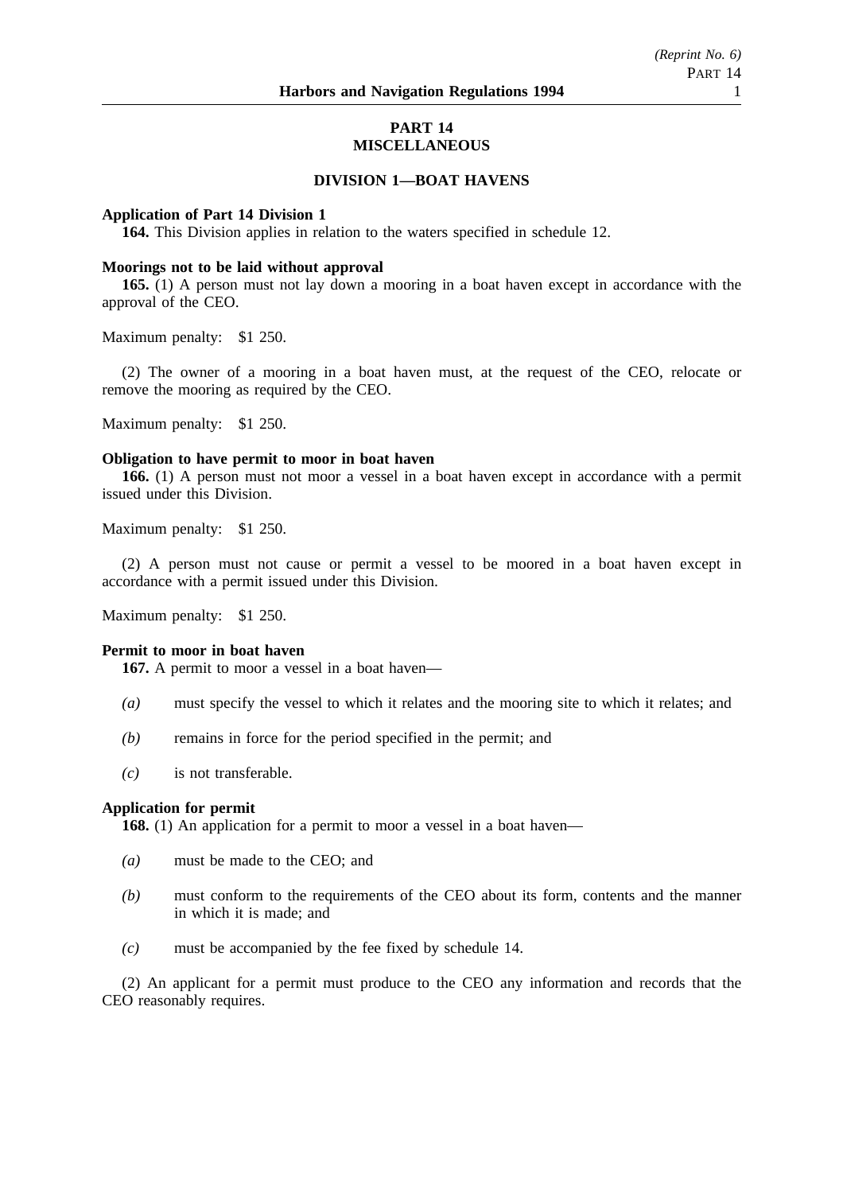# PART 14
# MISCELLANEOUS

## DIVISION 1—BOAT HAVENS

**Application of Part 14 Division 1**

**164.** This Division applies in relation to the waters specified in schedule 12.

**Moorings not to be laid without approval**

**165.** (1) A person must not lay down a mooring in a boat haven except in accordance with the approval of the CEO.

Maximum penalty: $1 250.

(2) The owner of a mooring in a boat haven must, at the request of the CEO, relocate or remove the mooring as required by the CEO.

Maximum penalty: $1 250.

**Obligation to have permit to moor in boat haven**

**166.** (1) A person must not moor a vessel in a boat haven except in accordance with a permit issued under this Division.

Maximum penalty: $1 250.

(2) A person must not cause or permit a vessel to be moored in a boat haven except in accordance with a permit issued under this Division.

Maximum penalty: $1 250.

**Permit to moor in boat haven**

**167.** A permit to moor a vessel in a boat haven—

*(a)* must specify the vessel to which it relates and the mooring site to which it relates; and

*(b)* remains in force for the period specified in the permit; and

*(c)* is not transferable.

**Application for permit**

**168.** (1) An application for a permit to moor a vessel in a boat haven—

*(a)* must be made to the CEO; and

*(b)* must conform to the requirements of the CEO about its form, contents and the manner in which it is made; and

*(c)* must be accompanied by the fee fixed by schedule 14.

(2) An applicant for a permit must produce to the CEO any information and records that the CEO reasonably requires.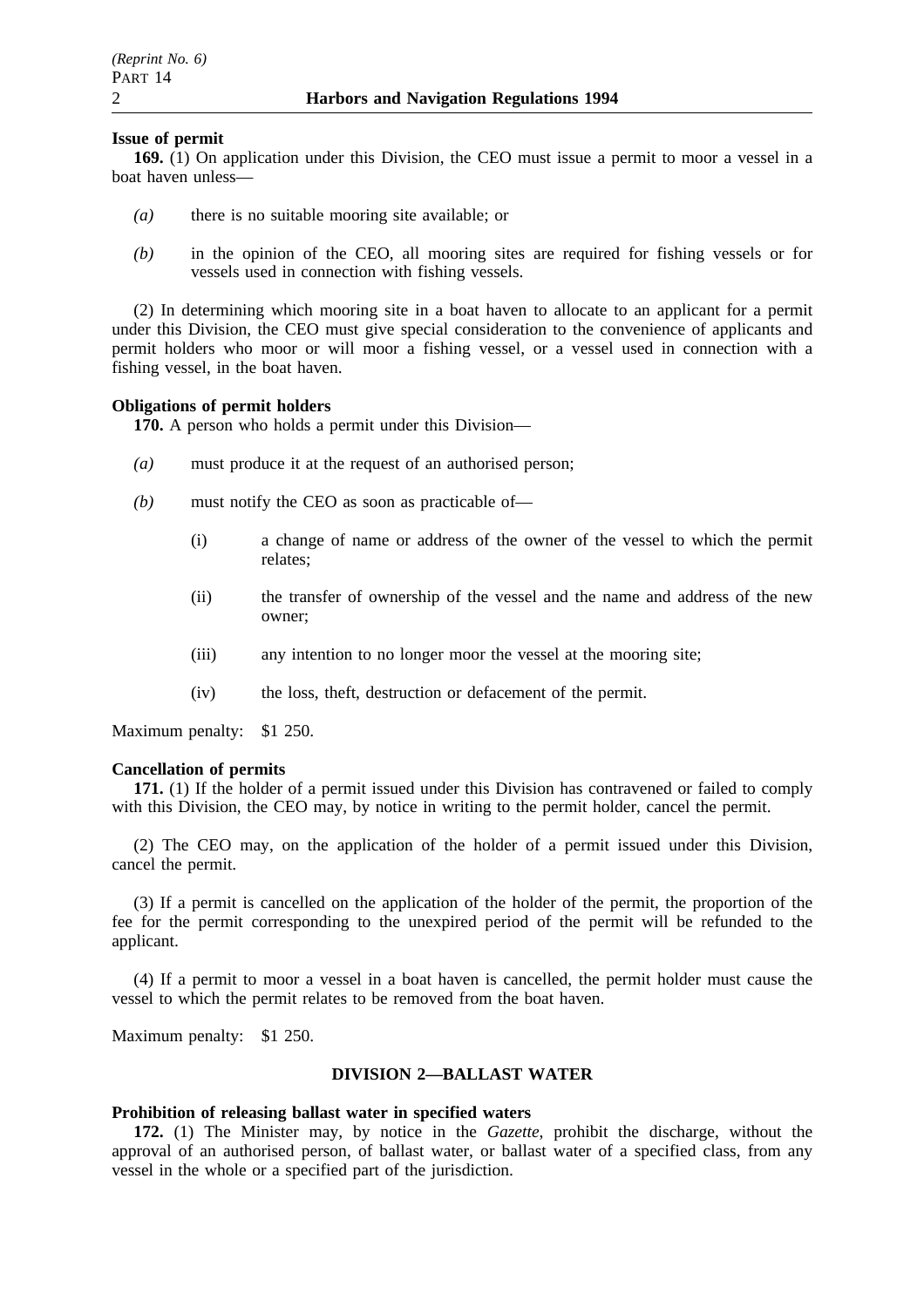**Issue of permit**

**169.** (1) On application under this Division, the CEO must issue a permit to moor a vessel in a boat haven unless—

*(a)* there is no suitable mooring site available; or

*(b)* in the opinion of the CEO, all mooring sites are required for fishing vessels or for vessels used in connection with fishing vessels.

(2) In determining which mooring site in a boat haven to allocate to an applicant for a permit under this Division, the CEO must give special consideration to the convenience of applicants and permit holders who moor or will moor a fishing vessel, or a vessel used in connection with a fishing vessel, in the boat haven.

**Obligations of permit holders**

**170.** A person who holds a permit under this Division—

*(a)* must produce it at the request of an authorised person;

*(b)* must notify the CEO as soon as practicable of—

(i) a change of name or address of the owner of the vessel to which the permit relates;

(ii) the transfer of ownership of the vessel and the name and address of the new owner;

(iii) any intention to no longer moor the vessel at the mooring site;

(iv) the loss, theft, destruction or defacement of the permit.

Maximum penalty: $1 250.

**Cancellation of permits**

**171.** (1) If the holder of a permit issued under this Division has contravened or failed to comply with this Division, the CEO may, by notice in writing to the permit holder, cancel the permit.

(2) The CEO may, on the application of the holder of a permit issued under this Division, cancel the permit.

(3) If a permit is cancelled on the application of the holder of the permit, the proportion of the fee for the permit corresponding to the unexpired period of the permit will be refunded to the applicant.

(4) If a permit to moor a vessel in a boat haven is cancelled, the permit holder must cause the vessel to which the permit relates to be removed from the boat haven.

Maximum penalty: $1 250.

## DIVISION 2—BALLAST WATER

**Prohibition of releasing ballast water in specified waters**

**172.** (1) The Minister may, by notice in the *Gazette*, prohibit the discharge, without the approval of an authorised person, of ballast water, or ballast water of a specified class, from any vessel in the whole or a specified part of the jurisdiction.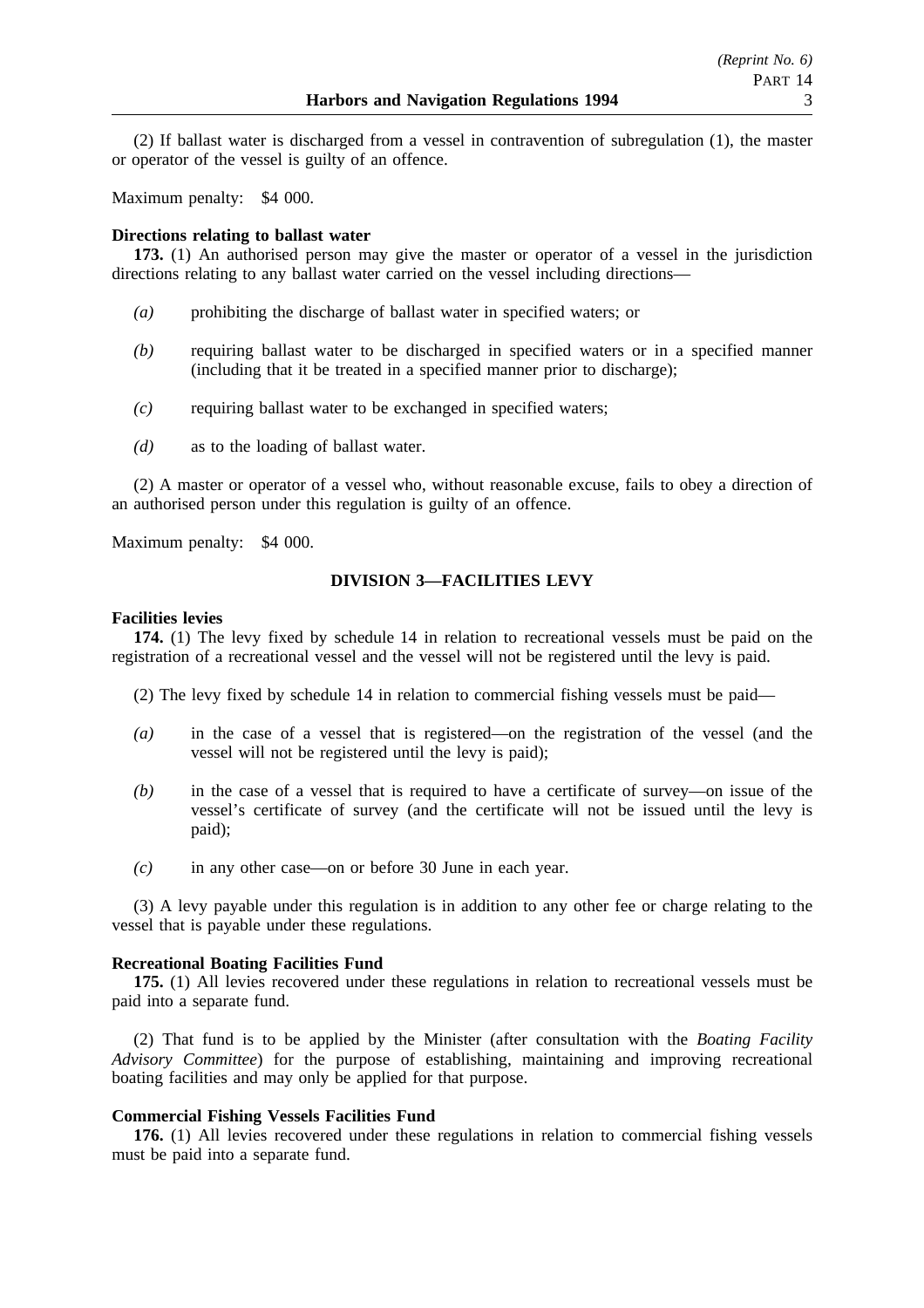(2) If ballast water is discharged from a vessel in contravention of subregulation (1), the master or operator of the vessel is guilty of an offence.

Maximum penalty: $4 000.

**Directions relating to ballast water**

**173.** (1) An authorised person may give the master or operator of a vessel in the jurisdiction directions relating to any ballast water carried on the vessel including directions—

*(a)* prohibiting the discharge of ballast water in specified waters; or

*(b)* requiring ballast water to be discharged in specified waters or in a specified manner (including that it be treated in a specified manner prior to discharge);

*(c)* requiring ballast water to be exchanged in specified waters;

*(d)* as to the loading of ballast water.

(2) A master or operator of a vessel who, without reasonable excuse, fails to obey a direction of an authorised person under this regulation is guilty of an offence.

Maximum penalty: $4 000.

## DIVISION 3—FACILITIES LEVY

**Facilities levies**

**174.** (1) The levy fixed by schedule 14 in relation to recreational vessels must be paid on the registration of a recreational vessel and the vessel will not be registered until the levy is paid.

(2) The levy fixed by schedule 14 in relation to commercial fishing vessels must be paid—

*(a)* in the case of a vessel that is registered—on the registration of the vessel (and the vessel will not be registered until the levy is paid);

*(b)* in the case of a vessel that is required to have a certificate of survey—on issue of the vessel's certificate of survey (and the certificate will not be issued until the levy is paid);

*(c)* in any other case—on or before 30 June in each year.

(3) A levy payable under this regulation is in addition to any other fee or charge relating to the vessel that is payable under these regulations.

**Recreational Boating Facilities Fund**

**175.** (1) All levies recovered under these regulations in relation to recreational vessels must be paid into a separate fund.

(2) That fund is to be applied by the Minister (after consultation with the *Boating Facility Advisory Committee*) for the purpose of establishing, maintaining and improving recreational boating facilities and may only be applied for that purpose.

**Commercial Fishing Vessels Facilities Fund**

**176.** (1) All levies recovered under these regulations in relation to commercial fishing vessels must be paid into a separate fund.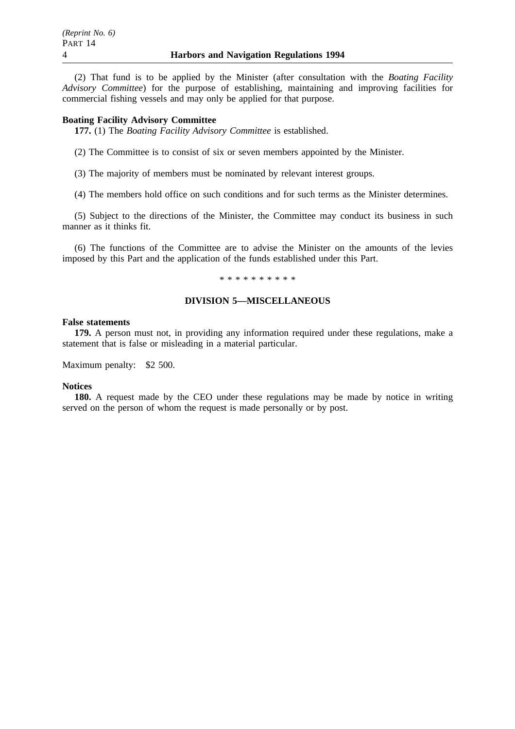(2) That fund is to be applied by the Minister (after consultation with the *Boating Facility Advisory Committee*) for the purpose of establishing, maintaining and improving facilities for commercial fishing vessels and may only be applied for that purpose.

**Boating Facility Advisory Committee**

**177.** (1) The *Boating Facility Advisory Committee* is established.

(2) The Committee is to consist of six or seven members appointed by the Minister.

(3) The majority of members must be nominated by relevant interest groups.

(4) The members hold office on such conditions and for such terms as the Minister determines.

(5) Subject to the directions of the Minister, the Committee may conduct its business in such manner as it thinks fit.

(6) The functions of the Committee are to advise the Minister on the amounts of the levies imposed by this Part and the application of the funds established under this Part.

\* \* \* \* \* \* \* \* \* \*

## DIVISION 5—MISCELLANEOUS

**False statements**

**179.** A person must not, in providing any information required under these regulations, make a statement that is false or misleading in a material particular.

Maximum penalty: $2 500.

**Notices**

**180.** A request made by the CEO under these regulations may be made by notice in writing served on the person of whom the request is made personally or by post.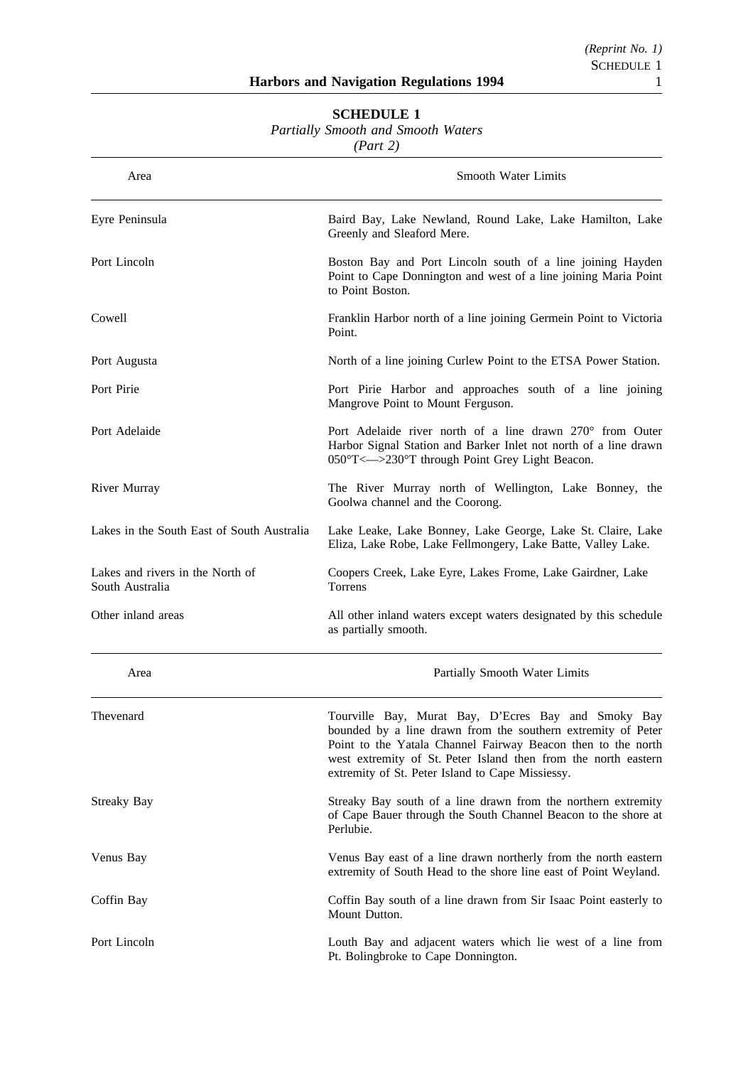## SCHEDULE 1

*Partially Smooth and Smooth Waters*

*(Part 2)*

| Area | Smooth Water Limits |
|---|---|
| Eyre Peninsula | Baird Bay, Lake Newland, Round Lake, Lake Hamilton, Lake Greenly and Sleaford Mere. |
| Port Lincoln | Boston Bay and Port Lincoln south of a line joining Hayden Point to Cape Donnington and west of a line joining Maria Point to Point Boston. |
| Cowell | Franklin Harbor north of a line joining Germein Point to Victoria Point. |
| Port Augusta | North of a line joining Curlew Point to the ETSA Power Station. |
| Port Pirie | Port Pirie Harbor and approaches south of a line joining Mangrove Point to Mount Ferguson. |
| Port Adelaide | Port Adelaide river north of a line drawn 270° from Outer Harbor Signal Station and Barker Inlet not north of a line drawn 050°T<—>230°T through Point Grey Light Beacon. |
| River Murray | The River Murray north of Wellington, Lake Bonney, the Goolwa channel and the Coorong. |
| Lakes in the South East of South Australia | Lake Leake, Lake Bonney, Lake George, Lake St. Claire, Lake Eliza, Lake Robe, Lake Fellmongery, Lake Batte, Valley Lake. |
| Lakes and rivers in the North of South Australia | Coopers Creek, Lake Eyre, Lakes Frome, Lake Gairdner, Lake Torrens |
| Other inland areas | All other inland waters except waters designated by this schedule as partially smooth. |

| Area | Partially Smooth Water Limits |
|---|---|
| Thevenard | Tourville Bay, Murat Bay, D'Ecres Bay and Smoky Bay bounded by a line drawn from the southern extremity of Peter Point to the Yatala Channel Fairway Beacon then to the north west extremity of St. Peter Island then from the north eastern extremity of St. Peter Island to Cape Missiessy. |
| Streaky Bay | Streaky Bay south of a line drawn from the northern extremity of Cape Bauer through the South Channel Beacon to the shore at Perlubie. |
| Venus Bay | Venus Bay east of a line drawn northerly from the north eastern extremity of South Head to the shore line east of Point Weyland. |
| Coffin Bay | Coffin Bay south of a line drawn from Sir Isaac Point easterly to Mount Dutton. |
| Port Lincoln | Louth Bay and adjacent waters which lie west of a line from Pt. Bolingbroke to Cape Donnington. |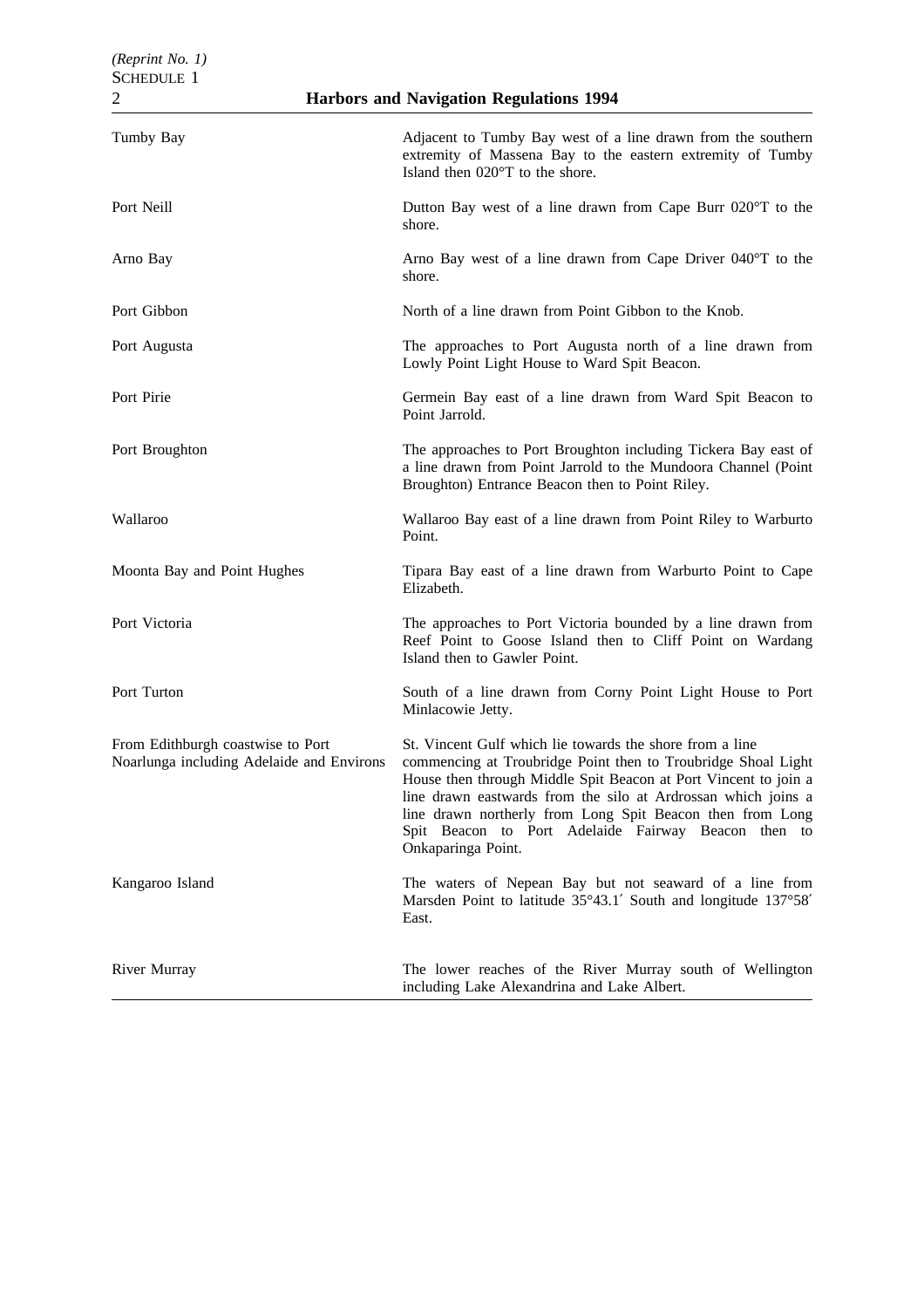| | |
|---|---|
| Tumby Bay | Adjacent to Tumby Bay west of a line drawn from the southern extremity of Massena Bay to the eastern extremity of Tumby Island then 020°T to the shore. |
| Port Neill | Dutton Bay west of a line drawn from Cape Burr 020°T to the shore. |
| Arno Bay | Arno Bay west of a line drawn from Cape Driver 040°T to the shore. |
| Port Gibbon | North of a line drawn from Point Gibbon to the Knob. |
| Port Augusta | The approaches to Port Augusta north of a line drawn from Lowly Point Light House to Ward Spit Beacon. |
| Port Pirie | Germein Bay east of a line drawn from Ward Spit Beacon to Point Jarrold. |
| Port Broughton | The approaches to Port Broughton including Tickera Bay east of a line drawn from Point Jarrold to the Mundoora Channel (Point Broughton) Entrance Beacon then to Point Riley. |
| Wallaroo | Wallaroo Bay east of a line drawn from Point Riley to Warburto Point. |
| Moonta Bay and Point Hughes | Tipara Bay east of a line drawn from Warburto Point to Cape Elizabeth. |
| Port Victoria | The approaches to Port Victoria bounded by a line drawn from Reef Point to Goose Island then to Cliff Point on Wardang Island then to Gawler Point. |
| Port Turton | South of a line drawn from Corny Point Light House to Port Minlacowie Jetty. |
| From Edithburgh coastwise to Port Noarlunga including Adelaide and Environs | St. Vincent Gulf which lie towards the shore from a line commencing at Troubridge Point then to Troubridge Shoal Light House then through Middle Spit Beacon at Port Vincent to join a line drawn eastwards from the silo at Ardrossan which joins a line drawn northerly from Long Spit Beacon then from Long Spit Beacon to Port Adelaide Fairway Beacon then to Onkaparinga Point. |
| Kangaroo Island | The waters of Nepean Bay but not seaward of a line from Marsden Point to latitude 35°43.1′ South and longitude 137°58′ East. |
| River Murray | The lower reaches of the River Murray south of Wellington including Lake Alexandrina and Lake Albert. |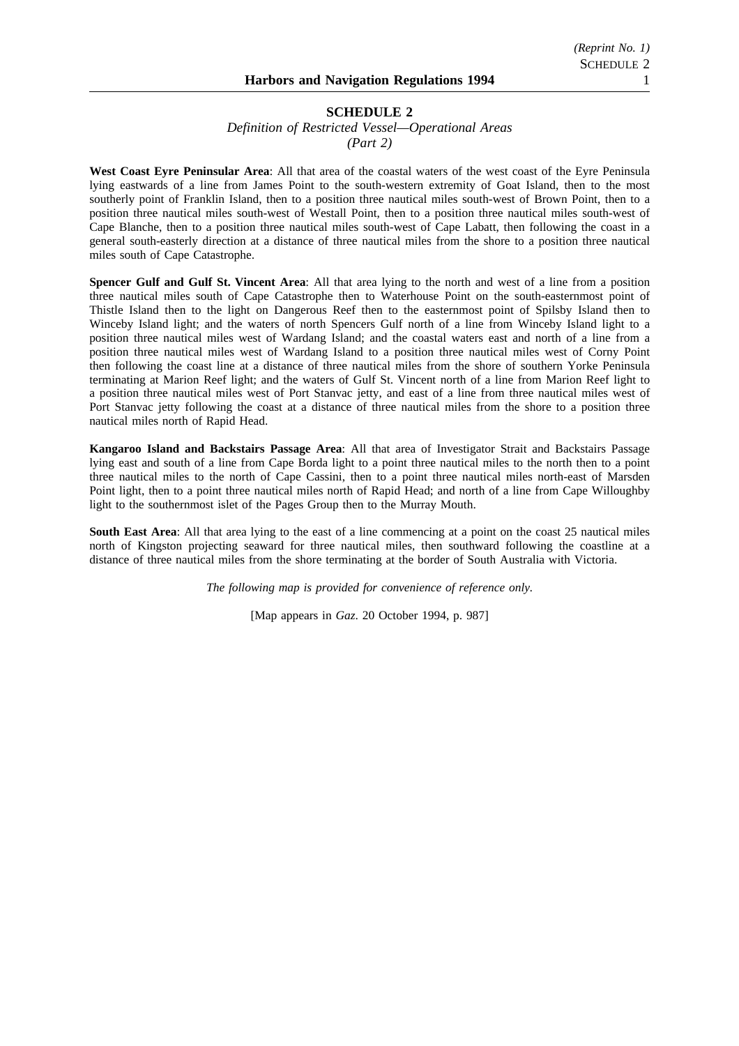## SCHEDULE 2

*Definition of Restricted Vessel—Operational Areas*
*(Part 2)*

**West Coast Eyre Peninsular Area**: All that area of the coastal waters of the west coast of the Eyre Peninsula lying eastwards of a line from James Point to the south-western extremity of Goat Island, then to the most southerly point of Franklin Island, then to a position three nautical miles south-west of Brown Point, then to a position three nautical miles south-west of Westall Point, then to a position three nautical miles south-west of Cape Blanche, then to a position three nautical miles south-west of Cape Labatt, then following the coast in a general south-easterly direction at a distance of three nautical miles from the shore to a position three nautical miles south of Cape Catastrophe.

**Spencer Gulf and Gulf St. Vincent Area**: All that area lying to the north and west of a line from a position three nautical miles south of Cape Catastrophe then to Waterhouse Point on the south-easternmost point of Thistle Island then to the light on Dangerous Reef then to the easternmost point of Spilsby Island then to Winceby Island light; and the waters of north Spencers Gulf north of a line from Winceby Island light to a position three nautical miles west of Wardang Island; and the coastal waters east and north of a line from a position three nautical miles west of Wardang Island to a position three nautical miles west of Corny Point then following the coast line at a distance of three nautical miles from the shore of southern Yorke Peninsula terminating at Marion Reef light; and the waters of Gulf St. Vincent north of a line from Marion Reef light to a position three nautical miles west of Port Stanvac jetty, and east of a line from three nautical miles west of Port Stanvac jetty following the coast at a distance of three nautical miles from the shore to a position three nautical miles north of Rapid Head.

**Kangaroo Island and Backstairs Passage Area**: All that area of Investigator Strait and Backstairs Passage lying east and south of a line from Cape Borda light to a point three nautical miles to the north then to a point three nautical miles to the north of Cape Cassini, then to a point three nautical miles north-east of Marsden Point light, then to a point three nautical miles north of Rapid Head; and north of a line from Cape Willoughby light to the southernmost islet of the Pages Group then to the Murray Mouth.

**South East Area**: All that area lying to the east of a line commencing at a point on the coast 25 nautical miles north of Kingston projecting seaward for three nautical miles, then southward following the coastline at a distance of three nautical miles from the shore terminating at the border of South Australia with Victoria.

*The following map is provided for convenience of reference only.*

[Map appears in *Gaz.* 20 October 1994, p. 987]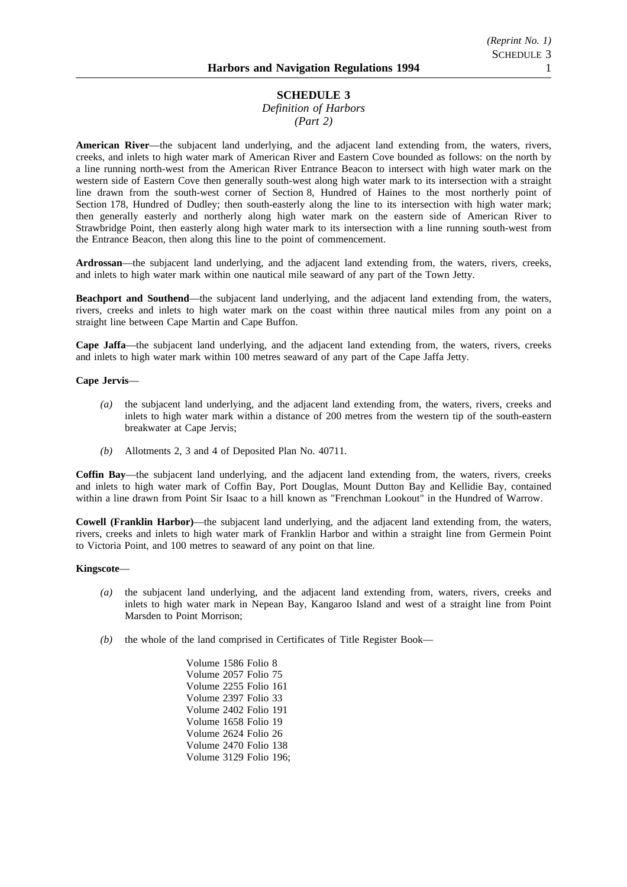## SCHEDULE 3

*Definition of Harbors*
*(Part 2)*

**American River**—the subjacent land underlying, and the adjacent land extending from, the waters, rivers, creeks, and inlets to high water mark of American River and Eastern Cove bounded as follows: on the north by a line running north-west from the American River Entrance Beacon to intersect with high water mark on the western side of Eastern Cove then generally south-west along high water mark to its intersection with a straight line drawn from the south-west corner of Section 8, Hundred of Haines to the most northerly point of Section 178, Hundred of Dudley; then south-easterly along the line to its intersection with high water mark; then generally easterly and northerly along high water mark on the eastern side of American River to Strawbridge Point, then easterly along high water mark to its intersection with a line running south-west from the Entrance Beacon, then along this line to the point of commencement.

**Ardrossan**—the subjacent land underlying, and the adjacent land extending from, the waters, rivers, creeks, and inlets to high water mark within one nautical mile seaward of any part of the Town Jetty.

**Beachport and Southend**—the subjacent land underlying, and the adjacent land extending from, the waters, rivers, creeks and inlets to high water mark on the coast within three nautical miles from any point on a straight line between Cape Martin and Cape Buffon.

**Cape Jaffa**—the subjacent land underlying, and the adjacent land extending from, the waters, rivers, creeks and inlets to high water mark within 100 metres seaward of any part of the Cape Jaffa Jetty.

**Cape Jervis**—

*(a)* the subjacent land underlying, and the adjacent land extending from, the waters, rivers, creeks and inlets to high water mark within a distance of 200 metres from the western tip of the south-eastern breakwater at Cape Jervis;

*(b)* Allotments 2, 3 and 4 of Deposited Plan No. 40711.

**Coffin Bay**—the subjacent land underlying, and the adjacent land extending from, the waters, rivers, creeks and inlets to high water mark of Coffin Bay, Port Douglas, Mount Dutton Bay and Kellidie Bay, contained within a line drawn from Point Sir Isaac to a hill known as "Frenchman Lookout" in the Hundred of Warrow.

**Cowell (Franklin Harbor)**—the subjacent land underlying, and the adjacent land extending from, the waters, rivers, creeks and inlets to high water mark of Franklin Harbor and within a straight line from Germein Point to Victoria Point, and 100 metres to seaward of any point on that line.

**Kingscote**—

*(a)* the subjacent land underlying, and the adjacent land extending from, waters, rivers, creeks and inlets to high water mark in Nepean Bay, Kangaroo Island and west of a straight line from Point Marsden to Point Morrison;

*(b)* the whole of the land comprised in Certificates of Title Register Book—

Volume 1586 Folio 8
Volume 2057 Folio 75
Volume 2255 Folio 161
Volume 2397 Folio 33
Volume 2402 Folio 191
Volume 1658 Folio 19
Volume 2624 Folio 26
Volume 2470 Folio 138
Volume 3129 Folio 196;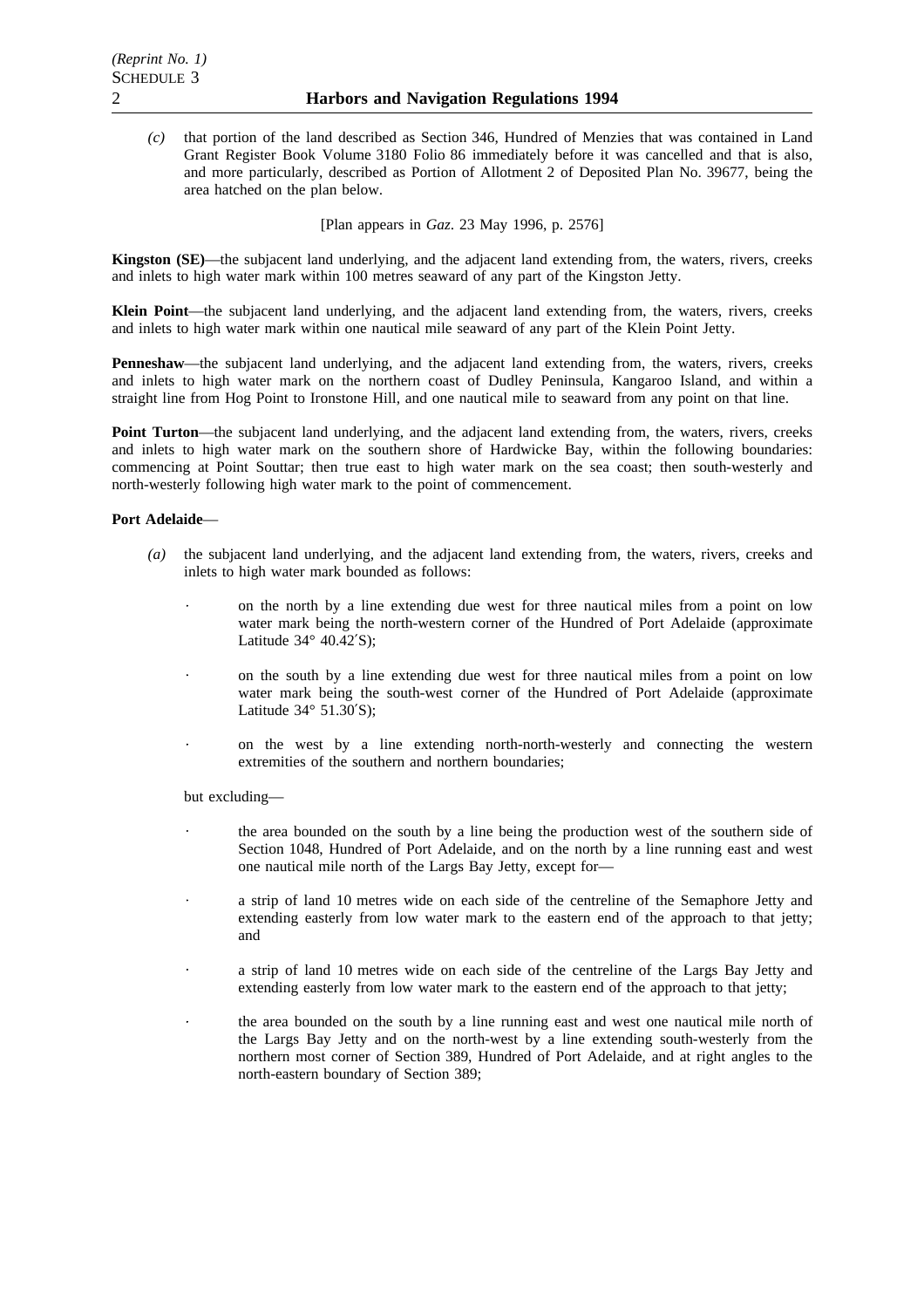*(c)* that portion of the land described as Section 346, Hundred of Menzies that was contained in Land Grant Register Book Volume 3180 Folio 86 immediately before it was cancelled and that is also, and more particularly, described as Portion of Allotment 2 of Deposited Plan No. 39677, being the area hatched on the plan below.

[Plan appears in *Gaz*. 23 May 1996, p. 2576]

**Kingston (SE)**—the subjacent land underlying, and the adjacent land extending from, the waters, rivers, creeks and inlets to high water mark within 100 metres seaward of any part of the Kingston Jetty.

**Klein Point**—the subjacent land underlying, and the adjacent land extending from, the waters, rivers, creeks and inlets to high water mark within one nautical mile seaward of any part of the Klein Point Jetty.

**Penneshaw**—the subjacent land underlying, and the adjacent land extending from, the waters, rivers, creeks and inlets to high water mark on the northern coast of Dudley Peninsula, Kangaroo Island, and within a straight line from Hog Point to Ironstone Hill, and one nautical mile to seaward from any point on that line.

**Point Turton**—the subjacent land underlying, and the adjacent land extending from, the waters, rivers, creeks and inlets to high water mark on the southern shore of Hardwicke Bay, within the following boundaries: commencing at Point Souttar; then true east to high water mark on the sea coast; then south-westerly and north-westerly following high water mark to the point of commencement.

**Port Adelaide**—

*(a)* the subjacent land underlying, and the adjacent land extending from, the waters, rivers, creeks and inlets to high water mark bounded as follows:

- on the north by a line extending due west for three nautical miles from a point on low water mark being the north-western corner of the Hundred of Port Adelaide (approximate Latitude 34° 40.42′S);
- on the south by a line extending due west for three nautical miles from a point on low water mark being the south-west corner of the Hundred of Port Adelaide (approximate Latitude 34° 51.30′S);
- on the west by a line extending north-north-westerly and connecting the western extremities of the southern and northern boundaries;

but excluding—

- the area bounded on the south by a line being the production west of the southern side of Section 1048, Hundred of Port Adelaide, and on the north by a line running east and west one nautical mile north of the Largs Bay Jetty, except for—
- a strip of land 10 metres wide on each side of the centreline of the Semaphore Jetty and extending easterly from low water mark to the eastern end of the approach to that jetty; and
- a strip of land 10 metres wide on each side of the centreline of the Largs Bay Jetty and extending easterly from low water mark to the eastern end of the approach to that jetty;
- the area bounded on the south by a line running east and west one nautical mile north of the Largs Bay Jetty and on the north-west by a line extending south-westerly from the northern most corner of Section 389, Hundred of Port Adelaide, and at right angles to the north-eastern boundary of Section 389;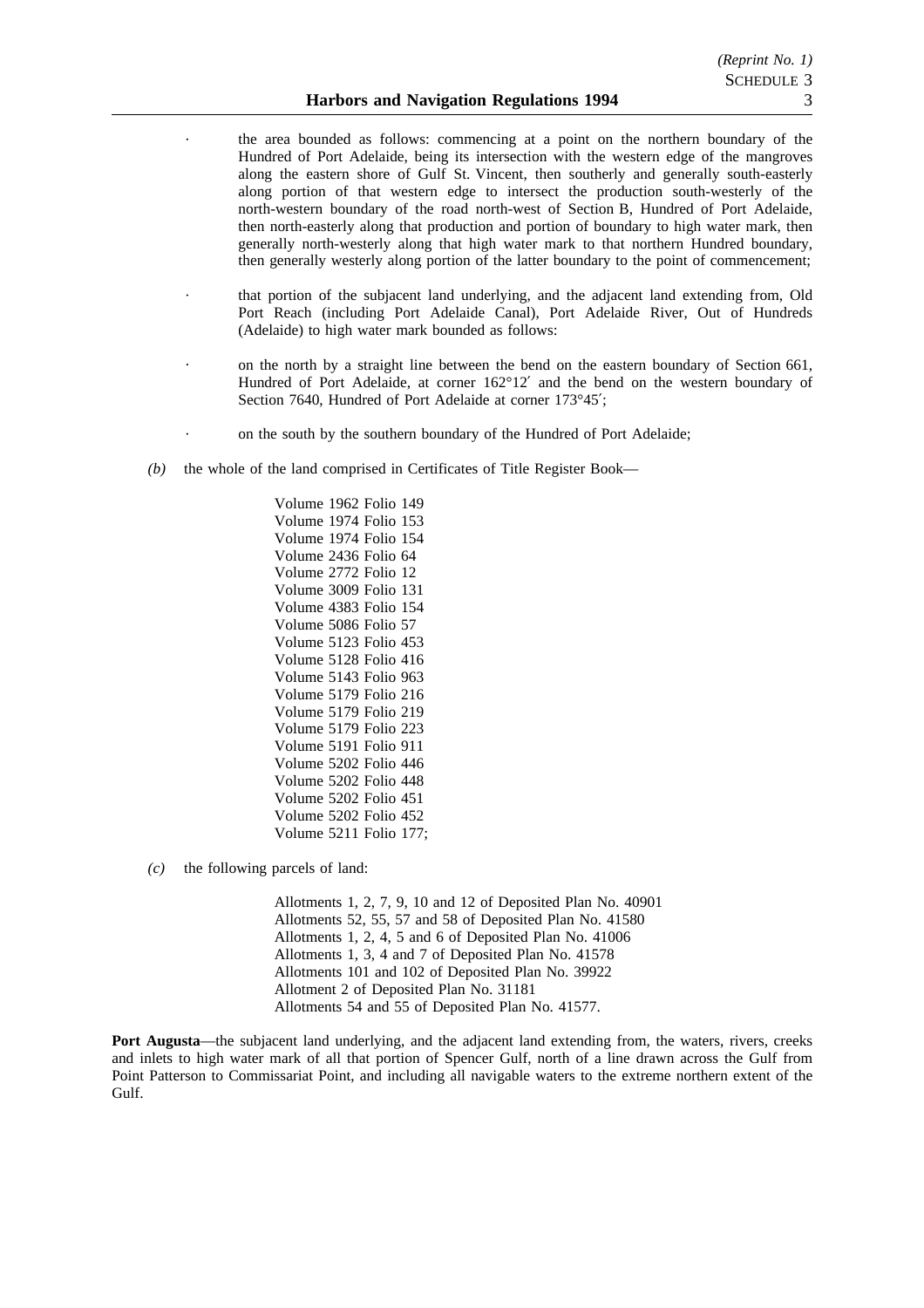- the area bounded as follows: commencing at a point on the northern boundary of the Hundred of Port Adelaide, being its intersection with the western edge of the mangroves along the eastern shore of Gulf St. Vincent, then southerly and generally south-easterly along portion of that western edge to intersect the production south-westerly of the north-western boundary of the road north-west of Section B, Hundred of Port Adelaide, then north-easterly along that production and portion of boundary to high water mark, then generally north-westerly along that high water mark to that northern Hundred boundary, then generally westerly along portion of the latter boundary to the point of commencement;

- that portion of the subjacent land underlying, and the adjacent land extending from, Old Port Reach (including Port Adelaide Canal), Port Adelaide River, Out of Hundreds (Adelaide) to high water mark bounded as follows:

- on the north by a straight line between the bend on the eastern boundary of Section 661, Hundred of Port Adelaide, at corner 162°12′ and the bend on the western boundary of Section 7640, Hundred of Port Adelaide at corner 173°45′;

- on the south by the southern boundary of the Hundred of Port Adelaide;

*(b)* the whole of the land comprised in Certificates of Title Register Book—

Volume 1962 Folio 149
Volume 1974 Folio 153
Volume 1974 Folio 154
Volume 2436 Folio 64
Volume 2772 Folio 12
Volume 3009 Folio 131
Volume 4383 Folio 154
Volume 5086 Folio 57
Volume 5123 Folio 453
Volume 5128 Folio 416
Volume 5143 Folio 963
Volume 5179 Folio 216
Volume 5179 Folio 219
Volume 5179 Folio 223
Volume 5191 Folio 911
Volume 5202 Folio 446
Volume 5202 Folio 448
Volume 5202 Folio 451
Volume 5202 Folio 452
Volume 5211 Folio 177;

*(c)* the following parcels of land:

Allotments 1, 2, 7, 9, 10 and 12 of Deposited Plan No. 40901
Allotments 52, 55, 57 and 58 of Deposited Plan No. 41580
Allotments 1, 2, 4, 5 and 6 of Deposited Plan No. 41006
Allotments 1, 3, 4 and 7 of Deposited Plan No. 41578
Allotments 101 and 102 of Deposited Plan No. 39922
Allotment 2 of Deposited Plan No. 31181
Allotments 54 and 55 of Deposited Plan No. 41577.

**Port Augusta**—the subjacent land underlying, and the adjacent land extending from, the waters, rivers, creeks and inlets to high water mark of all that portion of Spencer Gulf, north of a line drawn across the Gulf from Point Patterson to Commissariat Point, and including all navigable waters to the extreme northern extent of the Gulf.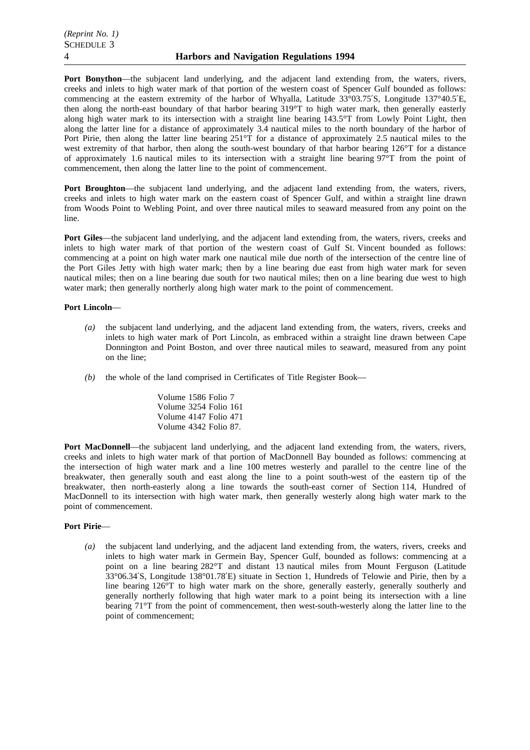**Port Bonython**—the subjacent land underlying, and the adjacent land extending from, the waters, rivers, creeks and inlets to high water mark of that portion of the western coast of Spencer Gulf bounded as follows: commencing at the eastern extremity of the harbor of Whyalla, Latitude 33°03.75′S, Longitude 137°40.5′E, then along the north-east boundary of that harbor bearing 319°T to high water mark, then generally easterly along high water mark to its intersection with a straight line bearing 143.5°T from Lowly Point Light, then along the latter line for a distance of approximately 3.4 nautical miles to the north boundary of the harbor of Port Pirie, then along the latter line bearing 251°T for a distance of approximately 2.5 nautical miles to the west extremity of that harbor, then along the south-west boundary of that harbor bearing 126°T for a distance of approximately 1.6 nautical miles to its intersection with a straight line bearing 97°T from the point of commencement, then along the latter line to the point of commencement.

**Port Broughton**—the subjacent land underlying, and the adjacent land extending from, the waters, rivers, creeks and inlets to high water mark on the eastern coast of Spencer Gulf, and within a straight line drawn from Woods Point to Webling Point, and over three nautical miles to seaward measured from any point on the line.

**Port Giles**—the subjacent land underlying, and the adjacent land extending from, the waters, rivers, creeks and inlets to high water mark of that portion of the western coast of Gulf St. Vincent bounded as follows: commencing at a point on high water mark one nautical mile due north of the intersection of the centre line of the Port Giles Jetty with high water mark; then by a line bearing due east from high water mark for seven nautical miles; then on a line bearing due south for two nautical miles; then on a line bearing due west to high water mark; then generally northerly along high water mark to the point of commencement.

**Port Lincoln**—

*(a)* the subjacent land underlying, and the adjacent land extending from, the waters, rivers, creeks and inlets to high water mark of Port Lincoln, as embraced within a straight line drawn between Cape Donnington and Point Boston, and over three nautical miles to seaward, measured from any point on the line;

*(b)* the whole of the land comprised in Certificates of Title Register Book—

Volume 1586 Folio 7
Volume 3254 Folio 161
Volume 4147 Folio 471
Volume 4342 Folio 87.

**Port MacDonnell**—the subjacent land underlying, and the adjacent land extending from, the waters, rivers, creeks and inlets to high water mark of that portion of MacDonnell Bay bounded as follows: commencing at the intersection of high water mark and a line 100 metres westerly and parallel to the centre line of the breakwater, then generally south and east along the line to a point south-west of the eastern tip of the breakwater, then north-easterly along a line towards the south-east corner of Section 114, Hundred of MacDonnell to its intersection with high water mark, then generally westerly along high water mark to the point of commencement.

**Port Pirie**—

*(a)* the subjacent land underlying, and the adjacent land extending from, the waters, rivers, creeks and inlets to high water mark in Germein Bay, Spencer Gulf, bounded as follows: commencing at a point on a line bearing 282°T and distant 13 nautical miles from Mount Ferguson (Latitude 33°06.34′S, Longitude 138°01.78′E) situate in Section 1, Hundreds of Telowie and Pirie, then by a line bearing 126°T to high water mark on the shore, generally easterly, generally southerly and generally northerly following that high water mark to a point being its intersection with a line bearing 71°T from the point of commencement, then west-south-westerly along the latter line to the point of commencement;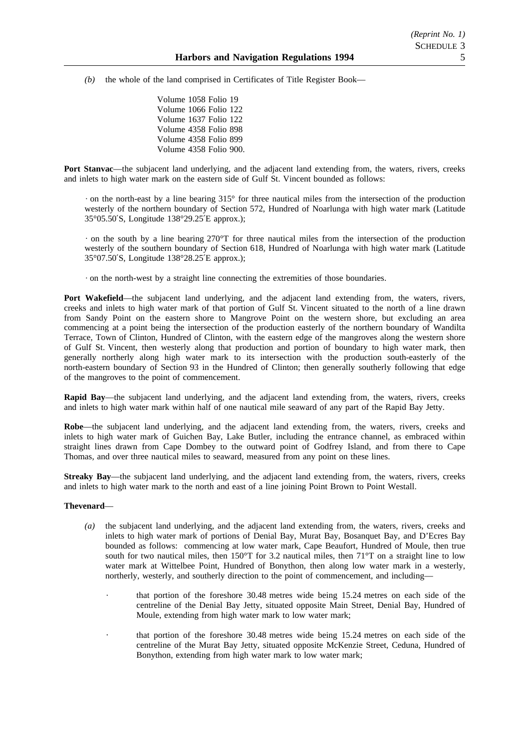*(b)* the whole of the land comprised in Certificates of Title Register Book—

Volume 1058 Folio 19
Volume 1066 Folio 122
Volume 1637 Folio 122
Volume 4358 Folio 898
Volume 4358 Folio 899
Volume 4358 Folio 900.

**Port Stanvac**—the subjacent land underlying, and the adjacent land extending from, the waters, rivers, creeks and inlets to high water mark on the eastern side of Gulf St. Vincent bounded as follows:

· on the north-east by a line bearing 315° for three nautical miles from the intersection of the production westerly of the northern boundary of Section 572, Hundred of Noarlunga with high water mark (Latitude 35°05.50´S, Longitude 138°29.25´E approx.);

· on the south by a line bearing 270°T for three nautical miles from the intersection of the production westerly of the southern boundary of Section 618, Hundred of Noarlunga with high water mark (Latitude 35°07.50´S, Longitude 138°28.25´E approx.);

· on the north-west by a straight line connecting the extremities of those boundaries.

**Port Wakefield**—the subjacent land underlying, and the adjacent land extending from, the waters, rivers, creeks and inlets to high water mark of that portion of Gulf St. Vincent situated to the north of a line drawn from Sandy Point on the eastern shore to Mangrove Point on the western shore, but excluding an area commencing at a point being the intersection of the production easterly of the northern boundary of Wandilta Terrace, Town of Clinton, Hundred of Clinton, with the eastern edge of the mangroves along the western shore of Gulf St. Vincent, then westerly along that production and portion of boundary to high water mark, then generally northerly along high water mark to its intersection with the production south-easterly of the north-eastern boundary of Section 93 in the Hundred of Clinton; then generally southerly following that edge of the mangroves to the point of commencement.

**Rapid Bay**—the subjacent land underlying, and the adjacent land extending from, the waters, rivers, creeks and inlets to high water mark within half of one nautical mile seaward of any part of the Rapid Bay Jetty.

**Robe**—the subjacent land underlying, and the adjacent land extending from, the waters, rivers, creeks and inlets to high water mark of Guichen Bay, Lake Butler, including the entrance channel, as embraced within straight lines drawn from Cape Dombey to the outward point of Godfrey Island, and from there to Cape Thomas, and over three nautical miles to seaward, measured from any point on these lines.

**Streaky Bay**—the subjacent land underlying, and the adjacent land extending from, the waters, rivers, creeks and inlets to high water mark to the north and east of a line joining Point Brown to Point Westall.

**Thevenard**—

*(a)* the subjacent land underlying, and the adjacent land extending from, the waters, rivers, creeks and inlets to high water mark of portions of Denial Bay, Murat Bay, Bosanquet Bay, and D'Ecres Bay bounded as follows: commencing at low water mark, Cape Beaufort, Hundred of Moule, then true south for two nautical miles, then 150°T for 3.2 nautical miles, then 71°T on a straight line to low water mark at Wittelbee Point, Hundred of Bonython, then along low water mark in a westerly, northerly, westerly, and southerly direction to the point of commencement, and including—

· that portion of the foreshore 30.48 metres wide being 15.24 metres on each side of the centreline of the Denial Bay Jetty, situated opposite Main Street, Denial Bay, Hundred of Moule, extending from high water mark to low water mark;

· that portion of the foreshore 30.48 metres wide being 15.24 metres on each side of the centreline of the Murat Bay Jetty, situated opposite McKenzie Street, Ceduna, Hundred of Bonython, extending from high water mark to low water mark;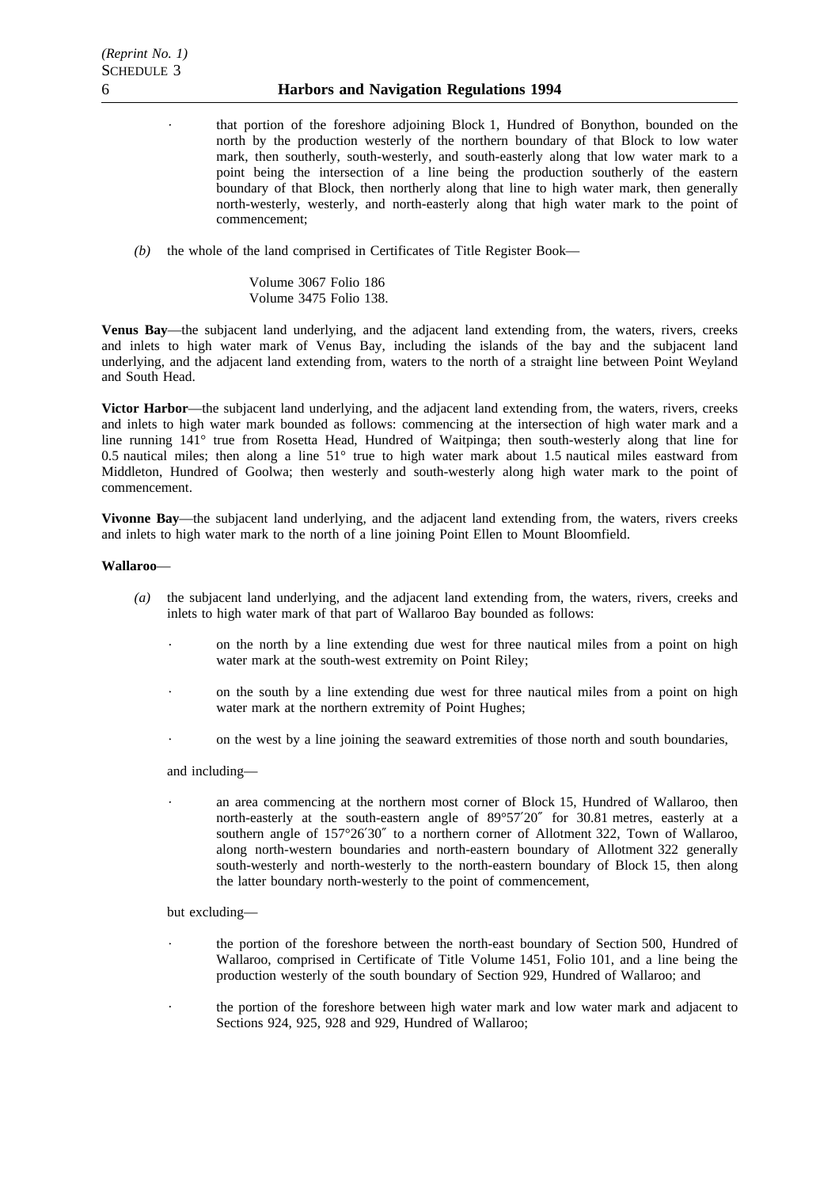- that portion of the foreshore adjoining Block 1, Hundred of Bonython, bounded on the north by the production westerly of the northern boundary of that Block to low water mark, then southerly, south-westerly, and south-easterly along that low water mark to a point being the intersection of a line being the production southerly of the eastern boundary of that Block, then northerly along that line to high water mark, then generally north-westerly, westerly, and north-easterly along that high water mark to the point of commencement;

*(b)* the whole of the land comprised in Certificates of Title Register Book—

Volume 3067 Folio 186
Volume 3475 Folio 138.

**Venus Bay**—the subjacent land underlying, and the adjacent land extending from, the waters, rivers, creeks and inlets to high water mark of Venus Bay, including the islands of the bay and the subjacent land underlying, and the adjacent land extending from, waters to the north of a straight line between Point Weyland and South Head.

**Victor Harbor**—the subjacent land underlying, and the adjacent land extending from, the waters, rivers, creeks and inlets to high water mark bounded as follows: commencing at the intersection of high water mark and a line running 141° true from Rosetta Head, Hundred of Waitpinga; then south-westerly along that line for 0.5 nautical miles; then along a line 51° true to high water mark about 1.5 nautical miles eastward from Middleton, Hundred of Goolwa; then westerly and south-westerly along high water mark to the point of commencement.

**Vivonne Bay**—the subjacent land underlying, and the adjacent land extending from, the waters, rivers creeks and inlets to high water mark to the north of a line joining Point Ellen to Mount Bloomfield.

**Wallaroo**—

*(a)* the subjacent land underlying, and the adjacent land extending from, the waters, rivers, creeks and inlets to high water mark of that part of Wallaroo Bay bounded as follows:

- on the north by a line extending due west for three nautical miles from a point on high water mark at the south-west extremity on Point Riley;
- on the south by a line extending due west for three nautical miles from a point on high water mark at the northern extremity of Point Hughes;
- on the west by a line joining the seaward extremities of those north and south boundaries,

and including—

- an area commencing at the northern most corner of Block 15, Hundred of Wallaroo, then north-easterly at the south-eastern angle of 89°57′20″ for 30.81 metres, easterly at a southern angle of 157°26′30″ to a northern corner of Allotment 322, Town of Wallaroo, along north-western boundaries and north-eastern boundary of Allotment 322 generally south-westerly and north-westerly to the north-eastern boundary of Block 15, then along the latter boundary north-westerly to the point of commencement,

but excluding—

- the portion of the foreshore between the north-east boundary of Section 500, Hundred of Wallaroo, comprised in Certificate of Title Volume 1451, Folio 101, and a line being the production westerly of the south boundary of Section 929, Hundred of Wallaroo; and
- the portion of the foreshore between high water mark and low water mark and adjacent to Sections 924, 925, 928 and 929, Hundred of Wallaroo;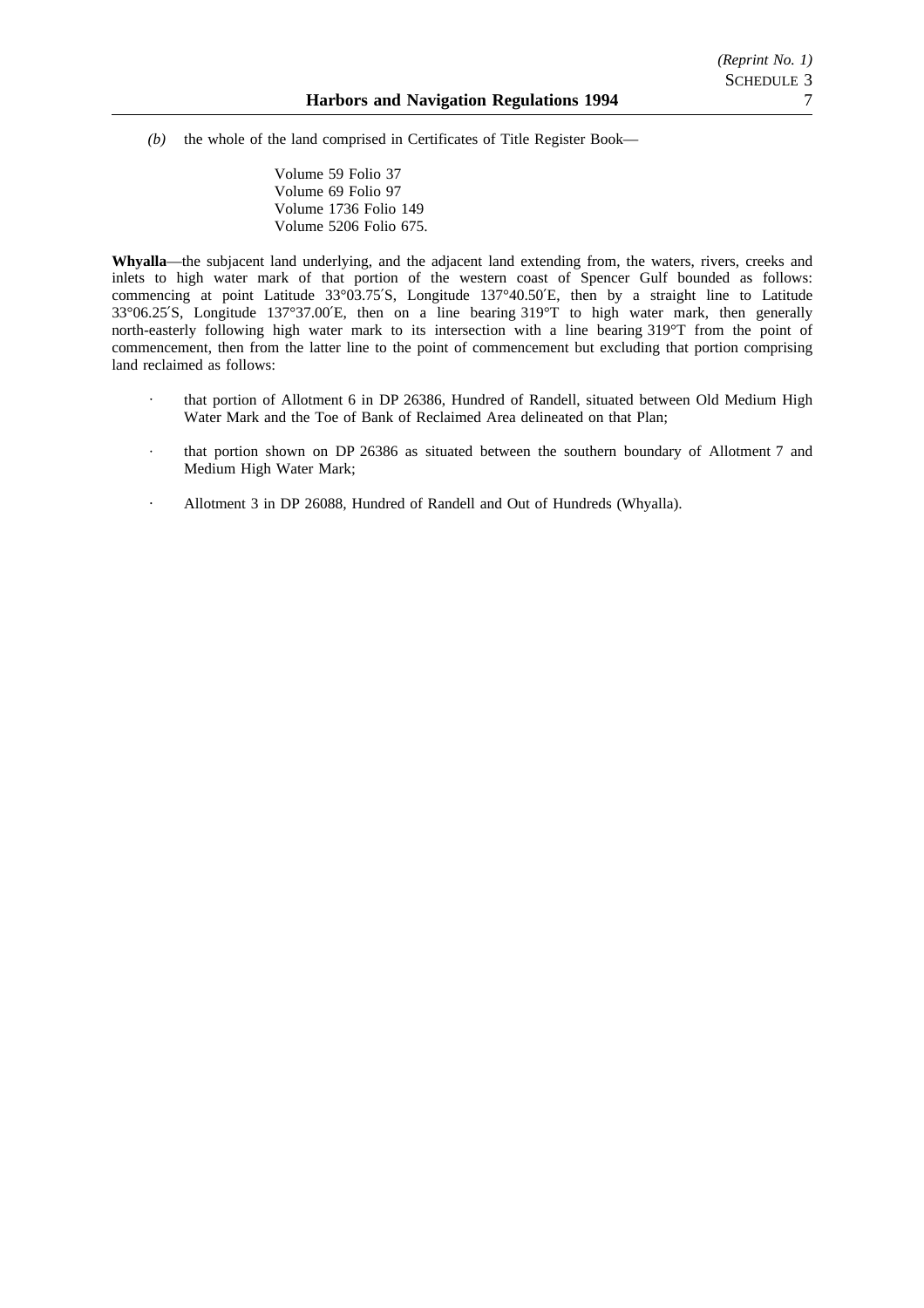*(b)* the whole of the land comprised in Certificates of Title Register Book—

Volume 59 Folio 37
Volume 69 Folio 97
Volume 1736 Folio 149
Volume 5206 Folio 675.

**Whyalla**—the subjacent land underlying, and the adjacent land extending from, the waters, rivers, creeks and inlets to high water mark of that portion of the western coast of Spencer Gulf bounded as follows: commencing at point Latitude 33°03.75′S, Longitude 137°40.50′E, then by a straight line to Latitude 33°06.25′S, Longitude 137°37.00′E, then on a line bearing 319°T to high water mark, then generally north-easterly following high water mark to its intersection with a line bearing 319°T from the point of commencement, then from the latter line to the point of commencement but excluding that portion comprising land reclaimed as follows:

- that portion of Allotment 6 in DP 26386, Hundred of Randell, situated between Old Medium High Water Mark and the Toe of Bank of Reclaimed Area delineated on that Plan;
- that portion shown on DP 26386 as situated between the southern boundary of Allotment 7 and Medium High Water Mark;
- Allotment 3 in DP 26088, Hundred of Randell and Out of Hundreds (Whyalla).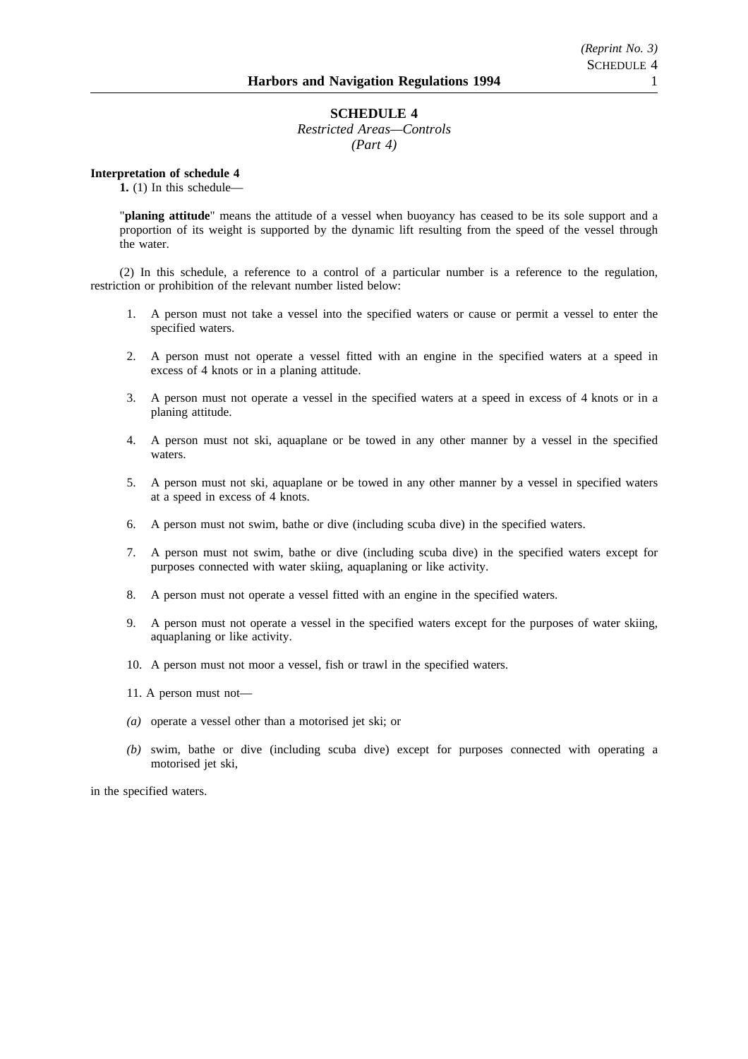# SCHEDULE 4

*Restricted Areas—Controls*
*(Part 4)*

**Interpretation of schedule 4**

**1.** (1) In this schedule—

"**planing attitude**" means the attitude of a vessel when buoyancy has ceased to be its sole support and a proportion of its weight is supported by the dynamic lift resulting from the speed of the vessel through the water.

(2) In this schedule, a reference to a control of a particular number is a reference to the regulation, restriction or prohibition of the relevant number listed below:

1. A person must not take a vessel into the specified waters or cause or permit a vessel to enter the specified waters.

2. A person must not operate a vessel fitted with an engine in the specified waters at a speed in excess of 4 knots or in a planing attitude.

3. A person must not operate a vessel in the specified waters at a speed in excess of 4 knots or in a planing attitude.

4. A person must not ski, aquaplane or be towed in any other manner by a vessel in the specified waters.

5. A person must not ski, aquaplane or be towed in any other manner by a vessel in specified waters at a speed in excess of 4 knots.

6. A person must not swim, bathe or dive (including scuba dive) in the specified waters.

7. A person must not swim, bathe or dive (including scuba dive) in the specified waters except for purposes connected with water skiing, aquaplaning or like activity.

8. A person must not operate a vessel fitted with an engine in the specified waters.

9. A person must not operate a vessel in the specified waters except for the purposes of water skiing, aquaplaning or like activity.

10. A person must not moor a vessel, fish or trawl in the specified waters.

11. A person must not—

*(a)* operate a vessel other than a motorised jet ski; or

*(b)* swim, bathe or dive (including scuba dive) except for purposes connected with operating a motorised jet ski,

in the specified waters.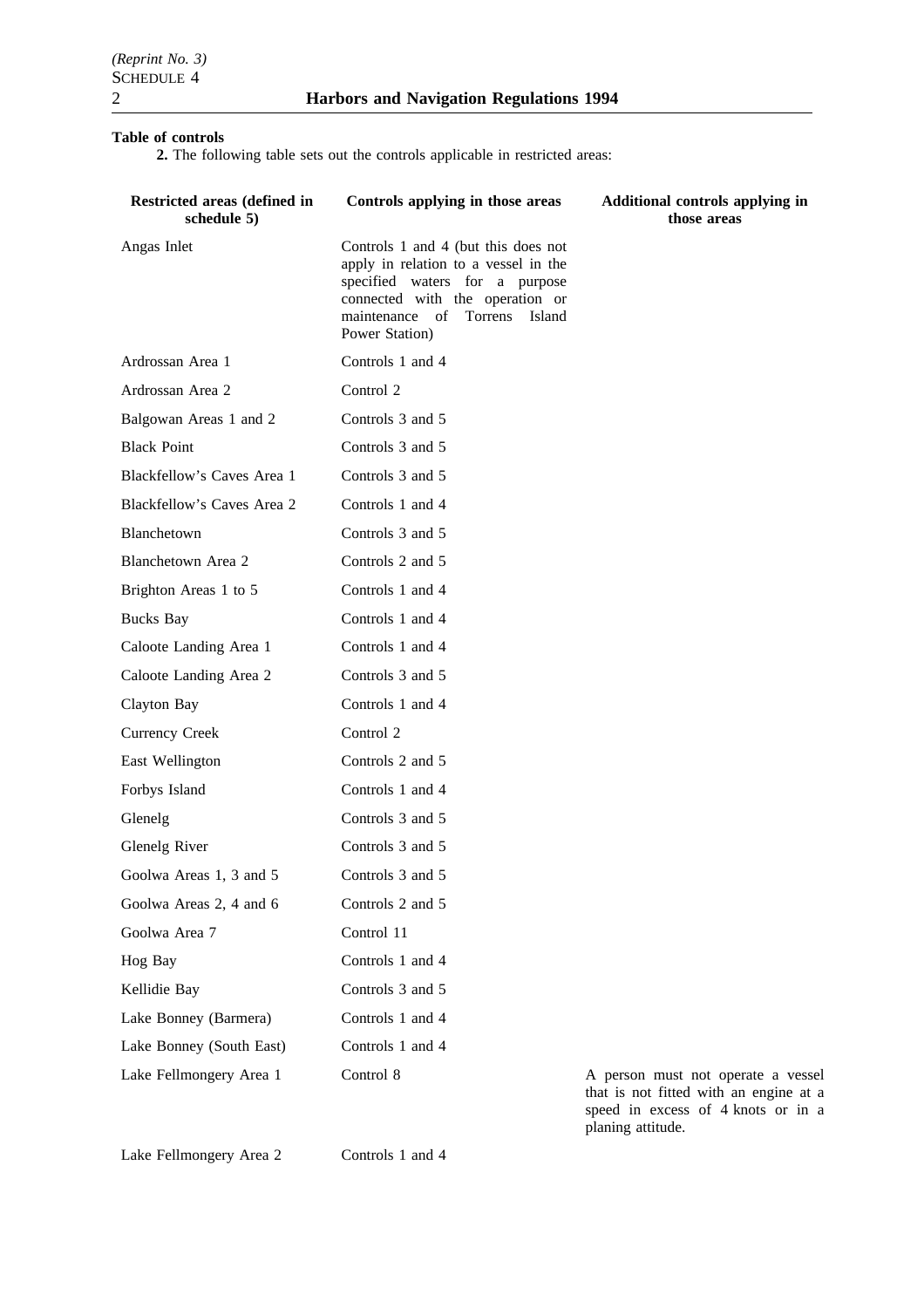**Table of controls**

**2.** The following table sets out the controls applicable in restricted areas:

| Restricted areas (defined in schedule 5) | Controls applying in those areas | Additional controls applying in those areas |
|---|---|---|
| Angas Inlet | Controls 1 and 4 (but this does not apply in relation to a vessel in the specified waters for a purpose connected with the operation or maintenance of Torrens Island Power Station) | |
| Ardrossan Area 1 | Controls 1 and 4 | |
| Ardrossan Area 2 | Control 2 | |
| Balgowan Areas 1 and 2 | Controls 3 and 5 | |
| Black Point | Controls 3 and 5 | |
| Blackfellow's Caves Area 1 | Controls 3 and 5 | |
| Blackfellow's Caves Area 2 | Controls 1 and 4 | |
| Blanchetown | Controls 3 and 5 | |
| Blanchetown Area 2 | Controls 2 and 5 | |
| Brighton Areas 1 to 5 | Controls 1 and 4 | |
| Bucks Bay | Controls 1 and 4 | |
| Caloote Landing Area 1 | Controls 1 and 4 | |
| Caloote Landing Area 2 | Controls 3 and 5 | |
| Clayton Bay | Controls 1 and 4 | |
| Currency Creek | Control 2 | |
| East Wellington | Controls 2 and 5 | |
| Forbys Island | Controls 1 and 4 | |
| Glenelg | Controls 3 and 5 | |
| Glenelg River | Controls 3 and 5 | |
| Goolwa Areas 1, 3 and 5 | Controls 3 and 5 | |
| Goolwa Areas 2, 4 and 6 | Controls 2 and 5 | |
| Goolwa Area 7 | Control 11 | |
| Hog Bay | Controls 1 and 4 | |
| Kellidie Bay | Controls 3 and 5 | |
| Lake Bonney (Barmera) | Controls 1 and 4 | |
| Lake Bonney (South East) | Controls 1 and 4 | |
| Lake Fellmongery Area 1 | Control 8 | A person must not operate a vessel that is not fitted with an engine at a speed in excess of 4 knots or in a planing attitude. |
| Lake Fellmongery Area 2 | Controls 1 and 4 | |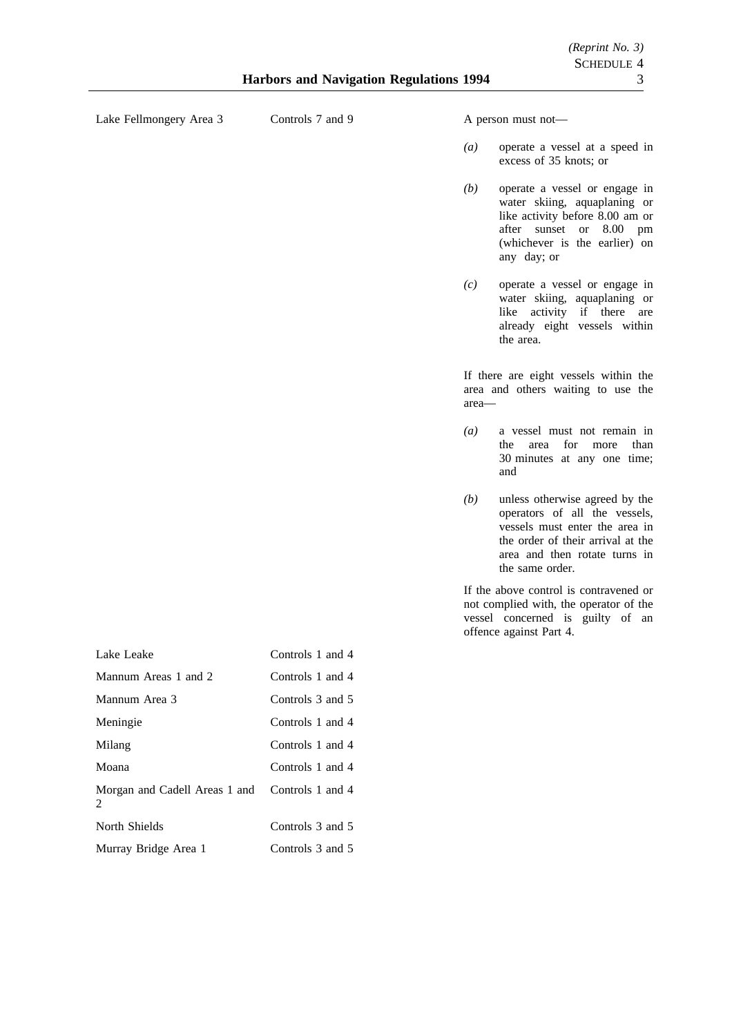| | | |
|---|---|---|
| Lake Fellmongery Area 3 | Controls 7 and 9 | A person must not—<br><br>*(a)* operate a vessel at a speed in excess of 35 knots; or<br><br>*(b)* operate a vessel or engage in water skiing, aquaplaning or like activity before 8.00 am or after sunset or 8.00 pm (whichever is the earlier) on any day; or<br><br>*(c)* operate a vessel or engage in water skiing, aquaplaning or like activity if there are already eight vessels within the area.<br><br>If there are eight vessels within the area and others waiting to use the area—<br><br>*(a)* a vessel must not remain in the area for more than 30 minutes at any one time; and<br><br>*(b)* unless otherwise agreed by the operators of all the vessels, vessels must enter the area in the order of their arrival at the area and then rotate turns in the same order.<br><br>If the above control is contravened or not complied with, the operator of the vessel concerned is guilty of an offence against Part 4. |
| Lake Leake | Controls 1 and 4 | |
| Mannum Areas 1 and 2 | Controls 1 and 4 | |
| Mannum Area 3 | Controls 3 and 5 | |
| Meningie | Controls 1 and 4 | |
| Milang | Controls 1 and 4 | |
| Moana | Controls 1 and 4 | |
| Morgan and Cadell Areas 1 and 2 | Controls 1 and 4 | |
| North Shields | Controls 3 and 5 | |
| Murray Bridge Area 1 | Controls 3 and 5 | |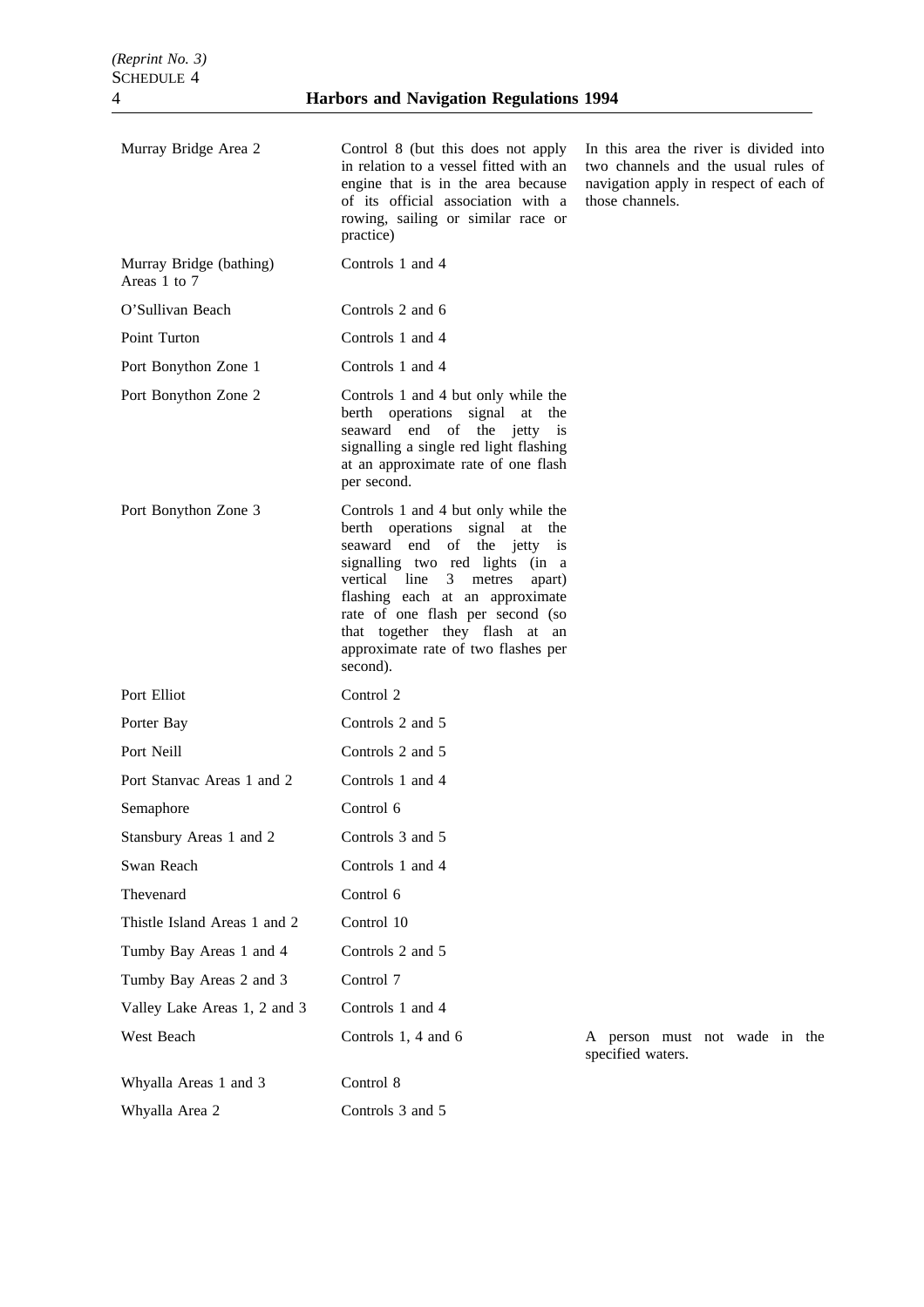| | | |
|---|---|---|
| Murray Bridge Area 2 | Control 8 (but this does not apply in relation to a vessel fitted with an engine that is in the area because of its official association with a rowing, sailing or similar race or practice) | In this area the river is divided into two channels and the usual rules of navigation apply in respect of each of those channels. |
| Murray Bridge (bathing) Areas 1 to 7 | Controls 1 and 4 | |
| O'Sullivan Beach | Controls 2 and 6 | |
| Point Turton | Controls 1 and 4 | |
| Port Bonython Zone 1 | Controls 1 and 4 | |
| Port Bonython Zone 2 | Controls 1 and 4 but only while the berth operations signal at the seaward end of the jetty is signalling a single red light flashing at an approximate rate of one flash per second. | |
| Port Bonython Zone 3 | Controls 1 and 4 but only while the berth operations signal at the seaward end of the jetty is signalling two red lights (in a vertical line 3 metres apart) flashing each at an approximate rate of one flash per second (so that together they flash at an approximate rate of two flashes per second). | |
| Port Elliot | Control 2 | |
| Porter Bay | Controls 2 and 5 | |
| Port Neill | Controls 2 and 5 | |
| Port Stanvac Areas 1 and 2 | Controls 1 and 4 | |
| Semaphore | Control 6 | |
| Stansbury Areas 1 and 2 | Controls 3 and 5 | |
| Swan Reach | Controls 1 and 4 | |
| Thevenard | Control 6 | |
| Thistle Island Areas 1 and 2 | Control 10 | |
| Tumby Bay Areas 1 and 4 | Controls 2 and 5 | |
| Tumby Bay Areas 2 and 3 | Control 7 | |
| Valley Lake Areas 1, 2 and 3 | Controls 1 and 4 | |
| West Beach | Controls 1, 4 and 6 | A person must not wade in the specified waters. |
| Whyalla Areas 1 and 3 | Control 8 | |
| Whyalla Area 2 | Controls 3 and 5 | |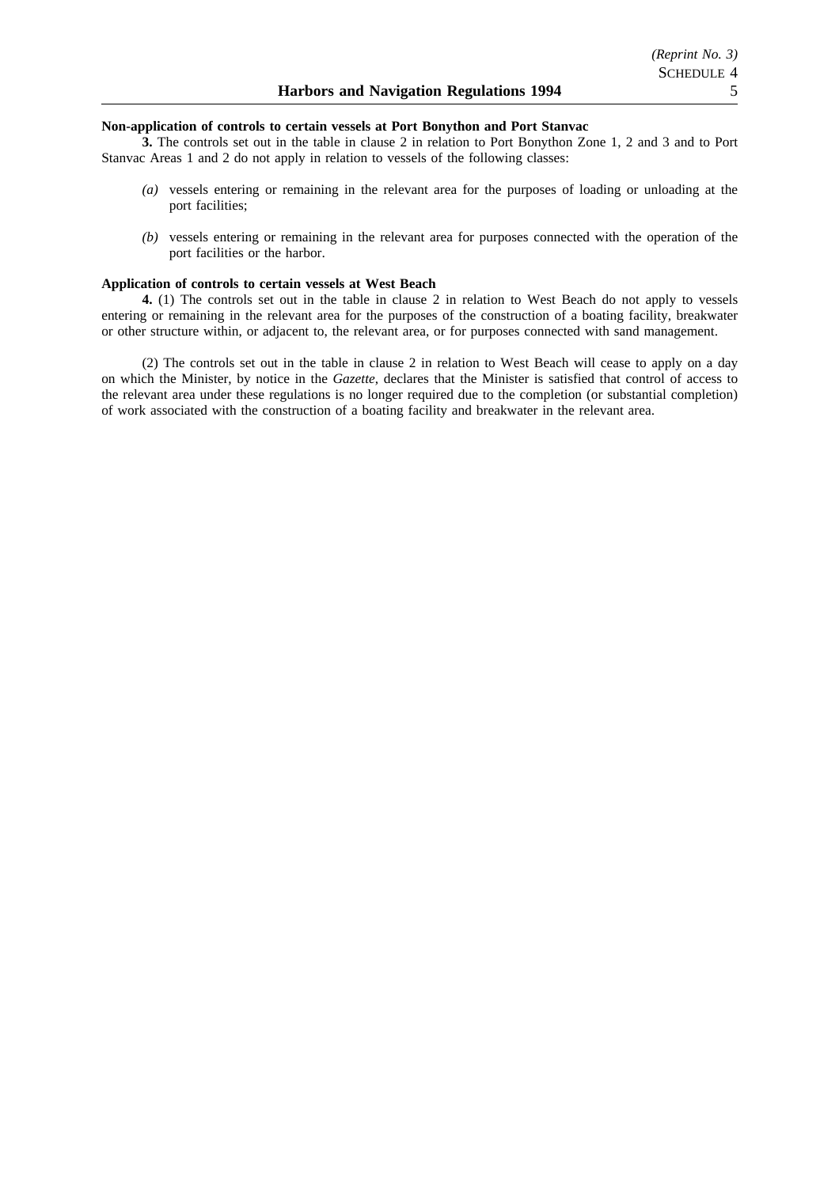**Non-application of controls to certain vessels at Port Bonython and Port Stanvac**

**3.** The controls set out in the table in clause 2 in relation to Port Bonython Zone 1, 2 and 3 and to Port Stanvac Areas 1 and 2 do not apply in relation to vessels of the following classes:

*(a)* vessels entering or remaining in the relevant area for the purposes of loading or unloading at the port facilities;

*(b)* vessels entering or remaining in the relevant area for purposes connected with the operation of the port facilities or the harbor.

**Application of controls to certain vessels at West Beach**

**4.** (1) The controls set out in the table in clause 2 in relation to West Beach do not apply to vessels entering or remaining in the relevant area for the purposes of the construction of a boating facility, breakwater or other structure within, or adjacent to, the relevant area, or for purposes connected with sand management.

(2) The controls set out in the table in clause 2 in relation to West Beach will cease to apply on a day on which the Minister, by notice in the *Gazette*, declares that the Minister is satisfied that control of access to the relevant area under these regulations is no longer required due to the completion (or substantial completion) of work associated with the construction of a boating facility and breakwater in the relevant area.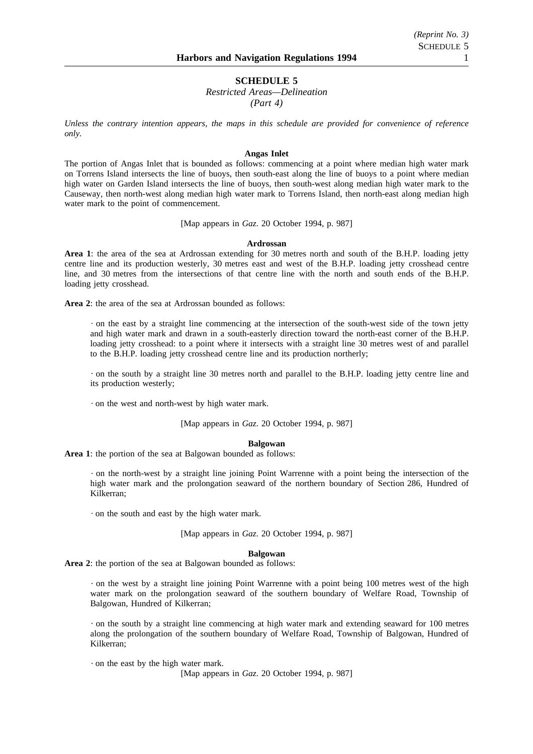## SCHEDULE 5

*Restricted Areas—Delineation*
*(Part 4)*

*Unless the contrary intention appears, the maps in this schedule are provided for convenience of reference only.*

### Angas Inlet

The portion of Angas Inlet that is bounded as follows: commencing at a point where median high water mark on Torrens Island intersects the line of buoys, then south-east along the line of buoys to a point where median high water on Garden Island intersects the line of buoys, then south-west along median high water mark to the Causeway, then north-west along median high water mark to Torrens Island, then north-east along median high water mark to the point of commencement.

[Map appears in *Gaz.* 20 October 1994, p. 987]

### Ardrossan

**Area 1**: the area of the sea at Ardrossan extending for 30 metres north and south of the B.H.P. loading jetty centre line and its production westerly, 30 metres east and west of the B.H.P. loading jetty crosshead centre line, and 30 metres from the intersections of that centre line with the north and south ends of the B.H.P. loading jetty crosshead.

**Area 2**: the area of the sea at Ardrossan bounded as follows:

· on the east by a straight line commencing at the intersection of the south-west side of the town jetty and high water mark and drawn in a south-easterly direction toward the north-east corner of the B.H.P. loading jetty crosshead: to a point where it intersects with a straight line 30 metres west of and parallel to the B.H.P. loading jetty crosshead centre line and its production northerly;

· on the south by a straight line 30 metres north and parallel to the B.H.P. loading jetty centre line and its production westerly;

· on the west and north-west by high water mark.

[Map appears in *Gaz.* 20 October 1994, p. 987]

### Balgowan

**Area 1**: the portion of the sea at Balgowan bounded as follows:

· on the north-west by a straight line joining Point Warrenne with a point being the intersection of the high water mark and the prolongation seaward of the northern boundary of Section 286, Hundred of Kilkerran;

· on the south and east by the high water mark.

[Map appears in *Gaz.* 20 October 1994, p. 987]

### Balgowan

**Area 2**: the portion of the sea at Balgowan bounded as follows:

· on the west by a straight line joining Point Warrenne with a point being 100 metres west of the high water mark on the prolongation seaward of the southern boundary of Welfare Road, Township of Balgowan, Hundred of Kilkerran;

· on the south by a straight line commencing at high water mark and extending seaward for 100 metres along the prolongation of the southern boundary of Welfare Road, Township of Balgowan, Hundred of Kilkerran;

· on the east by the high water mark.

[Map appears in *Gaz.* 20 October 1994, p. 987]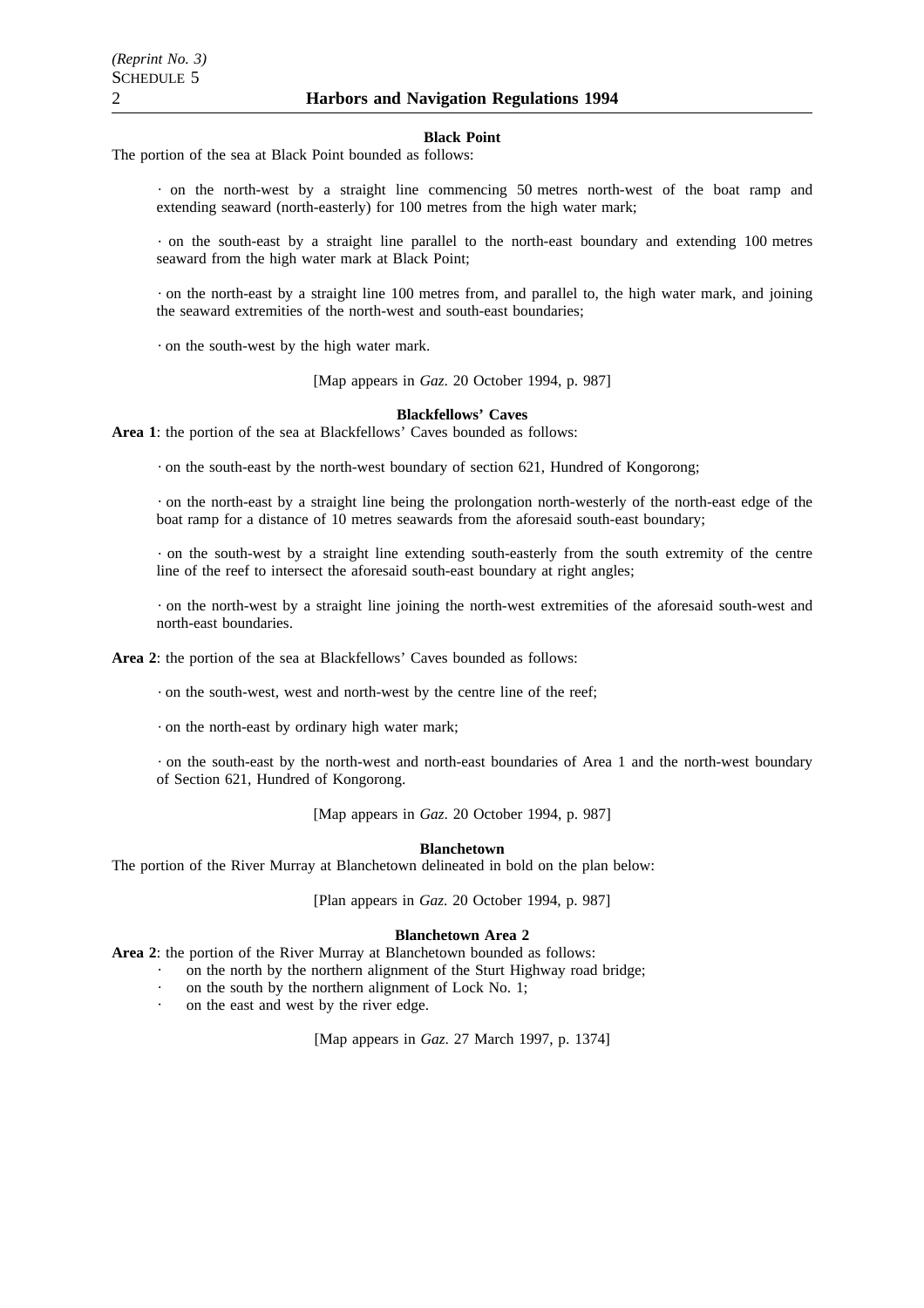**Black Point**

The portion of the sea at Black Point bounded as follows:

· on the north-west by a straight line commencing 50 metres north-west of the boat ramp and extending seaward (north-easterly) for 100 metres from the high water mark;

· on the south-east by a straight line parallel to the north-east boundary and extending 100 metres seaward from the high water mark at Black Point;

· on the north-east by a straight line 100 metres from, and parallel to, the high water mark, and joining the seaward extremities of the north-west and south-east boundaries;

· on the south-west by the high water mark.

[Map appears in *Gaz*. 20 October 1994, p. 987]

**Blackfellows' Caves**

**Area 1**: the portion of the sea at Blackfellows' Caves bounded as follows:

· on the south-east by the north-west boundary of section 621, Hundred of Kongorong;

· on the north-east by a straight line being the prolongation north-westerly of the north-east edge of the boat ramp for a distance of 10 metres seawards from the aforesaid south-east boundary;

· on the south-west by a straight line extending south-easterly from the south extremity of the centre line of the reef to intersect the aforesaid south-east boundary at right angles;

· on the north-west by a straight line joining the north-west extremities of the aforesaid south-west and north-east boundaries.

**Area 2**: the portion of the sea at Blackfellows' Caves bounded as follows:

· on the south-west, west and north-west by the centre line of the reef;

· on the north-east by ordinary high water mark;

· on the south-east by the north-west and north-east boundaries of Area 1 and the north-west boundary of Section 621, Hundred of Kongorong.

[Map appears in *Gaz*. 20 October 1994, p. 987]

**Blanchetown**

The portion of the River Murray at Blanchetown delineated in bold on the plan below:

[Plan appears in *Gaz*. 20 October 1994, p. 987]

**Blanchetown Area 2**

**Area 2**: the portion of the River Murray at Blanchetown bounded as follows:

· on the north by the northern alignment of the Sturt Highway road bridge;
· on the south by the northern alignment of Lock No. 1;
· on the east and west by the river edge.

[Map appears in *Gaz*. 27 March 1997, p. 1374]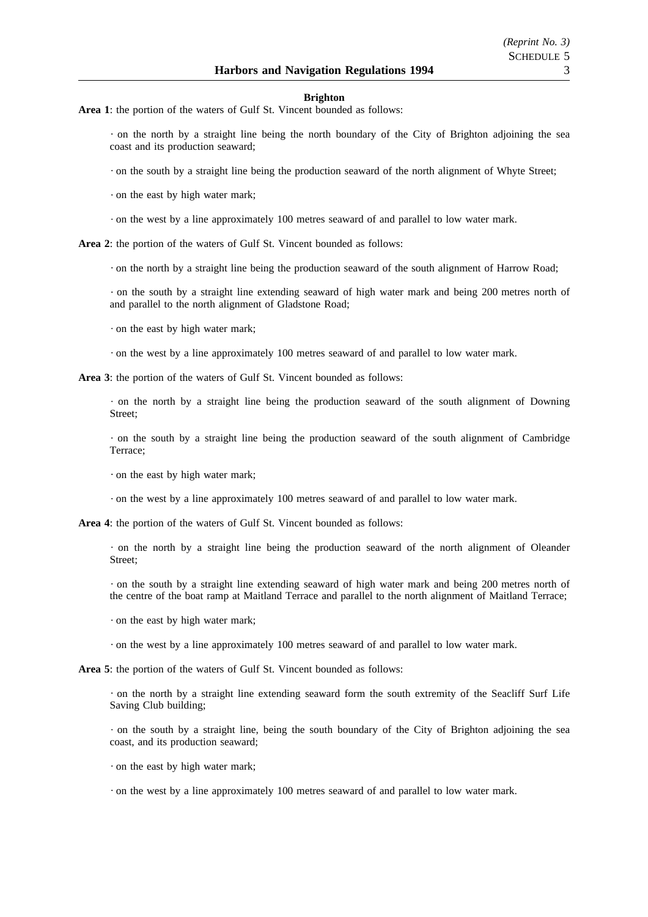**Brighton**

**Area 1**: the portion of the waters of Gulf St. Vincent bounded as follows:

· on the north by a straight line being the north boundary of the City of Brighton adjoining the sea coast and its production seaward;

· on the south by a straight line being the production seaward of the north alignment of Whyte Street;

· on the east by high water mark;

· on the west by a line approximately 100 metres seaward of and parallel to low water mark.

**Area 2**: the portion of the waters of Gulf St. Vincent bounded as follows:

· on the north by a straight line being the production seaward of the south alignment of Harrow Road;

· on the south by a straight line extending seaward of high water mark and being 200 metres north of and parallel to the north alignment of Gladstone Road;

· on the east by high water mark;

· on the west by a line approximately 100 metres seaward of and parallel to low water mark.

**Area 3**: the portion of the waters of Gulf St. Vincent bounded as follows:

· on the north by a straight line being the production seaward of the south alignment of Downing Street;

· on the south by a straight line being the production seaward of the south alignment of Cambridge Terrace;

· on the east by high water mark;

· on the west by a line approximately 100 metres seaward of and parallel to low water mark.

**Area 4**: the portion of the waters of Gulf St. Vincent bounded as follows:

· on the north by a straight line being the production seaward of the north alignment of Oleander Street;

· on the south by a straight line extending seaward of high water mark and being 200 metres north of the centre of the boat ramp at Maitland Terrace and parallel to the north alignment of Maitland Terrace;

· on the east by high water mark;

· on the west by a line approximately 100 metres seaward of and parallel to low water mark.

**Area 5**: the portion of the waters of Gulf St. Vincent bounded as follows:

· on the north by a straight line extending seaward form the south extremity of the Seacliff Surf Life Saving Club building;

· on the south by a straight line, being the south boundary of the City of Brighton adjoining the sea coast, and its production seaward;

· on the east by high water mark;

· on the west by a line approximately 100 metres seaward of and parallel to low water mark.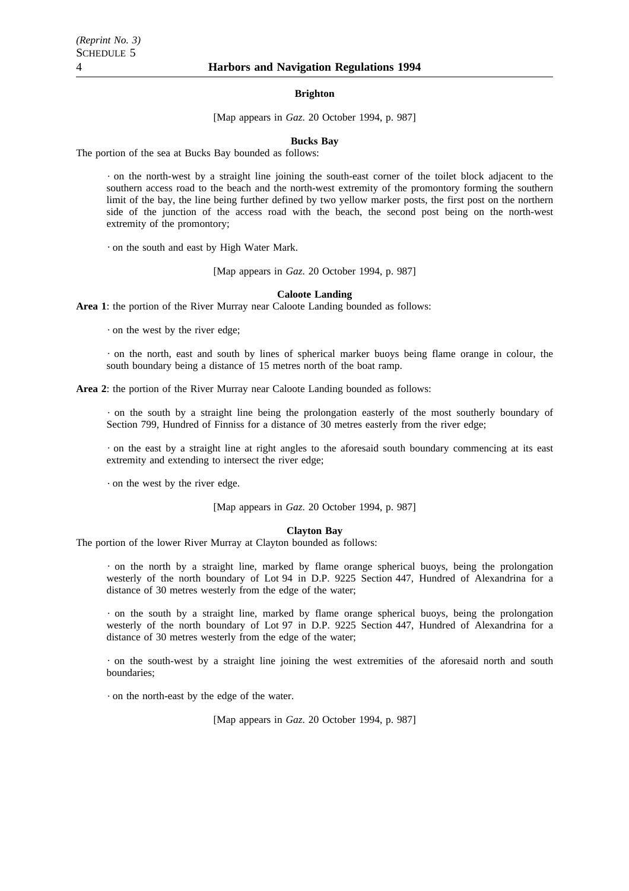### Brighton

[Map appears in *Gaz*. 20 October 1994, p. 987]

### Bucks Bay

The portion of the sea at Bucks Bay bounded as follows:

· on the north-west by a straight line joining the south-east corner of the toilet block adjacent to the southern access road to the beach and the north-west extremity of the promontory forming the southern limit of the bay, the line being further defined by two yellow marker posts, the first post on the northern side of the junction of the access road with the beach, the second post being on the north-west extremity of the promontory;

· on the south and east by High Water Mark.

[Map appears in *Gaz*. 20 October 1994, p. 987]

### Caloote Landing

**Area 1**: the portion of the River Murray near Caloote Landing bounded as follows:

· on the west by the river edge;

· on the north, east and south by lines of spherical marker buoys being flame orange in colour, the south boundary being a distance of 15 metres north of the boat ramp.

**Area 2**: the portion of the River Murray near Caloote Landing bounded as follows:

· on the south by a straight line being the prolongation easterly of the most southerly boundary of Section 799, Hundred of Finniss for a distance of 30 metres easterly from the river edge;

· on the east by a straight line at right angles to the aforesaid south boundary commencing at its east extremity and extending to intersect the river edge;

· on the west by the river edge.

[Map appears in *Gaz*. 20 October 1994, p. 987]

### Clayton Bay

The portion of the lower River Murray at Clayton bounded as follows:

· on the north by a straight line, marked by flame orange spherical buoys, being the prolongation westerly of the north boundary of Lot 94 in D.P. 9225 Section 447, Hundred of Alexandrina for a distance of 30 metres westerly from the edge of the water;

· on the south by a straight line, marked by flame orange spherical buoys, being the prolongation westerly of the north boundary of Lot 97 in D.P. 9225 Section 447, Hundred of Alexandrina for a distance of 30 metres westerly from the edge of the water;

· on the south-west by a straight line joining the west extremities of the aforesaid north and south boundaries;

· on the north-east by the edge of the water.

[Map appears in *Gaz*. 20 October 1994, p. 987]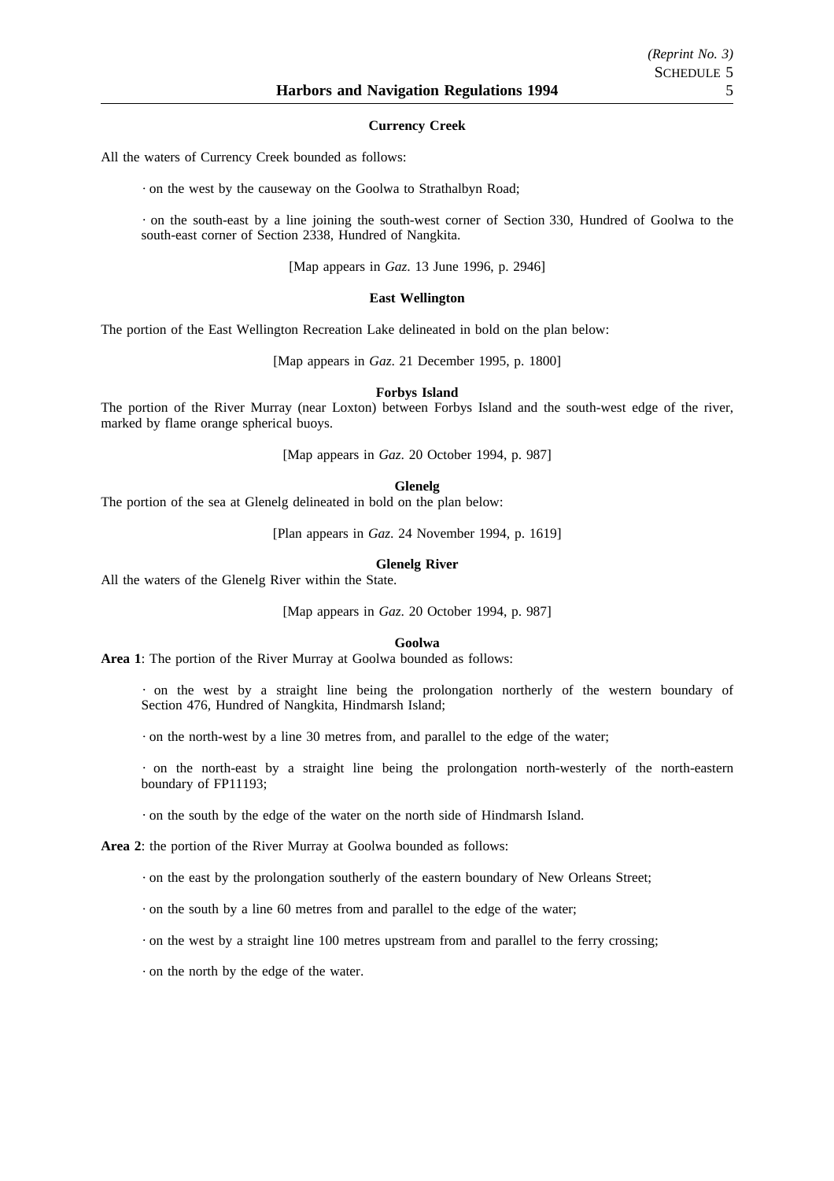#### Currency Creek

All the waters of Currency Creek bounded as follows:

· on the west by the causeway on the Goolwa to Strathalbyn Road;

· on the south-east by a line joining the south-west corner of Section 330, Hundred of Goolwa to the south-east corner of Section 2338, Hundred of Nangkita.

[Map appears in *Gaz*. 13 June 1996, p. 2946]

#### East Wellington

The portion of the East Wellington Recreation Lake delineated in bold on the plan below:

[Map appears in *Gaz*. 21 December 1995, p. 1800]

#### Forbys Island

The portion of the River Murray (near Loxton) between Forbys Island and the south-west edge of the river, marked by flame orange spherical buoys.

[Map appears in *Gaz*. 20 October 1994, p. 987]

#### Glenelg

The portion of the sea at Glenelg delineated in bold on the plan below:

[Plan appears in *Gaz*. 24 November 1994, p. 1619]

#### Glenelg River

All the waters of the Glenelg River within the State.

[Map appears in *Gaz*. 20 October 1994, p. 987]

#### Goolwa

**Area 1**: The portion of the River Murray at Goolwa bounded as follows:

· on the west by a straight line being the prolongation northerly of the western boundary of Section 476, Hundred of Nangkita, Hindmarsh Island;

· on the north-west by a line 30 metres from, and parallel to the edge of the water;

· on the north-east by a straight line being the prolongation north-westerly of the north-eastern boundary of FP11193;

· on the south by the edge of the water on the north side of Hindmarsh Island.

**Area 2**: the portion of the River Murray at Goolwa bounded as follows:

· on the east by the prolongation southerly of the eastern boundary of New Orleans Street;

· on the south by a line 60 metres from and parallel to the edge of the water;

· on the west by a straight line 100 metres upstream from and parallel to the ferry crossing;

· on the north by the edge of the water.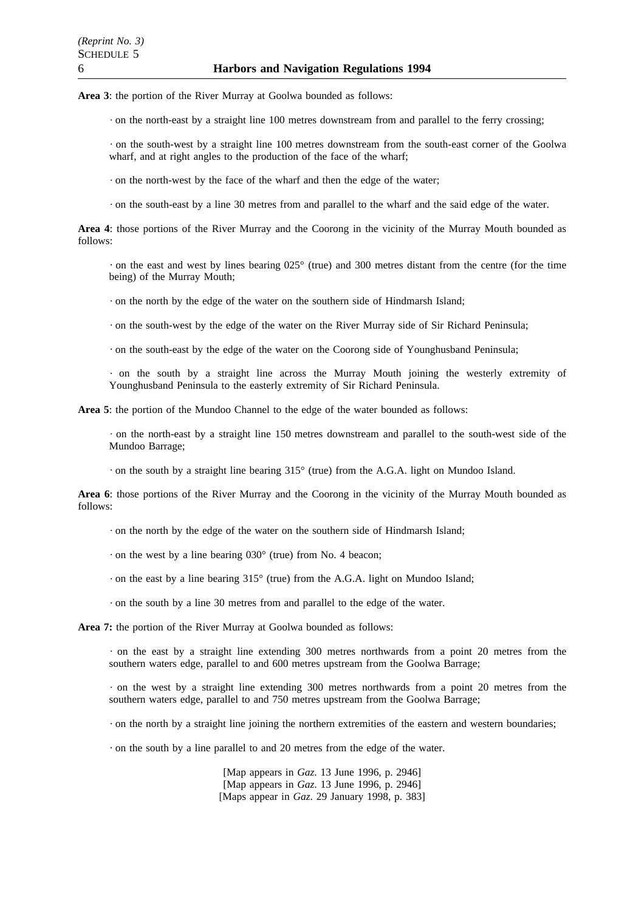**Area 3**: the portion of the River Murray at Goolwa bounded as follows:

· on the north-east by a straight line 100 metres downstream from and parallel to the ferry crossing;

· on the south-west by a straight line 100 metres downstream from the south-east corner of the Goolwa wharf, and at right angles to the production of the face of the wharf;

· on the north-west by the face of the wharf and then the edge of the water;

· on the south-east by a line 30 metres from and parallel to the wharf and the said edge of the water.

**Area 4**: those portions of the River Murray and the Coorong in the vicinity of the Murray Mouth bounded as follows:

· on the east and west by lines bearing 025° (true) and 300 metres distant from the centre (for the time being) of the Murray Mouth;

· on the north by the edge of the water on the southern side of Hindmarsh Island;

· on the south-west by the edge of the water on the River Murray side of Sir Richard Peninsula;

· on the south-east by the edge of the water on the Coorong side of Younghusband Peninsula;

· on the south by a straight line across the Murray Mouth joining the westerly extremity of Younghusband Peninsula to the easterly extremity of Sir Richard Peninsula.

**Area 5**: the portion of the Mundoo Channel to the edge of the water bounded as follows:

· on the north-east by a straight line 150 metres downstream and parallel to the south-west side of the Mundoo Barrage;

· on the south by a straight line bearing 315° (true) from the A.G.A. light on Mundoo Island.

**Area 6**: those portions of the River Murray and the Coorong in the vicinity of the Murray Mouth bounded as follows:

· on the north by the edge of the water on the southern side of Hindmarsh Island;

· on the west by a line bearing 030° (true) from No. 4 beacon;

· on the east by a line bearing 315° (true) from the A.G.A. light on Mundoo Island;

· on the south by a line 30 metres from and parallel to the edge of the water.

**Area 7:** the portion of the River Murray at Goolwa bounded as follows:

· on the east by a straight line extending 300 metres northwards from a point 20 metres from the southern waters edge, parallel to and 600 metres upstream from the Goolwa Barrage;

· on the west by a straight line extending 300 metres northwards from a point 20 metres from the southern waters edge, parallel to and 750 metres upstream from the Goolwa Barrage;

· on the north by a straight line joining the northern extremities of the eastern and western boundaries;

· on the south by a line parallel to and 20 metres from the edge of the water.

[Map appears in *Gaz*. 13 June 1996, p. 2946]
[Map appears in *Gaz*. 13 June 1996, p. 2946]
[Maps appear in *Gaz*. 29 January 1998, p. 383]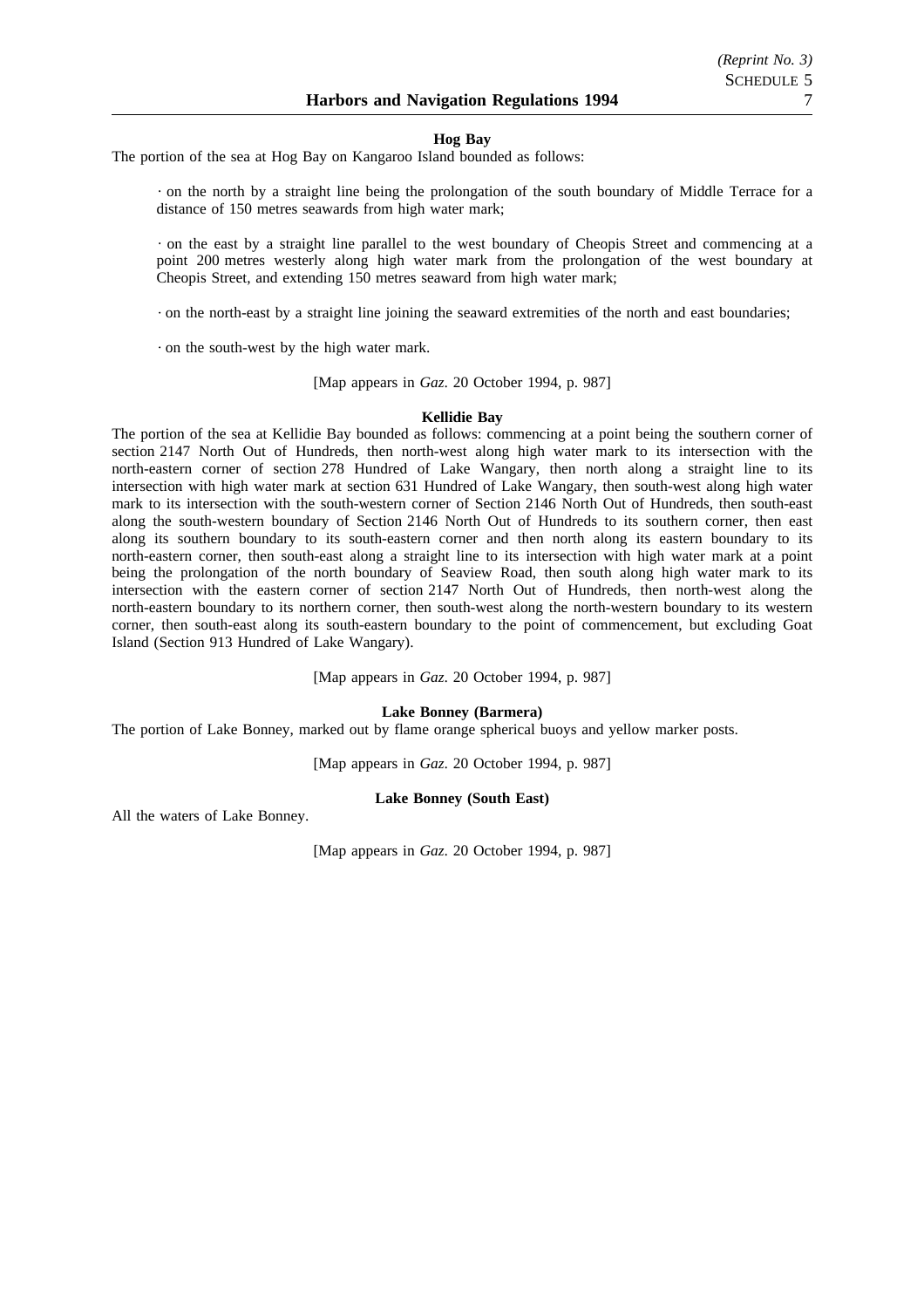**Hog Bay**

The portion of the sea at Hog Bay on Kangaroo Island bounded as follows:

· on the north by a straight line being the prolongation of the south boundary of Middle Terrace for a distance of 150 metres seawards from high water mark;

· on the east by a straight line parallel to the west boundary of Cheopis Street and commencing at a point 200 metres westerly along high water mark from the prolongation of the west boundary at Cheopis Street, and extending 150 metres seaward from high water mark;

· on the north-east by a straight line joining the seaward extremities of the north and east boundaries;

· on the south-west by the high water mark.

[Map appears in *Gaz*. 20 October 1994, p. 987]

**Kellidie Bay**

The portion of the sea at Kellidie Bay bounded as follows: commencing at a point being the southern corner of section 2147 North Out of Hundreds, then north-west along high water mark to its intersection with the north-eastern corner of section 278 Hundred of Lake Wangary, then north along a straight line to its intersection with high water mark at section 631 Hundred of Lake Wangary, then south-west along high water mark to its intersection with the south-western corner of Section 2146 North Out of Hundreds, then south-east along the south-western boundary of Section 2146 North Out of Hundreds to its southern corner, then east along its southern boundary to its south-eastern corner and then north along its eastern boundary to its north-eastern corner, then south-east along a straight line to its intersection with high water mark at a point being the prolongation of the north boundary of Seaview Road, then south along high water mark to its intersection with the eastern corner of section 2147 North Out of Hundreds, then north-west along the north-eastern boundary to its northern corner, then south-west along the north-western boundary to its western corner, then south-east along its south-eastern boundary to the point of commencement, but excluding Goat Island (Section 913 Hundred of Lake Wangary).

[Map appears in *Gaz*. 20 October 1994, p. 987]

**Lake Bonney (Barmera)**

The portion of Lake Bonney, marked out by flame orange spherical buoys and yellow marker posts.

[Map appears in *Gaz*. 20 October 1994, p. 987]

**Lake Bonney (South East)**

All the waters of Lake Bonney.

[Map appears in *Gaz*. 20 October 1994, p. 987]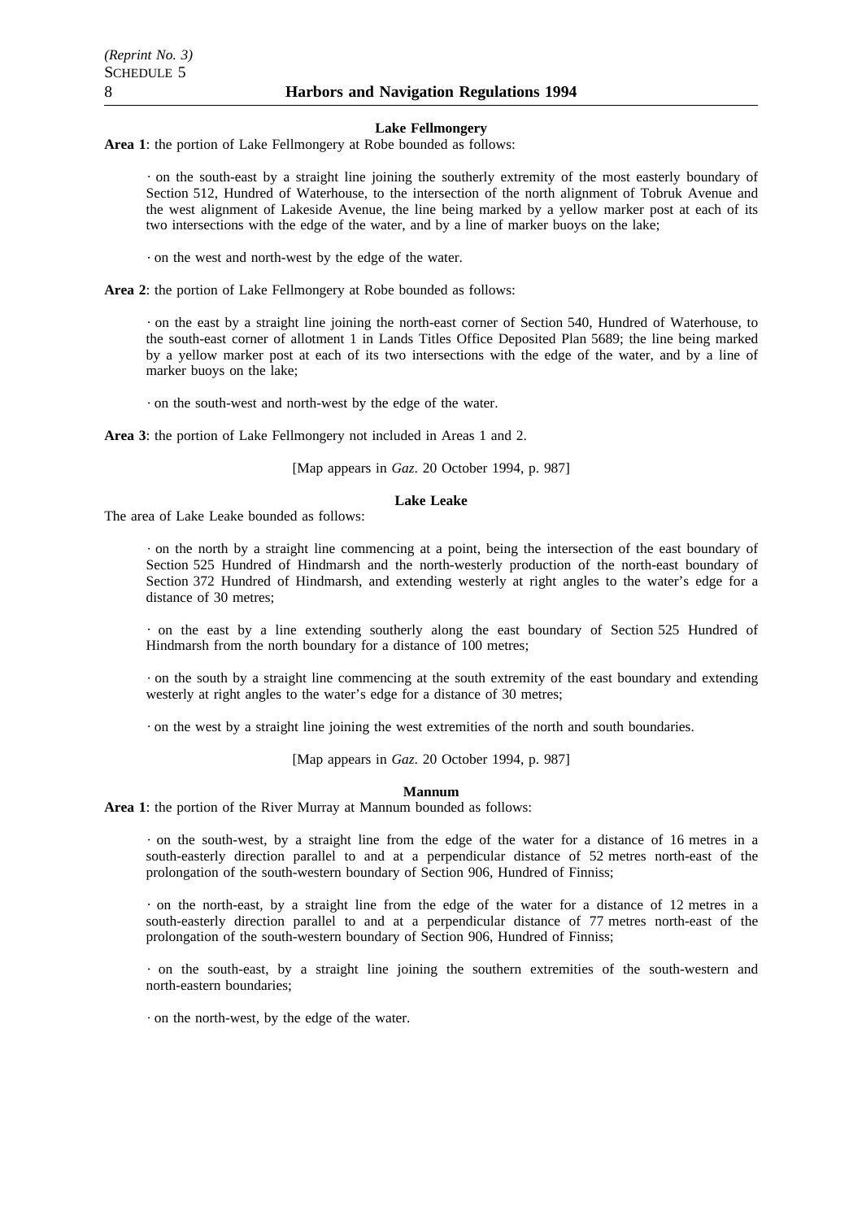#### Lake Fellmongery

**Area 1**: the portion of Lake Fellmongery at Robe bounded as follows:

· on the south-east by a straight line joining the southerly extremity of the most easterly boundary of Section 512, Hundred of Waterhouse, to the intersection of the north alignment of Tobruk Avenue and the west alignment of Lakeside Avenue, the line being marked by a yellow marker post at each of its two intersections with the edge of the water, and by a line of marker buoys on the lake;

· on the west and north-west by the edge of the water.

**Area 2**: the portion of Lake Fellmongery at Robe bounded as follows:

· on the east by a straight line joining the north-east corner of Section 540, Hundred of Waterhouse, to the south-east corner of allotment 1 in Lands Titles Office Deposited Plan 5689; the line being marked by a yellow marker post at each of its two intersections with the edge of the water, and by a line of marker buoys on the lake;

· on the south-west and north-west by the edge of the water.

**Area 3**: the portion of Lake Fellmongery not included in Areas 1 and 2.

[Map appears in *Gaz*. 20 October 1994, p. 987]

#### Lake Leake

The area of Lake Leake bounded as follows:

· on the north by a straight line commencing at a point, being the intersection of the east boundary of Section 525 Hundred of Hindmarsh and the north-westerly production of the north-east boundary of Section 372 Hundred of Hindmarsh, and extending westerly at right angles to the water's edge for a distance of 30 metres;

· on the east by a line extending southerly along the east boundary of Section 525 Hundred of Hindmarsh from the north boundary for a distance of 100 metres;

· on the south by a straight line commencing at the south extremity of the east boundary and extending westerly at right angles to the water's edge for a distance of 30 metres;

· on the west by a straight line joining the west extremities of the north and south boundaries.

[Map appears in *Gaz*. 20 October 1994, p. 987]

#### Mannum

**Area 1**: the portion of the River Murray at Mannum bounded as follows:

· on the south-west, by a straight line from the edge of the water for a distance of 16 metres in a south-easterly direction parallel to and at a perpendicular distance of 52 metres north-east of the prolongation of the south-western boundary of Section 906, Hundred of Finniss;

· on the north-east, by a straight line from the edge of the water for a distance of 12 metres in a south-easterly direction parallel to and at a perpendicular distance of 77 metres north-east of the prolongation of the south-western boundary of Section 906, Hundred of Finniss;

· on the south-east, by a straight line joining the southern extremities of the south-western and north-eastern boundaries;

· on the north-west, by the edge of the water.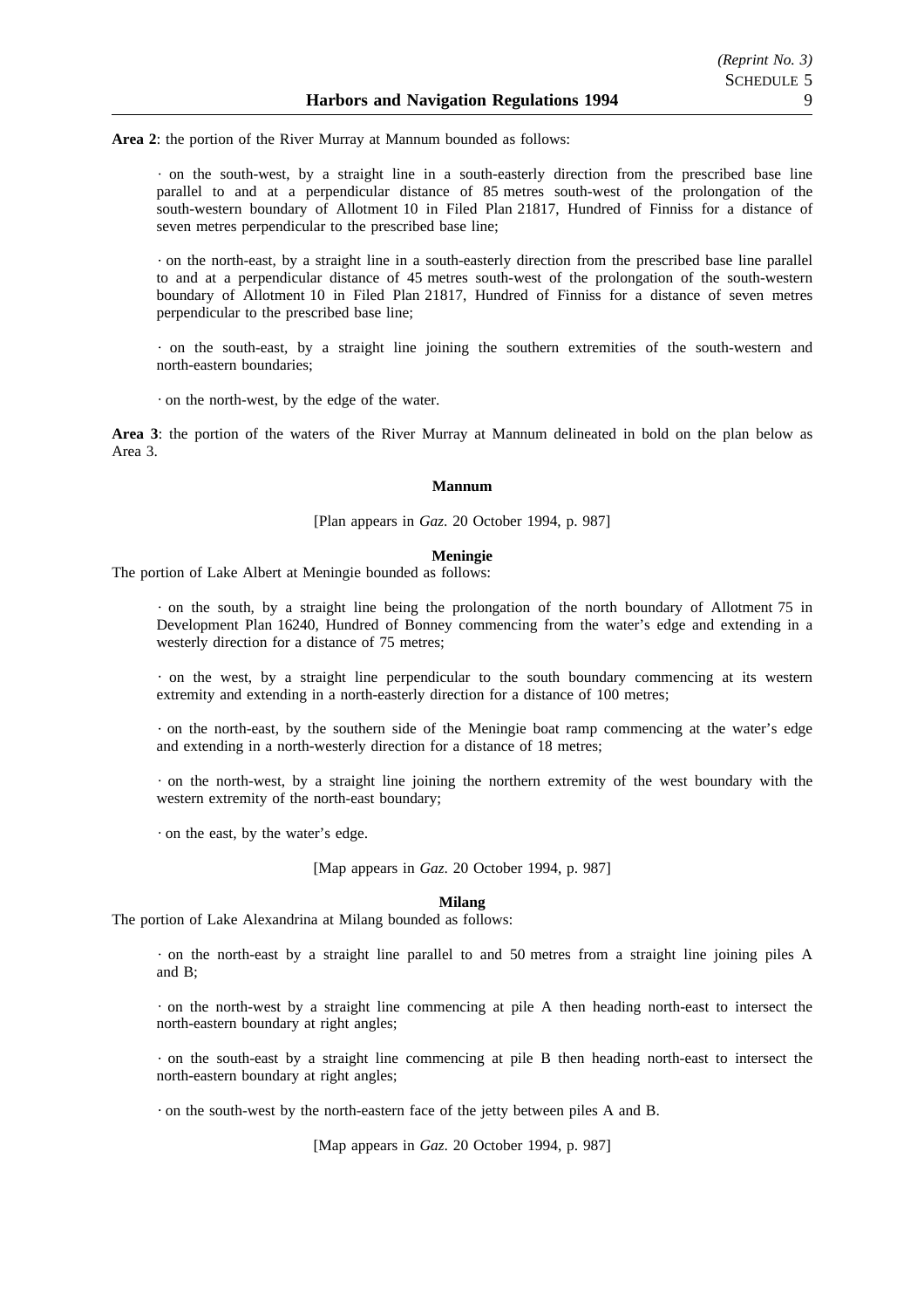**Area 2**: the portion of the River Murray at Mannum bounded as follows:

· on the south-west, by a straight line in a south-easterly direction from the prescribed base line parallel to and at a perpendicular distance of 85 metres south-west of the prolongation of the south-western boundary of Allotment 10 in Filed Plan 21817, Hundred of Finniss for a distance of seven metres perpendicular to the prescribed base line;

· on the north-east, by a straight line in a south-easterly direction from the prescribed base line parallel to and at a perpendicular distance of 45 metres south-west of the prolongation of the south-western boundary of Allotment 10 in Filed Plan 21817, Hundred of Finniss for a distance of seven metres perpendicular to the prescribed base line;

· on the south-east, by a straight line joining the southern extremities of the south-western and north-eastern boundaries;

· on the north-west, by the edge of the water.

**Area 3**: the portion of the waters of the River Murray at Mannum delineated in bold on the plan below as Area 3.

**Mannum**

[Plan appears in *Gaz*. 20 October 1994, p. 987]

**Meningie**

The portion of Lake Albert at Meningie bounded as follows:

· on the south, by a straight line being the prolongation of the north boundary of Allotment 75 in Development Plan 16240, Hundred of Bonney commencing from the water's edge and extending in a westerly direction for a distance of 75 metres;

· on the west, by a straight line perpendicular to the south boundary commencing at its western extremity and extending in a north-easterly direction for a distance of 100 metres;

· on the north-east, by the southern side of the Meningie boat ramp commencing at the water's edge and extending in a north-westerly direction for a distance of 18 metres;

· on the north-west, by a straight line joining the northern extremity of the west boundary with the western extremity of the north-east boundary;

· on the east, by the water's edge.

[Map appears in *Gaz*. 20 October 1994, p. 987]

**Milang**

The portion of Lake Alexandrina at Milang bounded as follows:

· on the north-east by a straight line parallel to and 50 metres from a straight line joining piles A and B;

· on the north-west by a straight line commencing at pile A then heading north-east to intersect the north-eastern boundary at right angles;

· on the south-east by a straight line commencing at pile B then heading north-east to intersect the north-eastern boundary at right angles;

· on the south-west by the north-eastern face of the jetty between piles A and B.

[Map appears in *Gaz*. 20 October 1994, p. 987]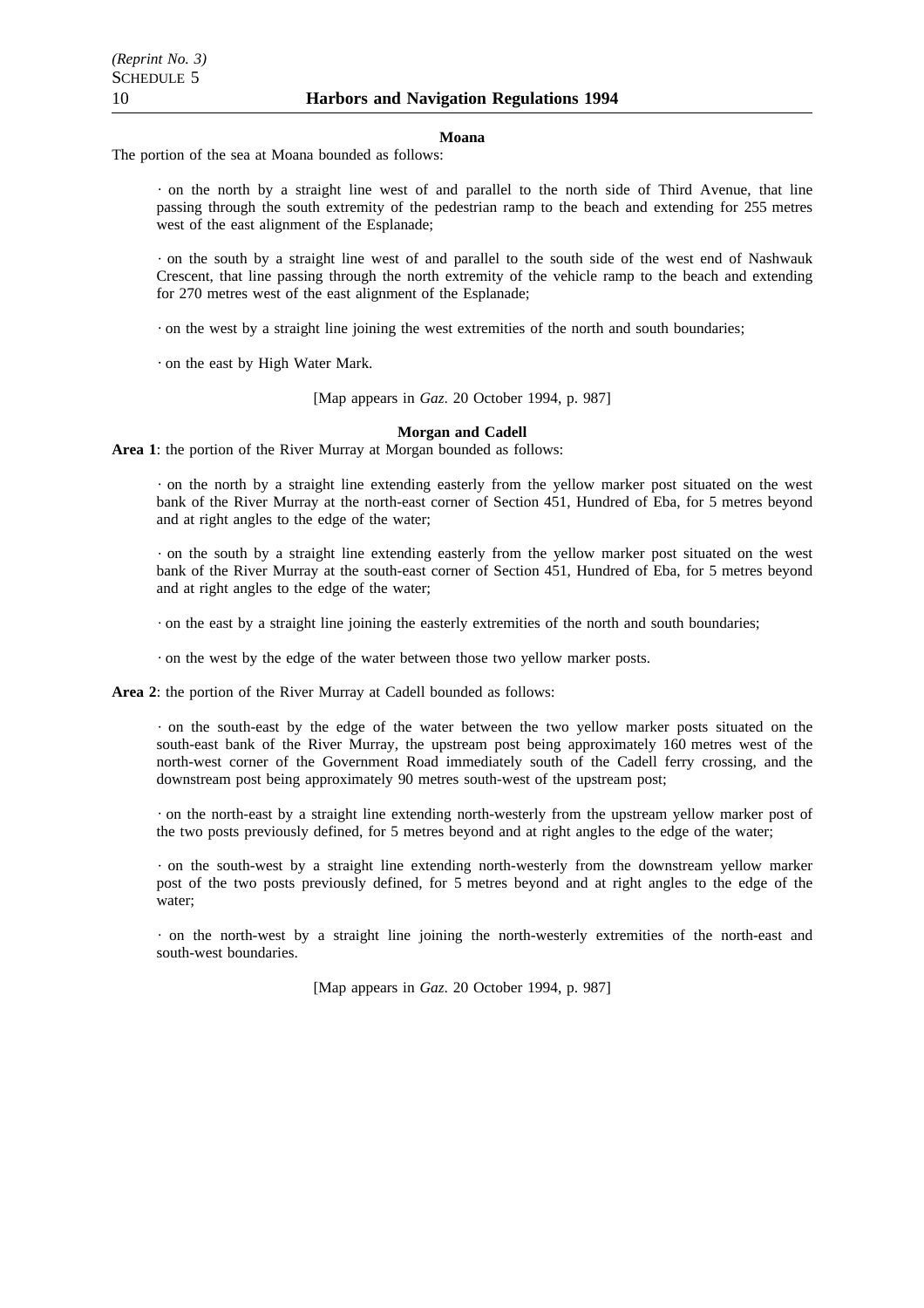**Moana**

The portion of the sea at Moana bounded as follows:

· on the north by a straight line west of and parallel to the north side of Third Avenue, that line passing through the south extremity of the pedestrian ramp to the beach and extending for 255 metres west of the east alignment of the Esplanade;

· on the south by a straight line west of and parallel to the south side of the west end of Nashwauk Crescent, that line passing through the north extremity of the vehicle ramp to the beach and extending for 270 metres west of the east alignment of the Esplanade;

· on the west by a straight line joining the west extremities of the north and south boundaries;

· on the east by High Water Mark.

[Map appears in *Gaz*. 20 October 1994, p. 987]

**Morgan and Cadell**

**Area 1**: the portion of the River Murray at Morgan bounded as follows:

· on the north by a straight line extending easterly from the yellow marker post situated on the west bank of the River Murray at the north-east corner of Section 451, Hundred of Eba, for 5 metres beyond and at right angles to the edge of the water;

· on the south by a straight line extending easterly from the yellow marker post situated on the west bank of the River Murray at the south-east corner of Section 451, Hundred of Eba, for 5 metres beyond and at right angles to the edge of the water;

· on the east by a straight line joining the easterly extremities of the north and south boundaries;

· on the west by the edge of the water between those two yellow marker posts.

**Area 2**: the portion of the River Murray at Cadell bounded as follows:

· on the south-east by the edge of the water between the two yellow marker posts situated on the south-east bank of the River Murray, the upstream post being approximately 160 metres west of the north-west corner of the Government Road immediately south of the Cadell ferry crossing, and the downstream post being approximately 90 metres south-west of the upstream post;

· on the north-east by a straight line extending north-westerly from the upstream yellow marker post of the two posts previously defined, for 5 metres beyond and at right angles to the edge of the water;

· on the south-west by a straight line extending north-westerly from the downstream yellow marker post of the two posts previously defined, for 5 metres beyond and at right angles to the edge of the water;

· on the north-west by a straight line joining the north-westerly extremities of the north-east and south-west boundaries.

[Map appears in *Gaz*. 20 October 1994, p. 987]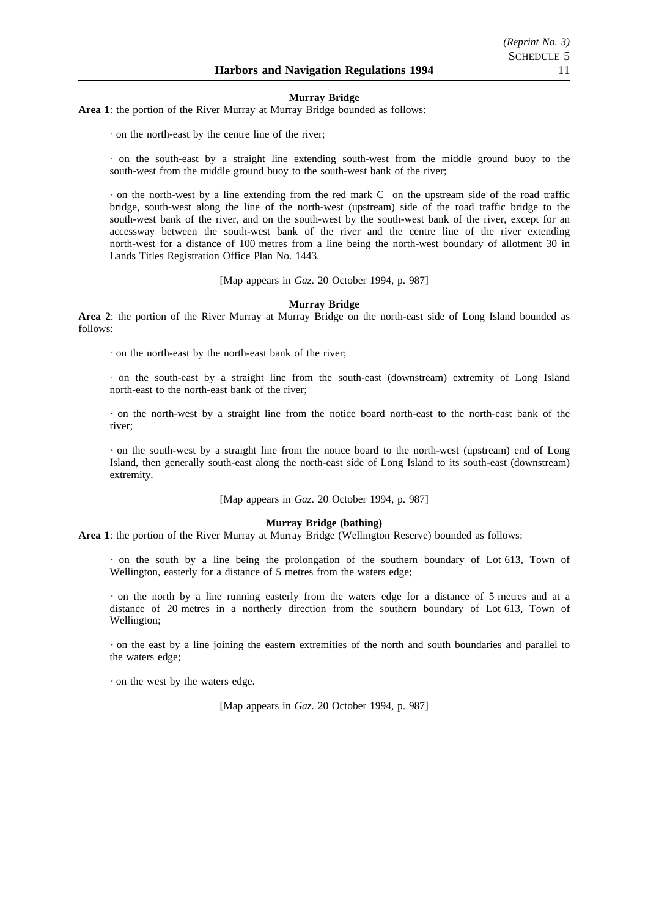**Murray Bridge**

**Area 1**: the portion of the River Murray at Murray Bridge bounded as follows:

· on the north-east by the centre line of the river;

· on the south-east by a straight line extending south-west from the middle ground buoy to the south-west from the middle ground buoy to the south-west bank of the river;

· on the north-west by a line extending from the red mark C on the upstream side of the road traffic bridge, south-west along the line of the north-west (upstream) side of the road traffic bridge to the south-west bank of the river, and on the south-west by the south-west bank of the river, except for an accessway between the south-west bank of the river and the centre line of the river extending north-west for a distance of 100 metres from a line being the north-west boundary of allotment 30 in Lands Titles Registration Office Plan No. 1443.

[Map appears in *Gaz*. 20 October 1994, p. 987]

**Murray Bridge**

**Area 2**: the portion of the River Murray at Murray Bridge on the north-east side of Long Island bounded as follows:

· on the north-east by the north-east bank of the river;

· on the south-east by a straight line from the south-east (downstream) extremity of Long Island north-east to the north-east bank of the river;

· on the north-west by a straight line from the notice board north-east to the north-east bank of the river;

· on the south-west by a straight line from the notice board to the north-west (upstream) end of Long Island, then generally south-east along the north-east side of Long Island to its south-east (downstream) extremity.

[Map appears in *Gaz*. 20 October 1994, p. 987]

**Murray Bridge (bathing)**

**Area 1**: the portion of the River Murray at Murray Bridge (Wellington Reserve) bounded as follows:

· on the south by a line being the prolongation of the southern boundary of Lot 613, Town of Wellington, easterly for a distance of 5 metres from the waters edge;

· on the north by a line running easterly from the waters edge for a distance of 5 metres and at a distance of 20 metres in a northerly direction from the southern boundary of Lot 613, Town of Wellington;

· on the east by a line joining the eastern extremities of the north and south boundaries and parallel to the waters edge;

· on the west by the waters edge.

[Map appears in *Gaz*. 20 October 1994, p. 987]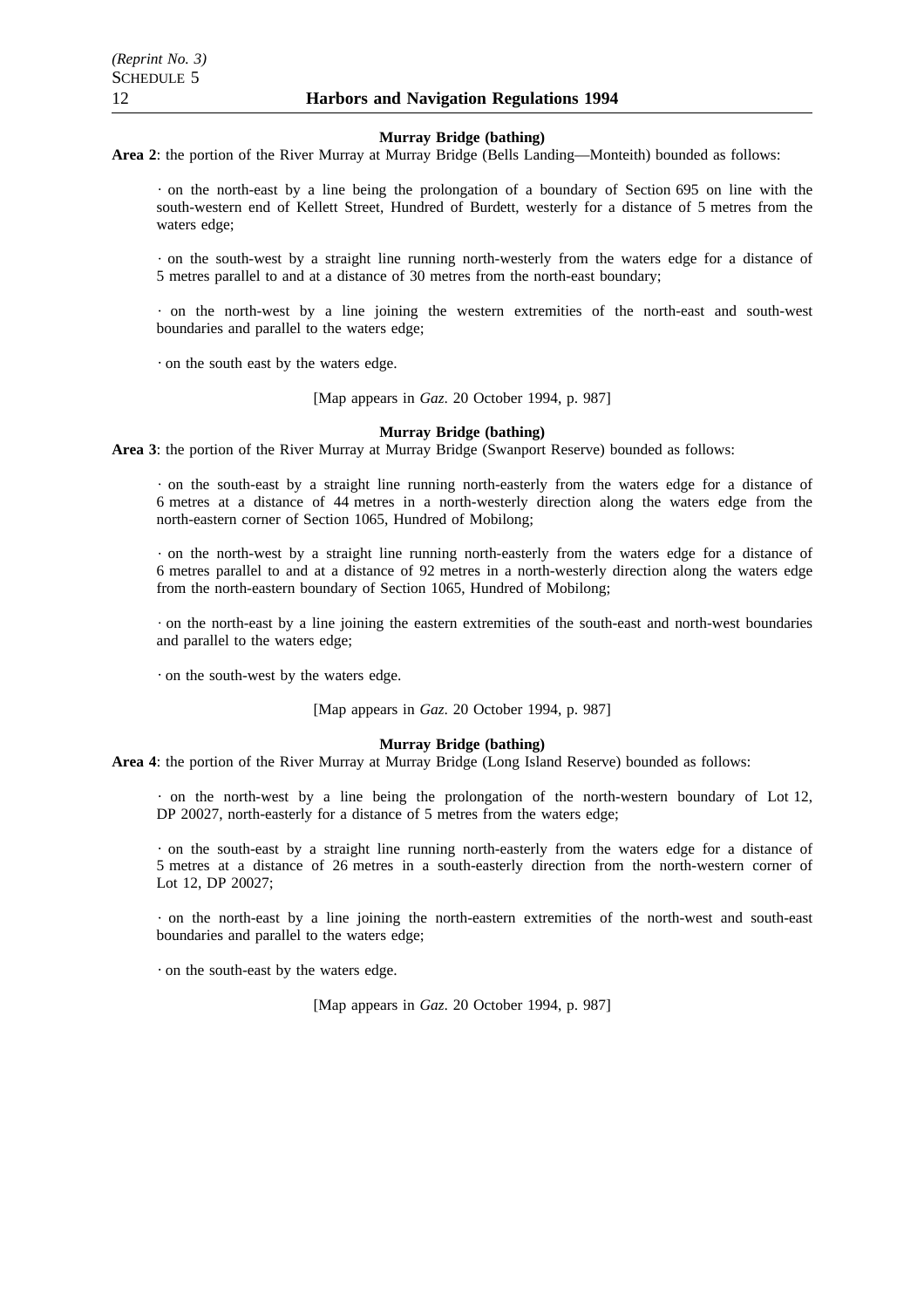### Murray Bridge (bathing)

**Area 2**: the portion of the River Murray at Murray Bridge (Bells Landing—Monteith) bounded as follows:

· on the north-east by a line being the prolongation of a boundary of Section 695 on line with the south-western end of Kellett Street, Hundred of Burdett, westerly for a distance of 5 metres from the waters edge;

· on the south-west by a straight line running north-westerly from the waters edge for a distance of 5 metres parallel to and at a distance of 30 metres from the north-east boundary;

· on the north-west by a line joining the western extremities of the north-east and south-west boundaries and parallel to the waters edge;

· on the south east by the waters edge.

[Map appears in *Gaz*. 20 October 1994, p. 987]

### Murray Bridge (bathing)

**Area 3**: the portion of the River Murray at Murray Bridge (Swanport Reserve) bounded as follows:

· on the south-east by a straight line running north-easterly from the waters edge for a distance of 6 metres at a distance of 44 metres in a north-westerly direction along the waters edge from the north-eastern corner of Section 1065, Hundred of Mobilong;

· on the north-west by a straight line running north-easterly from the waters edge for a distance of 6 metres parallel to and at a distance of 92 metres in a north-westerly direction along the waters edge from the north-eastern boundary of Section 1065, Hundred of Mobilong;

· on the north-east by a line joining the eastern extremities of the south-east and north-west boundaries and parallel to the waters edge;

· on the south-west by the waters edge.

[Map appears in *Gaz*. 20 October 1994, p. 987]

### Murray Bridge (bathing)

**Area 4**: the portion of the River Murray at Murray Bridge (Long Island Reserve) bounded as follows:

· on the north-west by a line being the prolongation of the north-western boundary of Lot 12, DP 20027, north-easterly for a distance of 5 metres from the waters edge;

· on the south-east by a straight line running north-easterly from the waters edge for a distance of 5 metres at a distance of 26 metres in a south-easterly direction from the north-western corner of Lot 12, DP 20027;

· on the north-east by a line joining the north-eastern extremities of the north-west and south-east boundaries and parallel to the waters edge;

· on the south-east by the waters edge.

[Map appears in *Gaz*. 20 October 1994, p. 987]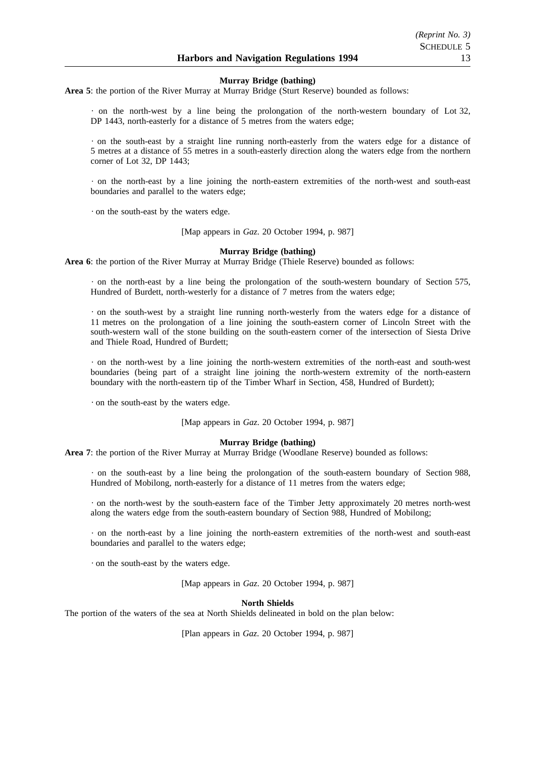#### Murray Bridge (bathing)

**Area 5**: the portion of the River Murray at Murray Bridge (Sturt Reserve) bounded as follows:

· on the north-west by a line being the prolongation of the north-western boundary of Lot 32, DP 1443, north-easterly for a distance of 5 metres from the waters edge;

· on the south-east by a straight line running north-easterly from the waters edge for a distance of 5 metres at a distance of 55 metres in a south-easterly direction along the waters edge from the northern corner of Lot 32, DP 1443;

· on the north-east by a line joining the north-eastern extremities of the north-west and south-east boundaries and parallel to the waters edge;

· on the south-east by the waters edge.

[Map appears in *Gaz*. 20 October 1994, p. 987]

#### Murray Bridge (bathing)

**Area 6**: the portion of the River Murray at Murray Bridge (Thiele Reserve) bounded as follows:

· on the north-east by a line being the prolongation of the south-western boundary of Section 575, Hundred of Burdett, north-westerly for a distance of 7 metres from the waters edge;

· on the south-west by a straight line running north-westerly from the waters edge for a distance of 11 metres on the prolongation of a line joining the south-eastern corner of Lincoln Street with the south-western wall of the stone building on the south-eastern corner of the intersection of Siesta Drive and Thiele Road, Hundred of Burdett;

· on the north-west by a line joining the north-western extremities of the north-east and south-west boundaries (being part of a straight line joining the north-western extremity of the north-eastern boundary with the north-eastern tip of the Timber Wharf in Section, 458, Hundred of Burdett);

· on the south-east by the waters edge.

[Map appears in *Gaz*. 20 October 1994, p. 987]

#### Murray Bridge (bathing)

**Area 7**: the portion of the River Murray at Murray Bridge (Woodlane Reserve) bounded as follows:

· on the south-east by a line being the prolongation of the south-eastern boundary of Section 988, Hundred of Mobilong, north-easterly for a distance of 11 metres from the waters edge;

· on the north-west by the south-eastern face of the Timber Jetty approximately 20 metres north-west along the waters edge from the south-eastern boundary of Section 988, Hundred of Mobilong;

· on the north-east by a line joining the north-eastern extremities of the north-west and south-east boundaries and parallel to the waters edge;

· on the south-east by the waters edge.

[Map appears in *Gaz*. 20 October 1994, p. 987]

#### North Shields

The portion of the waters of the sea at North Shields delineated in bold on the plan below:

[Plan appears in *Gaz*. 20 October 1994, p. 987]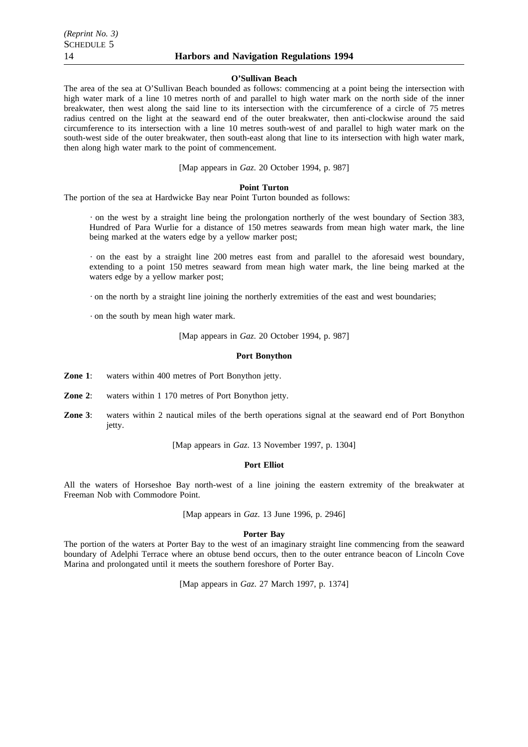**O'Sullivan Beach**

The area of the sea at O'Sullivan Beach bounded as follows: commencing at a point being the intersection with high water mark of a line 10 metres north of and parallel to high water mark on the north side of the inner breakwater, then west along the said line to its intersection with the circumference of a circle of 75 metres radius centred on the light at the seaward end of the outer breakwater, then anti-clockwise around the said circumference to its intersection with a line 10 metres south-west of and parallel to high water mark on the south-west side of the outer breakwater, then south-east along that line to its intersection with high water mark, then along high water mark to the point of commencement.

[Map appears in *Gaz.* 20 October 1994, p. 987]

**Point Turton**

The portion of the sea at Hardwicke Bay near Point Turton bounded as follows:

· on the west by a straight line being the prolongation northerly of the west boundary of Section 383, Hundred of Para Wurlie for a distance of 150 metres seawards from mean high water mark, the line being marked at the waters edge by a yellow marker post;

· on the east by a straight line 200 metres east from and parallel to the aforesaid west boundary, extending to a point 150 metres seaward from mean high water mark, the line being marked at the waters edge by a yellow marker post;

· on the north by a straight line joining the northerly extremities of the east and west boundaries;

· on the south by mean high water mark.

[Map appears in *Gaz.* 20 October 1994, p. 987]

**Port Bonython**

**Zone 1**: waters within 400 metres of Port Bonython jetty.

**Zone 2**: waters within 1 170 metres of Port Bonython jetty.

**Zone 3**: waters within 2 nautical miles of the berth operations signal at the seaward end of Port Bonython jetty.

[Map appears in *Gaz.* 13 November 1997, p. 1304]

**Port Elliot**

All the waters of Horseshoe Bay north-west of a line joining the eastern extremity of the breakwater at Freeman Nob with Commodore Point.

[Map appears in *Gaz.* 13 June 1996, p. 2946]

**Porter Bay**

The portion of the waters at Porter Bay to the west of an imaginary straight line commencing from the seaward boundary of Adelphi Terrace where an obtuse bend occurs, then to the outer entrance beacon of Lincoln Cove Marina and prolongated until it meets the southern foreshore of Porter Bay.

[Map appears in *Gaz.* 27 March 1997, p. 1374]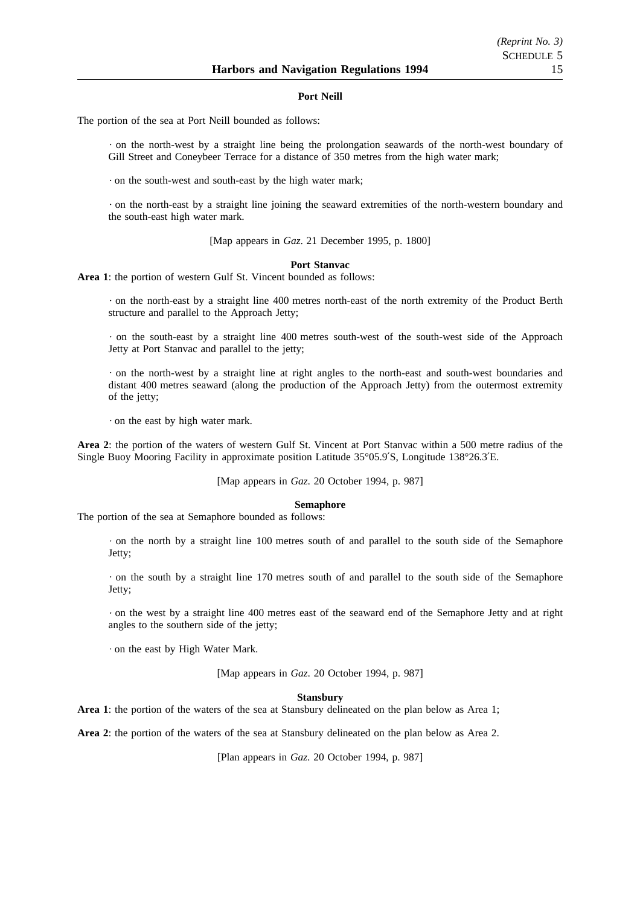#### Port Neill

The portion of the sea at Port Neill bounded as follows:

· on the north-west by a straight line being the prolongation seawards of the north-west boundary of Gill Street and Coneybeer Terrace for a distance of 350 metres from the high water mark;

· on the south-west and south-east by the high water mark;

· on the north-east by a straight line joining the seaward extremities of the north-western boundary and the south-east high water mark.

[Map appears in *Gaz*. 21 December 1995, p. 1800]

#### Port Stanvac

**Area 1**: the portion of western Gulf St. Vincent bounded as follows:

· on the north-east by a straight line 400 metres north-east of the north extremity of the Product Berth structure and parallel to the Approach Jetty;

· on the south-east by a straight line 400 metres south-west of the south-west side of the Approach Jetty at Port Stanvac and parallel to the jetty;

· on the north-west by a straight line at right angles to the north-east and south-west boundaries and distant 400 metres seaward (along the production of the Approach Jetty) from the outermost extremity of the jetty;

· on the east by high water mark.

**Area 2**: the portion of the waters of western Gulf St. Vincent at Port Stanvac within a 500 metre radius of the Single Buoy Mooring Facility in approximate position Latitude 35°05.9′S, Longitude 138°26.3′E.

[Map appears in *Gaz*. 20 October 1994, p. 987]

#### Semaphore

The portion of the sea at Semaphore bounded as follows:

· on the north by a straight line 100 metres south of and parallel to the south side of the Semaphore Jetty;

· on the south by a straight line 170 metres south of and parallel to the south side of the Semaphore Jetty;

· on the west by a straight line 400 metres east of the seaward end of the Semaphore Jetty and at right angles to the southern side of the jetty;

· on the east by High Water Mark.

[Map appears in *Gaz*. 20 October 1994, p. 987]

#### Stansbury

**Area 1**: the portion of the waters of the sea at Stansbury delineated on the plan below as Area 1;

**Area 2**: the portion of the waters of the sea at Stansbury delineated on the plan below as Area 2.

[Plan appears in *Gaz*. 20 October 1994, p. 987]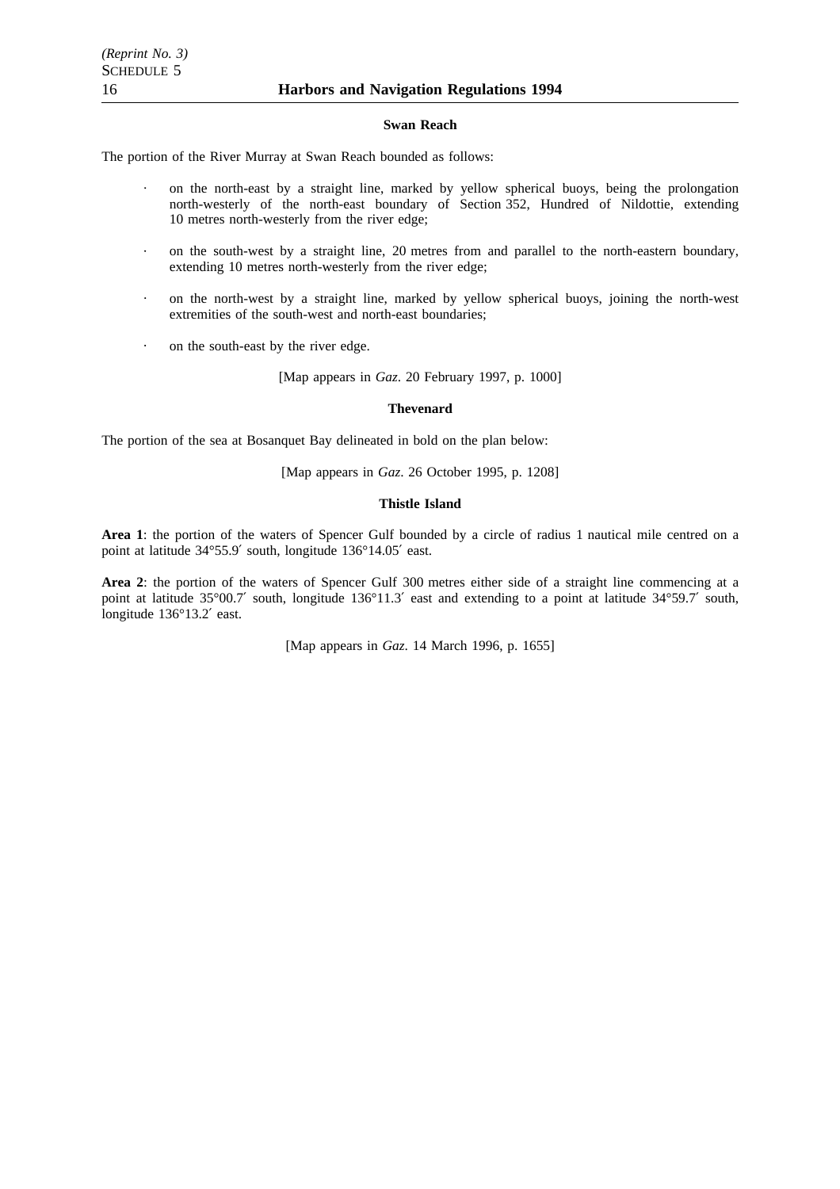**Swan Reach**

The portion of the River Murray at Swan Reach bounded as follows:

- on the north-east by a straight line, marked by yellow spherical buoys, being the prolongation north-westerly of the north-east boundary of Section 352, Hundred of Nildottie, extending 10 metres north-westerly from the river edge;
- on the south-west by a straight line, 20 metres from and parallel to the north-eastern boundary, extending 10 metres north-westerly from the river edge;
- on the north-west by a straight line, marked by yellow spherical buoys, joining the north-west extremities of the south-west and north-east boundaries;
- on the south-east by the river edge.

[Map appears in *Gaz*. 20 February 1997, p. 1000]

**Thevenard**

The portion of the sea at Bosanquet Bay delineated in bold on the plan below:

[Map appears in *Gaz*. 26 October 1995, p. 1208]

**Thistle Island**

**Area 1**: the portion of the waters of Spencer Gulf bounded by a circle of radius 1 nautical mile centred on a point at latitude 34°55.9′ south, longitude 136°14.05′ east.

**Area 2**: the portion of the waters of Spencer Gulf 300 metres either side of a straight line commencing at a point at latitude 35°00.7′ south, longitude 136°11.3′ east and extending to a point at latitude 34°59.7′ south, longitude 136°13.2′ east.

[Map appears in *Gaz*. 14 March 1996, p. 1655]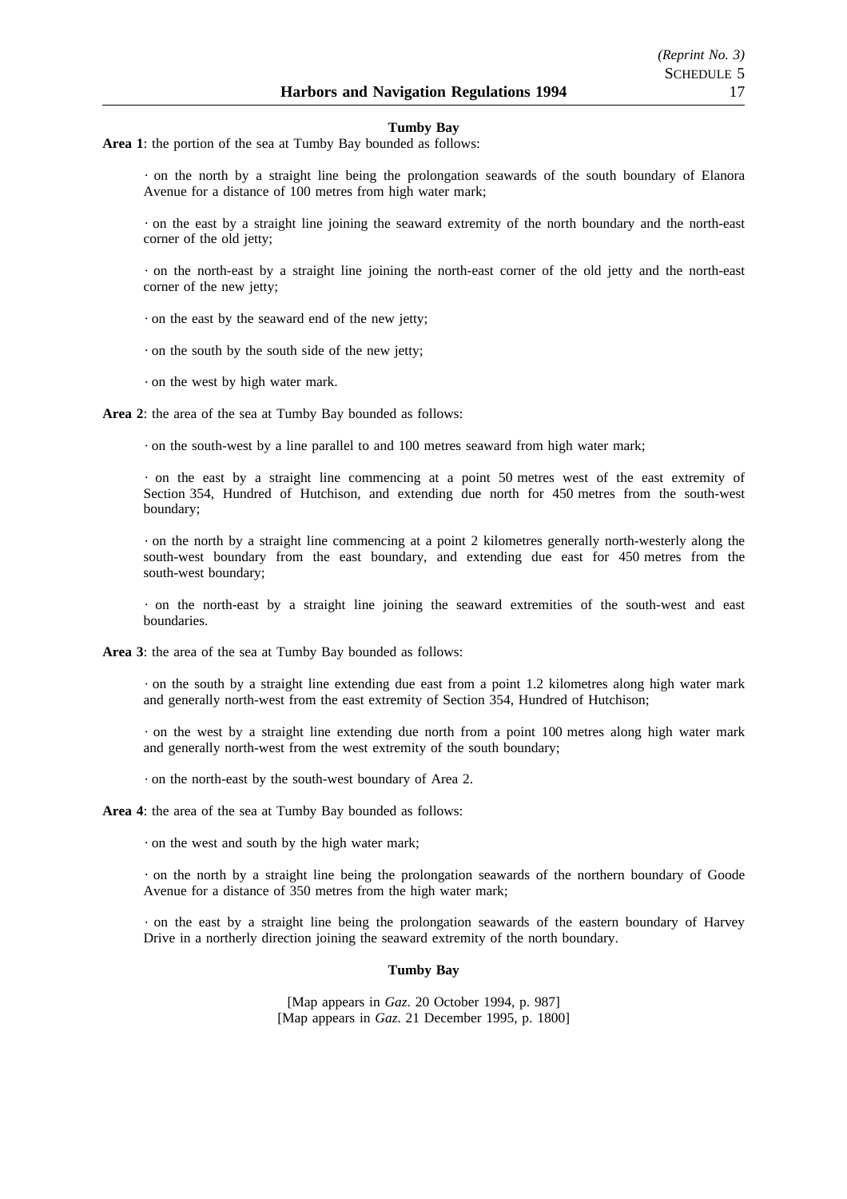**Tumby Bay**

**Area 1**: the portion of the sea at Tumby Bay bounded as follows:

· on the north by a straight line being the prolongation seawards of the south boundary of Elanora Avenue for a distance of 100 metres from high water mark;

· on the east by a straight line joining the seaward extremity of the north boundary and the north-east corner of the old jetty;

· on the north-east by a straight line joining the north-east corner of the old jetty and the north-east corner of the new jetty;

· on the east by the seaward end of the new jetty;

· on the south by the south side of the new jetty;

· on the west by high water mark.

**Area 2**: the area of the sea at Tumby Bay bounded as follows:

· on the south-west by a line parallel to and 100 metres seaward from high water mark;

· on the east by a straight line commencing at a point 50 metres west of the east extremity of Section 354, Hundred of Hutchison, and extending due north for 450 metres from the south-west boundary;

· on the north by a straight line commencing at a point 2 kilometres generally north-westerly along the south-west boundary from the east boundary, and extending due east for 450 metres from the south-west boundary;

· on the north-east by a straight line joining the seaward extremities of the south-west and east boundaries.

**Area 3**: the area of the sea at Tumby Bay bounded as follows:

· on the south by a straight line extending due east from a point 1.2 kilometres along high water mark and generally north-west from the east extremity of Section 354, Hundred of Hutchison;

· on the west by a straight line extending due north from a point 100 metres along high water mark and generally north-west from the west extremity of the south boundary;

· on the north-east by the south-west boundary of Area 2.

**Area 4**: the area of the sea at Tumby Bay bounded as follows:

· on the west and south by the high water mark;

· on the north by a straight line being the prolongation seawards of the northern boundary of Goode Avenue for a distance of 350 metres from the high water mark;

· on the east by a straight line being the prolongation seawards of the eastern boundary of Harvey Drive in a northerly direction joining the seaward extremity of the north boundary.

**Tumby Bay**

[Map appears in *Gaz*. 20 October 1994, p. 987]
[Map appears in *Gaz*. 21 December 1995, p. 1800]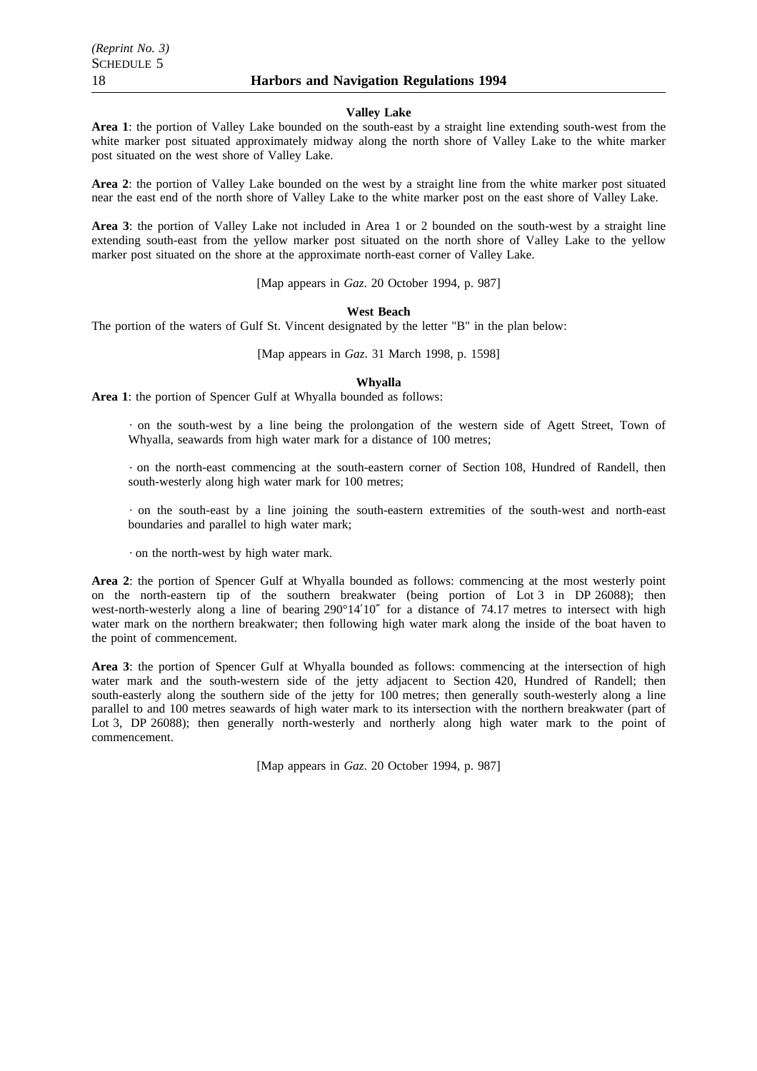#### Valley Lake

**Area 1**: the portion of Valley Lake bounded on the south-east by a straight line extending south-west from the white marker post situated approximately midway along the north shore of Valley Lake to the white marker post situated on the west shore of Valley Lake.

**Area 2**: the portion of Valley Lake bounded on the west by a straight line from the white marker post situated near the east end of the north shore of Valley Lake to the white marker post on the east shore of Valley Lake.

**Area 3**: the portion of Valley Lake not included in Area 1 or 2 bounded on the south-west by a straight line extending south-east from the yellow marker post situated on the north shore of Valley Lake to the yellow marker post situated on the shore at the approximate north-east corner of Valley Lake.

[Map appears in *Gaz*. 20 October 1994, p. 987]

#### West Beach

The portion of the waters of Gulf St. Vincent designated by the letter "B" in the plan below:

[Map appears in *Gaz*. 31 March 1998, p. 1598]

#### Whyalla

**Area 1**: the portion of Spencer Gulf at Whyalla bounded as follows:

· on the south-west by a line being the prolongation of the western side of Agett Street, Town of Whyalla, seawards from high water mark for a distance of 100 metres;

· on the north-east commencing at the south-eastern corner of Section 108, Hundred of Randell, then south-westerly along high water mark for 100 metres;

· on the south-east by a line joining the south-eastern extremities of the south-west and north-east boundaries and parallel to high water mark;

· on the north-west by high water mark.

**Area 2**: the portion of Spencer Gulf at Whyalla bounded as follows: commencing at the most westerly point on the north-eastern tip of the southern breakwater (being portion of Lot 3 in DP 26088); then west-north-westerly along a line of bearing 290°14′10″ for a distance of 74.17 metres to intersect with high water mark on the northern breakwater; then following high water mark along the inside of the boat haven to the point of commencement.

**Area 3**: the portion of Spencer Gulf at Whyalla bounded as follows: commencing at the intersection of high water mark and the south-western side of the jetty adjacent to Section 420, Hundred of Randell; then south-easterly along the southern side of the jetty for 100 metres; then generally south-westerly along a line parallel to and 100 metres seawards of high water mark to its intersection with the northern breakwater (part of Lot 3, DP 26088); then generally north-westerly and northerly along high water mark to the point of commencement.

[Map appears in *Gaz*. 20 October 1994, p. 987]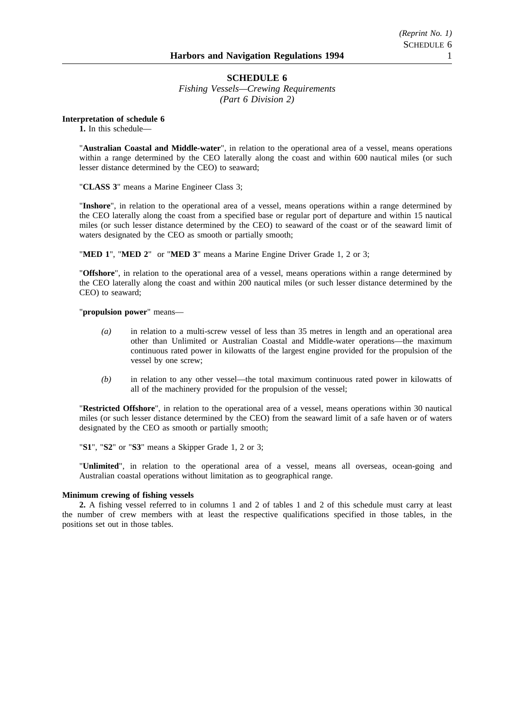## SCHEDULE 6

*Fishing Vessels—Crewing Requirements*
*(Part 6 Division 2)*

**Interpretation of schedule 6**

**1.** In this schedule—

"**Australian Coastal and Middle-water**", in relation to the operational area of a vessel, means operations within a range determined by the CEO laterally along the coast and within 600 nautical miles (or such lesser distance determined by the CEO) to seaward;

"**CLASS 3**" means a Marine Engineer Class 3;

"**Inshore**", in relation to the operational area of a vessel, means operations within a range determined by the CEO laterally along the coast from a specified base or regular port of departure and within 15 nautical miles (or such lesser distance determined by the CEO) to seaward of the coast or of the seaward limit of waters designated by the CEO as smooth or partially smooth;

"**MED 1**", "**MED 2**" or "**MED 3**" means a Marine Engine Driver Grade 1, 2 or 3;

"**Offshore**", in relation to the operational area of a vessel, means operations within a range determined by the CEO laterally along the coast and within 200 nautical miles (or such lesser distance determined by the CEO) to seaward;

"**propulsion power**" means—

*(a)* in relation to a multi-screw vessel of less than 35 metres in length and an operational area other than Unlimited or Australian Coastal and Middle-water operations—the maximum continuous rated power in kilowatts of the largest engine provided for the propulsion of the vessel by one screw;

*(b)* in relation to any other vessel—the total maximum continuous rated power in kilowatts of all of the machinery provided for the propulsion of the vessel;

"**Restricted Offshore**", in relation to the operational area of a vessel, means operations within 30 nautical miles (or such lesser distance determined by the CEO) from the seaward limit of a safe haven or of waters designated by the CEO as smooth or partially smooth;

"**S1**", "**S2**" or "**S3**" means a Skipper Grade 1, 2 or 3;

"**Unlimited**", in relation to the operational area of a vessel, means all overseas, ocean-going and Australian coastal operations without limitation as to geographical range.

**Minimum crewing of fishing vessels**

**2.** A fishing vessel referred to in columns 1 and 2 of tables 1 and 2 of this schedule must carry at least the number of crew members with at least the respective qualifications specified in those tables, in the positions set out in those tables.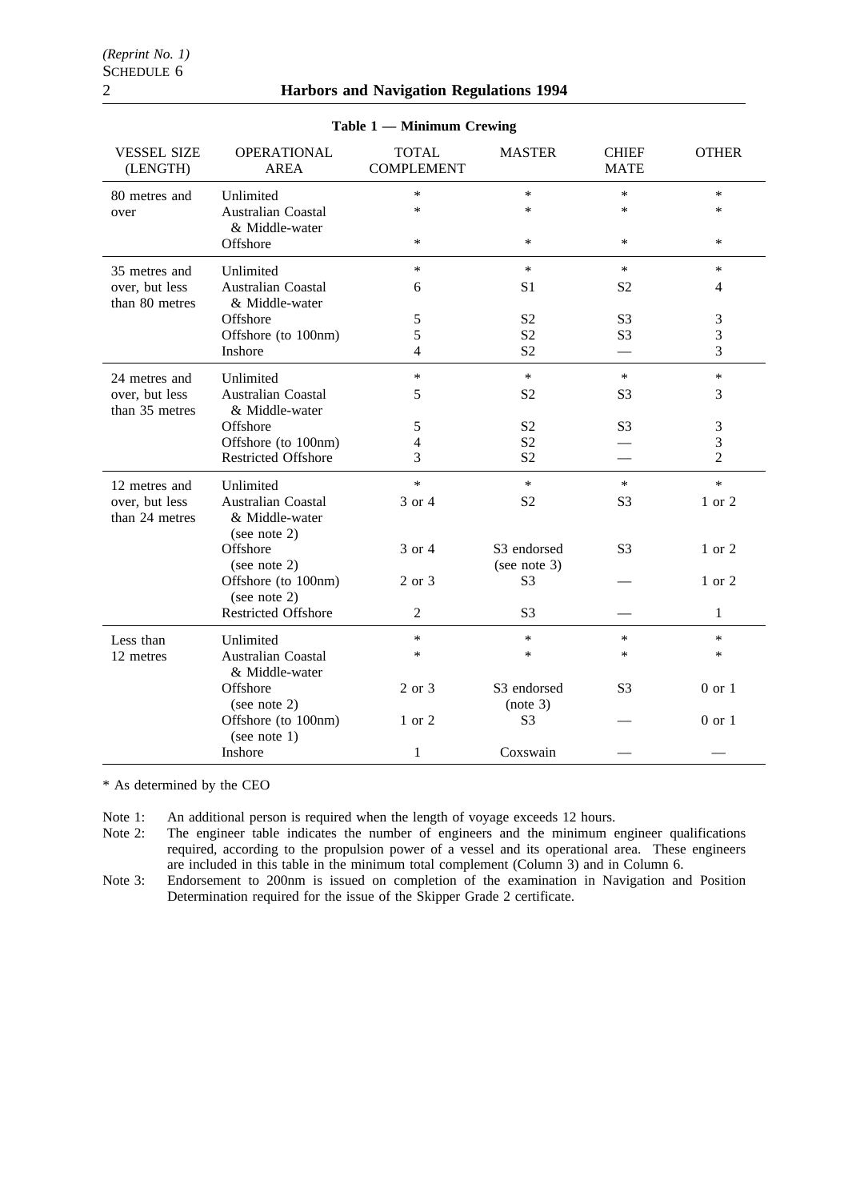**Table 1 — Minimum Crewing**

| VESSEL SIZE (LENGTH) | OPERATIONAL AREA | TOTAL COMPLEMENT | MASTER | CHIEF MATE | OTHER |
|---|---|---|---|---|---|
| 80 metres and over | Unlimited | * | * | * | * |
| | Australian Coastal & Middle-water | * | * | * | * |
| | Offshore | * | * | * | * |
| 35 metres and over, but less than 80 metres | Unlimited | * | * | * | * |
| | Australian Coastal & Middle-water | 6 | S1 | S2 | 4 |
| | Offshore | 5 | S2 | S3 | 3 |
| | Offshore (to 100nm) | 5 | S2 | S3 | 3 |
| | Inshore | 4 | S2 | — | 3 |
| 24 metres and over, but less than 35 metres | Unlimited | * | * | * | * |
| | Australian Coastal & Middle-water | 5 | S2 | S3 | 3 |
| | Offshore | 5 | S2 | S3 | 3 |
| | Offshore (to 100nm) | 4 | S2 | — | 3 |
| | Restricted Offshore | 3 | S2 | — | 2 |
| 12 metres and over, but less than 24 metres | Unlimited | * | * | * | * |
| | Australian Coastal & Middle-water (see note 2) | 3 or 4 | S2 | S3 | 1 or 2 |
| | Offshore (see note 2) | 3 or 4 | S3 endorsed (see note 3) | S3 | 1 or 2 |
| | Offshore (to 100nm) (see note 2) | 2 or 3 | S3 | — | 1 or 2 |
| | Restricted Offshore | 2 | S3 | — | 1 |
| Less than 12 metres | Unlimited | * | * | * | * |
| | Australian Coastal & Middle-water | * | * | * | * |
| | Offshore (see note 2) | 2 or 3 | S3 endorsed (note 3) | S3 | 0 or 1 |
| | Offshore (to 100nm) (see note 1) | 1 or 2 | S3 | — | 0 or 1 |
| | Inshore | 1 | Coxswain | — | — |

* As determined by the CEO

Note 1: An additional person is required when the length of voyage exceeds 12 hours.

Note 2: The engineer table indicates the number of engineers and the minimum engineer qualifications required, according to the propulsion power of a vessel and its operational area. These engineers are included in this table in the minimum total complement (Column 3) and in Column 6.

Note 3: Endorsement to 200nm is issued on completion of the examination in Navigation and Position Determination required for the issue of the Skipper Grade 2 certificate.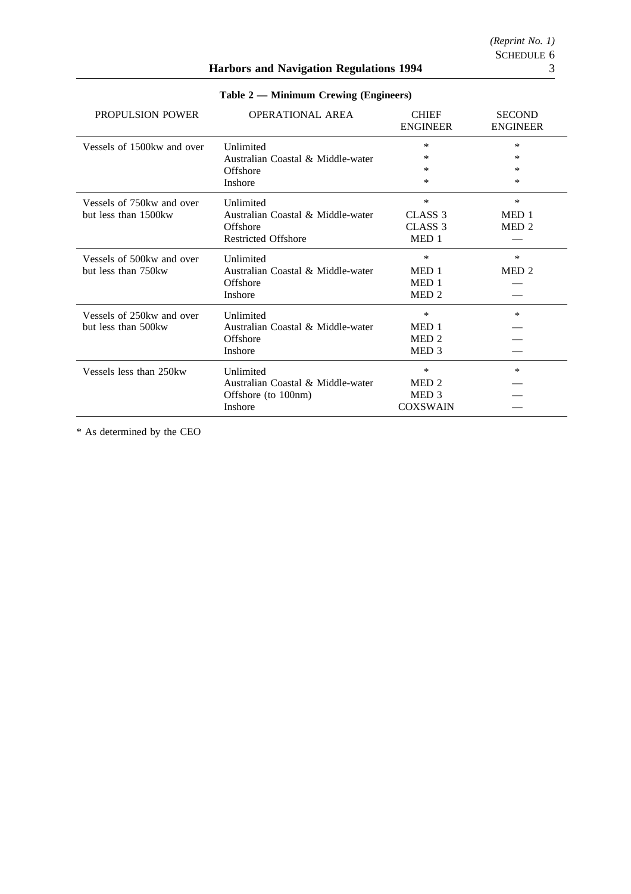**Table 2 — Minimum Crewing (Engineers)**

| PROPULSION POWER | OPERATIONAL AREA | CHIEF ENGINEER | SECOND ENGINEER |
|---|---|---|---|
| Vessels of 1500kw and over | Unlimited | * | * |
| | Australian Coastal & Middle-water | * | * |
| | Offshore | * | * |
| | Inshore | * | * |
| Vessels of 750kw and over but less than 1500kw | Unlimited | * | * |
| | Australian Coastal & Middle-water | CLASS 3 | MED 1 |
| | Offshore | CLASS 3 | MED 2 |
| | Restricted Offshore | MED 1 | — |
| Vessels of 500kw and over but less than 750kw | Unlimited | * | * |
| | Australian Coastal & Middle-water | MED 1 | MED 2 |
| | Offshore | MED 1 | — |
| | Inshore | MED 2 | — |
| Vessels of 250kw and over but less than 500kw | Unlimited | * | * |
| | Australian Coastal & Middle-water | MED 1 | — |
| | Offshore | MED 2 | — |
| | Inshore | MED 3 | — |
| Vessels less than 250kw | Unlimited | * | * |
| | Australian Coastal & Middle-water | MED 2 | — |
| | Offshore (to 100nm) | MED 3 | — |
| | Inshore | COXSWAIN | — |

* As determined by the CEO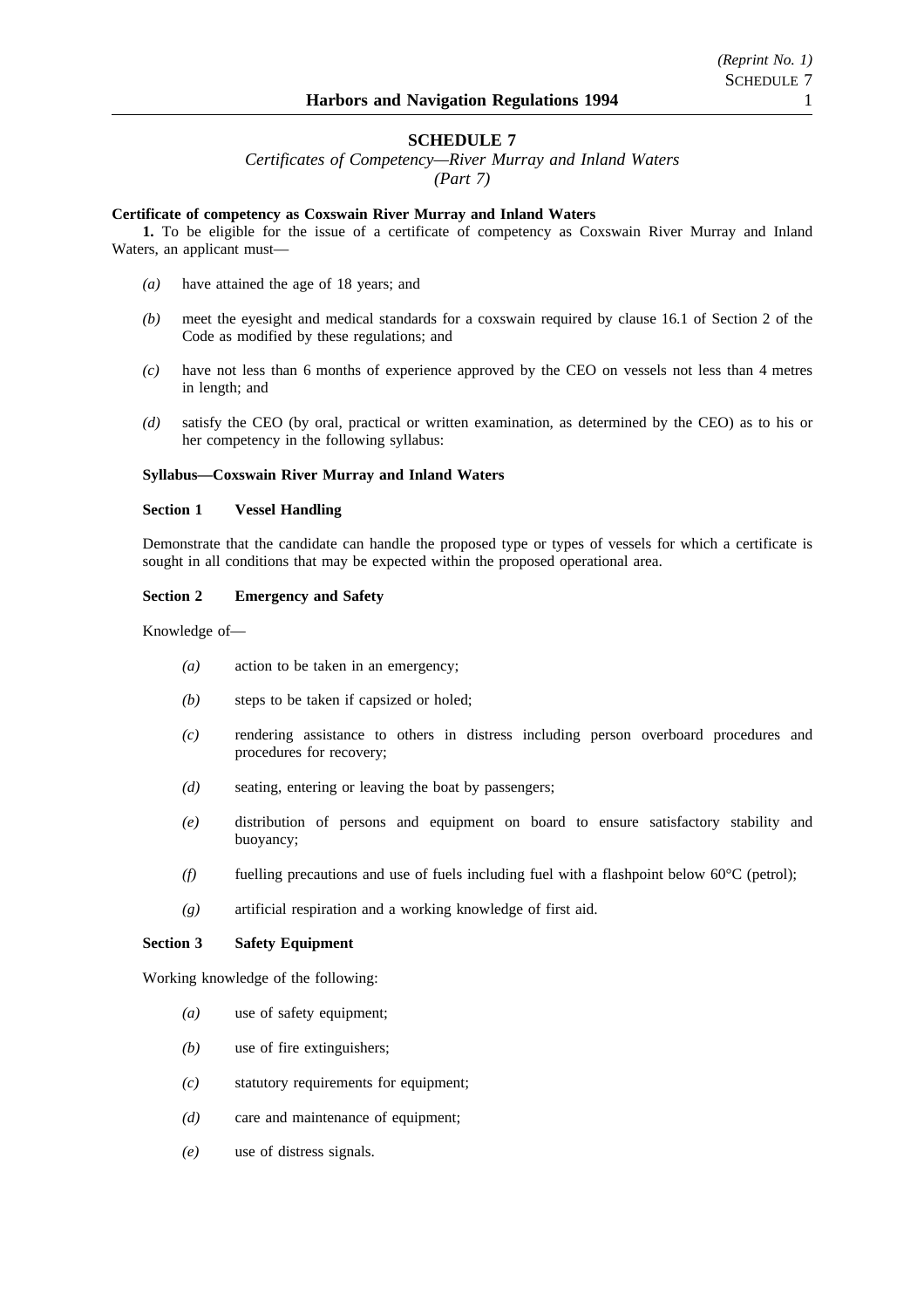# SCHEDULE 7

*Certificates of Competency—River Murray and Inland Waters*
*(Part 7)*

**Certificate of competency as Coxswain River Murray and Inland Waters**

**1.** To be eligible for the issue of a certificate of competency as Coxswain River Murray and Inland Waters, an applicant must—

*(a)* have attained the age of 18 years; and

*(b)* meet the eyesight and medical standards for a coxswain required by clause 16.1 of Section 2 of the Code as modified by these regulations; and

*(c)* have not less than 6 months of experience approved by the CEO on vessels not less than 4 metres in length; and

*(d)* satisfy the CEO (by oral, practical or written examination, as determined by the CEO) as to his or her competency in the following syllabus:

**Syllabus—Coxswain River Murray and Inland Waters**

**Section 1 Vessel Handling**

Demonstrate that the candidate can handle the proposed type or types of vessels for which a certificate is sought in all conditions that may be expected within the proposed operational area.

**Section 2 Emergency and Safety**

Knowledge of—

*(a)* action to be taken in an emergency;

*(b)* steps to be taken if capsized or holed;

*(c)* rendering assistance to others in distress including person overboard procedures and procedures for recovery;

*(d)* seating, entering or leaving the boat by passengers;

*(e)* distribution of persons and equipment on board to ensure satisfactory stability and buoyancy;

*(f)* fuelling precautions and use of fuels including fuel with a flashpoint below 60°C (petrol);

*(g)* artificial respiration and a working knowledge of first aid.

**Section 3 Safety Equipment**

Working knowledge of the following:

*(a)* use of safety equipment;

*(b)* use of fire extinguishers;

*(c)* statutory requirements for equipment;

*(d)* care and maintenance of equipment;

*(e)* use of distress signals.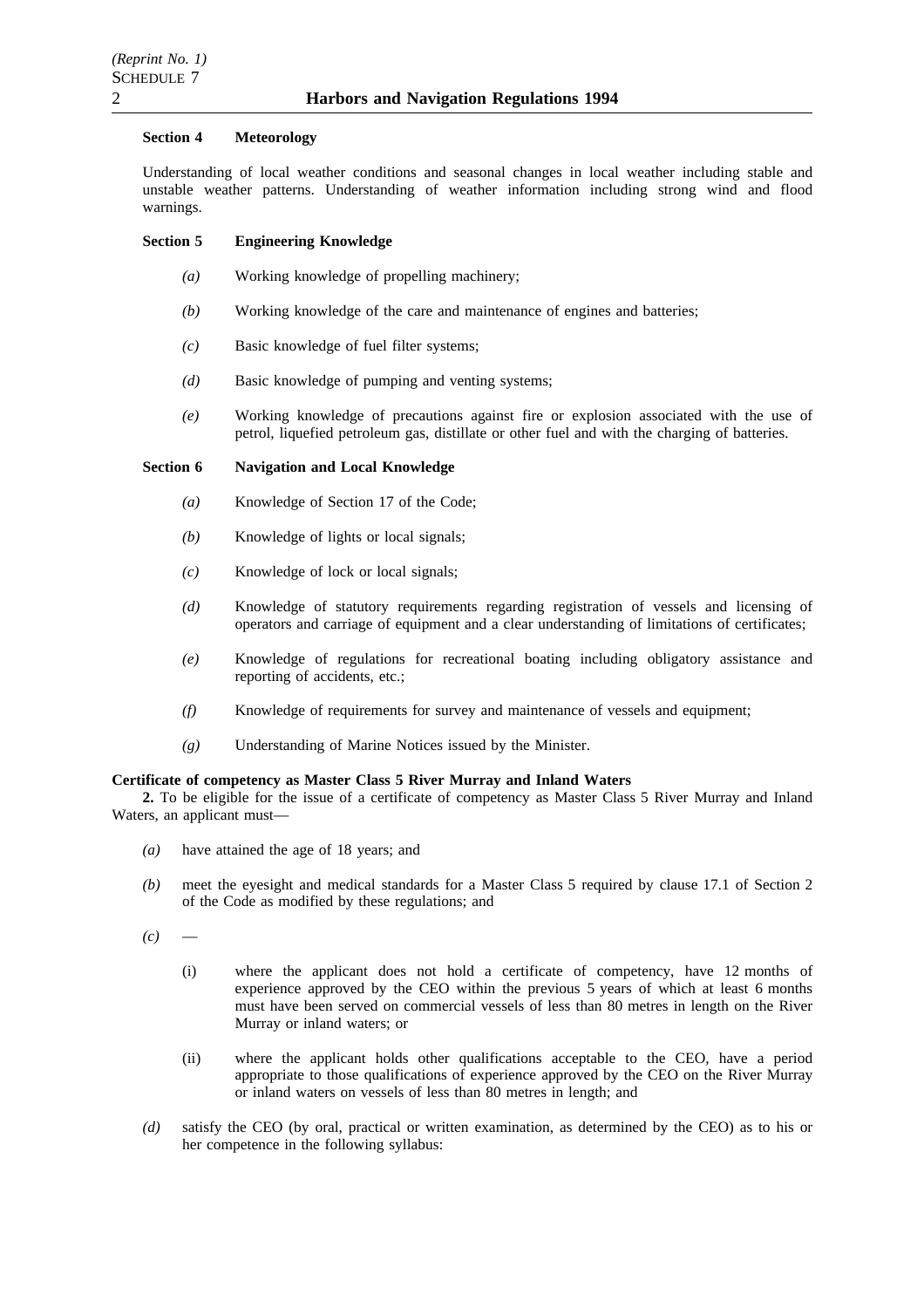**Section 4 Meteorology**

Understanding of local weather conditions and seasonal changes in local weather including stable and unstable weather patterns. Understanding of weather information including strong wind and flood warnings.

**Section 5 Engineering Knowledge**

*(a)* Working knowledge of propelling machinery;

*(b)* Working knowledge of the care and maintenance of engines and batteries;

*(c)* Basic knowledge of fuel filter systems;

*(d)* Basic knowledge of pumping and venting systems;

*(e)* Working knowledge of precautions against fire or explosion associated with the use of petrol, liquefied petroleum gas, distillate or other fuel and with the charging of batteries.

**Section 6 Navigation and Local Knowledge**

*(a)* Knowledge of Section 17 of the Code;

*(b)* Knowledge of lights or local signals;

*(c)* Knowledge of lock or local signals;

*(d)* Knowledge of statutory requirements regarding registration of vessels and licensing of operators and carriage of equipment and a clear understanding of limitations of certificates;

*(e)* Knowledge of regulations for recreational boating including obligatory assistance and reporting of accidents, etc.;

*(f)* Knowledge of requirements for survey and maintenance of vessels and equipment;

*(g)* Understanding of Marine Notices issued by the Minister.

**Certificate of competency as Master Class 5 River Murray and Inland Waters**

**2.** To be eligible for the issue of a certificate of competency as Master Class 5 River Murray and Inland Waters, an applicant must—

*(a)* have attained the age of 18 years; and

*(b)* meet the eyesight and medical standards for a Master Class 5 required by clause 17.1 of Section 2 of the Code as modified by these regulations; and

*(c)* —

(i) where the applicant does not hold a certificate of competency, have 12 months of experience approved by the CEO within the previous 5 years of which at least 6 months must have been served on commercial vessels of less than 80 metres in length on the River Murray or inland waters; or

(ii) where the applicant holds other qualifications acceptable to the CEO, have a period appropriate to those qualifications of experience approved by the CEO on the River Murray or inland waters on vessels of less than 80 metres in length; and

*(d)* satisfy the CEO (by oral, practical or written examination, as determined by the CEO) as to his or her competence in the following syllabus: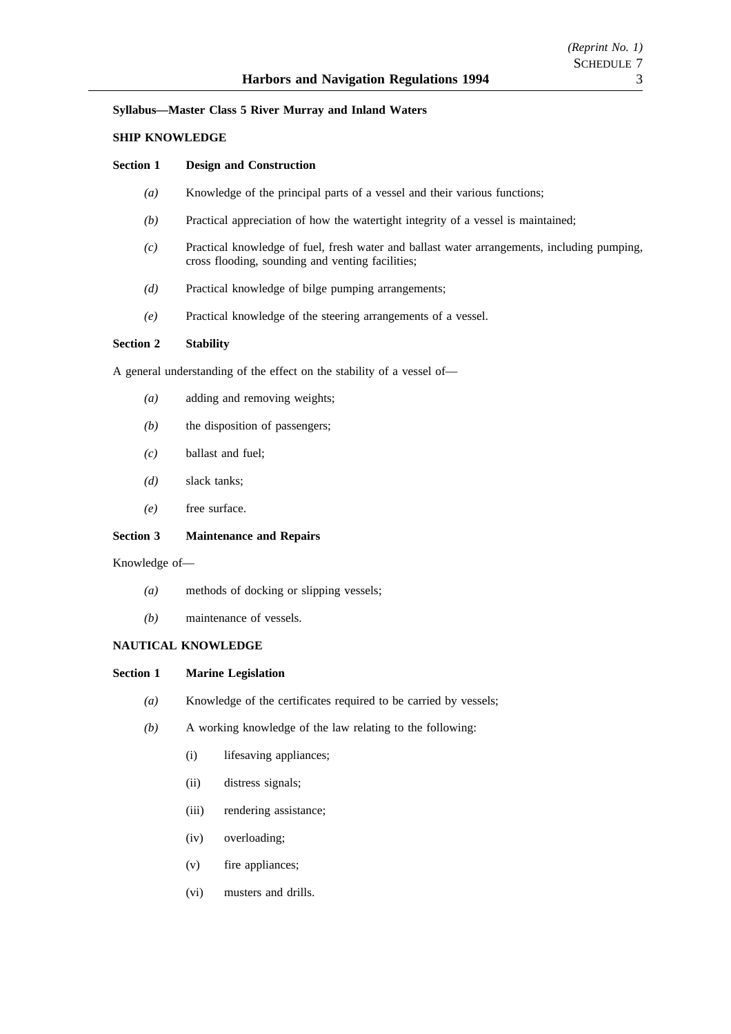**Syllabus—Master Class 5 River Murray and Inland Waters**

**SHIP KNOWLEDGE**

**Section 1 Design and Construction**

*(a)* Knowledge of the principal parts of a vessel and their various functions;

*(b)* Practical appreciation of how the watertight integrity of a vessel is maintained;

*(c)* Practical knowledge of fuel, fresh water and ballast water arrangements, including pumping, cross flooding, sounding and venting facilities;

*(d)* Practical knowledge of bilge pumping arrangements;

*(e)* Practical knowledge of the steering arrangements of a vessel.

**Section 2 Stability**

A general understanding of the effect on the stability of a vessel of—

*(a)* adding and removing weights;

*(b)* the disposition of passengers;

*(c)* ballast and fuel;

*(d)* slack tanks;

*(e)* free surface.

**Section 3 Maintenance and Repairs**

Knowledge of—

*(a)* methods of docking or slipping vessels;

*(b)* maintenance of vessels.

**NAUTICAL KNOWLEDGE**

**Section 1 Marine Legislation**

*(a)* Knowledge of the certificates required to be carried by vessels;

*(b)* A working knowledge of the law relating to the following:

(i) lifesaving appliances;

(ii) distress signals;

(iii) rendering assistance;

(iv) overloading;

(v) fire appliances;

(vi) musters and drills.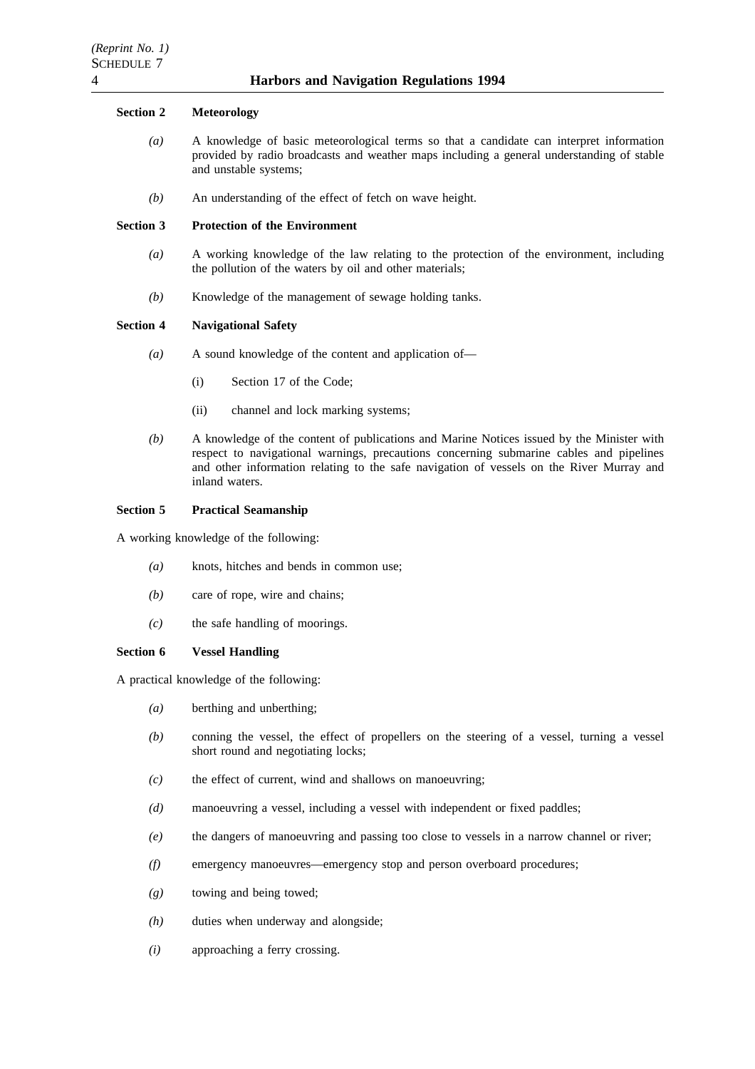**Section 2 Meteorology**

*(a)* A knowledge of basic meteorological terms so that a candidate can interpret information provided by radio broadcasts and weather maps including a general understanding of stable and unstable systems;

*(b)* An understanding of the effect of fetch on wave height.

**Section 3 Protection of the Environment**

*(a)* A working knowledge of the law relating to the protection of the environment, including the pollution of the waters by oil and other materials;

*(b)* Knowledge of the management of sewage holding tanks.

**Section 4 Navigational Safety**

*(a)* A sound knowledge of the content and application of—

(i) Section 17 of the Code;

(ii) channel and lock marking systems;

*(b)* A knowledge of the content of publications and Marine Notices issued by the Minister with respect to navigational warnings, precautions concerning submarine cables and pipelines and other information relating to the safe navigation of vessels on the River Murray and inland waters.

**Section 5 Practical Seamanship**

A working knowledge of the following:

*(a)* knots, hitches and bends in common use;

*(b)* care of rope, wire and chains;

*(c)* the safe handling of moorings.

**Section 6 Vessel Handling**

A practical knowledge of the following:

*(a)* berthing and unberthing;

*(b)* conning the vessel, the effect of propellers on the steering of a vessel, turning a vessel short round and negotiating locks;

*(c)* the effect of current, wind and shallows on manoeuvring;

*(d)* manoeuvring a vessel, including a vessel with independent or fixed paddles;

*(e)* the dangers of manoeuvring and passing too close to vessels in a narrow channel or river;

*(f)* emergency manoeuvres—emergency stop and person overboard procedures;

*(g)* towing and being towed;

*(h)* duties when underway and alongside;

*(i)* approaching a ferry crossing.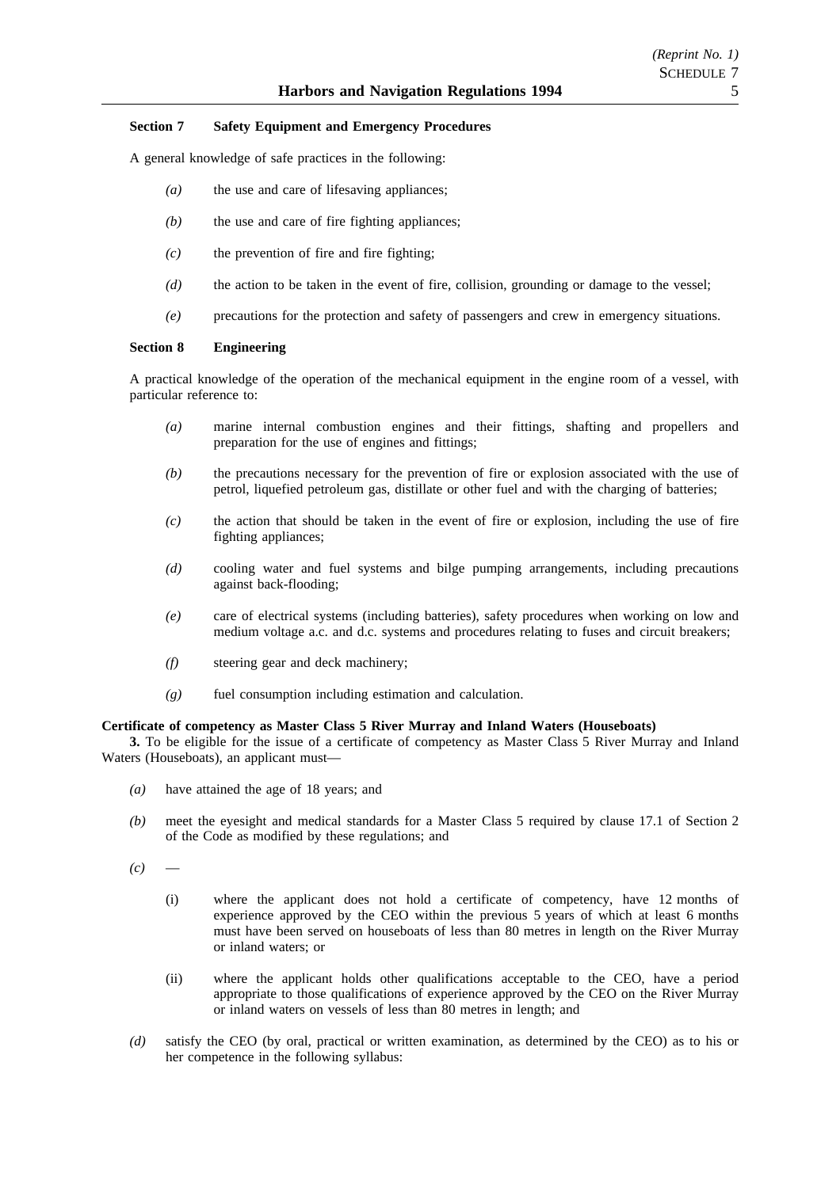**Section 7 Safety Equipment and Emergency Procedures**

A general knowledge of safe practices in the following:

*(a)* the use and care of lifesaving appliances;

*(b)* the use and care of fire fighting appliances;

*(c)* the prevention of fire and fire fighting;

*(d)* the action to be taken in the event of fire, collision, grounding or damage to the vessel;

*(e)* precautions for the protection and safety of passengers and crew in emergency situations.

**Section 8 Engineering**

A practical knowledge of the operation of the mechanical equipment in the engine room of a vessel, with particular reference to:

*(a)* marine internal combustion engines and their fittings, shafting and propellers and preparation for the use of engines and fittings;

*(b)* the precautions necessary for the prevention of fire or explosion associated with the use of petrol, liquefied petroleum gas, distillate or other fuel and with the charging of batteries;

*(c)* the action that should be taken in the event of fire or explosion, including the use of fire fighting appliances;

*(d)* cooling water and fuel systems and bilge pumping arrangements, including precautions against back-flooding;

*(e)* care of electrical systems (including batteries), safety procedures when working on low and medium voltage a.c. and d.c. systems and procedures relating to fuses and circuit breakers;

*(f)* steering gear and deck machinery;

*(g)* fuel consumption including estimation and calculation.

**Certificate of competency as Master Class 5 River Murray and Inland Waters (Houseboats)**

**3.** To be eligible for the issue of a certificate of competency as Master Class 5 River Murray and Inland Waters (Houseboats), an applicant must—

*(a)* have attained the age of 18 years; and

*(b)* meet the eyesight and medical standards for a Master Class 5 required by clause 17.1 of Section 2 of the Code as modified by these regulations; and

*(c)* —

(i) where the applicant does not hold a certificate of competency, have 12 months of experience approved by the CEO within the previous 5 years of which at least 6 months must have been served on houseboats of less than 80 metres in length on the River Murray or inland waters; or

(ii) where the applicant holds other qualifications acceptable to the CEO, have a period appropriate to those qualifications of experience approved by the CEO on the River Murray or inland waters on vessels of less than 80 metres in length; and

*(d)* satisfy the CEO (by oral, practical or written examination, as determined by the CEO) as to his or her competence in the following syllabus: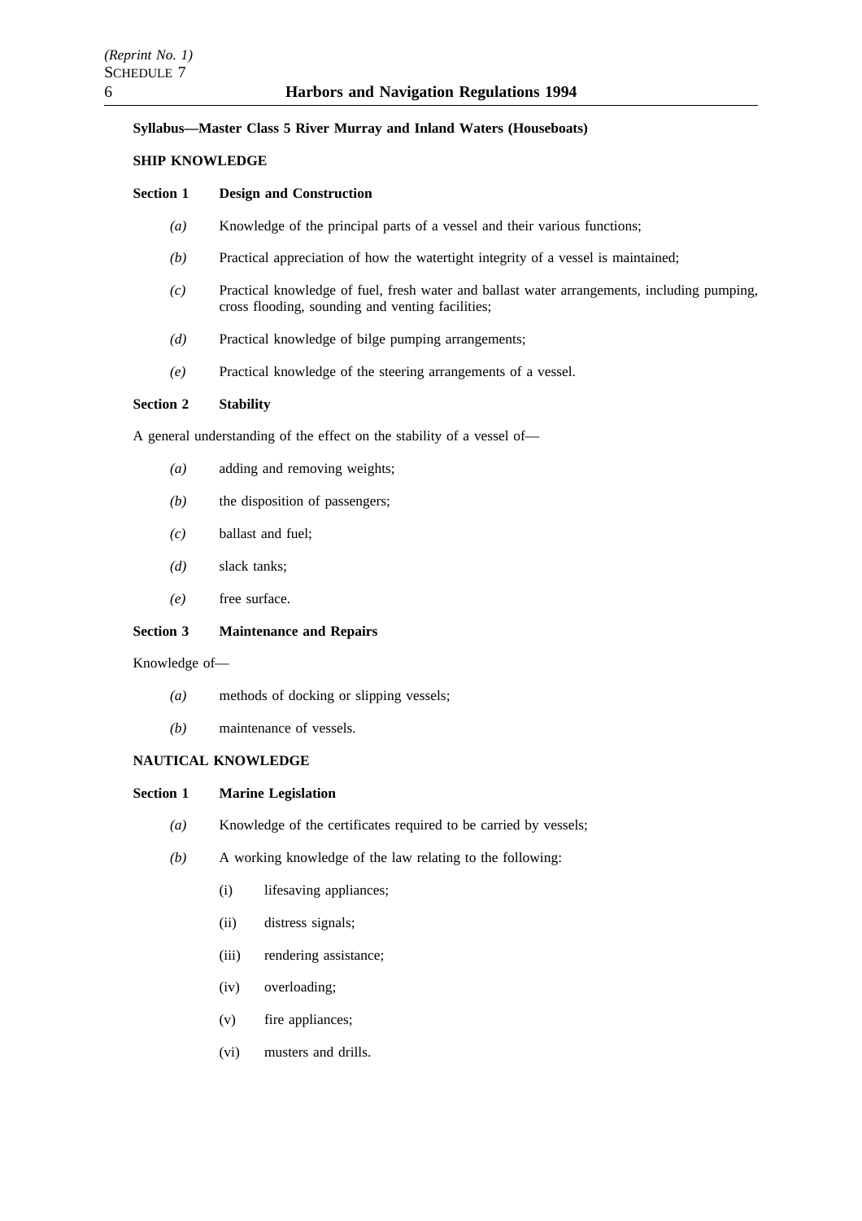**Syllabus—Master Class 5 River Murray and Inland Waters (Houseboats)**

**SHIP KNOWLEDGE**

**Section 1 Design and Construction**

*(a)* Knowledge of the principal parts of a vessel and their various functions;

*(b)* Practical appreciation of how the watertight integrity of a vessel is maintained;

*(c)* Practical knowledge of fuel, fresh water and ballast water arrangements, including pumping, cross flooding, sounding and venting facilities;

*(d)* Practical knowledge of bilge pumping arrangements;

*(e)* Practical knowledge of the steering arrangements of a vessel.

**Section 2 Stability**

A general understanding of the effect on the stability of a vessel of—

*(a)* adding and removing weights;

*(b)* the disposition of passengers;

*(c)* ballast and fuel;

*(d)* slack tanks;

*(e)* free surface.

**Section 3 Maintenance and Repairs**

Knowledge of—

*(a)* methods of docking or slipping vessels;

*(b)* maintenance of vessels.

**NAUTICAL KNOWLEDGE**

**Section 1 Marine Legislation**

*(a)* Knowledge of the certificates required to be carried by vessels;

*(b)* A working knowledge of the law relating to the following:

(i) lifesaving appliances;

(ii) distress signals;

(iii) rendering assistance;

(iv) overloading;

(v) fire appliances;

(vi) musters and drills.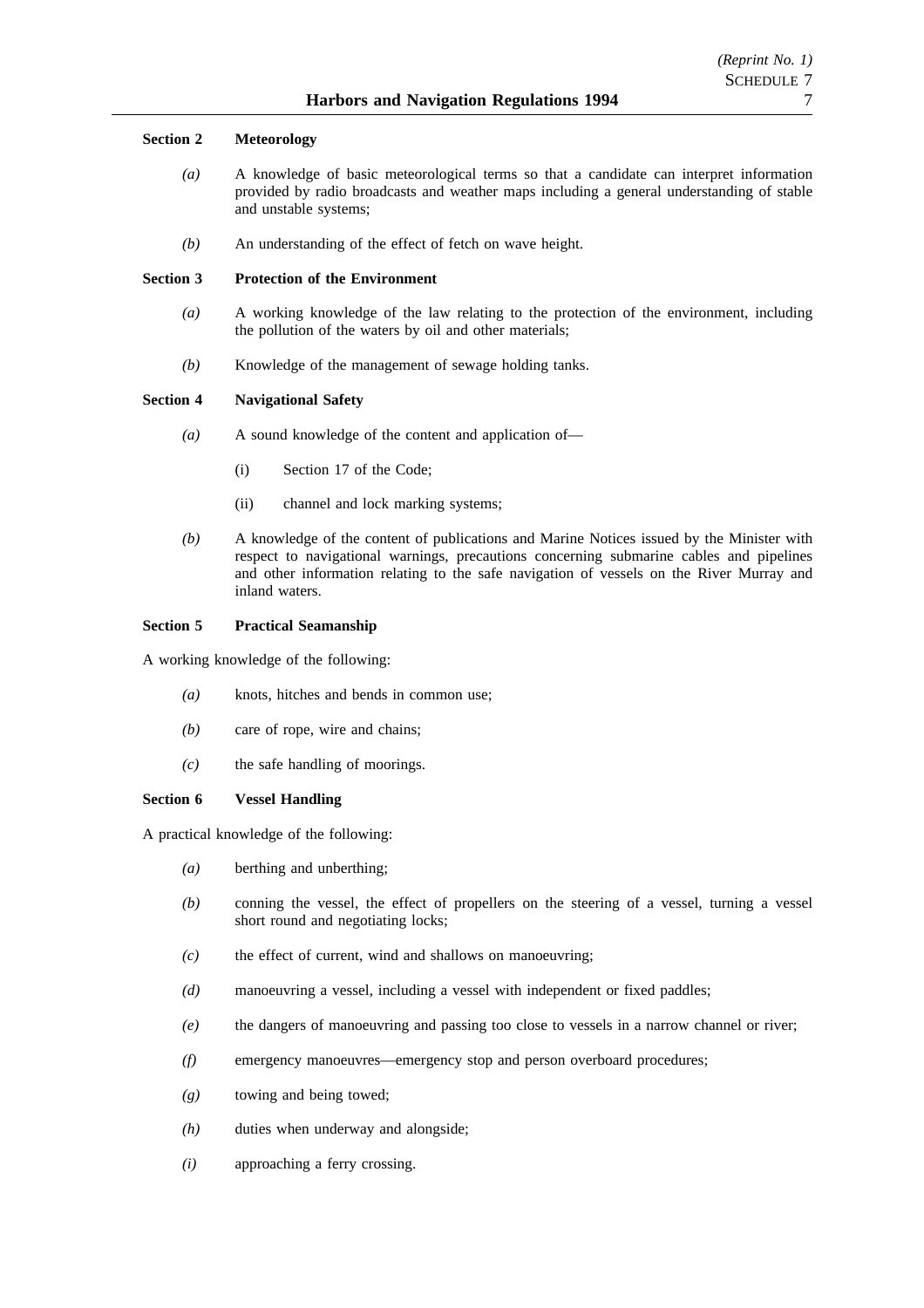**Section 2 Meteorology**

*(a)* A knowledge of basic meteorological terms so that a candidate can interpret information provided by radio broadcasts and weather maps including a general understanding of stable and unstable systems;

*(b)* An understanding of the effect of fetch on wave height.

**Section 3 Protection of the Environment**

*(a)* A working knowledge of the law relating to the protection of the environment, including the pollution of the waters by oil and other materials;

*(b)* Knowledge of the management of sewage holding tanks.

**Section 4 Navigational Safety**

*(a)* A sound knowledge of the content and application of—

(i) Section 17 of the Code;

(ii) channel and lock marking systems;

*(b)* A knowledge of the content of publications and Marine Notices issued by the Minister with respect to navigational warnings, precautions concerning submarine cables and pipelines and other information relating to the safe navigation of vessels on the River Murray and inland waters.

**Section 5 Practical Seamanship**

A working knowledge of the following:

*(a)* knots, hitches and bends in common use;

*(b)* care of rope, wire and chains;

*(c)* the safe handling of moorings.

**Section 6 Vessel Handling**

A practical knowledge of the following:

*(a)* berthing and unberthing;

*(b)* conning the vessel, the effect of propellers on the steering of a vessel, turning a vessel short round and negotiating locks;

*(c)* the effect of current, wind and shallows on manoeuvring;

*(d)* manoeuvring a vessel, including a vessel with independent or fixed paddles;

*(e)* the dangers of manoeuvring and passing too close to vessels in a narrow channel or river;

*(f)* emergency manoeuvres—emergency stop and person overboard procedures;

*(g)* towing and being towed;

*(h)* duties when underway and alongside;

*(i)* approaching a ferry crossing.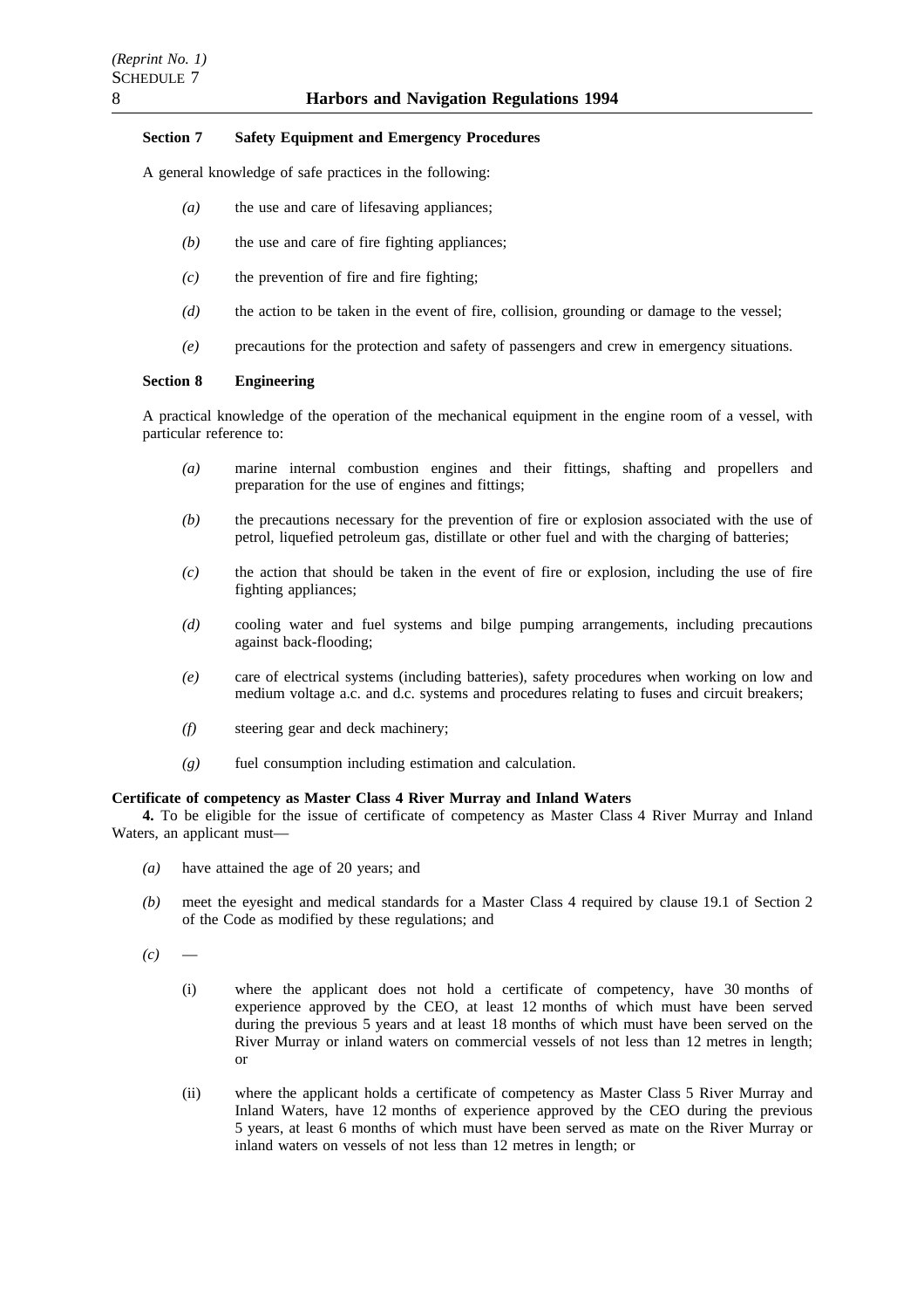**Section 7 Safety Equipment and Emergency Procedures**

A general knowledge of safe practices in the following:

*(a)* the use and care of lifesaving appliances;

*(b)* the use and care of fire fighting appliances;

*(c)* the prevention of fire and fire fighting;

*(d)* the action to be taken in the event of fire, collision, grounding or damage to the vessel;

*(e)* precautions for the protection and safety of passengers and crew in emergency situations.

**Section 8 Engineering**

A practical knowledge of the operation of the mechanical equipment in the engine room of a vessel, with particular reference to:

*(a)* marine internal combustion engines and their fittings, shafting and propellers and preparation for the use of engines and fittings;

*(b)* the precautions necessary for the prevention of fire or explosion associated with the use of petrol, liquefied petroleum gas, distillate or other fuel and with the charging of batteries;

*(c)* the action that should be taken in the event of fire or explosion, including the use of fire fighting appliances;

*(d)* cooling water and fuel systems and bilge pumping arrangements, including precautions against back-flooding;

*(e)* care of electrical systems (including batteries), safety procedures when working on low and medium voltage a.c. and d.c. systems and procedures relating to fuses and circuit breakers;

*(f)* steering gear and deck machinery;

*(g)* fuel consumption including estimation and calculation.

**Certificate of competency as Master Class 4 River Murray and Inland Waters**

**4.** To be eligible for the issue of certificate of competency as Master Class 4 River Murray and Inland Waters, an applicant must—

*(a)* have attained the age of 20 years; and

*(b)* meet the eyesight and medical standards for a Master Class 4 required by clause 19.1 of Section 2 of the Code as modified by these regulations; and

*(c)* —

(i) where the applicant does not hold a certificate of competency, have 30 months of experience approved by the CEO, at least 12 months of which must have been served during the previous 5 years and at least 18 months of which must have been served on the River Murray or inland waters on commercial vessels of not less than 12 metres in length; or

(ii) where the applicant holds a certificate of competency as Master Class 5 River Murray and Inland Waters, have 12 months of experience approved by the CEO during the previous 5 years, at least 6 months of which must have been served as mate on the River Murray or inland waters on vessels of not less than 12 metres in length; or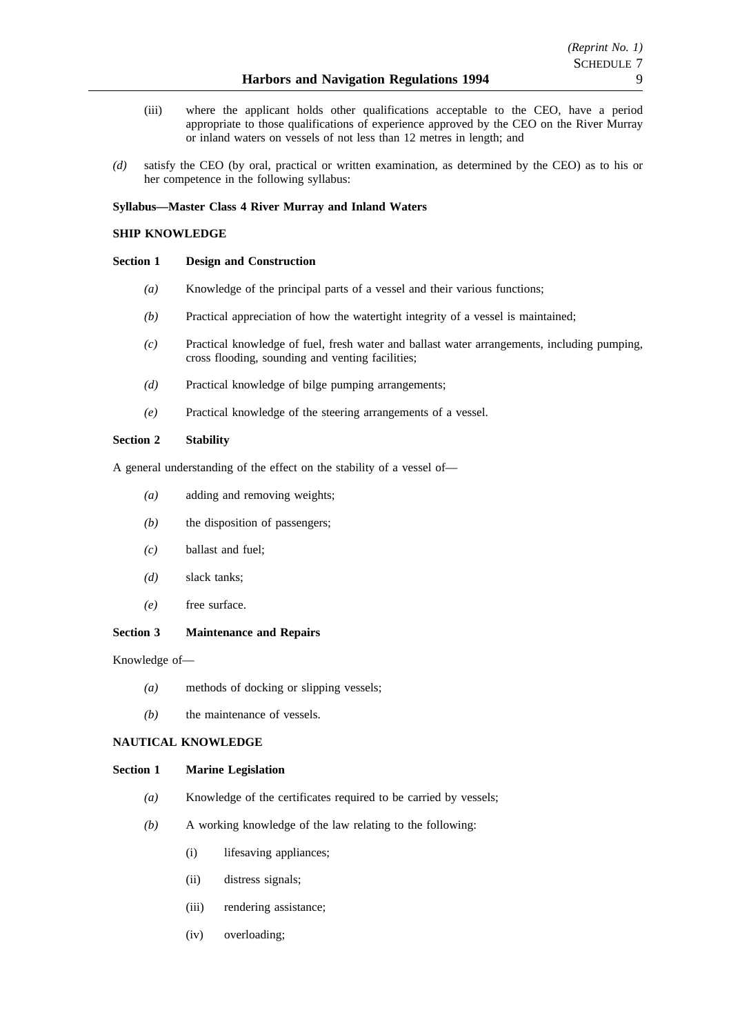(iii) where the applicant holds other qualifications acceptable to the CEO, have a period appropriate to those qualifications of experience approved by the CEO on the River Murray or inland waters on vessels of not less than 12 metres in length; and

*(d)* satisfy the CEO (by oral, practical or written examination, as determined by the CEO) as to his or her competence in the following syllabus:

**Syllabus—Master Class 4 River Murray and Inland Waters**

**SHIP KNOWLEDGE**

**Section 1 Design and Construction**

*(a)* Knowledge of the principal parts of a vessel and their various functions;

*(b)* Practical appreciation of how the watertight integrity of a vessel is maintained;

*(c)* Practical knowledge of fuel, fresh water and ballast water arrangements, including pumping, cross flooding, sounding and venting facilities;

*(d)* Practical knowledge of bilge pumping arrangements;

*(e)* Practical knowledge of the steering arrangements of a vessel.

**Section 2 Stability**

A general understanding of the effect on the stability of a vessel of—

*(a)* adding and removing weights;

*(b)* the disposition of passengers;

*(c)* ballast and fuel;

*(d)* slack tanks;

*(e)* free surface.

**Section 3 Maintenance and Repairs**

Knowledge of—

*(a)* methods of docking or slipping vessels;

*(b)* the maintenance of vessels.

**NAUTICAL KNOWLEDGE**

**Section 1 Marine Legislation**

*(a)* Knowledge of the certificates required to be carried by vessels;

*(b)* A working knowledge of the law relating to the following:

(i) lifesaving appliances;

(ii) distress signals;

(iii) rendering assistance;

(iv) overloading;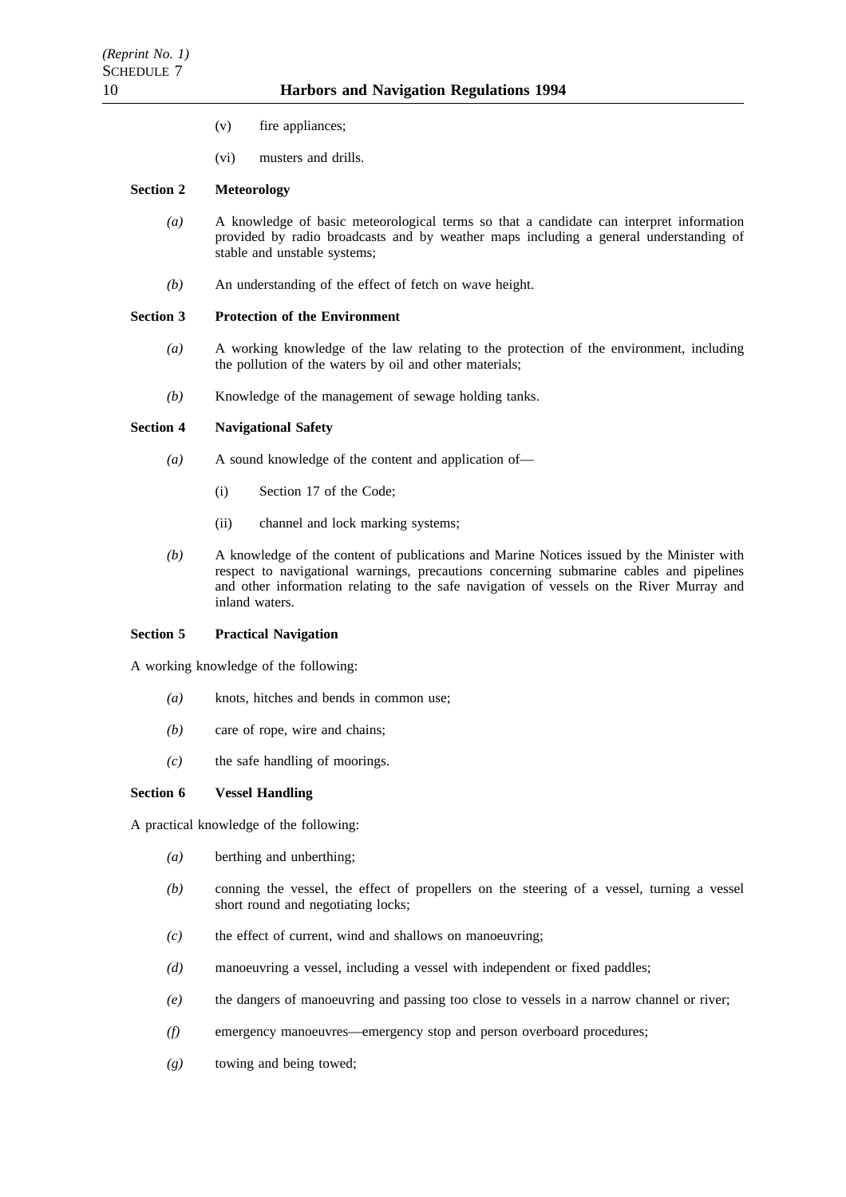(v) fire appliances;

(vi) musters and drills.

**Section 2 Meteorology**

*(a)* A knowledge of basic meteorological terms so that a candidate can interpret information provided by radio broadcasts and by weather maps including a general understanding of stable and unstable systems;

*(b)* An understanding of the effect of fetch on wave height.

**Section 3 Protection of the Environment**

*(a)* A working knowledge of the law relating to the protection of the environment, including the pollution of the waters by oil and other materials;

*(b)* Knowledge of the management of sewage holding tanks.

**Section 4 Navigational Safety**

*(a)* A sound knowledge of the content and application of—

(i) Section 17 of the Code;

(ii) channel and lock marking systems;

*(b)* A knowledge of the content of publications and Marine Notices issued by the Minister with respect to navigational warnings, precautions concerning submarine cables and pipelines and other information relating to the safe navigation of vessels on the River Murray and inland waters.

**Section 5 Practical Navigation**

A working knowledge of the following:

*(a)* knots, hitches and bends in common use;

*(b)* care of rope, wire and chains;

*(c)* the safe handling of moorings.

**Section 6 Vessel Handling**

A practical knowledge of the following:

*(a)* berthing and unberthing;

*(b)* conning the vessel, the effect of propellers on the steering of a vessel, turning a vessel short round and negotiating locks;

*(c)* the effect of current, wind and shallows on manoeuvring;

*(d)* manoeuvring a vessel, including a vessel with independent or fixed paddles;

*(e)* the dangers of manoeuvring and passing too close to vessels in a narrow channel or river;

*(f)* emergency manoeuvres—emergency stop and person overboard procedures;

*(g)* towing and being towed;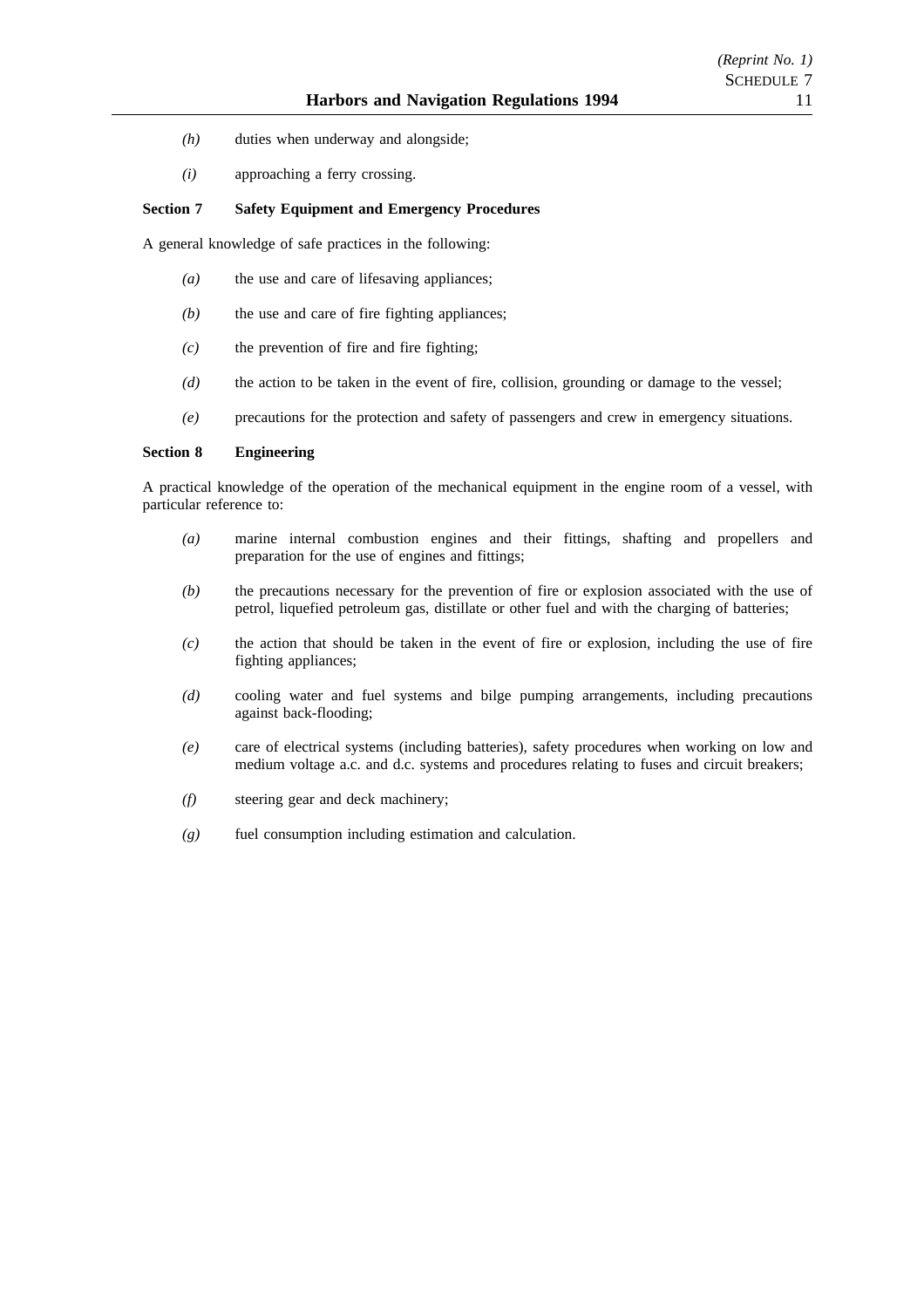*(h)* duties when underway and alongside;

*(i)* approaching a ferry crossing.

**Section 7 Safety Equipment and Emergency Procedures**

A general knowledge of safe practices in the following:

*(a)* the use and care of lifesaving appliances;

*(b)* the use and care of fire fighting appliances;

*(c)* the prevention of fire and fire fighting;

*(d)* the action to be taken in the event of fire, collision, grounding or damage to the vessel;

*(e)* precautions for the protection and safety of passengers and crew in emergency situations.

**Section 8 Engineering**

A practical knowledge of the operation of the mechanical equipment in the engine room of a vessel, with particular reference to:

*(a)* marine internal combustion engines and their fittings, shafting and propellers and preparation for the use of engines and fittings;

*(b)* the precautions necessary for the prevention of fire or explosion associated with the use of petrol, liquefied petroleum gas, distillate or other fuel and with the charging of batteries;

*(c)* the action that should be taken in the event of fire or explosion, including the use of fire fighting appliances;

*(d)* cooling water and fuel systems and bilge pumping arrangements, including precautions against back-flooding;

*(e)* care of electrical systems (including batteries), safety procedures when working on low and medium voltage a.c. and d.c. systems and procedures relating to fuses and circuit breakers;

*(f)* steering gear and deck machinery;

*(g)* fuel consumption including estimation and calculation.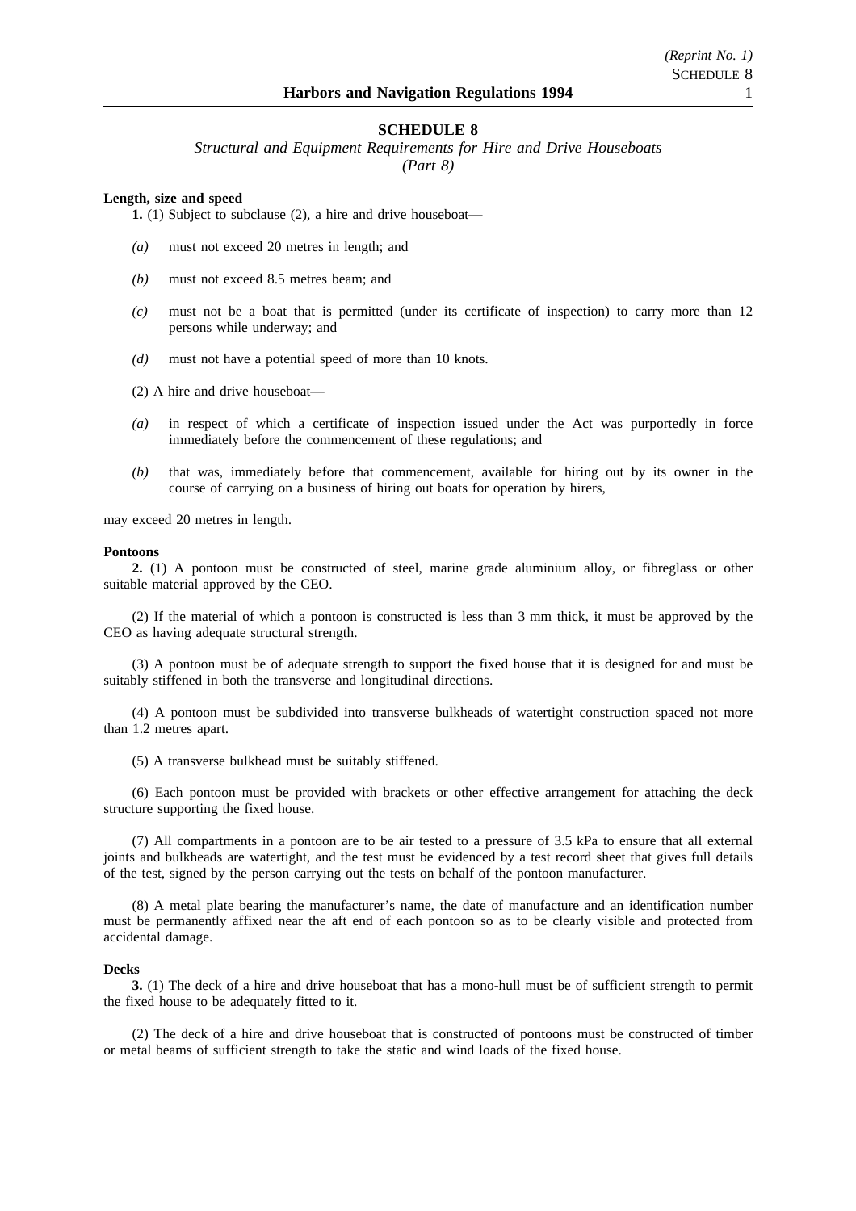## SCHEDULE 8

*Structural and Equipment Requirements for Hire and Drive Houseboats*
*(Part 8)*

**Length, size and speed**

**1.** (1) Subject to subclause (2), a hire and drive houseboat—

*(a)* must not exceed 20 metres in length; and

*(b)* must not exceed 8.5 metres beam; and

*(c)* must not be a boat that is permitted (under its certificate of inspection) to carry more than 12 persons while underway; and

*(d)* must not have a potential speed of more than 10 knots.

(2) A hire and drive houseboat—

*(a)* in respect of which a certificate of inspection issued under the Act was purportedly in force immediately before the commencement of these regulations; and

*(b)* that was, immediately before that commencement, available for hiring out by its owner in the course of carrying on a business of hiring out boats for operation by hirers,

may exceed 20 metres in length.

**Pontoons**

**2.** (1) A pontoon must be constructed of steel, marine grade aluminium alloy, or fibreglass or other suitable material approved by the CEO.

(2) If the material of which a pontoon is constructed is less than 3 mm thick, it must be approved by the CEO as having adequate structural strength.

(3) A pontoon must be of adequate strength to support the fixed house that it is designed for and must be suitably stiffened in both the transverse and longitudinal directions.

(4) A pontoon must be subdivided into transverse bulkheads of watertight construction spaced not more than 1.2 metres apart.

(5) A transverse bulkhead must be suitably stiffened.

(6) Each pontoon must be provided with brackets or other effective arrangement for attaching the deck structure supporting the fixed house.

(7) All compartments in a pontoon are to be air tested to a pressure of 3.5 kPa to ensure that all external joints and bulkheads are watertight, and the test must be evidenced by a test record sheet that gives full details of the test, signed by the person carrying out the tests on behalf of the pontoon manufacturer.

(8) A metal plate bearing the manufacturer's name, the date of manufacture and an identification number must be permanently affixed near the aft end of each pontoon so as to be clearly visible and protected from accidental damage.

**Decks**

**3.** (1) The deck of a hire and drive houseboat that has a mono-hull must be of sufficient strength to permit the fixed house to be adequately fitted to it.

(2) The deck of a hire and drive houseboat that is constructed of pontoons must be constructed of timber or metal beams of sufficient strength to take the static and wind loads of the fixed house.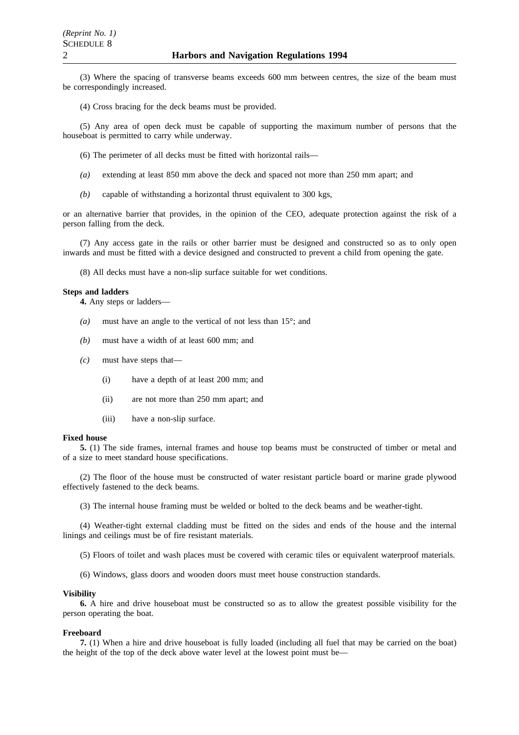(3) Where the spacing of transverse beams exceeds 600 mm between centres, the size of the beam must be correspondingly increased.

(4) Cross bracing for the deck beams must be provided.

(5) Any area of open deck must be capable of supporting the maximum number of persons that the houseboat is permitted to carry while underway.

(6) The perimeter of all decks must be fitted with horizontal rails—

*(a)* extending at least 850 mm above the deck and spaced not more than 250 mm apart; and

*(b)* capable of withstanding a horizontal thrust equivalent to 300 kgs,

or an alternative barrier that provides, in the opinion of the CEO, adequate protection against the risk of a person falling from the deck.

(7) Any access gate in the rails or other barrier must be designed and constructed so as to only open inwards and must be fitted with a device designed and constructed to prevent a child from opening the gate.

(8) All decks must have a non-slip surface suitable for wet conditions.

**Steps and ladders**

**4.** Any steps or ladders—

*(a)* must have an angle to the vertical of not less than 15°; and

*(b)* must have a width of at least 600 mm; and

*(c)* must have steps that—

(i) have a depth of at least 200 mm; and

(ii) are not more than 250 mm apart; and

(iii) have a non-slip surface.

**Fixed house**

**5.** (1) The side frames, internal frames and house top beams must be constructed of timber or metal and of a size to meet standard house specifications.

(2) The floor of the house must be constructed of water resistant particle board or marine grade plywood effectively fastened to the deck beams.

(3) The internal house framing must be welded or bolted to the deck beams and be weather-tight.

(4) Weather-tight external cladding must be fitted on the sides and ends of the house and the internal linings and ceilings must be of fire resistant materials.

(5) Floors of toilet and wash places must be covered with ceramic tiles or equivalent waterproof materials.

(6) Windows, glass doors and wooden doors must meet house construction standards.

**Visibility**

**6.** A hire and drive houseboat must be constructed so as to allow the greatest possible visibility for the person operating the boat.

**Freeboard**

**7.** (1) When a hire and drive houseboat is fully loaded (including all fuel that may be carried on the boat) the height of the top of the deck above water level at the lowest point must be—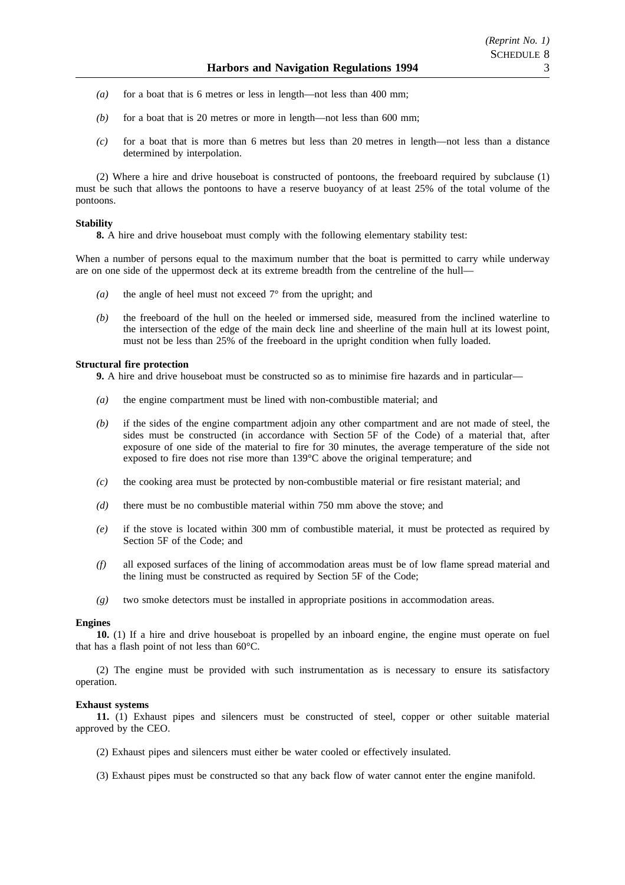*(a)* for a boat that is 6 metres or less in length—not less than 400 mm;

*(b)* for a boat that is 20 metres or more in length—not less than 600 mm;

*(c)* for a boat that is more than 6 metres but less than 20 metres in length—not less than a distance determined by interpolation.

(2) Where a hire and drive houseboat is constructed of pontoons, the freeboard required by subclause (1) must be such that allows the pontoons to have a reserve buoyancy of at least 25% of the total volume of the pontoons.

**Stability**

**8.** A hire and drive houseboat must comply with the following elementary stability test:

When a number of persons equal to the maximum number that the boat is permitted to carry while underway are on one side of the uppermost deck at its extreme breadth from the centreline of the hull—

*(a)* the angle of heel must not exceed 7° from the upright; and

*(b)* the freeboard of the hull on the heeled or immersed side, measured from the inclined waterline to the intersection of the edge of the main deck line and sheerline of the main hull at its lowest point, must not be less than 25% of the freeboard in the upright condition when fully loaded.

**Structural fire protection**

**9.** A hire and drive houseboat must be constructed so as to minimise fire hazards and in particular—

*(a)* the engine compartment must be lined with non-combustible material; and

*(b)* if the sides of the engine compartment adjoin any other compartment and are not made of steel, the sides must be constructed (in accordance with Section 5F of the Code) of a material that, after exposure of one side of the material to fire for 30 minutes, the average temperature of the side not exposed to fire does not rise more than 139°C above the original temperature; and

*(c)* the cooking area must be protected by non-combustible material or fire resistant material; and

*(d)* there must be no combustible material within 750 mm above the stove; and

*(e)* if the stove is located within 300 mm of combustible material, it must be protected as required by Section 5F of the Code; and

*(f)* all exposed surfaces of the lining of accommodation areas must be of low flame spread material and the lining must be constructed as required by Section 5F of the Code;

*(g)* two smoke detectors must be installed in appropriate positions in accommodation areas.

**Engines**

**10.** (1) If a hire and drive houseboat is propelled by an inboard engine, the engine must operate on fuel that has a flash point of not less than 60°C.

(2) The engine must be provided with such instrumentation as is necessary to ensure its satisfactory operation.

**Exhaust systems**

**11.** (1) Exhaust pipes and silencers must be constructed of steel, copper or other suitable material approved by the CEO.

(2) Exhaust pipes and silencers must either be water cooled or effectively insulated.

(3) Exhaust pipes must be constructed so that any back flow of water cannot enter the engine manifold.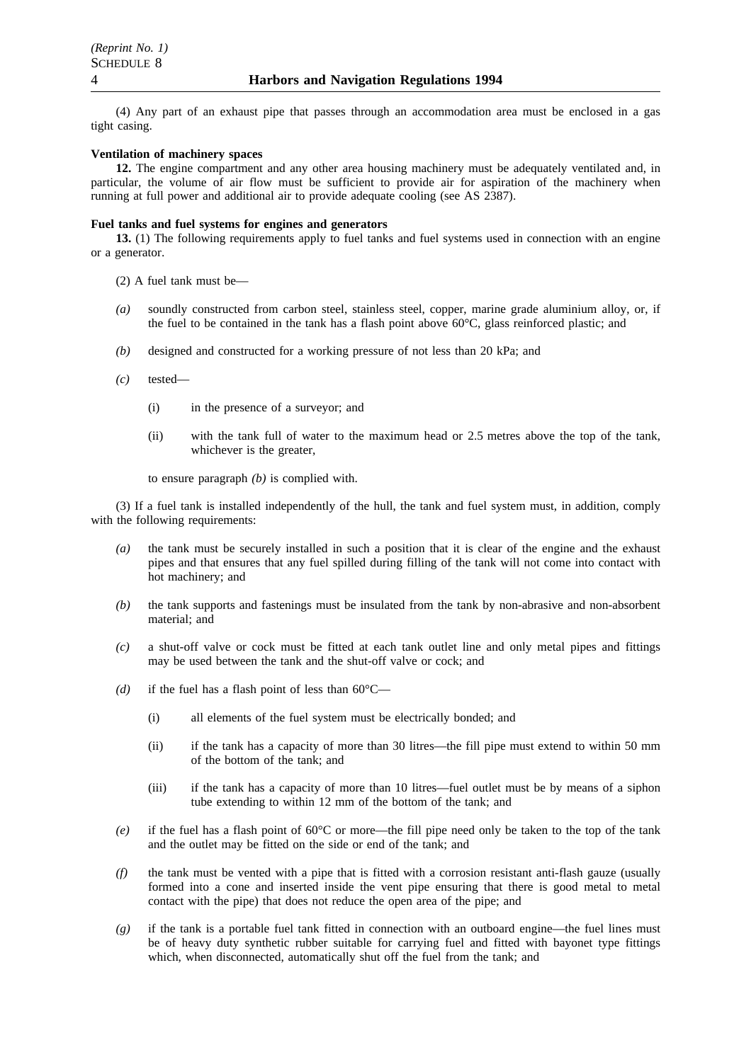(4) Any part of an exhaust pipe that passes through an accommodation area must be enclosed in a gas tight casing.

**Ventilation of machinery spaces**

**12.** The engine compartment and any other area housing machinery must be adequately ventilated and, in particular, the volume of air flow must be sufficient to provide air for aspiration of the machinery when running at full power and additional air to provide adequate cooling (see AS 2387).

**Fuel tanks and fuel systems for engines and generators**

**13.** (1) The following requirements apply to fuel tanks and fuel systems used in connection with an engine or a generator.

(2) A fuel tank must be—

*(a)* soundly constructed from carbon steel, stainless steel, copper, marine grade aluminium alloy, or, if the fuel to be contained in the tank has a flash point above 60°C, glass reinforced plastic; and

*(b)* designed and constructed for a working pressure of not less than 20 kPa; and

*(c)* tested—

(i) in the presence of a surveyor; and

(ii) with the tank full of water to the maximum head or 2.5 metres above the top of the tank, whichever is the greater,

to ensure paragraph *(b)* is complied with.

(3) If a fuel tank is installed independently of the hull, the tank and fuel system must, in addition, comply with the following requirements:

*(a)* the tank must be securely installed in such a position that it is clear of the engine and the exhaust pipes and that ensures that any fuel spilled during filling of the tank will not come into contact with hot machinery; and

*(b)* the tank supports and fastenings must be insulated from the tank by non-abrasive and non-absorbent material; and

*(c)* a shut-off valve or cock must be fitted at each tank outlet line and only metal pipes and fittings may be used between the tank and the shut-off valve or cock; and

*(d)* if the fuel has a flash point of less than 60°C—

(i) all elements of the fuel system must be electrically bonded; and

(ii) if the tank has a capacity of more than 30 litres—the fill pipe must extend to within 50 mm of the bottom of the tank; and

(iii) if the tank has a capacity of more than 10 litres—fuel outlet must be by means of a siphon tube extending to within 12 mm of the bottom of the tank; and

*(e)* if the fuel has a flash point of 60°C or more—the fill pipe need only be taken to the top of the tank and the outlet may be fitted on the side or end of the tank; and

*(f)* the tank must be vented with a pipe that is fitted with a corrosion resistant anti-flash gauze (usually formed into a cone and inserted inside the vent pipe ensuring that there is good metal to metal contact with the pipe) that does not reduce the open area of the pipe; and

*(g)* if the tank is a portable fuel tank fitted in connection with an outboard engine—the fuel lines must be of heavy duty synthetic rubber suitable for carrying fuel and fitted with bayonet type fittings which, when disconnected, automatically shut off the fuel from the tank; and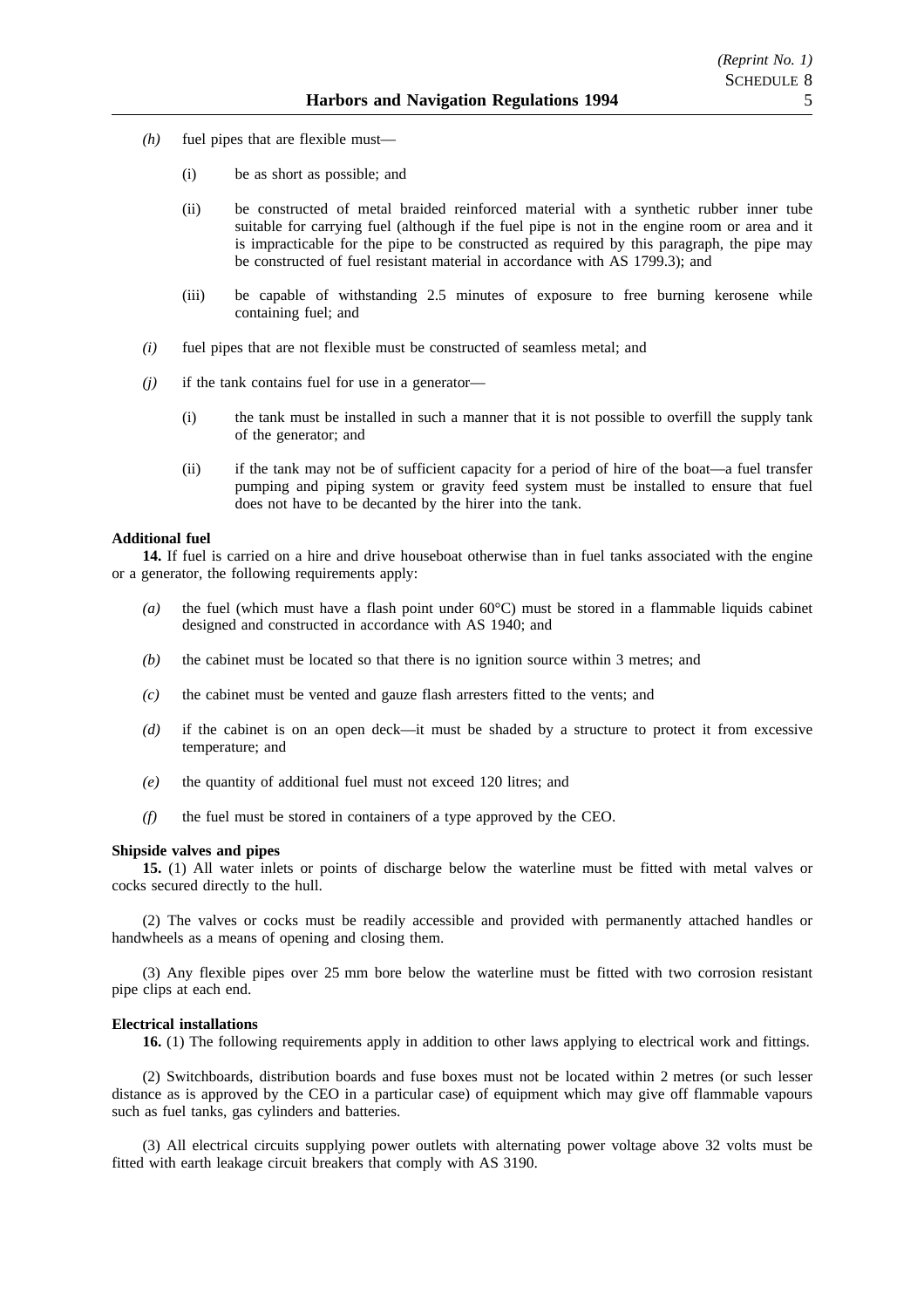*(h)* fuel pipes that are flexible must—

(i) be as short as possible; and

(ii) be constructed of metal braided reinforced material with a synthetic rubber inner tube suitable for carrying fuel (although if the fuel pipe is not in the engine room or area and it is impracticable for the pipe to be constructed as required by this paragraph, the pipe may be constructed of fuel resistant material in accordance with AS 1799.3); and

(iii) be capable of withstanding 2.5 minutes of exposure to free burning kerosene while containing fuel; and

*(i)* fuel pipes that are not flexible must be constructed of seamless metal; and

*(j)* if the tank contains fuel for use in a generator—

(i) the tank must be installed in such a manner that it is not possible to overfill the supply tank of the generator; and

(ii) if the tank may not be of sufficient capacity for a period of hire of the boat—a fuel transfer pumping and piping system or gravity feed system must be installed to ensure that fuel does not have to be decanted by the hirer into the tank.

**Additional fuel**

**14.** If fuel is carried on a hire and drive houseboat otherwise than in fuel tanks associated with the engine or a generator, the following requirements apply:

*(a)* the fuel (which must have a flash point under 60°C) must be stored in a flammable liquids cabinet designed and constructed in accordance with AS 1940; and

*(b)* the cabinet must be located so that there is no ignition source within 3 metres; and

*(c)* the cabinet must be vented and gauze flash arresters fitted to the vents; and

*(d)* if the cabinet is on an open deck—it must be shaded by a structure to protect it from excessive temperature; and

*(e)* the quantity of additional fuel must not exceed 120 litres; and

*(f)* the fuel must be stored in containers of a type approved by the CEO.

**Shipside valves and pipes**

**15.** (1) All water inlets or points of discharge below the waterline must be fitted with metal valves or cocks secured directly to the hull.

(2) The valves or cocks must be readily accessible and provided with permanently attached handles or handwheels as a means of opening and closing them.

(3) Any flexible pipes over 25 mm bore below the waterline must be fitted with two corrosion resistant pipe clips at each end.

**Electrical installations**

**16.** (1) The following requirements apply in addition to other laws applying to electrical work and fittings.

(2) Switchboards, distribution boards and fuse boxes must not be located within 2 metres (or such lesser distance as is approved by the CEO in a particular case) of equipment which may give off flammable vapours such as fuel tanks, gas cylinders and batteries.

(3) All electrical circuits supplying power outlets with alternating power voltage above 32 volts must be fitted with earth leakage circuit breakers that comply with AS 3190.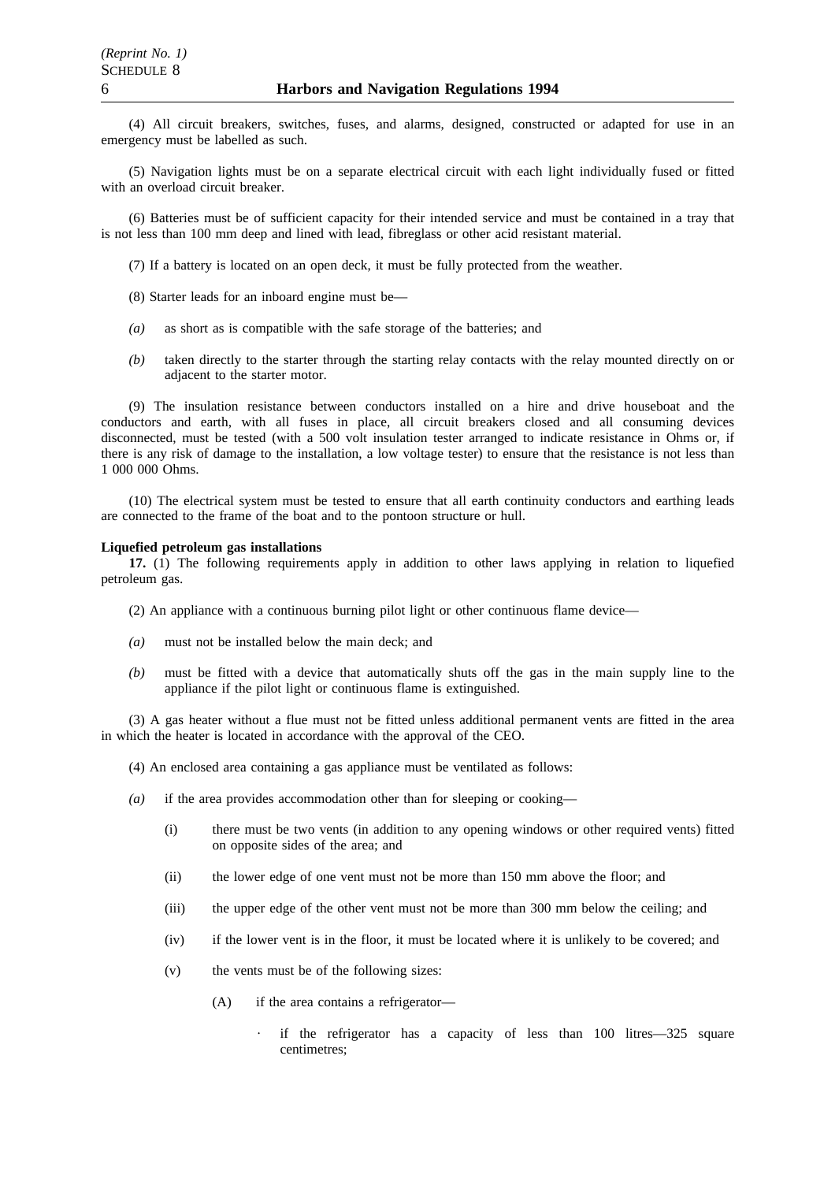(4) All circuit breakers, switches, fuses, and alarms, designed, constructed or adapted for use in an emergency must be labelled as such.

(5) Navigation lights must be on a separate electrical circuit with each light individually fused or fitted with an overload circuit breaker.

(6) Batteries must be of sufficient capacity for their intended service and must be contained in a tray that is not less than 100 mm deep and lined with lead, fibreglass or other acid resistant material.

(7) If a battery is located on an open deck, it must be fully protected from the weather.

(8) Starter leads for an inboard engine must be—

*(a)* as short as is compatible with the safe storage of the batteries; and

*(b)* taken directly to the starter through the starting relay contacts with the relay mounted directly on or adjacent to the starter motor.

(9) The insulation resistance between conductors installed on a hire and drive houseboat and the conductors and earth, with all fuses in place, all circuit breakers closed and all consuming devices disconnected, must be tested (with a 500 volt insulation tester arranged to indicate resistance in Ohms or, if there is any risk of damage to the installation, a low voltage tester) to ensure that the resistance is not less than 1 000 000 Ohms.

(10) The electrical system must be tested to ensure that all earth continuity conductors and earthing leads are connected to the frame of the boat and to the pontoon structure or hull.

**Liquefied petroleum gas installations**

**17.** (1) The following requirements apply in addition to other laws applying in relation to liquefied petroleum gas.

(2) An appliance with a continuous burning pilot light or other continuous flame device—

*(a)* must not be installed below the main deck; and

*(b)* must be fitted with a device that automatically shuts off the gas in the main supply line to the appliance if the pilot light or continuous flame is extinguished.

(3) A gas heater without a flue must not be fitted unless additional permanent vents are fitted in the area in which the heater is located in accordance with the approval of the CEO.

(4) An enclosed area containing a gas appliance must be ventilated as follows:

*(a)* if the area provides accommodation other than for sleeping or cooking—

(i) there must be two vents (in addition to any opening windows or other required vents) fitted on opposite sides of the area; and

(ii) the lower edge of one vent must not be more than 150 mm above the floor; and

(iii) the upper edge of the other vent must not be more than 300 mm below the ceiling; and

(iv) if the lower vent is in the floor, it must be located where it is unlikely to be covered; and

(v) the vents must be of the following sizes:

(A) if the area contains a refrigerator—

· if the refrigerator has a capacity of less than 100 litres—325 square centimetres;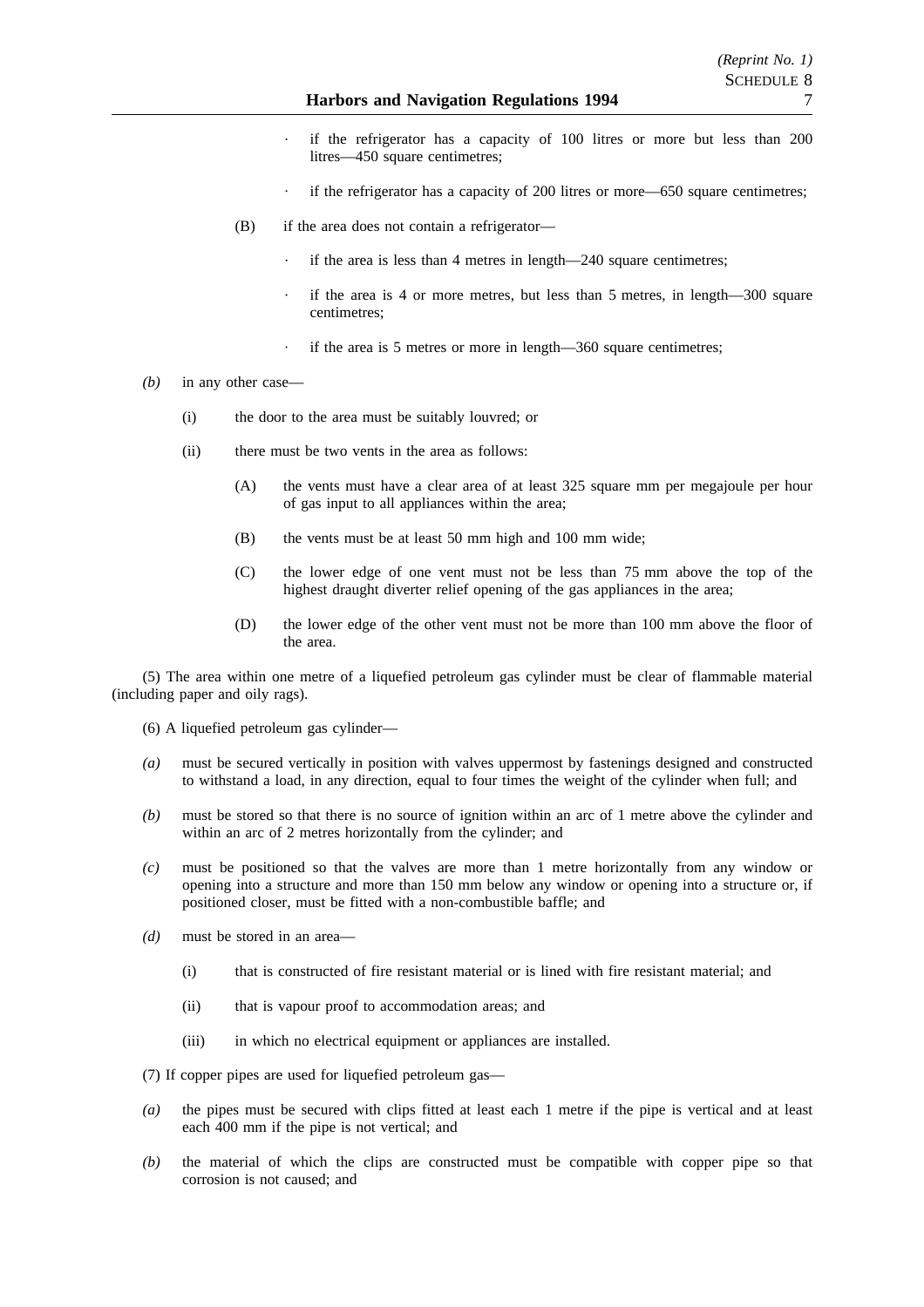- if the refrigerator has a capacity of 100 litres or more but less than 200 litres—450 square centimetres;
- if the refrigerator has a capacity of 200 litres or more—650 square centimetres;

(B) if the area does not contain a refrigerator—

- if the area is less than 4 metres in length—240 square centimetres;
- if the area is 4 or more metres, but less than 5 metres, in length—300 square centimetres;
- if the area is 5 metres or more in length—360 square centimetres;

*(b)* in any other case—

(i) the door to the area must be suitably louvred; or

(ii) there must be two vents in the area as follows:

(A) the vents must have a clear area of at least 325 square mm per megajoule per hour of gas input to all appliances within the area;

(B) the vents must be at least 50 mm high and 100 mm wide;

(C) the lower edge of one vent must not be less than 75 mm above the top of the highest draught diverter relief opening of the gas appliances in the area;

(D) the lower edge of the other vent must not be more than 100 mm above the floor of the area.

(5) The area within one metre of a liquefied petroleum gas cylinder must be clear of flammable material (including paper and oily rags).

(6) A liquefied petroleum gas cylinder—

*(a)* must be secured vertically in position with valves uppermost by fastenings designed and constructed to withstand a load, in any direction, equal to four times the weight of the cylinder when full; and

*(b)* must be stored so that there is no source of ignition within an arc of 1 metre above the cylinder and within an arc of 2 metres horizontally from the cylinder; and

*(c)* must be positioned so that the valves are more than 1 metre horizontally from any window or opening into a structure and more than 150 mm below any window or opening into a structure or, if positioned closer, must be fitted with a non-combustible baffle; and

*(d)* must be stored in an area—

(i) that is constructed of fire resistant material or is lined with fire resistant material; and

(ii) that is vapour proof to accommodation areas; and

(iii) in which no electrical equipment or appliances are installed.

(7) If copper pipes are used for liquefied petroleum gas—

*(a)* the pipes must be secured with clips fitted at least each 1 metre if the pipe is vertical and at least each 400 mm if the pipe is not vertical; and

*(b)* the material of which the clips are constructed must be compatible with copper pipe so that corrosion is not caused; and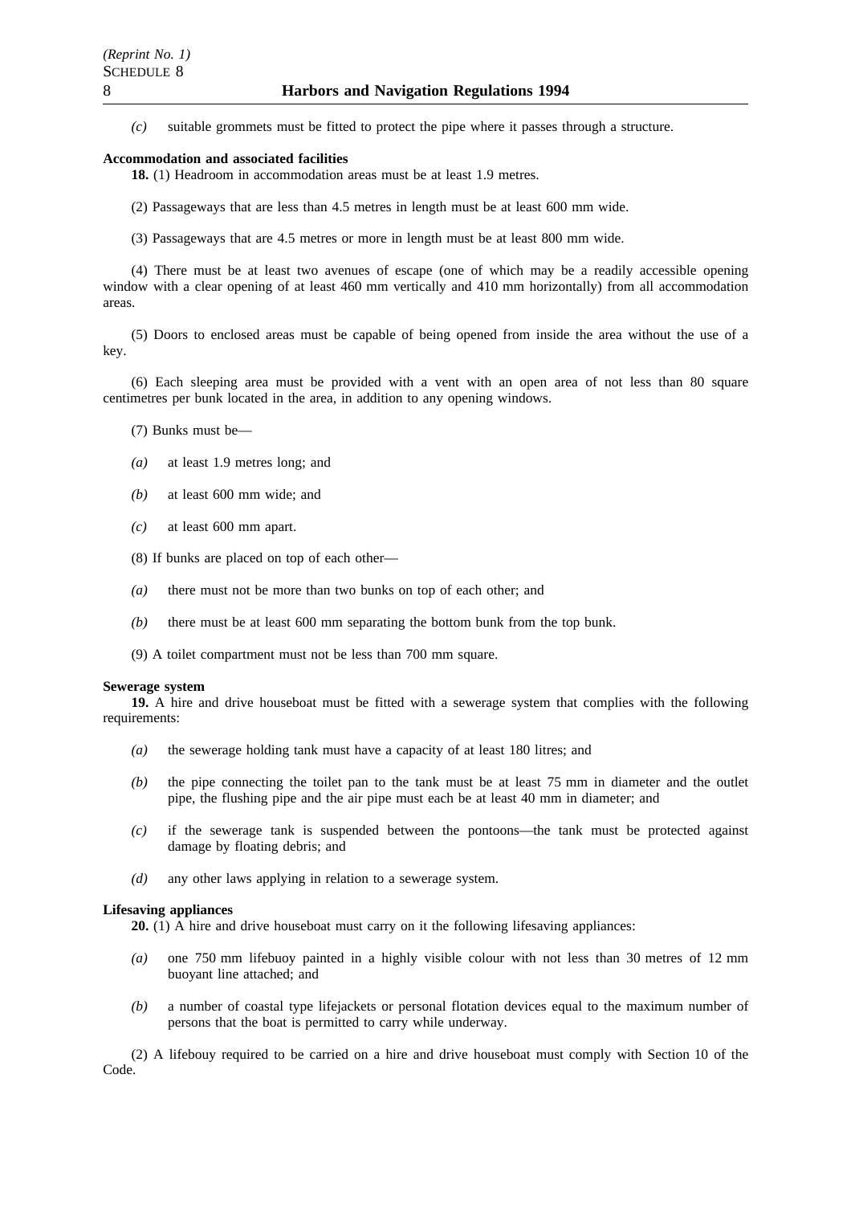*(c)* suitable grommets must be fitted to protect the pipe where it passes through a structure.

**Accommodation and associated facilities**

**18.** (1) Headroom in accommodation areas must be at least 1.9 metres.

(2) Passageways that are less than 4.5 metres in length must be at least 600 mm wide.

(3) Passageways that are 4.5 metres or more in length must be at least 800 mm wide.

(4) There must be at least two avenues of escape (one of which may be a readily accessible opening window with a clear opening of at least 460 mm vertically and 410 mm horizontally) from all accommodation areas.

(5) Doors to enclosed areas must be capable of being opened from inside the area without the use of a key.

(6) Each sleeping area must be provided with a vent with an open area of not less than 80 square centimetres per bunk located in the area, in addition to any opening windows.

(7) Bunks must be—

*(a)* at least 1.9 metres long; and

*(b)* at least 600 mm wide; and

*(c)* at least 600 mm apart.

(8) If bunks are placed on top of each other—

*(a)* there must not be more than two bunks on top of each other; and

*(b)* there must be at least 600 mm separating the bottom bunk from the top bunk.

(9) A toilet compartment must not be less than 700 mm square.

**Sewerage system**

**19.** A hire and drive houseboat must be fitted with a sewerage system that complies with the following requirements:

*(a)* the sewerage holding tank must have a capacity of at least 180 litres; and

*(b)* the pipe connecting the toilet pan to the tank must be at least 75 mm in diameter and the outlet pipe, the flushing pipe and the air pipe must each be at least 40 mm in diameter; and

*(c)* if the sewerage tank is suspended between the pontoons—the tank must be protected against damage by floating debris; and

*(d)* any other laws applying in relation to a sewerage system.

**Lifesaving appliances**

**20.** (1) A hire and drive houseboat must carry on it the following lifesaving appliances:

*(a)* one 750 mm lifebuoy painted in a highly visible colour with not less than 30 metres of 12 mm buoyant line attached; and

*(b)* a number of coastal type lifejackets or personal flotation devices equal to the maximum number of persons that the boat is permitted to carry while underway.

(2) A lifebouy required to be carried on a hire and drive houseboat must comply with Section 10 of the Code.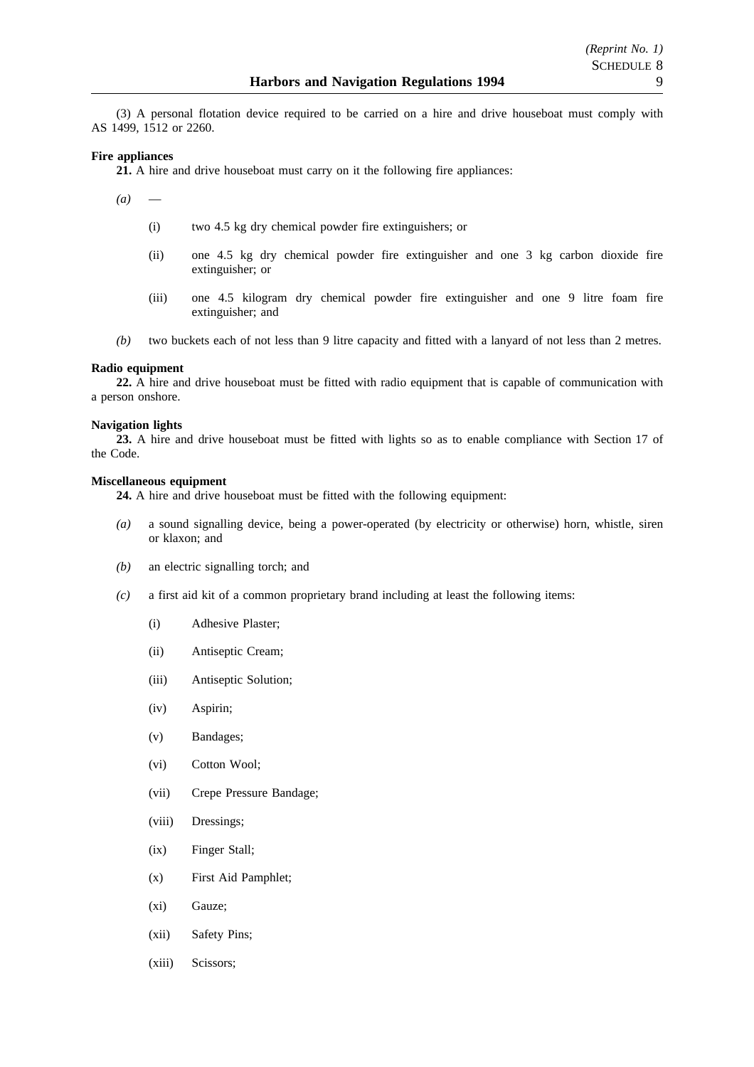(3) A personal flotation device required to be carried on a hire and drive houseboat must comply with AS 1499, 1512 or 2260.

**Fire appliances**

**21.** A hire and drive houseboat must carry on it the following fire appliances:

*(a)* —

(i) two 4.5 kg dry chemical powder fire extinguishers; or

(ii) one 4.5 kg dry chemical powder fire extinguisher and one 3 kg carbon dioxide fire extinguisher; or

(iii) one 4.5 kilogram dry chemical powder fire extinguisher and one 9 litre foam fire extinguisher; and

*(b)* two buckets each of not less than 9 litre capacity and fitted with a lanyard of not less than 2 metres.

**Radio equipment**

**22.** A hire and drive houseboat must be fitted with radio equipment that is capable of communication with a person onshore.

**Navigation lights**

**23.** A hire and drive houseboat must be fitted with lights so as to enable compliance with Section 17 of the Code.

**Miscellaneous equipment**

**24.** A hire and drive houseboat must be fitted with the following equipment:

*(a)* a sound signalling device, being a power-operated (by electricity or otherwise) horn, whistle, siren or klaxon; and

*(b)* an electric signalling torch; and

*(c)* a first aid kit of a common proprietary brand including at least the following items:

(i) Adhesive Plaster;

(ii) Antiseptic Cream;

(iii) Antiseptic Solution;

(iv) Aspirin;

(v) Bandages;

(vi) Cotton Wool;

(vii) Crepe Pressure Bandage;

(viii) Dressings;

(ix) Finger Stall;

(x) First Aid Pamphlet;

(xi) Gauze;

(xii) Safety Pins;

(xiii) Scissors;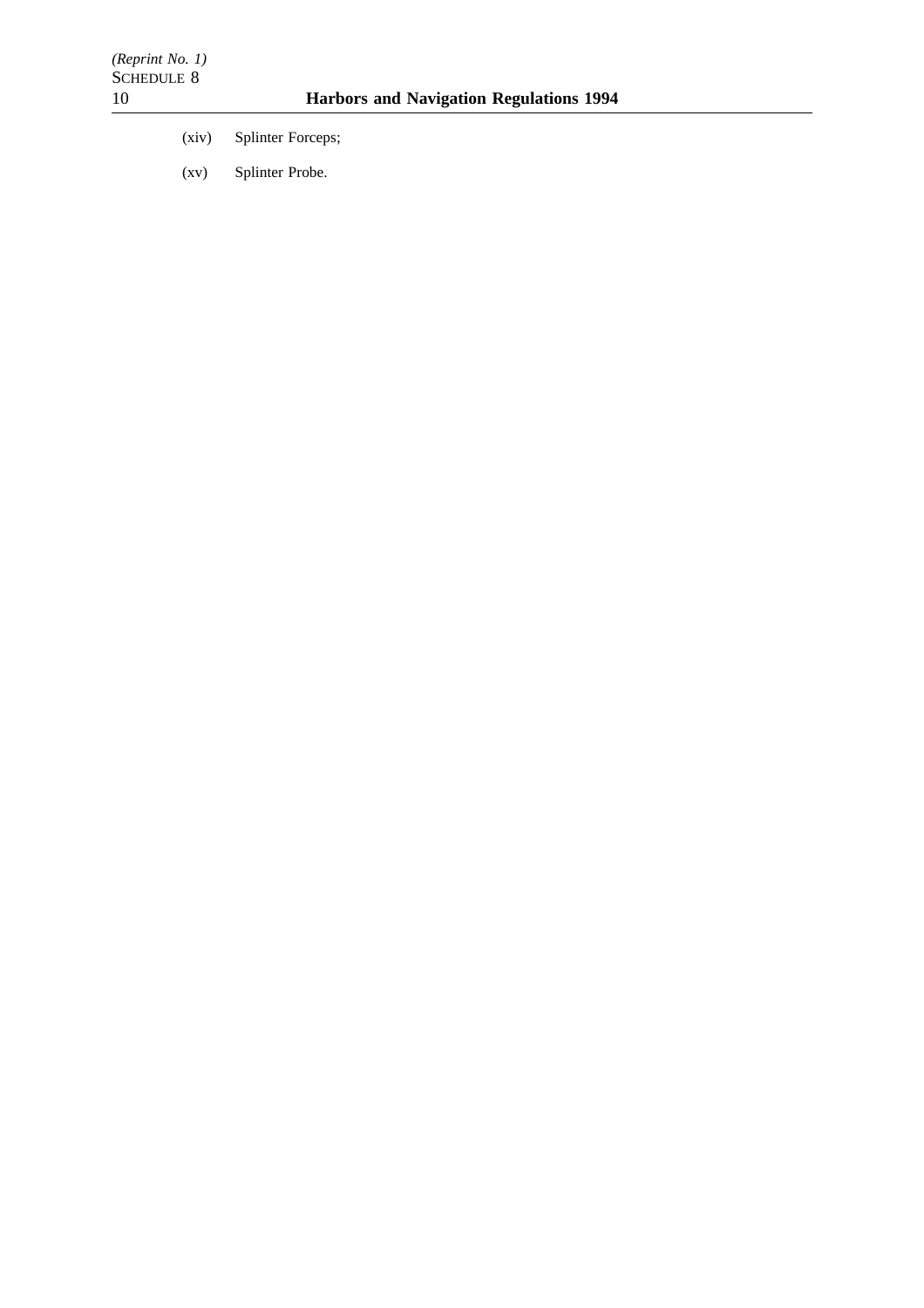(xiv) Splinter Forceps;

(xv) Splinter Probe.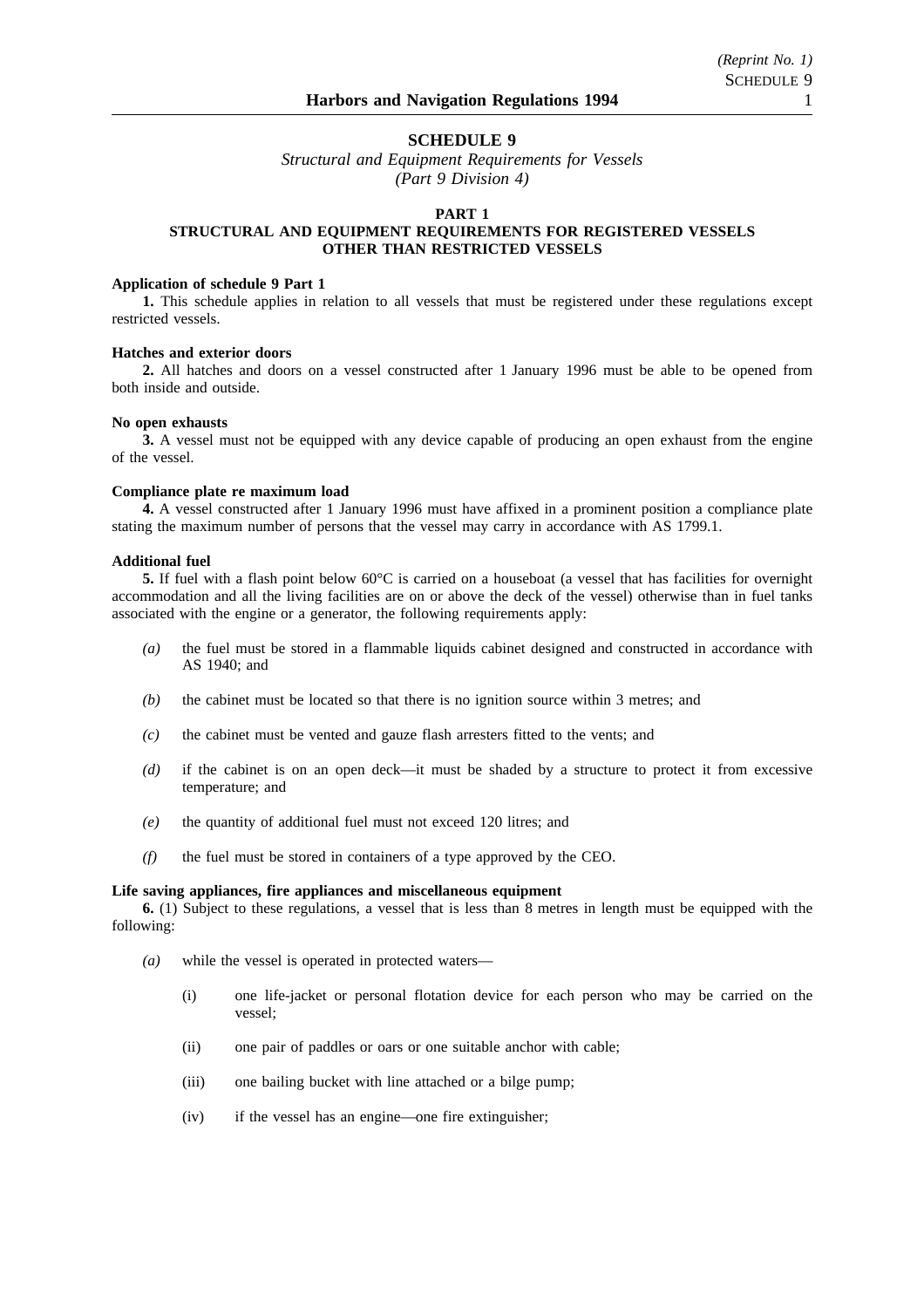# SCHEDULE 9

*Structural and Equipment Requirements for Vessels*
*(Part 9 Division 4)*

## PART 1
## STRUCTURAL AND EQUIPMENT REQUIREMENTS FOR REGISTERED VESSELS OTHER THAN RESTRICTED VESSELS

**Application of schedule 9 Part 1**

**1.** This schedule applies in relation to all vessels that must be registered under these regulations except restricted vessels.

**Hatches and exterior doors**

**2.** All hatches and doors on a vessel constructed after 1 January 1996 must be able to be opened from both inside and outside.

**No open exhausts**

**3.** A vessel must not be equipped with any device capable of producing an open exhaust from the engine of the vessel.

**Compliance plate re maximum load**

**4.** A vessel constructed after 1 January 1996 must have affixed in a prominent position a compliance plate stating the maximum number of persons that the vessel may carry in accordance with AS 1799.1.

**Additional fuel**

**5.** If fuel with a flash point below 60°C is carried on a houseboat (a vessel that has facilities for overnight accommodation and all the living facilities are on or above the deck of the vessel) otherwise than in fuel tanks associated with the engine or a generator, the following requirements apply:

*(a)* the fuel must be stored in a flammable liquids cabinet designed and constructed in accordance with AS 1940; and

*(b)* the cabinet must be located so that there is no ignition source within 3 metres; and

*(c)* the cabinet must be vented and gauze flash arresters fitted to the vents; and

*(d)* if the cabinet is on an open deck—it must be shaded by a structure to protect it from excessive temperature; and

*(e)* the quantity of additional fuel must not exceed 120 litres; and

*(f)* the fuel must be stored in containers of a type approved by the CEO.

**Life saving appliances, fire appliances and miscellaneous equipment**

**6.** (1) Subject to these regulations, a vessel that is less than 8 metres in length must be equipped with the following:

*(a)* while the vessel is operated in protected waters—

(i) one life-jacket or personal flotation device for each person who may be carried on the vessel;

(ii) one pair of paddles or oars or one suitable anchor with cable;

(iii) one bailing bucket with line attached or a bilge pump;

(iv) if the vessel has an engine—one fire extinguisher;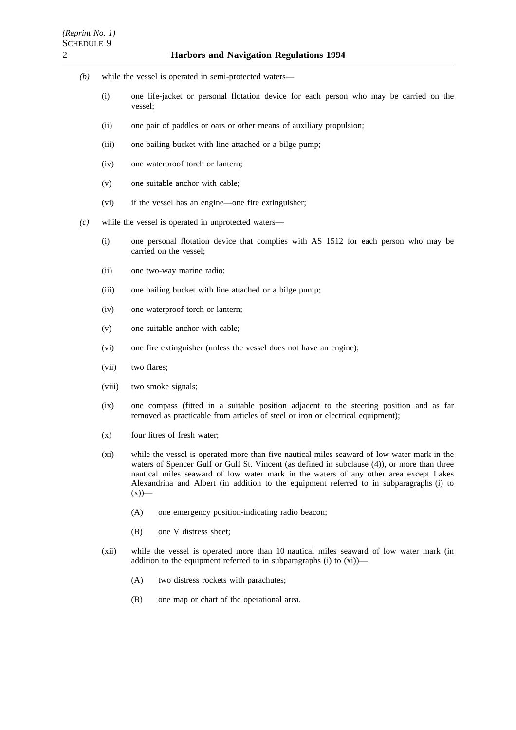*(b)* while the vessel is operated in semi-protected waters—

(i) one life-jacket or personal flotation device for each person who may be carried on the vessel;

(ii) one pair of paddles or oars or other means of auxiliary propulsion;

(iii) one bailing bucket with line attached or a bilge pump;

(iv) one waterproof torch or lantern;

(v) one suitable anchor with cable;

(vi) if the vessel has an engine—one fire extinguisher;

*(c)* while the vessel is operated in unprotected waters—

(i) one personal flotation device that complies with AS 1512 for each person who may be carried on the vessel;

(ii) one two-way marine radio;

(iii) one bailing bucket with line attached or a bilge pump;

(iv) one waterproof torch or lantern;

(v) one suitable anchor with cable;

(vi) one fire extinguisher (unless the vessel does not have an engine);

(vii) two flares;

(viii) two smoke signals;

(ix) one compass (fitted in a suitable position adjacent to the steering position and as far removed as practicable from articles of steel or iron or electrical equipment);

(x) four litres of fresh water;

(xi) while the vessel is operated more than five nautical miles seaward of low water mark in the waters of Spencer Gulf or Gulf St. Vincent (as defined in subclause (4)), or more than three nautical miles seaward of low water mark in the waters of any other area except Lakes Alexandrina and Albert (in addition to the equipment referred to in subparagraphs (i) to (x))—

(A) one emergency position-indicating radio beacon;

(B) one V distress sheet;

(xii) while the vessel is operated more than 10 nautical miles seaward of low water mark (in addition to the equipment referred to in subparagraphs (i) to (xi))—

(A) two distress rockets with parachutes;

(B) one map or chart of the operational area.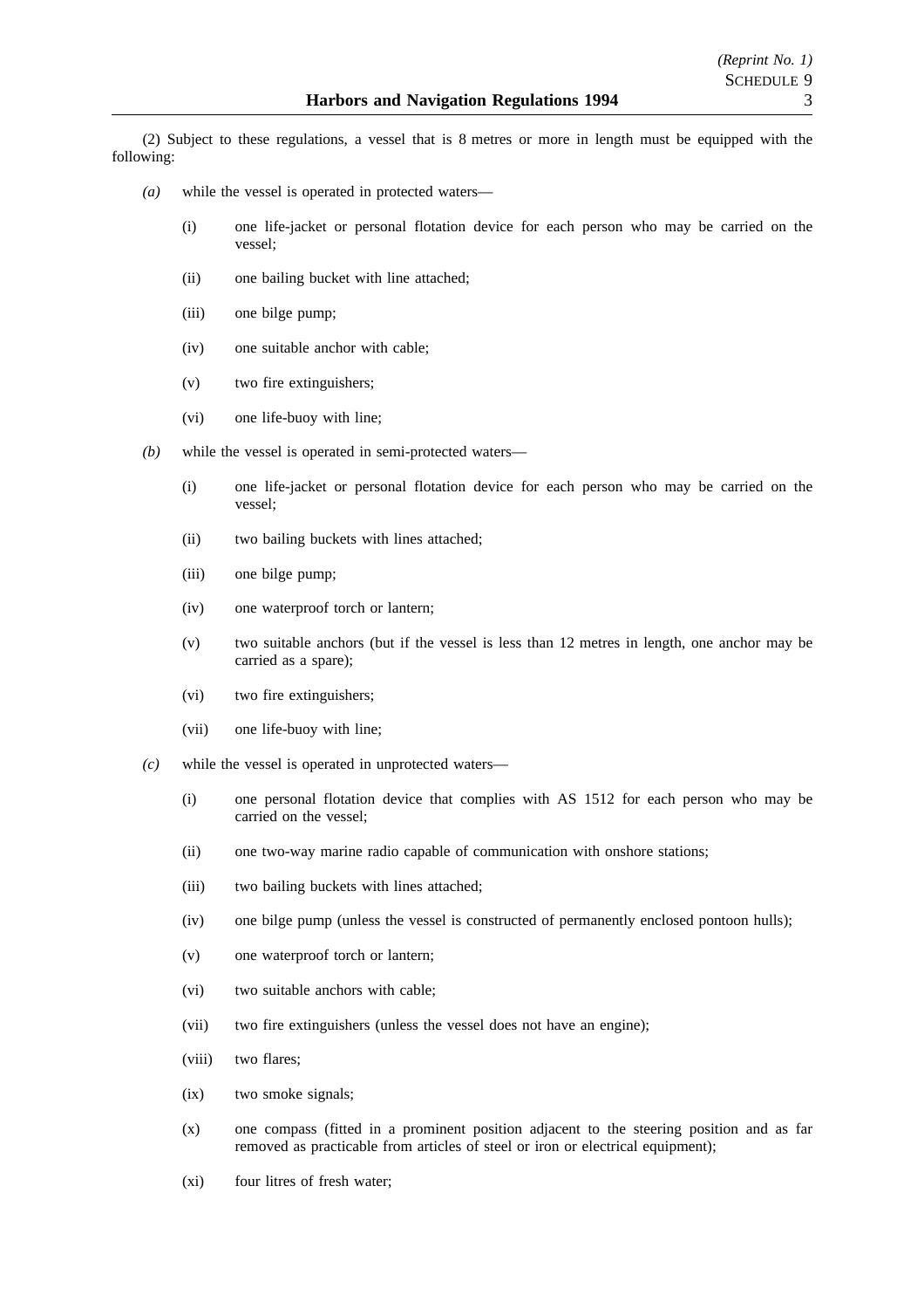(2) Subject to these regulations, a vessel that is 8 metres or more in length must be equipped with the following:

*(a)* while the vessel is operated in protected waters—

(i) one life-jacket or personal flotation device for each person who may be carried on the vessel;

(ii) one bailing bucket with line attached;

(iii) one bilge pump;

(iv) one suitable anchor with cable;

(v) two fire extinguishers;

(vi) one life-buoy with line;

*(b)* while the vessel is operated in semi-protected waters—

(i) one life-jacket or personal flotation device for each person who may be carried on the vessel;

(ii) two bailing buckets with lines attached;

(iii) one bilge pump;

(iv) one waterproof torch or lantern;

(v) two suitable anchors (but if the vessel is less than 12 metres in length, one anchor may be carried as a spare);

(vi) two fire extinguishers;

(vii) one life-buoy with line;

*(c)* while the vessel is operated in unprotected waters—

(i) one personal flotation device that complies with AS 1512 for each person who may be carried on the vessel;

(ii) one two-way marine radio capable of communication with onshore stations;

(iii) two bailing buckets with lines attached;

(iv) one bilge pump (unless the vessel is constructed of permanently enclosed pontoon hulls);

(v) one waterproof torch or lantern;

(vi) two suitable anchors with cable;

(vii) two fire extinguishers (unless the vessel does not have an engine);

(viii) two flares;

(ix) two smoke signals;

(x) one compass (fitted in a prominent position adjacent to the steering position and as far removed as practicable from articles of steel or iron or electrical equipment);

(xi) four litres of fresh water;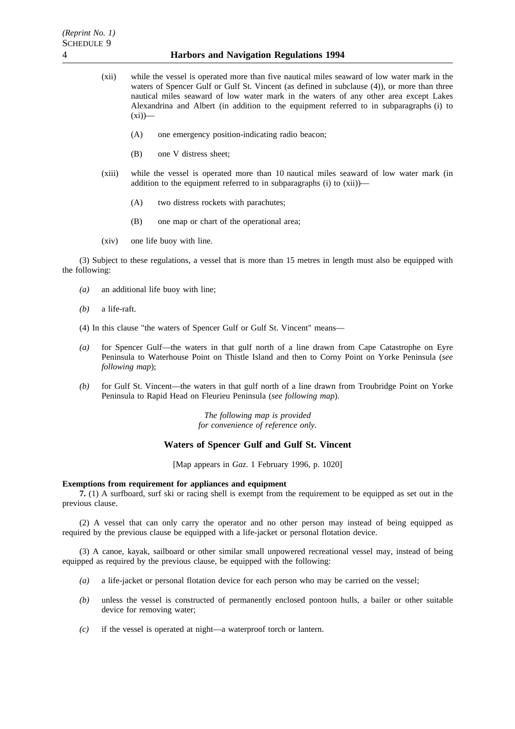(xii) while the vessel is operated more than five nautical miles seaward of low water mark in the waters of Spencer Gulf or Gulf St. Vincent (as defined in subclause (4)), or more than three nautical miles seaward of low water mark in the waters of any other area except Lakes Alexandrina and Albert (in addition to the equipment referred to in subparagraphs (i) to (xi))—

(A) one emergency position-indicating radio beacon;

(B) one V distress sheet;

(xiii) while the vessel is operated more than 10 nautical miles seaward of low water mark (in addition to the equipment referred to in subparagraphs (i) to (xii))—

(A) two distress rockets with parachutes;

(B) one map or chart of the operational area;

(xiv) one life buoy with line.

(3) Subject to these regulations, a vessel that is more than 15 metres in length must also be equipped with the following:

*(a)* an additional life buoy with line;

*(b)* a life-raft.

(4) In this clause "the waters of Spencer Gulf or Gulf St. Vincent" means—

*(a)* for Spencer Gulf—the waters in that gulf north of a line drawn from Cape Catastrophe on Eyre Peninsula to Waterhouse Point on Thistle Island and then to Corny Point on Yorke Peninsula (*see following map*);

*(b)* for Gulf St. Vincent—the waters in that gulf north of a line drawn from Troubridge Point on Yorke Peninsula to Rapid Head on Fleurieu Peninsula (*see following map*).

*The following map is provided for convenience of reference only.*

### Waters of Spencer Gulf and Gulf St. Vincent

[Map appears in *Gaz*. 1 February 1996, p. 1020]

**Exemptions from requirement for appliances and equipment**

**7.** (1) A surfboard, surf ski or racing shell is exempt from the requirement to be equipped as set out in the previous clause.

(2) A vessel that can only carry the operator and no other person may instead of being equipped as required by the previous clause be equipped with a life-jacket or personal flotation device.

(3) A canoe, kayak, sailboard or other similar small unpowered recreational vessel may, instead of being equipped as required by the previous clause, be equipped with the following:

*(a)* a life-jacket or personal flotation device for each person who may be carried on the vessel;

*(b)* unless the vessel is constructed of permanently enclosed pontoon hulls, a bailer or other suitable device for removing water;

*(c)* if the vessel is operated at night—a waterproof torch or lantern.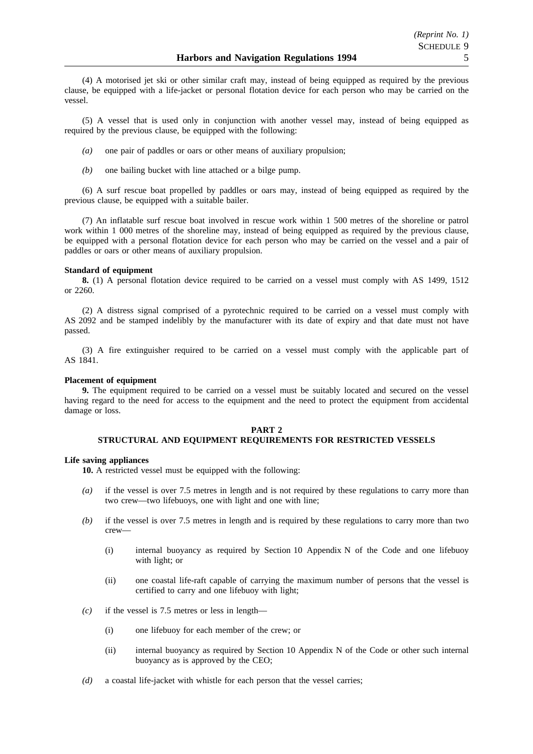(4) A motorised jet ski or other similar craft may, instead of being equipped as required by the previous clause, be equipped with a life-jacket or personal flotation device for each person who may be carried on the vessel.

(5) A vessel that is used only in conjunction with another vessel may, instead of being equipped as required by the previous clause, be equipped with the following:

*(a)* one pair of paddles or oars or other means of auxiliary propulsion;

*(b)* one bailing bucket with line attached or a bilge pump.

(6) A surf rescue boat propelled by paddles or oars may, instead of being equipped as required by the previous clause, be equipped with a suitable bailer.

(7) An inflatable surf rescue boat involved in rescue work within 1 500 metres of the shoreline or patrol work within 1 000 metres of the shoreline may, instead of being equipped as required by the previous clause, be equipped with a personal flotation device for each person who may be carried on the vessel and a pair of paddles or oars or other means of auxiliary propulsion.

**Standard of equipment**

**8.** (1) A personal flotation device required to be carried on a vessel must comply with AS 1499, 1512 or 2260.

(2) A distress signal comprised of a pyrotechnic required to be carried on a vessel must comply with AS 2092 and be stamped indelibly by the manufacturer with its date of expiry and that date must not have passed.

(3) A fire extinguisher required to be carried on a vessel must comply with the applicable part of AS 1841.

**Placement of equipment**

**9.** The equipment required to be carried on a vessel must be suitably located and secured on the vessel having regard to the need for access to the equipment and the need to protect the equipment from accidental damage or loss.

## PART 2
## STRUCTURAL AND EQUIPMENT REQUIREMENTS FOR RESTRICTED VESSELS

**Life saving appliances**

**10.** A restricted vessel must be equipped with the following:

*(a)* if the vessel is over 7.5 metres in length and is not required by these regulations to carry more than two crew—two lifebuoys, one with light and one with line;

*(b)* if the vessel is over 7.5 metres in length and is required by these regulations to carry more than two crew—

(i) internal buoyancy as required by Section 10 Appendix N of the Code and one lifebuoy with light; or

(ii) one coastal life-raft capable of carrying the maximum number of persons that the vessel is certified to carry and one lifebuoy with light;

*(c)* if the vessel is 7.5 metres or less in length—

(i) one lifebuoy for each member of the crew; or

(ii) internal buoyancy as required by Section 10 Appendix N of the Code or other such internal buoyancy as is approved by the CEO;

*(d)* a coastal life-jacket with whistle for each person that the vessel carries;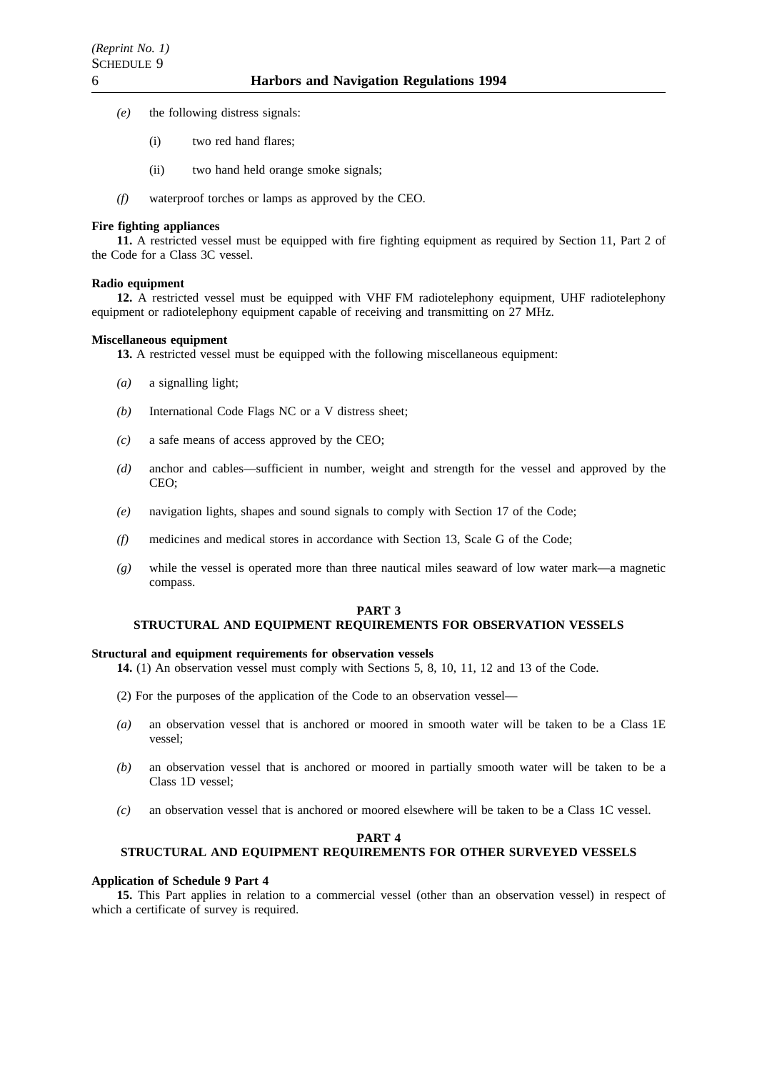*(e)* the following distress signals:

(i) two red hand flares;

(ii) two hand held orange smoke signals;

*(f)* waterproof torches or lamps as approved by the CEO.

**Fire fighting appliances**

**11.** A restricted vessel must be equipped with fire fighting equipment as required by Section 11, Part 2 of the Code for a Class 3C vessel.

**Radio equipment**

**12.** A restricted vessel must be equipped with VHF FM radiotelephony equipment, UHF radiotelephony equipment or radiotelephony equipment capable of receiving and transmitting on 27 MHz.

**Miscellaneous equipment**

**13.** A restricted vessel must be equipped with the following miscellaneous equipment:

*(a)* a signalling light;

*(b)* International Code Flags NC or a V distress sheet;

*(c)* a safe means of access approved by the CEO;

*(d)* anchor and cables—sufficient in number, weight and strength for the vessel and approved by the CEO;

*(e)* navigation lights, shapes and sound signals to comply with Section 17 of the Code;

*(f)* medicines and medical stores in accordance with Section 13, Scale G of the Code;

*(g)* while the vessel is operated more than three nautical miles seaward of low water mark—a magnetic compass.

## PART 3
## STRUCTURAL AND EQUIPMENT REQUIREMENTS FOR OBSERVATION VESSELS

**Structural and equipment requirements for observation vessels**

**14.** (1) An observation vessel must comply with Sections 5, 8, 10, 11, 12 and 13 of the Code.

(2) For the purposes of the application of the Code to an observation vessel—

*(a)* an observation vessel that is anchored or moored in smooth water will be taken to be a Class 1E vessel;

*(b)* an observation vessel that is anchored or moored in partially smooth water will be taken to be a Class 1D vessel;

*(c)* an observation vessel that is anchored or moored elsewhere will be taken to be a Class 1C vessel.

## PART 4
## STRUCTURAL AND EQUIPMENT REQUIREMENTS FOR OTHER SURVEYED VESSELS

**Application of Schedule 9 Part 4**

**15.** This Part applies in relation to a commercial vessel (other than an observation vessel) in respect of which a certificate of survey is required.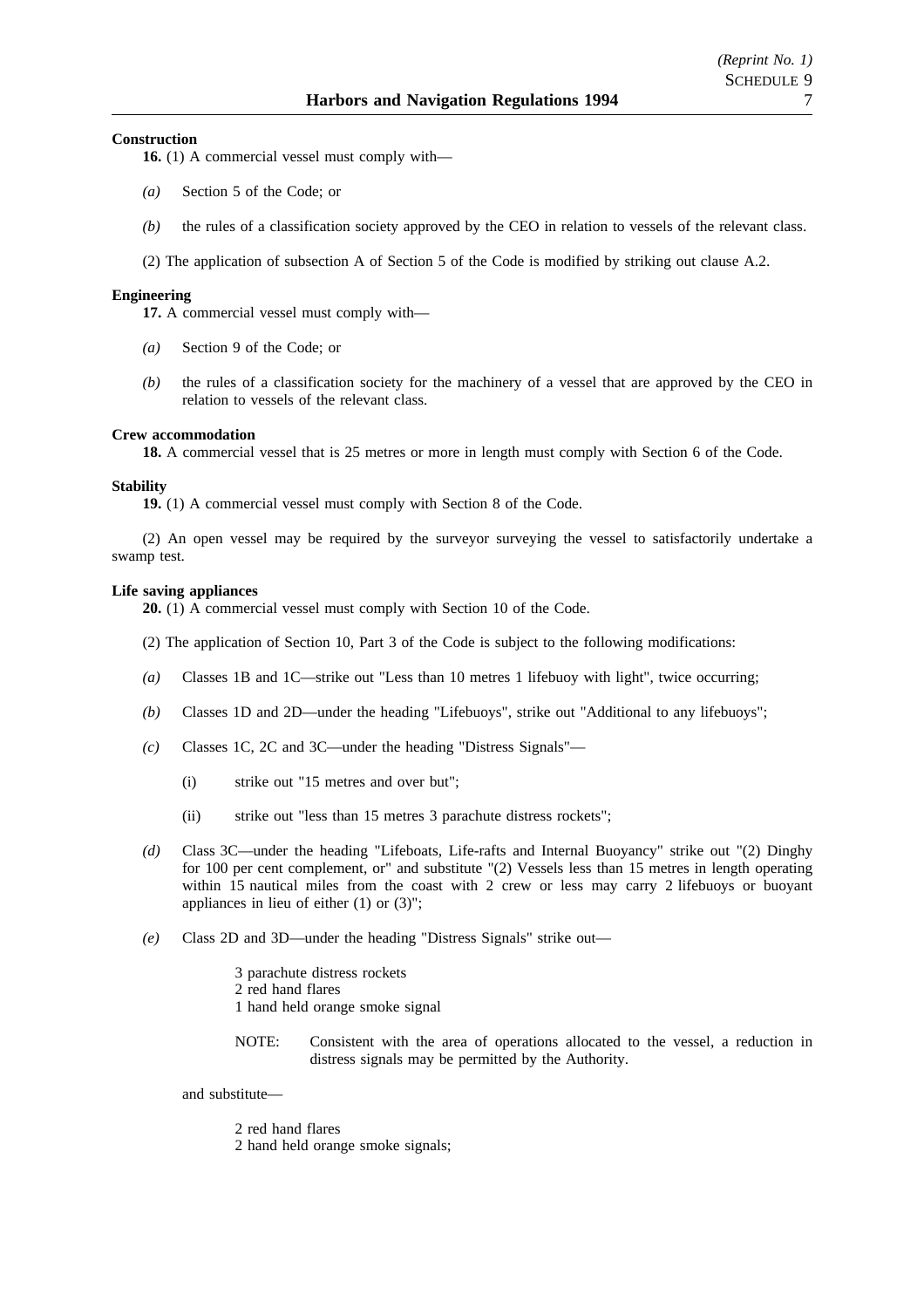**Construction**

**16.** (1) A commercial vessel must comply with—

*(a)* Section 5 of the Code; or

*(b)* the rules of a classification society approved by the CEO in relation to vessels of the relevant class.

(2) The application of subsection A of Section 5 of the Code is modified by striking out clause A.2.

**Engineering**

**17.** A commercial vessel must comply with—

*(a)* Section 9 of the Code; or

*(b)* the rules of a classification society for the machinery of a vessel that are approved by the CEO in relation to vessels of the relevant class.

**Crew accommodation**

**18.** A commercial vessel that is 25 metres or more in length must comply with Section 6 of the Code.

**Stability**

**19.** (1) A commercial vessel must comply with Section 8 of the Code.

(2) An open vessel may be required by the surveyor surveying the vessel to satisfactorily undertake a swamp test.

**Life saving appliances**

**20.** (1) A commercial vessel must comply with Section 10 of the Code.

(2) The application of Section 10, Part 3 of the Code is subject to the following modifications:

*(a)* Classes 1B and 1C—strike out "Less than 10 metres 1 lifebuoy with light", twice occurring;

*(b)* Classes 1D and 2D—under the heading "Lifebuoys", strike out "Additional to any lifebuoys";

*(c)* Classes 1C, 2C and 3C—under the heading "Distress Signals"—

(i) strike out "15 metres and over but";

(ii) strike out "less than 15 metres 3 parachute distress rockets";

*(d)* Class 3C—under the heading "Lifeboats, Life-rafts and Internal Buoyancy" strike out "(2) Dinghy for 100 per cent complement, or" and substitute "(2) Vessels less than 15 metres in length operating within 15 nautical miles from the coast with 2 crew or less may carry 2 lifebuoys or buoyant appliances in lieu of either (1) or (3)";

*(e)* Class 2D and 3D—under the heading "Distress Signals" strike out—

3 parachute distress rockets
2 red hand flares
1 hand held orange smoke signal

NOTE: Consistent with the area of operations allocated to the vessel, a reduction in distress signals may be permitted by the Authority.

and substitute—

2 red hand flares
2 hand held orange smoke signals;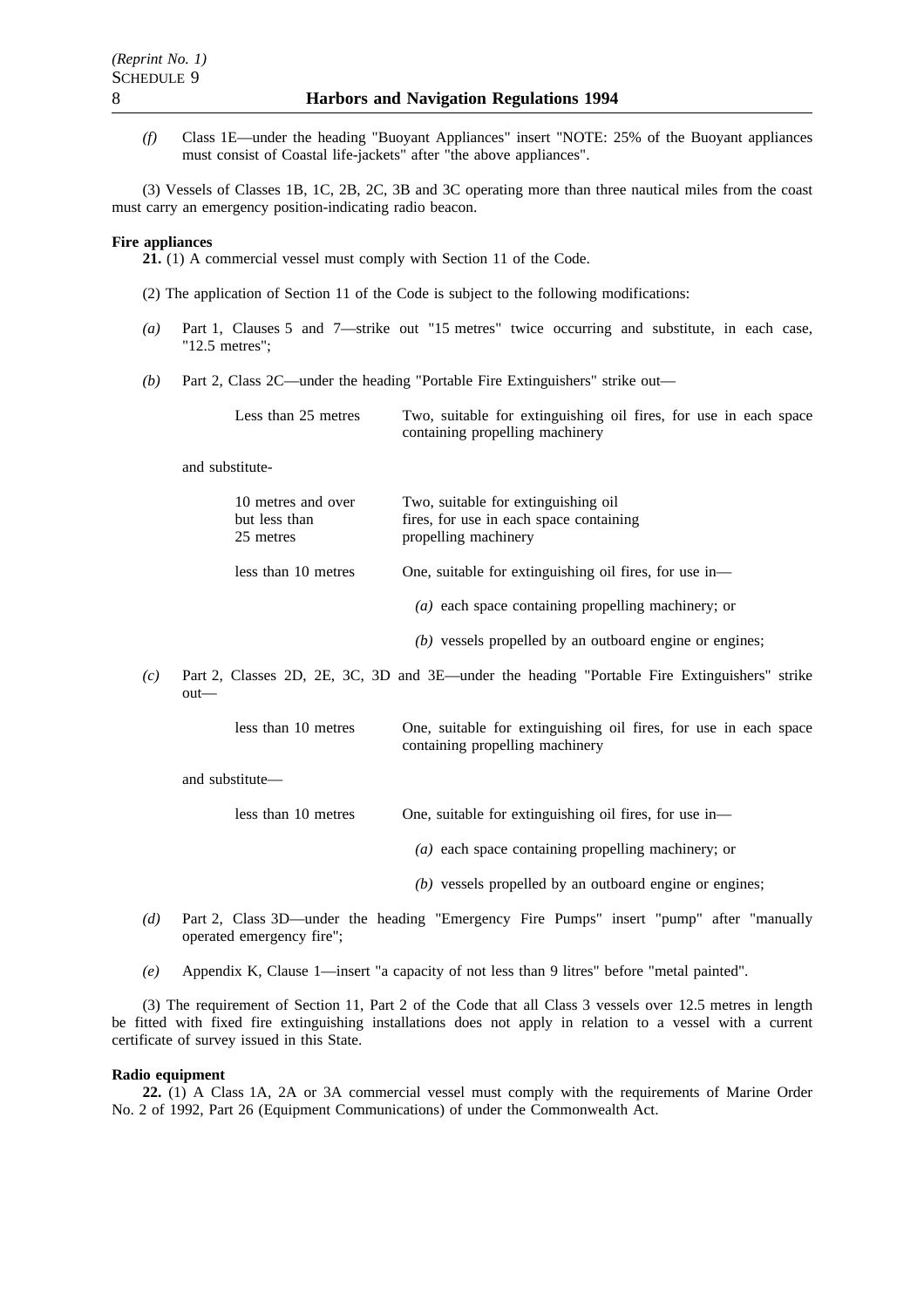*(f)* Class 1E—under the heading "Buoyant Appliances" insert "NOTE: 25% of the Buoyant appliances must consist of Coastal life-jackets" after "the above appliances".

(3) Vessels of Classes 1B, 1C, 2B, 2C, 3B and 3C operating more than three nautical miles from the coast must carry an emergency position-indicating radio beacon.

**Fire appliances**

**21.** (1) A commercial vessel must comply with Section 11 of the Code.

(2) The application of Section 11 of the Code is subject to the following modifications:

*(a)* Part 1, Clauses 5 and 7—strike out "15 metres" twice occurring and substitute, in each case, "12.5 metres";

*(b)* Part 2, Class 2C—under the heading "Portable Fire Extinguishers" strike out—

| | |
|---|---|
| Less than 25 metres | Two, suitable for extinguishing oil fires, for use in each space containing propelling machinery |

and substitute-

| | |
|---|---|
| 10 metres and over but less than 25 metres | Two, suitable for extinguishing oil fires, for use in each space containing propelling machinery |
| less than 10 metres | One, suitable for extinguishing oil fires, for use in—<br>*(a)* each space containing propelling machinery; or<br>*(b)* vessels propelled by an outboard engine or engines; |

*(c)* Part 2, Classes 2D, 2E, 3C, 3D and 3E—under the heading "Portable Fire Extinguishers" strike out—

| | |
|---|---|
| less than 10 metres | One, suitable for extinguishing oil fires, for use in each space containing propelling machinery |

and substitute—

| | |
|---|---|
| less than 10 metres | One, suitable for extinguishing oil fires, for use in—<br>*(a)* each space containing propelling machinery; or<br>*(b)* vessels propelled by an outboard engine or engines; |

*(d)* Part 2, Class 3D—under the heading "Emergency Fire Pumps" insert "pump" after "manually operated emergency fire";

*(e)* Appendix K, Clause 1—insert "a capacity of not less than 9 litres" before "metal painted".

(3) The requirement of Section 11, Part 2 of the Code that all Class 3 vessels over 12.5 metres in length be fitted with fixed fire extinguishing installations does not apply in relation to a vessel with a current certificate of survey issued in this State.

**Radio equipment**

**22.** (1) A Class 1A, 2A or 3A commercial vessel must comply with the requirements of Marine Order No. 2 of 1992, Part 26 (Equipment Communications) of under the Commonwealth Act.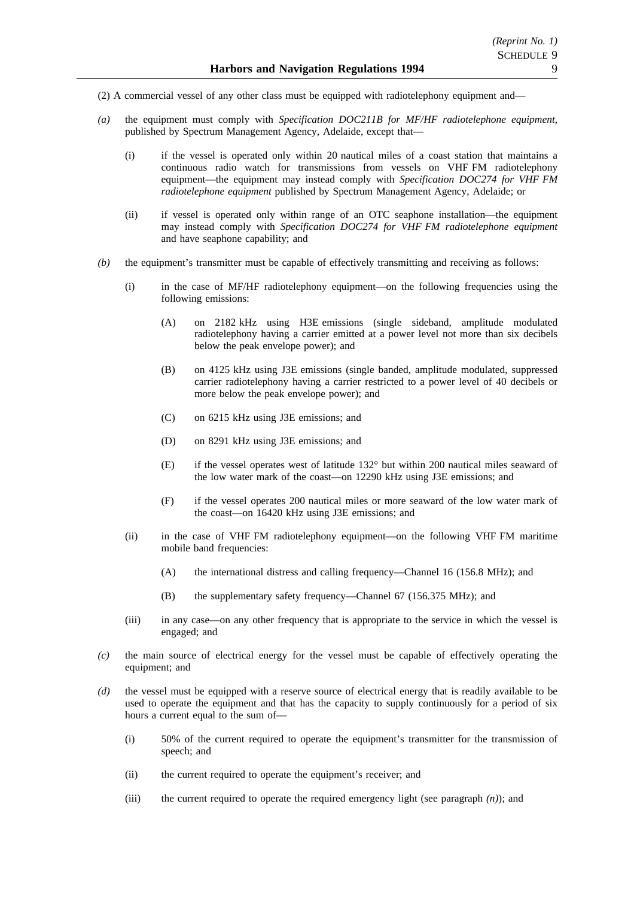(2) A commercial vessel of any other class must be equipped with radiotelephony equipment and—

*(a)* the equipment must comply with *Specification DOC211B for MF/HF radiotelephone equipment*, published by Spectrum Management Agency, Adelaide, except that—

(i) if the vessel is operated only within 20 nautical miles of a coast station that maintains a continuous radio watch for transmissions from vessels on VHF FM radiotelephony equipment—the equipment may instead comply with *Specification DOC274 for VHF FM radiotelephone equipment* published by Spectrum Management Agency, Adelaide; or

(ii) if vessel is operated only within range of an OTC seaphone installation—the equipment may instead comply with *Specification DOC274 for VHF FM radiotelephone equipment* and have seaphone capability; and

*(b)* the equipment's transmitter must be capable of effectively transmitting and receiving as follows:

(i) in the case of MF/HF radiotelephony equipment—on the following frequencies using the following emissions:

(A) on 2182 kHz using H3E emissions (single sideband, amplitude modulated radiotelephony having a carrier emitted at a power level not more than six decibels below the peak envelope power); and

(B) on 4125 kHz using J3E emissions (single banded, amplitude modulated, suppressed carrier radiotelephony having a carrier restricted to a power level of 40 decibels or more below the peak envelope power); and

(C) on 6215 kHz using J3E emissions; and

(D) on 8291 kHz using J3E emissions; and

(E) if the vessel operates west of latitude 132° but within 200 nautical miles seaward of the low water mark of the coast—on 12290 kHz using J3E emissions; and

(F) if the vessel operates 200 nautical miles or more seaward of the low water mark of the coast—on 16420 kHz using J3E emissions; and

(ii) in the case of VHF FM radiotelephony equipment—on the following VHF FM maritime mobile band frequencies:

(A) the international distress and calling frequency—Channel 16 (156.8 MHz); and

(B) the supplementary safety frequency—Channel 67 (156.375 MHz); and

(iii) in any case—on any other frequency that is appropriate to the service in which the vessel is engaged; and

*(c)* the main source of electrical energy for the vessel must be capable of effectively operating the equipment; and

*(d)* the vessel must be equipped with a reserve source of electrical energy that is readily available to be used to operate the equipment and that has the capacity to supply continuously for a period of six hours a current equal to the sum of—

(i) 50% of the current required to operate the equipment's transmitter for the transmission of speech; and

(ii) the current required to operate the equipment's receiver; and

(iii) the current required to operate the required emergency light (see paragraph *(n)*); and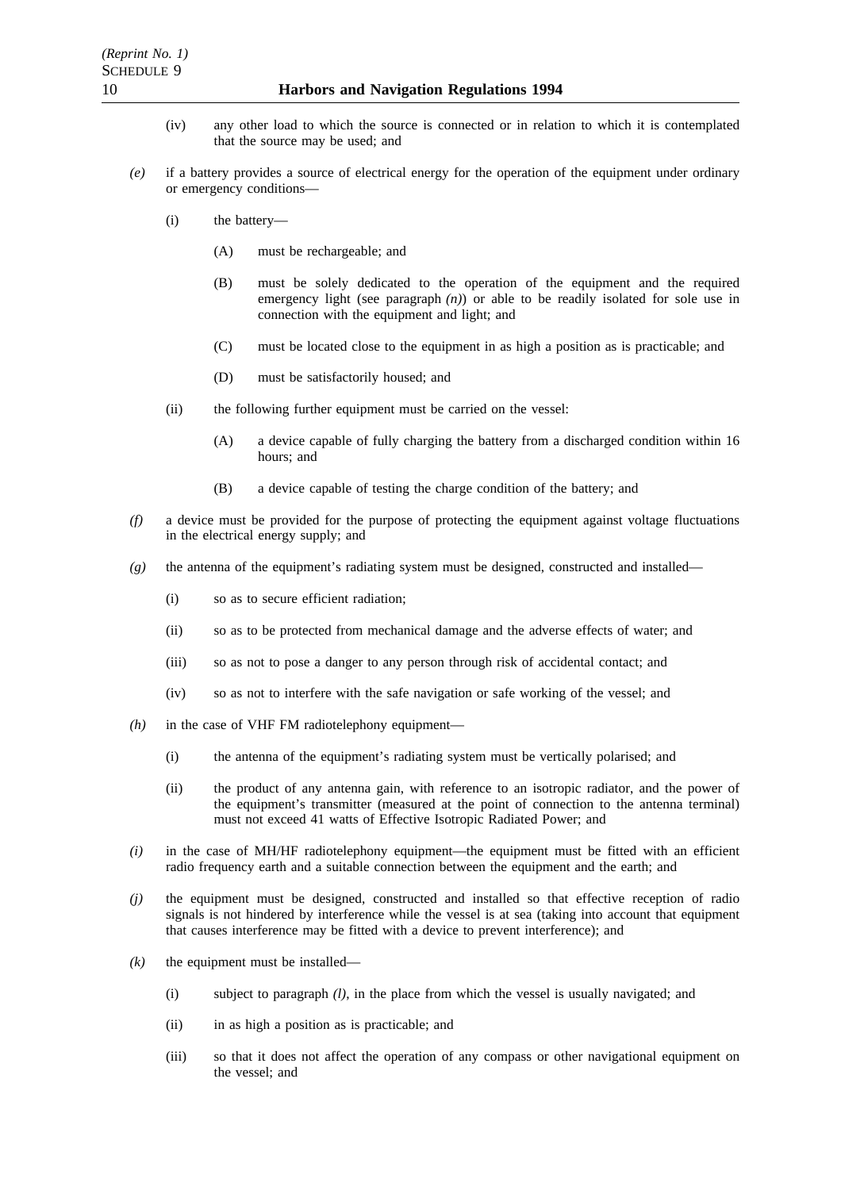(iv) any other load to which the source is connected or in relation to which it is contemplated that the source may be used; and

*(e)* if a battery provides a source of electrical energy for the operation of the equipment under ordinary or emergency conditions—

(i) the battery—

(A) must be rechargeable; and

(B) must be solely dedicated to the operation of the equipment and the required emergency light (see paragraph *(n)*) or able to be readily isolated for sole use in connection with the equipment and light; and

(C) must be located close to the equipment in as high a position as is practicable; and

(D) must be satisfactorily housed; and

(ii) the following further equipment must be carried on the vessel:

(A) a device capable of fully charging the battery from a discharged condition within 16 hours; and

(B) a device capable of testing the charge condition of the battery; and

*(f)* a device must be provided for the purpose of protecting the equipment against voltage fluctuations in the electrical energy supply; and

*(g)* the antenna of the equipment's radiating system must be designed, constructed and installed—

(i) so as to secure efficient radiation;

(ii) so as to be protected from mechanical damage and the adverse effects of water; and

(iii) so as not to pose a danger to any person through risk of accidental contact; and

(iv) so as not to interfere with the safe navigation or safe working of the vessel; and

*(h)* in the case of VHF FM radiotelephony equipment—

(i) the antenna of the equipment's radiating system must be vertically polarised; and

(ii) the product of any antenna gain, with reference to an isotropic radiator, and the power of the equipment's transmitter (measured at the point of connection to the antenna terminal) must not exceed 41 watts of Effective Isotropic Radiated Power; and

*(i)* in the case of MH/HF radiotelephony equipment—the equipment must be fitted with an efficient radio frequency earth and a suitable connection between the equipment and the earth; and

*(j)* the equipment must be designed, constructed and installed so that effective reception of radio signals is not hindered by interference while the vessel is at sea (taking into account that equipment that causes interference may be fitted with a device to prevent interference); and

*(k)* the equipment must be installed—

(i) subject to paragraph *(l)*, in the place from which the vessel is usually navigated; and

(ii) in as high a position as is practicable; and

(iii) so that it does not affect the operation of any compass or other navigational equipment on the vessel; and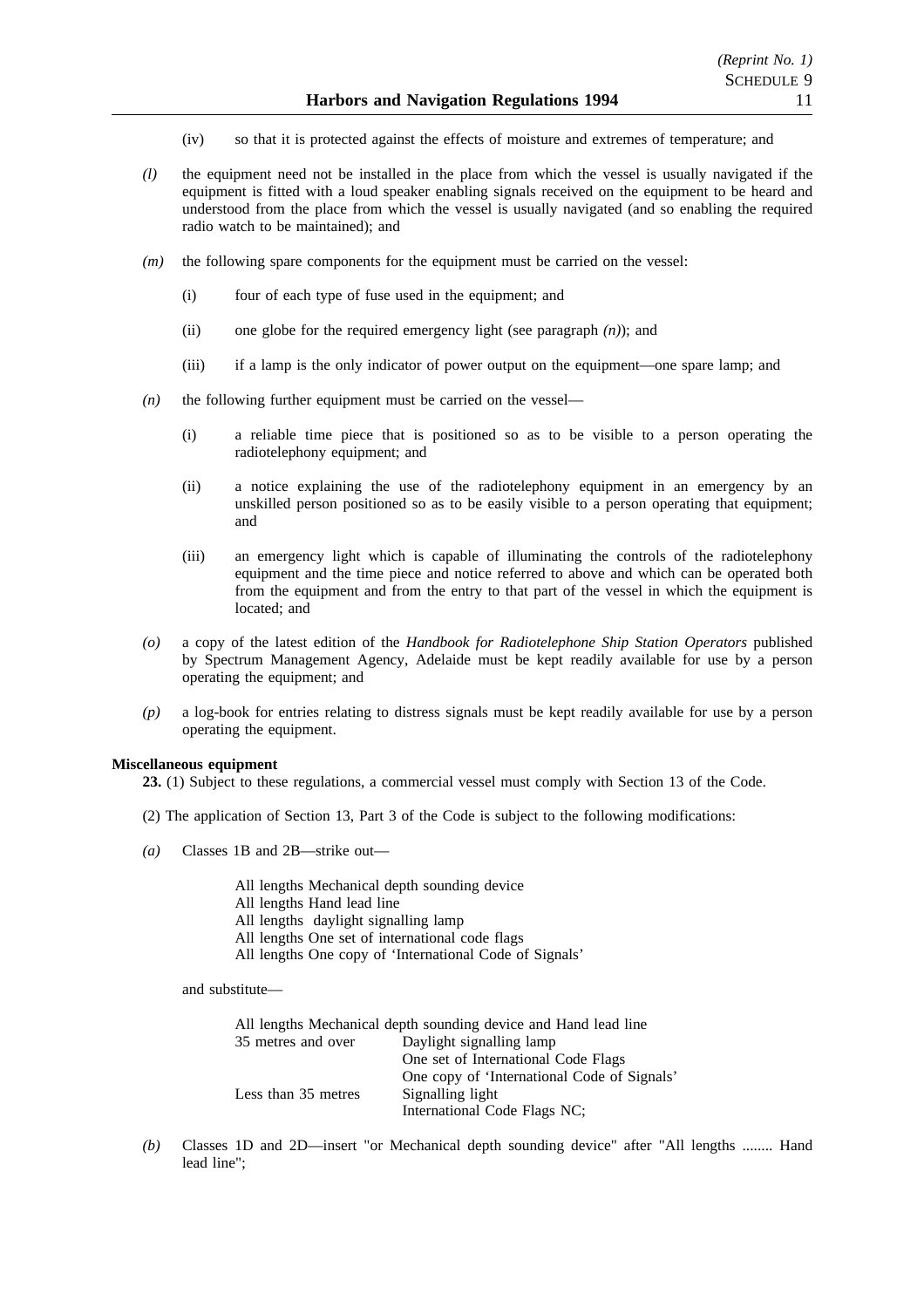(iv) so that it is protected against the effects of moisture and extremes of temperature; and

*(l)* the equipment need not be installed in the place from which the vessel is usually navigated if the equipment is fitted with a loud speaker enabling signals received on the equipment to be heard and understood from the place from which the vessel is usually navigated (and so enabling the required radio watch to be maintained); and

*(m)* the following spare components for the equipment must be carried on the vessel:

(i) four of each type of fuse used in the equipment; and

(ii) one globe for the required emergency light (see paragraph *(n)*); and

(iii) if a lamp is the only indicator of power output on the equipment—one spare lamp; and

*(n)* the following further equipment must be carried on the vessel—

(i) a reliable time piece that is positioned so as to be visible to a person operating the radiotelephony equipment; and

(ii) a notice explaining the use of the radiotelephony equipment in an emergency by an unskilled person positioned so as to be easily visible to a person operating that equipment; and

(iii) an emergency light which is capable of illuminating the controls of the radiotelephony equipment and the time piece and notice referred to above and which can be operated both from the equipment and from the entry to that part of the vessel in which the equipment is located; and

*(o)* a copy of the latest edition of the *Handbook for Radiotelephone Ship Station Operators* published by Spectrum Management Agency, Adelaide must be kept readily available for use by a person operating the equipment; and

*(p)* a log-book for entries relating to distress signals must be kept readily available for use by a person operating the equipment.

**Miscellaneous equipment**

**23.** (1) Subject to these regulations, a commercial vessel must comply with Section 13 of the Code.

(2) The application of Section 13, Part 3 of the Code is subject to the following modifications:

*(a)* Classes 1B and 2B—strike out—

All lengths Mechanical depth sounding device
All lengths Hand lead line
All lengths daylight signalling lamp
All lengths One set of international code flags
All lengths One copy of 'International Code of Signals'

and substitute—

All lengths Mechanical depth sounding device and Hand lead line

| | |
|---|---|
| 35 metres and over | Daylight signalling lamp |
| | One set of International Code Flags |
| | One copy of 'International Code of Signals' |
| Less than 35 metres | Signalling light |
| | International Code Flags NC; |

*(b)* Classes 1D and 2D—insert "or Mechanical depth sounding device" after "All lengths ........ Hand lead line";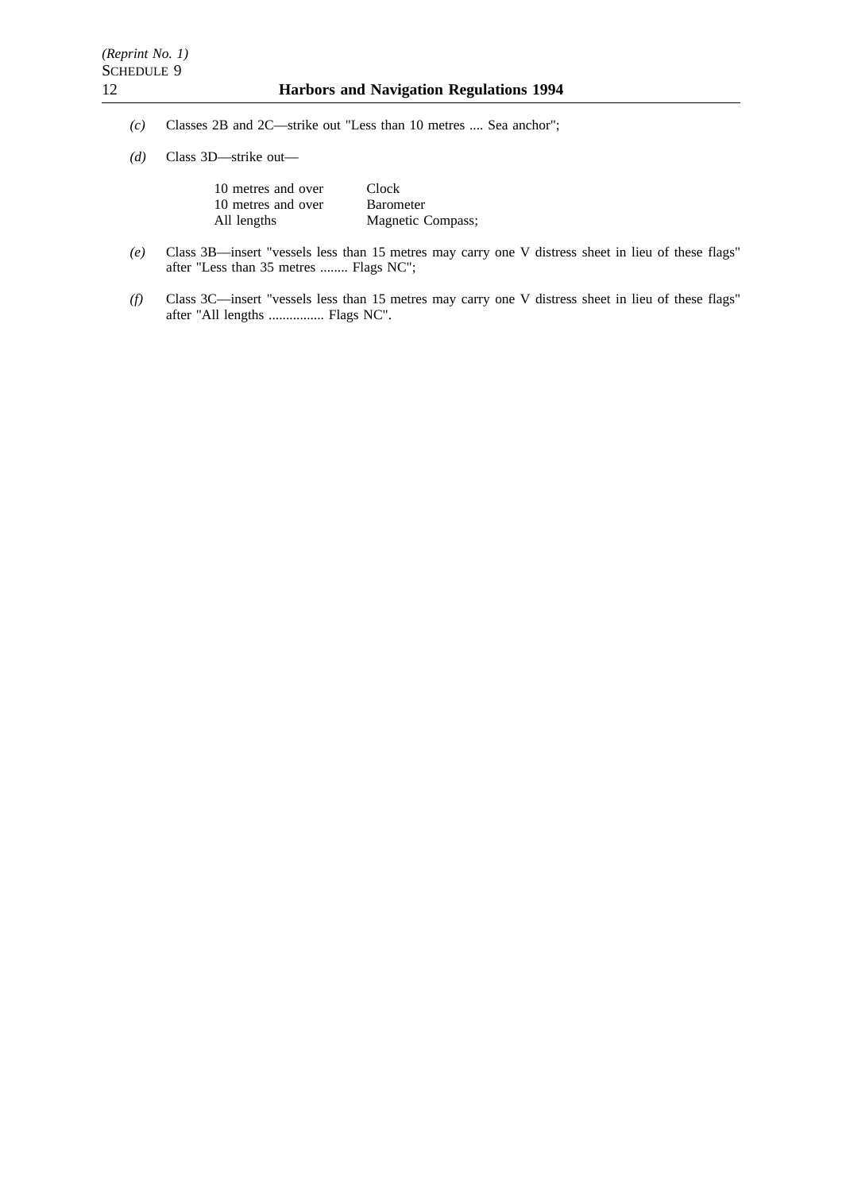*(c)* Classes 2B and 2C—strike out "Less than 10 metres .... Sea anchor";

*(d)* Class 3D—strike out—

| | |
|---|---|
| 10 metres and over | Clock |
| 10 metres and over | Barometer |
| All lengths | Magnetic Compass; |

*(e)* Class 3B—insert "vessels less than 15 metres may carry one V distress sheet in lieu of these flags" after "Less than 35 metres ........ Flags NC";

*(f)* Class 3C—insert "vessels less than 15 metres may carry one V distress sheet in lieu of these flags" after "All lengths ................ Flags NC".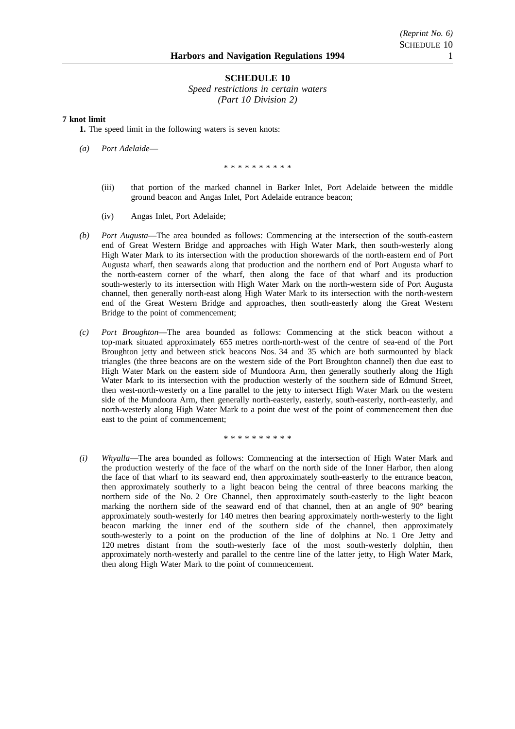## SCHEDULE 10

*Speed restrictions in certain waters*
*(Part 10 Division 2)*

**7 knot limit**

**1.** The speed limit in the following waters is seven knots:

*(a)* *Port Adelaide*—

\* \* \* \* \* \* \* \* \* \*

(iii) that portion of the marked channel in Barker Inlet, Port Adelaide between the middle ground beacon and Angas Inlet, Port Adelaide entrance beacon;

(iv) Angas Inlet, Port Adelaide;

*(b)* *Port Augusta*—The area bounded as follows: Commencing at the intersection of the south-eastern end of Great Western Bridge and approaches with High Water Mark, then south-westerly along High Water Mark to its intersection with the production shorewards of the north-eastern end of Port Augusta wharf, then seawards along that production and the northern end of Port Augusta wharf to the north-eastern corner of the wharf, then along the face of that wharf and its production south-westerly to its intersection with High Water Mark on the north-western side of Port Augusta channel, then generally north-east along High Water Mark to its intersection with the north-western end of the Great Western Bridge and approaches, then south-easterly along the Great Western Bridge to the point of commencement;

*(c)* *Port Broughton*—The area bounded as follows: Commencing at the stick beacon without a top-mark situated approximately 655 metres north-north-west of the centre of sea-end of the Port Broughton jetty and between stick beacons Nos. 34 and 35 which are both surmounted by black triangles (the three beacons are on the western side of the Port Broughton channel) then due east to High Water Mark on the eastern side of Mundoora Arm, then generally southerly along the High Water Mark to its intersection with the production westerly of the southern side of Edmund Street, then west-north-westerly on a line parallel to the jetty to intersect High Water Mark on the western side of the Mundoora Arm, then generally north-easterly, easterly, south-easterly, north-easterly, and north-westerly along High Water Mark to a point due west of the point of commencement then due east to the point of commencement;

\* \* \* \* \* \* \* \* \* \*

*(i)* *Whyalla*—The area bounded as follows: Commencing at the intersection of High Water Mark and the production westerly of the face of the wharf on the north side of the Inner Harbor, then along the face of that wharf to its seaward end, then approximately south-easterly to the entrance beacon, then approximately southerly to a light beacon being the central of three beacons marking the northern side of the No. 2 Ore Channel, then approximately south-easterly to the light beacon marking the northern side of the seaward end of that channel, then at an angle of 90° bearing approximately south-westerly for 140 metres then bearing approximately north-westerly to the light beacon marking the inner end of the southern side of the channel, then approximately south-westerly to a point on the production of the line of dolphins at No. 1 Ore Jetty and 120 metres distant from the south-westerly face of the most south-westerly dolphin, then approximately north-westerly and parallel to the centre line of the latter jetty, to High Water Mark, then along High Water Mark to the point of commencement.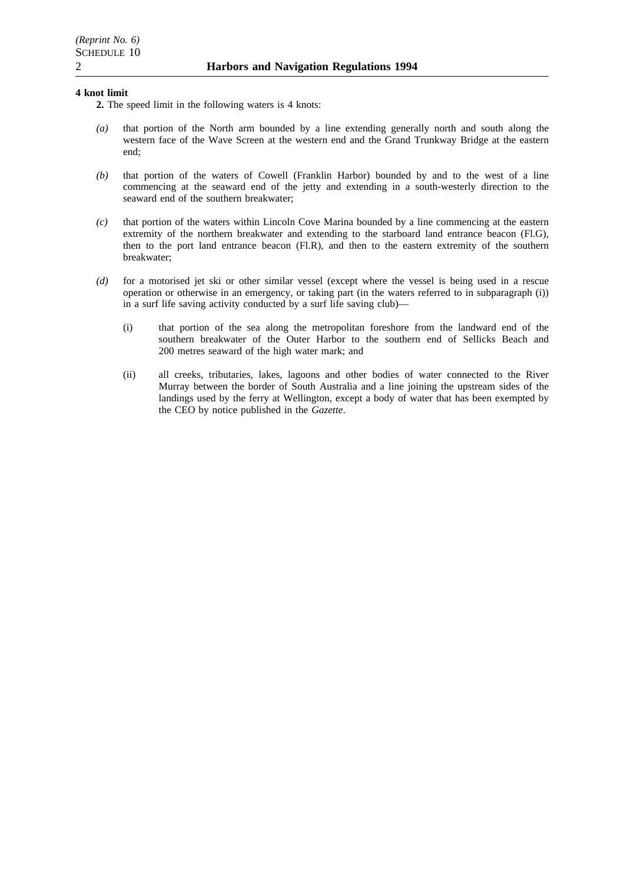**4 knot limit**

**2.** The speed limit in the following waters is 4 knots:

*(a)* that portion of the North arm bounded by a line extending generally north and south along the western face of the Wave Screen at the western end and the Grand Trunkway Bridge at the eastern end;

*(b)* that portion of the waters of Cowell (Franklin Harbor) bounded by and to the west of a line commencing at the seaward end of the jetty and extending in a south-westerly direction to the seaward end of the southern breakwater;

*(c)* that portion of the waters within Lincoln Cove Marina bounded by a line commencing at the eastern extremity of the northern breakwater and extending to the starboard land entrance beacon (Fl.G), then to the port land entrance beacon (Fl.R), and then to the eastern extremity of the southern breakwater;

*(d)* for a motorised jet ski or other similar vessel (except where the vessel is being used in a rescue operation or otherwise in an emergency, or taking part (in the waters referred to in subparagraph (i)) in a surf life saving activity conducted by a surf life saving club)—

  (i) that portion of the sea along the metropolitan foreshore from the landward end of the southern breakwater of the Outer Harbor to the southern end of Sellicks Beach and 200 metres seaward of the high water mark; and

  (ii) all creeks, tributaries, lakes, lagoons and other bodies of water connected to the River Murray between the border of South Australia and a line joining the upstream sides of the landings used by the ferry at Wellington, except a body of water that has been exempted by the CEO by notice published in the *Gazette*.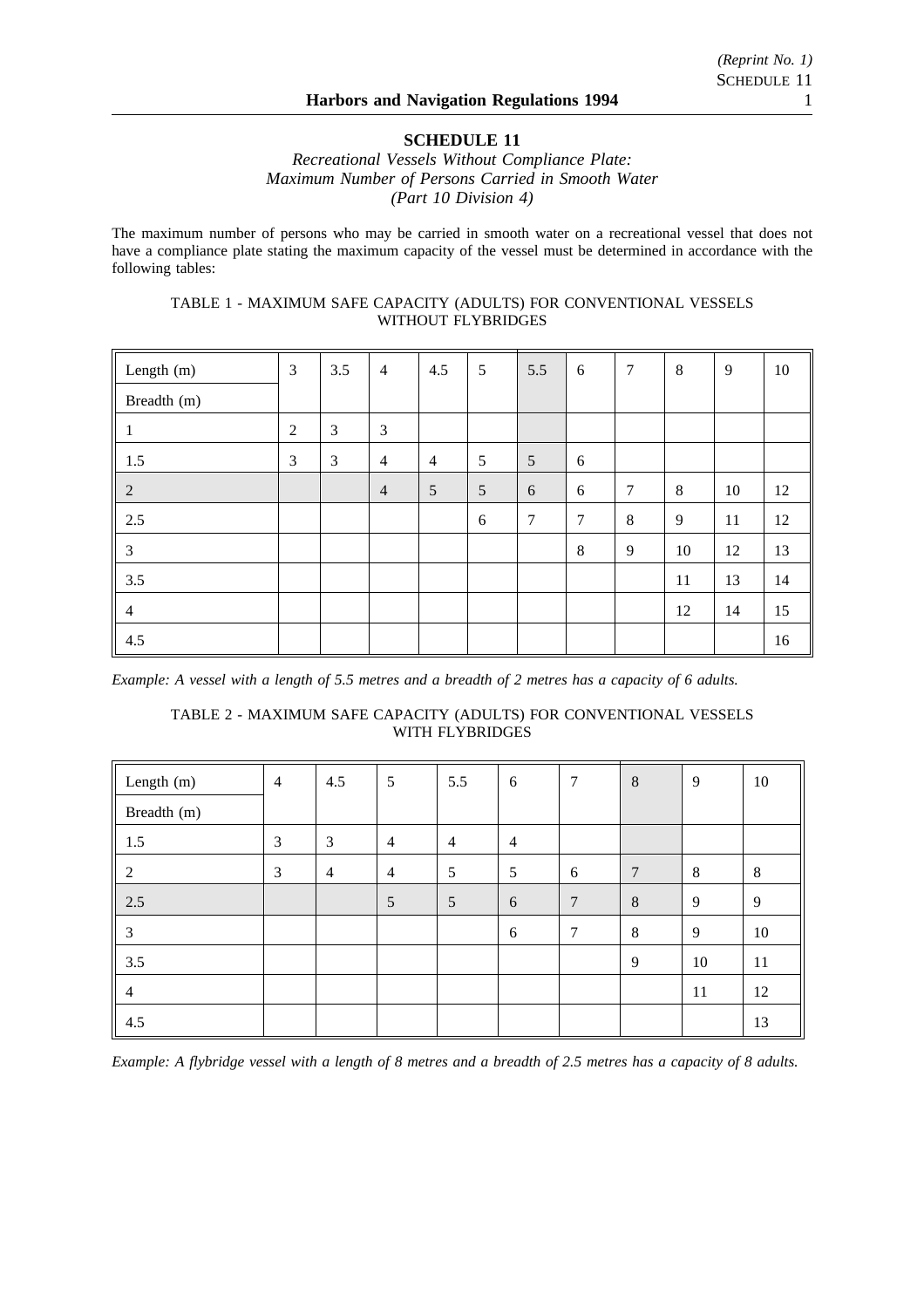## SCHEDULE 11

*Recreational Vessels Without Compliance Plate:*
*Maximum Number of Persons Carried in Smooth Water*
*(Part 10 Division 4)*

The maximum number of persons who may be carried in smooth water on a recreational vessel that does not have a compliance plate stating the maximum capacity of the vessel must be determined in accordance with the following tables:

TABLE 1 - MAXIMUM SAFE CAPACITY (ADULTS) FOR CONVENTIONAL VESSELS WITHOUT FLYBRIDGES

| Length (m) | 3 | 3.5 | 4 | 4.5 | 5 | 5.5 | 6 | 7 | 8 | 9 | 10 |
|---|---|---|---|---|---|---|---|---|---|---|---|
| Breadth (m) | | | | | | | | | | | |
| 1 | 2 | 3 | 3 | | | | | | | | |
| 1.5 | 3 | 3 | 4 | 4 | 5 | 5 | 6 | | | | |
| 2 | | | 4 | 5 | 5 | 6 | 6 | 7 | 8 | 10 | 12 |
| 2.5 | | | | | 6 | 7 | 7 | 8 | 9 | 11 | 12 |
| 3 | | | | | | | 8 | 9 | 10 | 12 | 13 |
| 3.5 | | | | | | | | | 11 | 13 | 14 |
| 4 | | | | | | | | | 12 | 14 | 15 |
| 4.5 | | | | | | | | | | | 16 |

*Example: A vessel with a length of 5.5 metres and a breadth of 2 metres has a capacity of 6 adults.*

TABLE 2 - MAXIMUM SAFE CAPACITY (ADULTS) FOR CONVENTIONAL VESSELS WITH FLYBRIDGES

| Length (m) | 4 | 4.5 | 5 | 5.5 | 6 | 7 | 8 | 9 | 10 |
|---|---|---|---|---|---|---|---|---|---|
| Breadth (m) | | | | | | | | | |
| 1.5 | 3 | 3 | 4 | 4 | 4 | | | | |
| 2 | 3 | 4 | 4 | 5 | 5 | 6 | 7 | 8 | 8 |
| 2.5 | | | 5 | 5 | 6 | 7 | 8 | 9 | 9 |
| 3 | | | | | 6 | 7 | 8 | 9 | 10 |
| 3.5 | | | | | | | 9 | 10 | 11 |
| 4 | | | | | | | | 11 | 12 |
| 4.5 | | | | | | | | | 13 |

*Example: A flybridge vessel with a length of 8 metres and a breadth of 2.5 metres has a capacity of 8 adults.*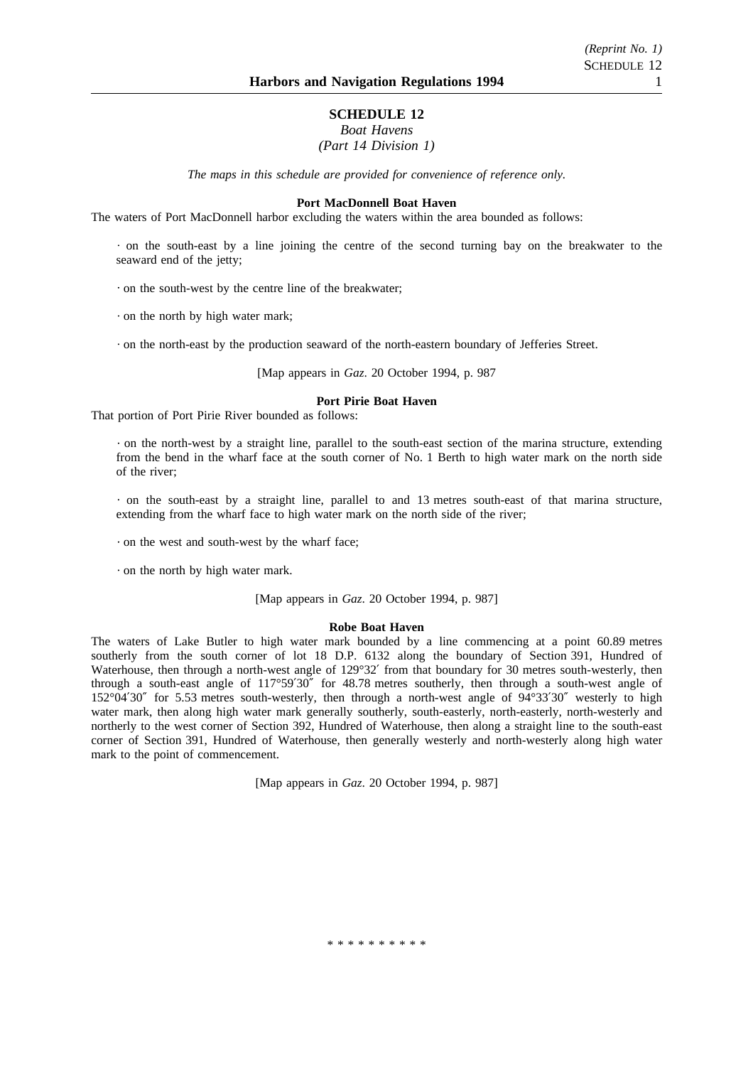## SCHEDULE 12

*Boat Havens*

*(Part 14 Division 1)*

*The maps in this schedule are provided for convenience of reference only.*

### Port MacDonnell Boat Haven

The waters of Port MacDonnell harbor excluding the waters within the area bounded as follows:

· on the south-east by a line joining the centre of the second turning bay on the breakwater to the seaward end of the jetty;

· on the south-west by the centre line of the breakwater;

· on the north by high water mark;

· on the north-east by the production seaward of the north-eastern boundary of Jefferies Street.

[Map appears in *Gaz*. 20 October 1994, p. 987

### Port Pirie Boat Haven

That portion of Port Pirie River bounded as follows:

· on the north-west by a straight line, parallel to the south-east section of the marina structure, extending from the bend in the wharf face at the south corner of No. 1 Berth to high water mark on the north side of the river;

· on the south-east by a straight line, parallel to and 13 metres south-east of that marina structure, extending from the wharf face to high water mark on the north side of the river;

· on the west and south-west by the wharf face;

· on the north by high water mark.

[Map appears in *Gaz*. 20 October 1994, p. 987]

### Robe Boat Haven

The waters of Lake Butler to high water mark bounded by a line commencing at a point 60.89 metres southerly from the south corner of lot 18 D.P. 6132 along the boundary of Section 391, Hundred of Waterhouse, then through a north-west angle of 129°32′ from that boundary for 30 metres south-westerly, then through a south-east angle of 117°59′30″ for 48.78 metres southerly, then through a south-west angle of 152°04′30″ for 5.53 metres south-westerly, then through a north-west angle of 94°33′30″ westerly to high water mark, then along high water mark generally southerly, south-easterly, north-easterly, north-westerly and northerly to the west corner of Section 392, Hundred of Waterhouse, then along a straight line to the south-east corner of Section 391, Hundred of Waterhouse, then generally westerly and north-westerly along high water mark to the point of commencement.

[Map appears in *Gaz*. 20 October 1994, p. 987]

\* \* \* \* \* \* \* \* \* \*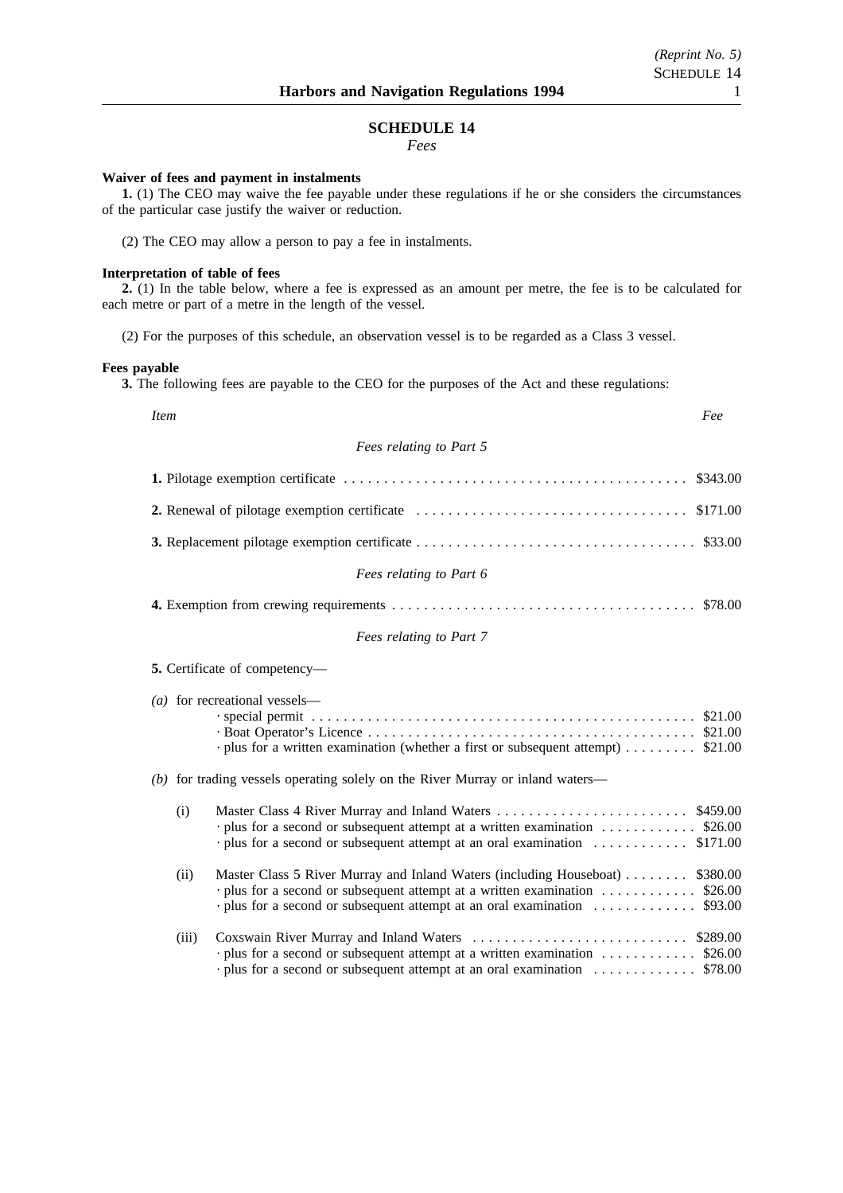# SCHEDULE 14

*Fees*

**Waiver of fees and payment in instalments**

**1.** (1) The CEO may waive the fee payable under these regulations if he or she considers the circumstances of the particular case justify the waiver or reduction.

(2) The CEO may allow a person to pay a fee in instalments.

**Interpretation of table of fees**

**2.** (1) In the table below, where a fee is expressed as an amount per metre, the fee is to be calculated for each metre or part of a metre in the length of the vessel.

(2) For the purposes of this schedule, an observation vessel is to be regarded as a Class 3 vessel.

**Fees payable**

**3.** The following fees are payable to the CEO for the purposes of the Act and these regulations:

| *Item* | *Fee* |
|---|---|
| *Fees relating to Part 5* | |
| **1.** Pilotage exemption certificate | $343.00 |
| **2.** Renewal of pilotage exemption certificate | $171.00 |
| **3.** Replacement pilotage exemption certificate | $33.00 |
| *Fees relating to Part 6* | |
| **4.** Exemption from crewing requirements | $78.00 |
| *Fees relating to Part 7* | |
| **5.** Certificate of competency— | |
| *(a)* for recreational vessels— | |
| · special permit | $21.00 |
| · Boat Operator's Licence | $21.00 |
| · plus for a written examination (whether a first or subsequent attempt) | $21.00 |
| *(b)* for trading vessels operating solely on the River Murray or inland waters— | |
| (i) Master Class 4 River Murray and Inland Waters | $459.00 |
| · plus for a second or subsequent attempt at a written examination | $26.00 |
| · plus for a second or subsequent attempt at an oral examination | $171.00 |
| (ii) Master Class 5 River Murray and Inland Waters (including Houseboat) | $380.00 |
| · plus for a second or subsequent attempt at a written examination | $26.00 |
| · plus for a second or subsequent attempt at an oral examination | $93.00 |
| (iii) Coxswain River Murray and Inland Waters | $289.00 |
| · plus for a second or subsequent attempt at a written examination | $26.00 |
| · plus for a second or subsequent attempt at an oral examination | $78.00 |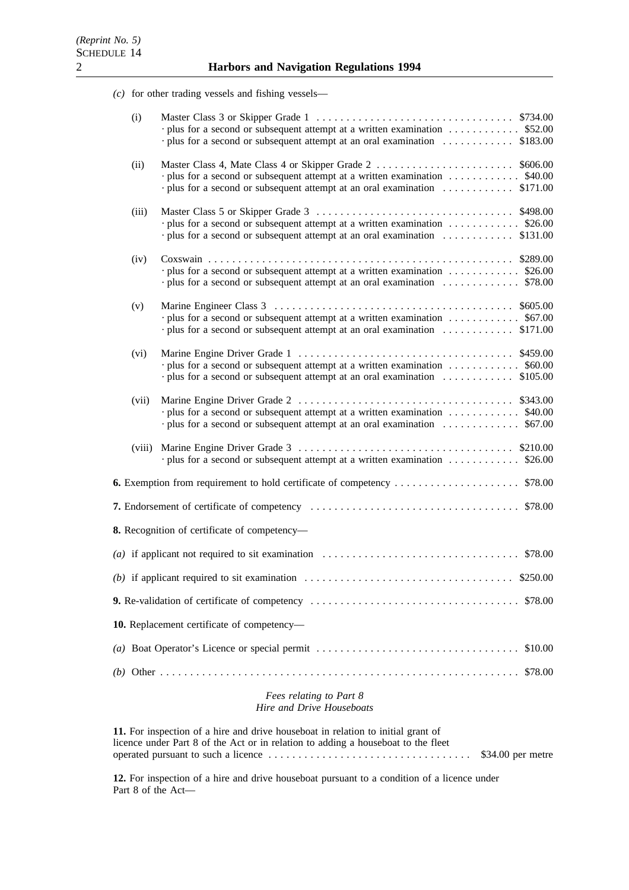*(c)* for other trading vessels and fishing vessels—

(i) Master Class 3 or Skipper Grade 1 .................................. $734.00
· plus for a second or subsequent attempt at a written examination ............ $52.00
· plus for a second or subsequent attempt at an oral examination ............ $183.00

(ii) Master Class 4, Mate Class 4 or Skipper Grade 2 ....................... $606.00
· plus for a second or subsequent attempt at a written examination ............ $40.00
· plus for a second or subsequent attempt at an oral examination ............ $171.00

(iii) Master Class 5 or Skipper Grade 3 .................................. $498.00
· plus for a second or subsequent attempt at a written examination ............ $26.00
· plus for a second or subsequent attempt at an oral examination ............ $131.00

(iv) Coxswain .................................................. $289.00
· plus for a second or subsequent attempt at a written examination ............ $26.00
· plus for a second or subsequent attempt at an oral examination ............ $78.00

(v) Marine Engineer Class 3 ........................................ $605.00
· plus for a second or subsequent attempt at a written examination ............ $67.00
· plus for a second or subsequent attempt at an oral examination ............ $171.00

(vi) Marine Engine Driver Grade 1 .................................... $459.00
· plus for a second or subsequent attempt at a written examination ............ $60.00
· plus for a second or subsequent attempt at an oral examination ............ $105.00

(vii) Marine Engine Driver Grade 2 .................................... $343.00
· plus for a second or subsequent attempt at a written examination ............ $40.00
· plus for a second or subsequent attempt at an oral examination ............ $67.00

(viii) Marine Engine Driver Grade 3 .................................... $210.00
· plus for a second or subsequent attempt at a written examination ............ $26.00

**6.** Exemption from requirement to hold certificate of competency ..................... $78.00

**7.** Endorsement of certificate of competency ................................... $78.00

**8.** Recognition of certificate of competency—

*(a)* if applicant not required to sit examination ................................. $78.00

*(b)* if applicant required to sit examination .................................. $250.00

**9.** Re-validation of certificate of competency ................................... $78.00

**10.** Replacement certificate of competency—

*(a)* Boat Operator's Licence or special permit .................................. $10.00

*(b)* Other ........................................................... $78.00

*Fees relating to Part 8*
*Hire and Drive Houseboats*

**11.** For inspection of a hire and drive houseboat in relation to initial grant of licence under Part 8 of the Act or in relation to adding a houseboat to the fleet operated pursuant to such a licence .................................. $34.00 per metre

**12.** For inspection of a hire and drive houseboat pursuant to a condition of a licence under Part 8 of the Act—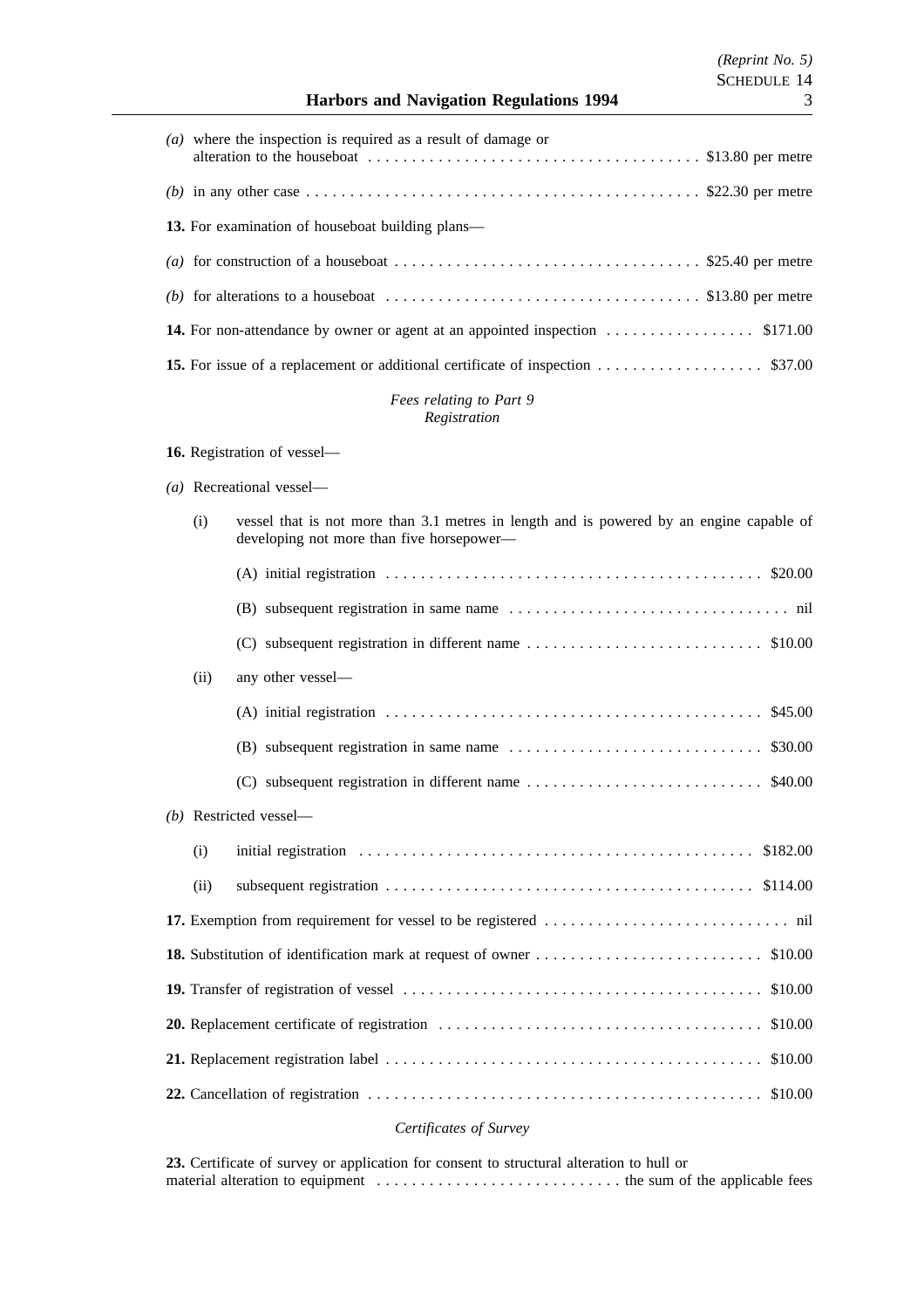*(a)* where the inspection is required as a result of damage or alteration to the houseboat . . . . . . . . . . $13.80 per metre

*(b)* in any other case . . . . . . . . . . $22.30 per metre

**13.** For examination of houseboat building plans—

*(a)* for construction of a houseboat . . . . . . . . . . $25.40 per metre

*(b)* for alterations to a houseboat . . . . . . . . . . $13.80 per metre

**14.** For non-attendance by owner or agent at an appointed inspection . . . . . . . . . . $171.00

**15.** For issue of a replacement or additional certificate of inspection . . . . . . . . . . $37.00

*Fees relating to Part 9*
*Registration*

**16.** Registration of vessel—

*(a)* Recreational vessel—

(i) vessel that is not more than 3.1 metres in length and is powered by an engine capable of developing not more than five horsepower—

(A) initial registration . . . . . . . . . . $20.00

(B) subsequent registration in same name . . . . . . . . . . nil

(C) subsequent registration in different name . . . . . . . . . . $10.00

(ii) any other vessel—

(A) initial registration . . . . . . . . . . $45.00

(B) subsequent registration in same name . . . . . . . . . . $30.00

(C) subsequent registration in different name . . . . . . . . . . $40.00

*(b)* Restricted vessel—

(i) initial registration . . . . . . . . . . $182.00

(ii) subsequent registration . . . . . . . . . . $114.00

**17.** Exemption from requirement for vessel to be registered . . . . . . . . . . nil

**18.** Substitution of identification mark at request of owner . . . . . . . . . . $10.00

**19.** Transfer of registration of vessel . . . . . . . . . . $10.00

**20.** Replacement certificate of registration . . . . . . . . . . $10.00

**21.** Replacement registration label . . . . . . . . . . $10.00

**22.** Cancellation of registration . . . . . . . . . . $10.00

*Certificates of Survey*

**23.** Certificate of survey or application for consent to structural alteration to hull or material alteration to equipment . . . . . . . . . . the sum of the applicable fees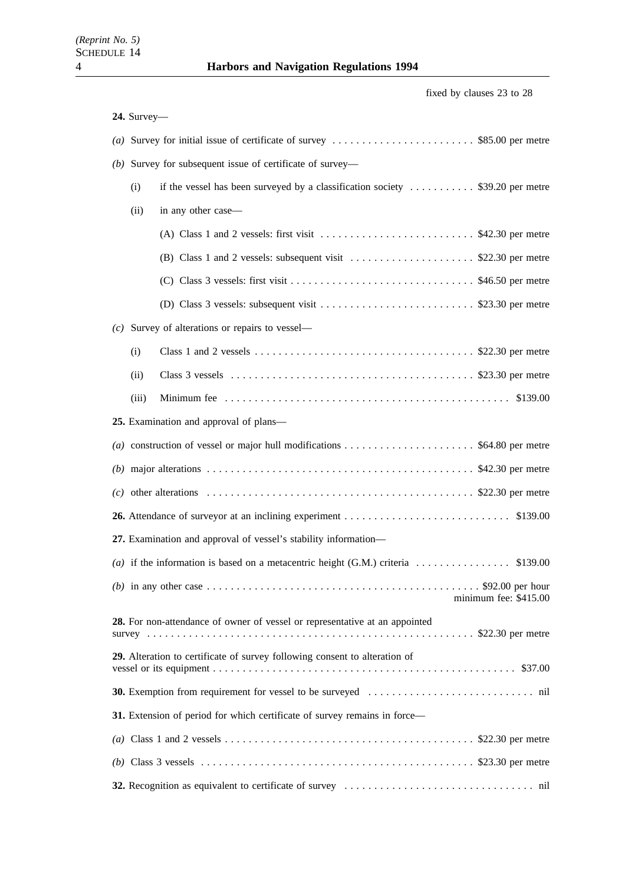fixed by clauses 23 to 28

**24.** Survey—

*(a)* Survey for initial issue of certificate of survey . . . . . . . . . . . . . . . . . . . . . . . . $85.00 per metre

*(b)* Survey for subsequent issue of certificate of survey—

(i) if the vessel has been surveyed by a classification society . . . . . . . . . . . $39.20 per metre

(ii) in any other case—

(A) Class 1 and 2 vessels: first visit . . . . . . . . . . . . . . . . . . . . . . . . . . $42.30 per metre

(B) Class 1 and 2 vessels: subsequent visit . . . . . . . . . . . . . . . . . . . . . $22.30 per metre

(C) Class 3 vessels: first visit . . . . . . . . . . . . . . . . . . . . . . . . . . . . . . . $46.50 per metre

(D) Class 3 vessels: subsequent visit . . . . . . . . . . . . . . . . . . . . . . . . . . $23.30 per metre

*(c)* Survey of alterations or repairs to vessel—

(i) Class 1 and 2 vessels . . . . . . . . . . . . . . . . . . . . . . . . . . . . . . . . . . . . . $22.30 per metre

(ii) Class 3 vessels . . . . . . . . . . . . . . . . . . . . . . . . . . . . . . . . . . . . . . . . . $23.30 per metre

(iii) Minimum fee . . . . . . . . . . . . . . . . . . . . . . . . . . . . . . . . . . . . . . . . . . . . . . . $139.00

**25.** Examination and approval of plans—

*(a)* construction of vessel or major hull modifications . . . . . . . . . . . . . . . . . . . . . . $64.80 per metre

*(b)* major alterations . . . . . . . . . . . . . . . . . . . . . . . . . . . . . . . . . . . . . . . . . . . . $42.30 per metre

*(c)* other alterations . . . . . . . . . . . . . . . . . . . . . . . . . . . . . . . . . . . . . . . . . . . . $22.30 per metre

**26.** Attendance of surveyor at an inclining experiment . . . . . . . . . . . . . . . . . . . . . . . . . . . . $139.00

**27.** Examination and approval of vessel's stability information—

*(a)* if the information is based on a metacentric height (G.M.) criteria . . . . . . . . . . . . . . . . $139.00

*(b)* in any other case . . . . . . . . . . . . . . . . . . . . . . . . . . . . . . . . . . . . . . . . . . . . . . $92.00 per hour
minimum fee: $415.00

**28.** For non-attendance of owner of vessel or representative at an appointed survey . . . . . . . . . . . . . . . . . . . . . . . . . . . . . . . . . . . . . . . . . . . . . . . . . . . . . . $22.30 per metre

**29.** Alteration to certificate of survey following consent to alteration of vessel or its equipment . . . . . . . . . . . . . . . . . . . . . . . . . . . . . . . . . . . . . . . . . . . . . . . . . . $37.00

**30.** Exemption from requirement for vessel to be surveyed . . . . . . . . . . . . . . . . . . . . . . . . . . . . nil

**31.** Extension of period for which certificate of survey remains in force—

*(a)* Class 1 and 2 vessels . . . . . . . . . . . . . . . . . . . . . . . . . . . . . . . . . . . . . . . . . . $22.30 per metre

*(b)* Class 3 vessels . . . . . . . . . . . . . . . . . . . . . . . . . . . . . . . . . . . . . . . . . . . . . . $23.30 per metre

**32.** Recognition as equivalent to certificate of survey . . . . . . . . . . . . . . . . . . . . . . . . . . . . . . . . nil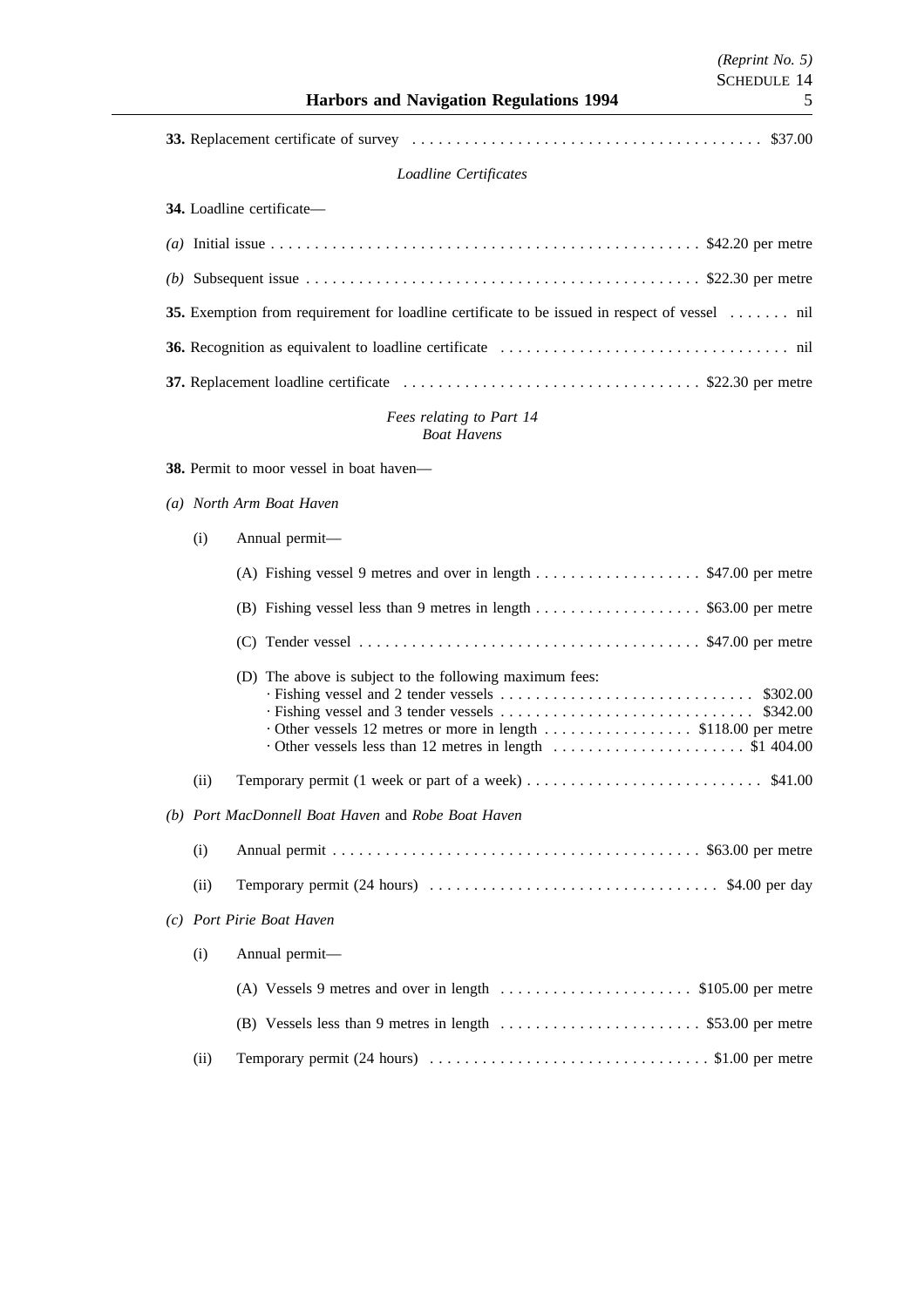**33.** Replacement certificate of survey . . . . . . . . . . . . . . . . . . . . . . . . . . . . . . . . . . . . . . . . $37.00

*Loadline Certificates*

**34.** Loadline certificate—

*(a)* Initial issue . . . . . . . . . . . . . . . . . . . . . . . . . . . . . . . . . . . . . . . . . . . . . . . . . $42.20 per metre

*(b)* Subsequent issue . . . . . . . . . . . . . . . . . . . . . . . . . . . . . . . . . . . . . . . . . . . . . $22.30 per metre

**35.** Exemption from requirement for loadline certificate to be issued in respect of vessel . . . . . . . nil

**36.** Recognition as equivalent to loadline certificate . . . . . . . . . . . . . . . . . . . . . . . . . . . . . . . . . nil

**37.** Replacement loadline certificate . . . . . . . . . . . . . . . . . . . . . . . . . . . . . . . . . . $22.30 per metre

*Fees relating to Part 14*
*Boat Havens*

**38.** Permit to moor vessel in boat haven—

*(a) North Arm Boat Haven*

(i) Annual permit—

(A) Fishing vessel 9 metres and over in length . . . . . . . . . . . . . . . . . . . $47.00 per metre

(B) Fishing vessel less than 9 metres in length . . . . . . . . . . . . . . . . . . . $63.00 per metre

(C) Tender vessel . . . . . . . . . . . . . . . . . . . . . . . . . . . . . . . . . . . . . . . $47.00 per metre

(D) The above is subject to the following maximum fees:
· Fishing vessel and 2 tender vessels . . . . . . . . . . . . . . . . . . . . . . . . . . . . . $302.00
· Fishing vessel and 3 tender vessels . . . . . . . . . . . . . . . . . . . . . . . . . . . . . $342.00
· Other vessels 12 metres or more in length . . . . . . . . . . . . . . . . . $118.00 per metre
· Other vessels less than 12 metres in length . . . . . . . . . . . . . . . . . . . . . . $1 404.00

(ii) Temporary permit (1 week or part of a week) . . . . . . . . . . . . . . . . . . . . . . . . . . . $41.00

*(b) Port MacDonnell Boat Haven* and *Robe Boat Haven*

(i) Annual permit . . . . . . . . . . . . . . . . . . . . . . . . . . . . . . . . . . . . . . . . . . $63.00 per metre

(ii) Temporary permit (24 hours) . . . . . . . . . . . . . . . . . . . . . . . . . . . . . . . . . $4.00 per day

*(c) Port Pirie Boat Haven*

(i) Annual permit—

(A) Vessels 9 metres and over in length . . . . . . . . . . . . . . . . . . . . . . $105.00 per metre

(B) Vessels less than 9 metres in length . . . . . . . . . . . . . . . . . . . . . . . $53.00 per metre

(ii) Temporary permit (24 hours) . . . . . . . . . . . . . . . . . . . . . . . . . . . . . . . . $1.00 per metre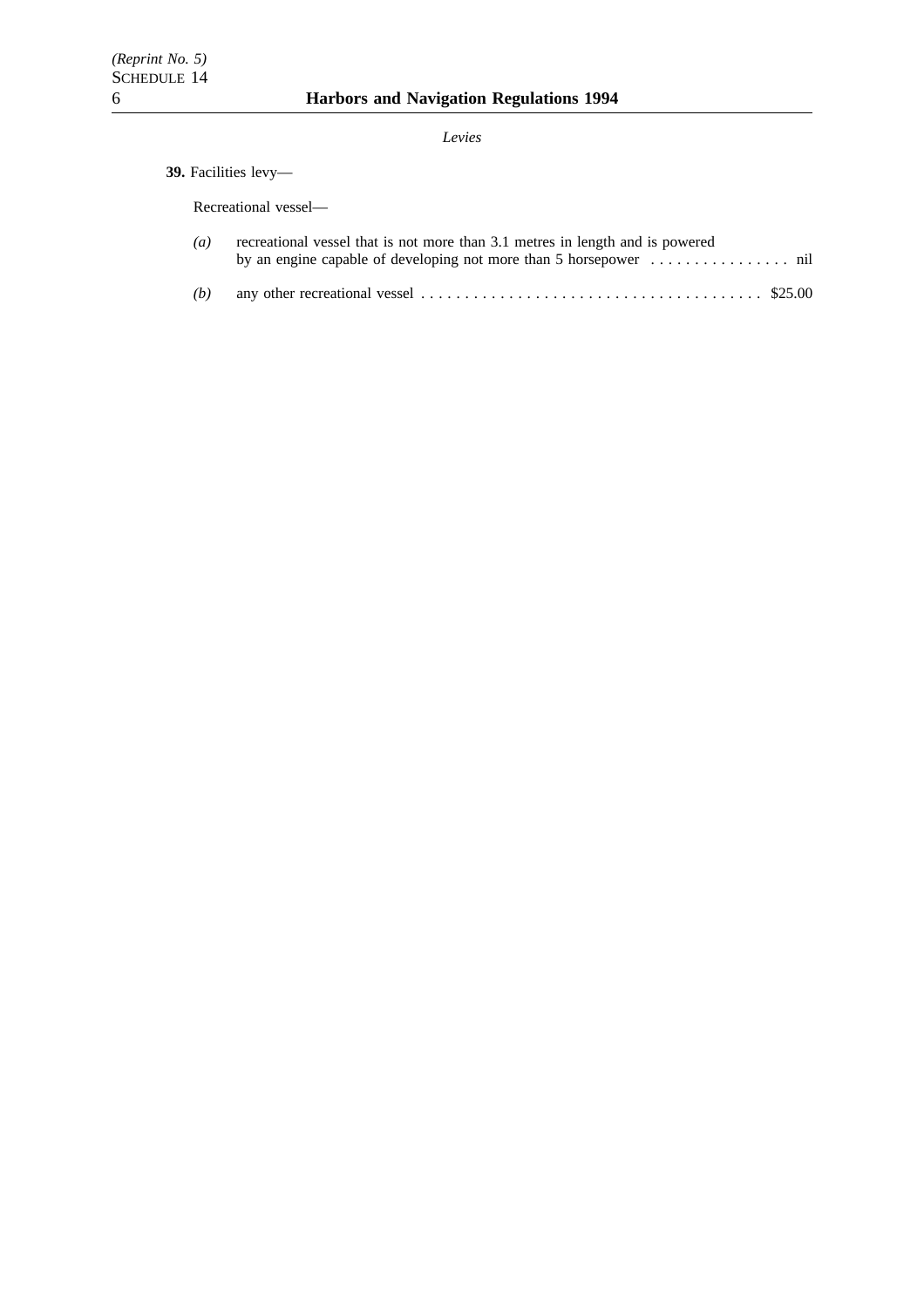*Levies*

**39.** Facilities levy—

Recreational vessel—

*(a)* recreational vessel that is not more than 3.1 metres in length and is powered by an engine capable of developing not more than 5 horsepower . . . . . . . . . . . . . . . . nil

*(b)* any other recreational vessel . . . . . . . . . . . . . . . . . . . . . . . . . . . . . . . . . . . . . . . $25.00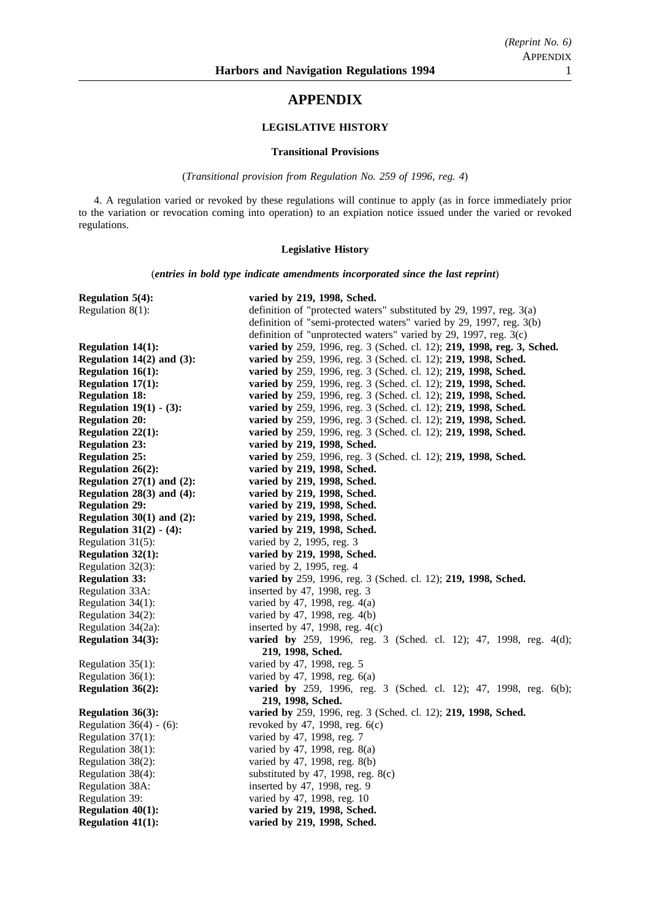# APPENDIX

### LEGISLATIVE HISTORY

#### Transitional Provisions

(*Transitional provision from Regulation No. 259 of 1996, reg. 4*)

4. A regulation varied or revoked by these regulations will continue to apply (as in force immediately prior to the variation or revocation coming into operation) to an expiation notice issued under the varied or revoked regulations.

#### Legislative History

(***entries in bold type indicate amendments incorporated since the last reprint***)

| | |
|---|---|
| **Regulation 5(4):** | **varied by 219, 1998, Sched.** |
| Regulation 8(1): | definition of "protected waters" substituted by 29, 1997, reg. 3(a)<br>definition of "semi-protected waters" varied by 29, 1997, reg. 3(b)<br>definition of "unprotected waters" varied by 29, 1997, reg. 3(c) |
| **Regulation 14(1):** | **varied by** 259, 1996, reg. 3 (Sched. cl. 12); **219, 1998, reg. 3, Sched.** |
| **Regulation 14(2) and (3):** | **varied by** 259, 1996, reg. 3 (Sched. cl. 12); **219, 1998, Sched.** |
| **Regulation 16(1):** | **varied by** 259, 1996, reg. 3 (Sched. cl. 12); **219, 1998, Sched.** |
| **Regulation 17(1):** | **varied by** 259, 1996, reg. 3 (Sched. cl. 12); **219, 1998, Sched.** |
| **Regulation 18:** | **varied by** 259, 1996, reg. 3 (Sched. cl. 12); **219, 1998, Sched.** |
| **Regulation 19(1) - (3):** | **varied by** 259, 1996, reg. 3 (Sched. cl. 12); **219, 1998, Sched.** |
| **Regulation 20:** | **varied by** 259, 1996, reg. 3 (Sched. cl. 12); **219, 1998, Sched.** |
| **Regulation 22(1):** | **varied by** 259, 1996, reg. 3 (Sched. cl. 12); **219, 1998, Sched.** |
| **Regulation 23:** | **varied by 219, 1998, Sched.** |
| **Regulation 25:** | **varied by** 259, 1996, reg. 3 (Sched. cl. 12); **219, 1998, Sched.** |
| **Regulation 26(2):** | **varied by 219, 1998, Sched.** |
| **Regulation 27(1) and (2):** | **varied by 219, 1998, Sched.** |
| **Regulation 28(3) and (4):** | **varied by 219, 1998, Sched.** |
| **Regulation 29:** | **varied by 219, 1998, Sched.** |
| **Regulation 30(1) and (2):** | **varied by 219, 1998, Sched.** |
| **Regulation 31(2) - (4):** | **varied by 219, 1998, Sched.** |
| Regulation 31(5): | varied by 2, 1995, reg. 3 |
| **Regulation 32(1):** | **varied by 219, 1998, Sched.** |
| Regulation 32(3): | varied by 2, 1995, reg. 4 |
| **Regulation 33:** | **varied by** 259, 1996, reg. 3 (Sched. cl. 12); **219, 1998, Sched.** |
| Regulation 33A: | inserted by 47, 1998, reg. 3 |
| Regulation 34(1): | varied by 47, 1998, reg. 4(a) |
| Regulation 34(2): | varied by 47, 1998, reg. 4(b) |
| Regulation 34(2a): | inserted by 47, 1998, reg. 4(c) |
| **Regulation 34(3):** | **varied by** 259, 1996, reg. 3 (Sched. cl. 12); 47, 1998, reg. 4(d); **219, 1998, Sched.** |
| Regulation 35(1): | varied by 47, 1998, reg. 5 |
| Regulation 36(1): | varied by 47, 1998, reg. 6(a) |
| **Regulation 36(2):** | **varied by** 259, 1996, reg. 3 (Sched. cl. 12); 47, 1998, reg. 6(b); **219, 1998, Sched.** |
| **Regulation 36(3):** | **varied by** 259, 1996, reg. 3 (Sched. cl. 12); **219, 1998, Sched.** |
| Regulation 36(4) - (6): | revoked by 47, 1998, reg. 6(c) |
| Regulation 37(1): | varied by 47, 1998, reg. 7 |
| Regulation 38(1): | varied by 47, 1998, reg. 8(a) |
| Regulation 38(2): | varied by 47, 1998, reg. 8(b) |
| Regulation 38(4): | substituted by 47, 1998, reg. 8(c) |
| Regulation 38A: | inserted by 47, 1998, reg. 9 |
| Regulation 39: | varied by 47, 1998, reg. 10 |
| **Regulation 40(1):** | **varied by 219, 1998, Sched.** |
| **Regulation 41(1):** | **varied by 219, 1998, Sched.** |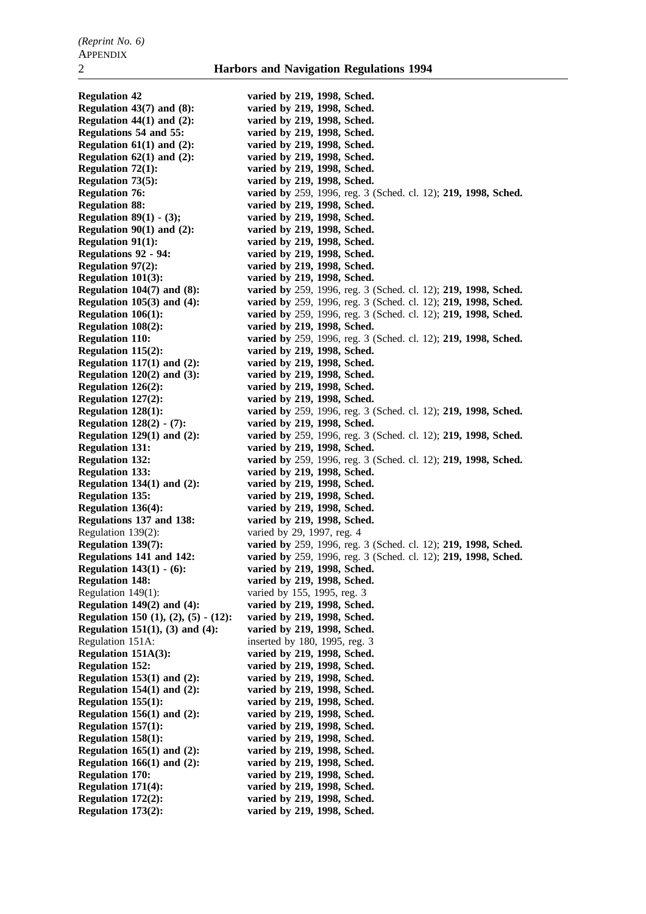| | |
|---|---|
| **Regulation 42** | **varied by 219, 1998, Sched.** |
| **Regulation 43(7) and (8):** | **varied by 219, 1998, Sched.** |
| **Regulation 44(1) and (2):** | **varied by 219, 1998, Sched.** |
| **Regulations 54 and 55:** | **varied by 219, 1998, Sched.** |
| **Regulation 61(1) and (2):** | **varied by 219, 1998, Sched.** |
| **Regulation 62(1) and (2):** | **varied by 219, 1998, Sched.** |
| **Regulation 72(1):** | **varied by 219, 1998, Sched.** |
| **Regulation 73(5):** | **varied by 219, 1998, Sched.** |
| **Regulation 76:** | **varied by** 259, 1996, reg. 3 (Sched. cl. 12); **219, 1998, Sched.** |
| **Regulation 88:** | **varied by 219, 1998, Sched.** |
| **Regulation 89(1) - (3);** | **varied by 219, 1998, Sched.** |
| **Regulation 90(1) and (2):** | **varied by 219, 1998, Sched.** |
| **Regulation 91(1):** | **varied by 219, 1998, Sched.** |
| **Regulations 92 - 94:** | **varied by 219, 1998, Sched.** |
| **Regulation 97(2):** | **varied by 219, 1998, Sched.** |
| **Regulation 101(3):** | **varied by 219, 1998, Sched.** |
| **Regulation 104(7) and (8):** | **varied by** 259, 1996, reg. 3 (Sched. cl. 12); **219, 1998, Sched.** |
| **Regulation 105(3) and (4):** | **varied by** 259, 1996, reg. 3 (Sched. cl. 12); **219, 1998, Sched.** |
| **Regulation 106(1):** | **varied by** 259, 1996, reg. 3 (Sched. cl. 12); **219, 1998, Sched.** |
| **Regulation 108(2):** | **varied by 219, 1998, Sched.** |
| **Regulation 110:** | **varied by** 259, 1996, reg. 3 (Sched. cl. 12); **219, 1998, Sched.** |
| **Regulation 115(2):** | **varied by 219, 1998, Sched.** |
| **Regulation 117(1) and (2):** | **varied by 219, 1998, Sched.** |
| **Regulation 120(2) and (3):** | **varied by 219, 1998, Sched.** |
| **Regulation 126(2):** | **varied by 219, 1998, Sched.** |
| **Regulation 127(2):** | **varied by 219, 1998, Sched.** |
| **Regulation 128(1):** | **varied by** 259, 1996, reg. 3 (Sched. cl. 12); **219, 1998, Sched.** |
| **Regulation 128(2) - (7):** | **varied by 219, 1998, Sched.** |
| **Regulation 129(1) and (2):** | **varied by** 259, 1996, reg. 3 (Sched. cl. 12); **219, 1998, Sched.** |
| **Regulation 131:** | **varied by 219, 1998, Sched.** |
| **Regulation 132:** | **varied by** 259, 1996, reg. 3 (Sched. cl. 12); **219, 1998, Sched.** |
| **Regulation 133:** | **varied by 219, 1998, Sched.** |
| **Regulation 134(1) and (2):** | **varied by 219, 1998, Sched.** |
| **Regulation 135:** | **varied by 219, 1998, Sched.** |
| **Regulation 136(4):** | **varied by 219, 1998, Sched.** |
| **Regulations 137 and 138:** | **varied by 219, 1998, Sched.** |
| Regulation 139(2): | varied by 29, 1997, reg. 4 |
| **Regulation 139(7):** | **varied by** 259, 1996, reg. 3 (Sched. cl. 12); **219, 1998, Sched.** |
| **Regulations 141 and 142:** | **varied by** 259, 1996, reg. 3 (Sched. cl. 12); **219, 1998, Sched.** |
| **Regulation 143(1) - (6):** | **varied by 219, 1998, Sched.** |
| **Regulation 148:** | **varied by 219, 1998, Sched.** |
| Regulation 149(1): | varied by 155, 1995, reg. 3 |
| **Regulation 149(2) and (4):** | **varied by 219, 1998, Sched.** |
| **Regulation 150 (1), (2), (5) - (12):** | **varied by 219, 1998, Sched.** |
| **Regulation 151(1), (3) and (4):** | **varied by 219, 1998, Sched.** |
| Regulation 151A: | inserted by 180, 1995, reg. 3 |
| **Regulation 151A(3):** | **varied by 219, 1998, Sched.** |
| **Regulation 152:** | **varied by 219, 1998, Sched.** |
| **Regulation 153(1) and (2):** | **varied by 219, 1998, Sched.** |
| **Regulation 154(1) and (2):** | **varied by 219, 1998, Sched.** |
| **Regulation 155(1):** | **varied by 219, 1998, Sched.** |
| **Regulation 156(1) and (2):** | **varied by 219, 1998, Sched.** |
| **Regulation 157(1):** | **varied by 219, 1998, Sched.** |
| **Regulation 158(1):** | **varied by 219, 1998, Sched.** |
| **Regulation 165(1) and (2):** | **varied by 219, 1998, Sched.** |
| **Regulation 166(1) and (2):** | **varied by 219, 1998, Sched.** |
| **Regulation 170:** | **varied by 219, 1998, Sched.** |
| **Regulation 171(4):** | **varied by 219, 1998, Sched.** |
| **Regulation 172(2):** | **varied by 219, 1998, Sched.** |
| **Regulation 173(2):** | **varied by 219, 1998, Sched.** |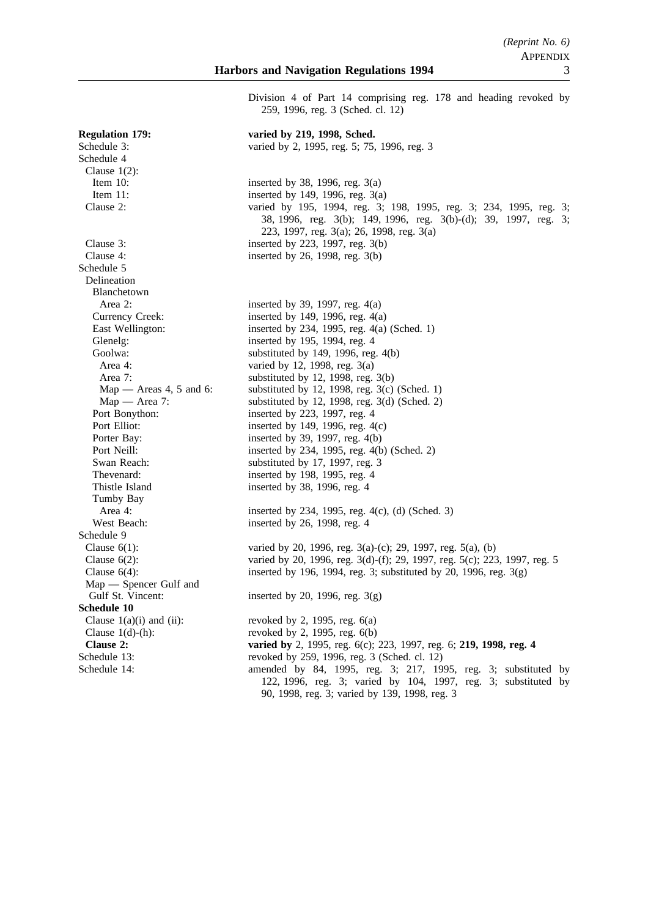Division 4 of Part 14 comprising reg. 178 and heading revoked by 259, 1996, reg. 3 (Sched. cl. 12)

| | |
|---|---|
| **Regulation 179:** | **varied by 219, 1998, Sched.** |
| Schedule 3: | varied by 2, 1995, reg. 5; 75, 1996, reg. 3 |
| Schedule 4 | |
| Clause 1(2): | |
| Item 10: | inserted by 38, 1996, reg. 3(a) |
| Item 11: | inserted by 149, 1996, reg. 3(a) |
| Clause 2: | varied by 195, 1994, reg. 3; 198, 1995, reg. 3; 234, 1995, reg. 3; 38, 1996, reg. 3(b); 149, 1996, reg. 3(b)-(d); 39, 1997, reg. 3; 223, 1997, reg. 3(a); 26, 1998, reg. 3(a) |
| Clause 3: | inserted by 223, 1997, reg. 3(b) |
| Clause 4: | inserted by 26, 1998, reg. 3(b) |
| Schedule 5 | |
| Delineation | |
| Blanchetown | |
| Area 2: | inserted by 39, 1997, reg. 4(a) |
| Currency Creek: | inserted by 149, 1996, reg. 4(a) |
| East Wellington: | inserted by 234, 1995, reg. 4(a) (Sched. 1) |
| Glenelg: | inserted by 195, 1994, reg. 4 |
| Goolwa: | substituted by 149, 1996, reg. 4(b) |
| Area 4: | varied by 12, 1998, reg. 3(a) |
| Area 7: | substituted by 12, 1998, reg. 3(b) |
| Map — Areas 4, 5 and 6: | substituted by 12, 1998, reg. 3(c) (Sched. 1) |
| Map — Area 7: | substituted by 12, 1998, reg. 3(d) (Sched. 2) |
| Port Bonython: | inserted by 223, 1997, reg. 4 |
| Port Elliot: | inserted by 149, 1996, reg. 4(c) |
| Porter Bay: | inserted by 39, 1997, reg. 4(b) |
| Port Neill: | inserted by 234, 1995, reg. 4(b) (Sched. 2) |
| Swan Reach: | substituted by 17, 1997, reg. 3 |
| Thevenard: | inserted by 198, 1995, reg. 4 |
| Thistle Island | inserted by 38, 1996, reg. 4 |
| Tumby Bay | |
| Area 4: | inserted by 234, 1995, reg. 4(c), (d) (Sched. 3) |
| West Beach: | inserted by 26, 1998, reg. 4 |
| Schedule 9 | |
| Clause 6(1): | varied by 20, 1996, reg. 3(a)-(c); 29, 1997, reg. 5(a), (b) |
| Clause 6(2): | varied by 20, 1996, reg. 3(d)-(f); 29, 1997, reg. 5(c); 223, 1997, reg. 5 |
| Clause 6(4): | inserted by 196, 1994, reg. 3; substituted by 20, 1996, reg. 3(g) |
| Map — Spencer Gulf and Gulf St. Vincent: | inserted by 20, 1996, reg. 3(g) |
| **Schedule 10** | |
| Clause 1(a)(i) and (ii): | revoked by 2, 1995, reg. 6(a) |
| Clause 1(d)-(h): | revoked by 2, 1995, reg. 6(b) |
| **Clause 2:** | **varied by** 2, 1995, reg. 6(c); 223, 1997, reg. 6; **219, 1998, reg. 4** |
| Schedule 13: | revoked by 259, 1996, reg. 3 (Sched. cl. 12) |
| Schedule 14: | amended by 84, 1995, reg. 3; 217, 1995, reg. 3; substituted by 122, 1996, reg. 3; varied by 104, 1997, reg. 3; substituted by 90, 1998, reg. 3; varied by 139, 1998, reg. 3 |